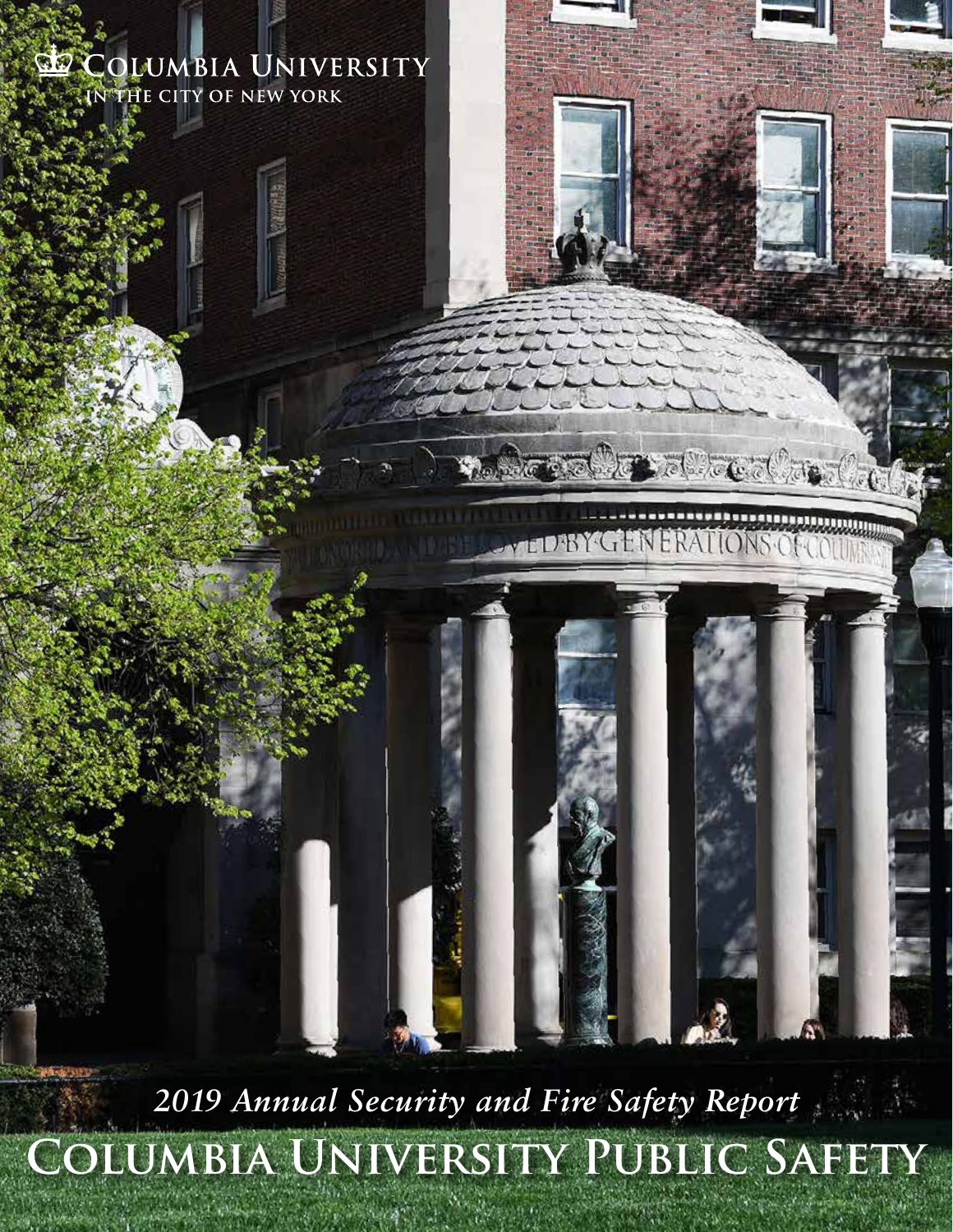COLUMBIA UNIVERSITY
IN THE CITY OF NEW YORK

*2019 Annual Security and Fire Safety Report*

# COLUMBIA UNIVERSITY PUBLIC SAFETY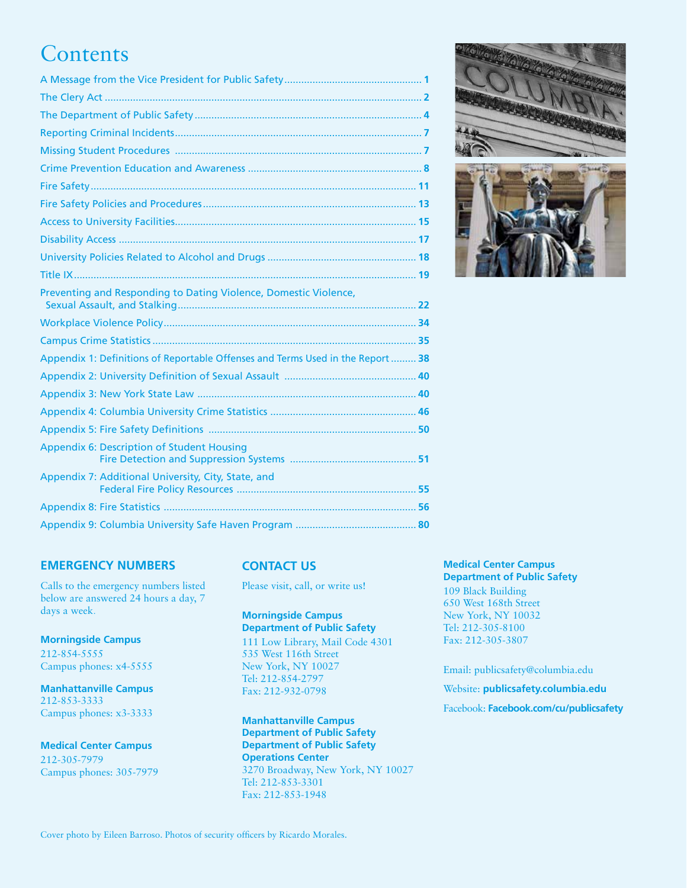# Contents

A Message from the Vice President for Public Safety ........ 1

The Clery Act ........ 2

The Department of Public Safety ........ 4

Reporting Criminal Incidents ........ 7

Missing Student Procedures ........ 7

Crime Prevention Education and Awareness ........ 8

Fire Safety ........ 11

Fire Safety Policies and Procedures ........ 13

Access to University Facilities ........ 15

Disability Access ........ 17

University Policies Related to Alcohol and Drugs ........ 18

Title IX ........ 19

Preventing and Responding to Dating Violence, Domestic Violence, Sexual Assault, and Stalking ........ 22

Workplace Violence Policy ........ 34

Campus Crime Statistics ........ 35

Appendix 1: Definitions of Reportable Offenses and Terms Used in the Report ........ 38

Appendix 2: University Definition of Sexual Assault ........ 40

Appendix 3: New York State Law ........ 40

Appendix 4: Columbia University Crime Statistics ........ 46

Appendix 5: Fire Safety Definitions ........ 50

Appendix 6: Description of Student Housing Fire Detection and Suppression Systems ........ 51

Appendix 7: Additional University, City, State, and Federal Fire Policy Resources ........ 55

Appendix 8: Fire Statistics ........ 56

Appendix 9: Columbia University Safe Haven Program ........ 80

## EMERGENCY NUMBERS

Calls to the emergency numbers listed below are answered 24 hours a day, 7 days a week.

**Morningside Campus**
212-854-5555
Campus phones: x4-5555

**Manhattanville Campus**
212-853-3333
Campus phones: x3-3333

**Medical Center Campus**
212-305-7979
Campus phones: 305-7979

## CONTACT US

Please visit, call, or write us!

**Morningside Campus**
**Department of Public Safety**
111 Low Library, Mail Code 4301
535 West 116th Street
New York, NY 10027
Tel: 212-854-2797
Fax: 212-932-0798

**Manhattanville Campus**
**Department of Public Safety**
**Department of Public Safety**
**Operations Center**
3270 Broadway, New York, NY 10027
Tel: 212-853-3301
Fax: 212-853-1948

**Medical Center Campus**
**Department of Public Safety**
109 Black Building
650 West 168th Street
New York, NY 10032
Tel: 212-305-8100
Fax: 212-305-3807

Email: publicsafety@columbia.edu

Website: **publicsafety.columbia.edu**

Facebook: **Facebook.com/cu/publicsafety**

Cover photo by Eileen Barroso. Photos of security officers by Ricardo Morales.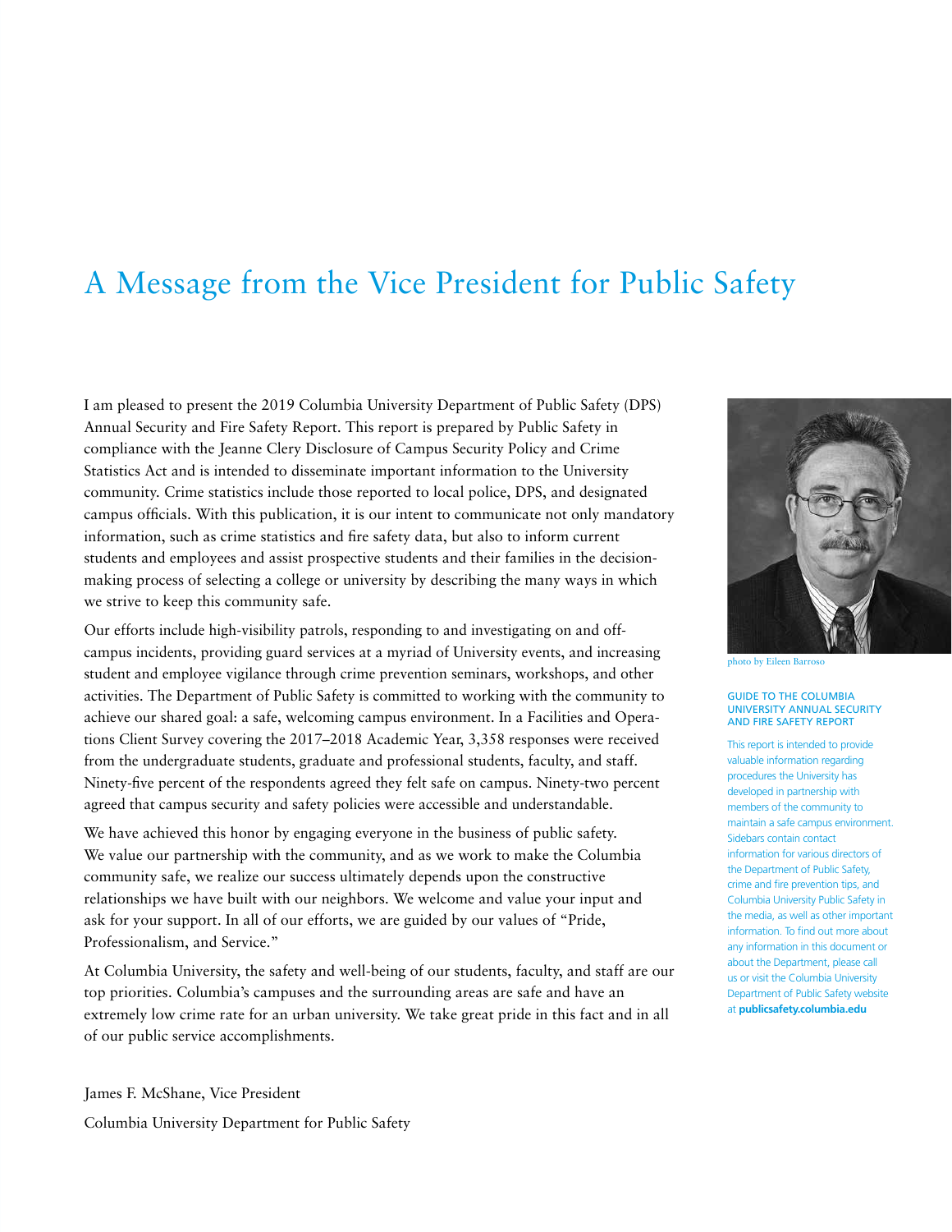# A Message from the Vice President for Public Safety

I am pleased to present the 2019 Columbia University Department of Public Safety (DPS) Annual Security and Fire Safety Report. This report is prepared by Public Safety in compliance with the Jeanne Clery Disclosure of Campus Security Policy and Crime Statistics Act and is intended to disseminate important information to the University community. Crime statistics include those reported to local police, DPS, and designated campus officials. With this publication, it is our intent to communicate not only mandatory information, such as crime statistics and fire safety data, but also to inform current students and employees and assist prospective students and their families in the decision-making process of selecting a college or university by describing the many ways in which we strive to keep this community safe.

Our efforts include high-visibility patrols, responding to and investigating on and off-campus incidents, providing guard services at a myriad of University events, and increasing student and employee vigilance through crime prevention seminars, workshops, and other activities. The Department of Public Safety is committed to working with the community to achieve our shared goal: a safe, welcoming campus environment. In a Facilities and Operations Client Survey covering the 2017–2018 Academic Year, 3,358 responses were received from the undergraduate students, graduate and professional students, faculty, and staff. Ninety-five percent of the respondents agreed they felt safe on campus. Ninety-two percent agreed that campus security and safety policies were accessible and understandable.

We have achieved this honor by engaging everyone in the business of public safety. We value our partnership with the community, and as we work to make the Columbia community safe, we realize our success ultimately depends upon the constructive relationships we have built with our neighbors. We welcome and value your input and ask for your support. In all of our efforts, we are guided by our values of "Pride, Professionalism, and Service."

At Columbia University, the safety and well-being of our students, faculty, and staff are our top priorities. Columbia's campuses and the surrounding areas are safe and have an extremely low crime rate for an urban university. We take great pride in this fact and in all of our public service accomplishments.

James F. McShane, Vice President

Columbia University Department for Public Safety

photo by Eileen Barroso

### GUIDE TO THE COLUMBIA UNIVERSITY ANNUAL SECURITY AND FIRE SAFETY REPORT

This report is intended to provide valuable information regarding procedures the University has developed in partnership with members of the community to maintain a safe campus environment. Sidebars contain contact information for various directors of the Department of Public Safety, crime and fire prevention tips, and Columbia University Public Safety in the media, as well as other important information. To find out more about any information in this document or about the Department, please call us or visit the Columbia University Department of Public Safety website at **publicsafety.columbia.edu**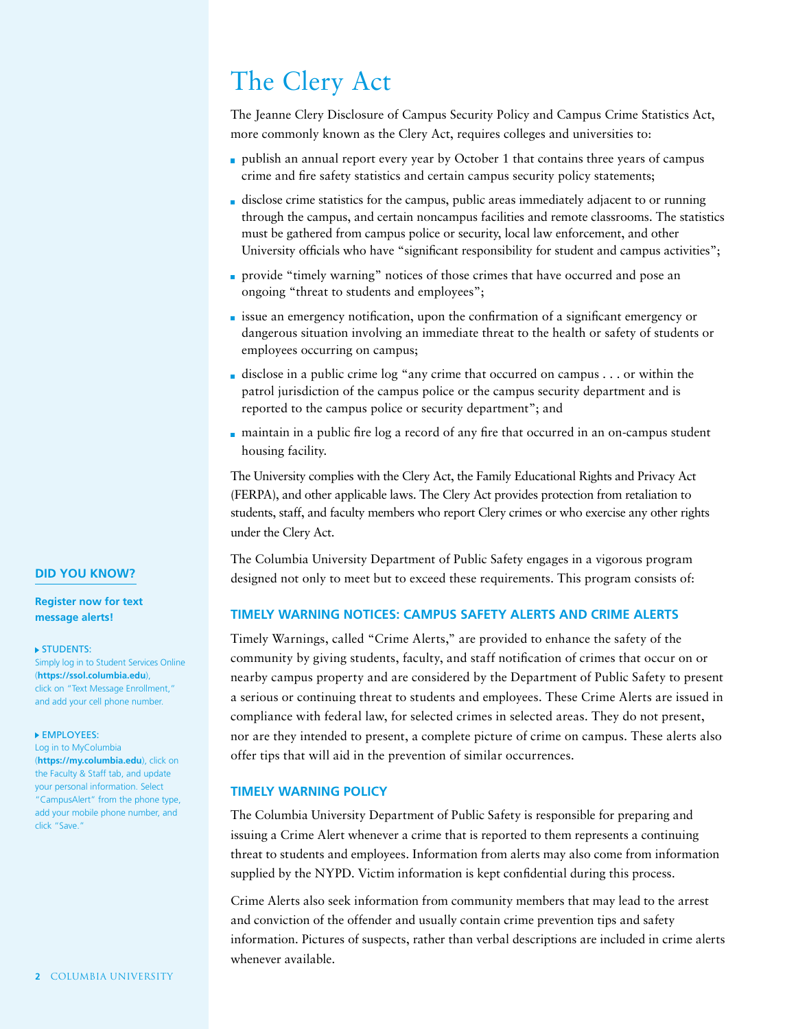# The Clery Act

The Jeanne Clery Disclosure of Campus Security Policy and Campus Crime Statistics Act, more commonly known as the Clery Act, requires colleges and universities to:

- publish an annual report every year by October 1 that contains three years of campus crime and fire safety statistics and certain campus security policy statements;
- disclose crime statistics for the campus, public areas immediately adjacent to or running through the campus, and certain noncampus facilities and remote classrooms. The statistics must be gathered from campus police or security, local law enforcement, and other University officials who have "significant responsibility for student and campus activities";
- provide "timely warning" notices of those crimes that have occurred and pose an ongoing "threat to students and employees";
- issue an emergency notification, upon the confirmation of a significant emergency or dangerous situation involving an immediate threat to the health or safety of students or employees occurring on campus;
- disclose in a public crime log "any crime that occurred on campus . . . or within the patrol jurisdiction of the campus police or the campus security department and is reported to the campus police or security department"; and
- maintain in a public fire log a record of any fire that occurred in an on-campus student housing facility.

The University complies with the Clery Act, the Family Educational Rights and Privacy Act (FERPA), and other applicable laws. The Clery Act provides protection from retaliation to students, staff, and faculty members who report Clery crimes or who exercise any other rights under the Clery Act.

The Columbia University Department of Public Safety engages in a vigorous program designed not only to meet but to exceed these requirements. This program consists of:

### TIMELY WARNING NOTICES: CAMPUS SAFETY ALERTS AND CRIME ALERTS

Timely Warnings, called "Crime Alerts," are provided to enhance the safety of the community by giving students, faculty, and staff notification of crimes that occur on or nearby campus property and are considered by the Department of Public Safety to present a serious or continuing threat to students and employees. These Crime Alerts are issued in compliance with federal law, for selected crimes in selected areas. They do not present, nor are they intended to present, a complete picture of crime on campus. These alerts also offer tips that will aid in the prevention of similar occurrences.

### TIMELY WARNING POLICY

The Columbia University Department of Public Safety is responsible for preparing and issuing a Crime Alert whenever a crime that is reported to them represents a continuing threat to students and employees. Information from alerts may also come from information supplied by the NYPD. Victim information is kept confidential during this process.

Crime Alerts also seek information from community members that may lead to the arrest and conviction of the offender and usually contain crime prevention tips and safety information. Pictures of suspects, rather than verbal descriptions are included in crime alerts whenever available.

**DID YOU KNOW?**

**Register now for text message alerts!**

**STUDENTS:**
Simply log in to Student Services Online (**https://ssol.columbia.edu**), click on "Text Message Enrollment," and add your cell phone number.

**EMPLOYEES:**
Log in to MyColumbia (**https://my.columbia.edu**), click on the Faculty & Staff tab, and update your personal information. Select "CampusAlert" from the phone type, add your mobile phone number, and click "Save."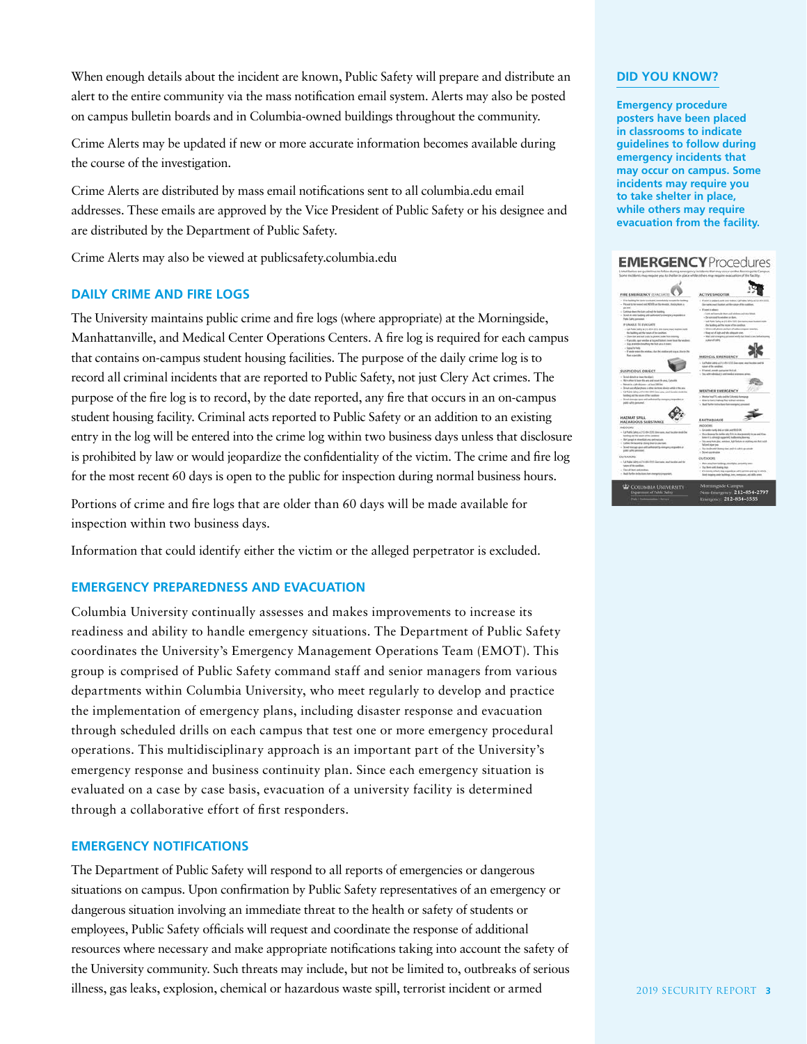When enough details about the incident are known, Public Safety will prepare and distribute an alert to the entire community via the mass notification email system. Alerts may also be posted on campus bulletin boards and in Columbia-owned buildings throughout the community.

Crime Alerts may be updated if new or more accurate information becomes available during the course of the investigation.

Crime Alerts are distributed by mass email notifications sent to all columbia.edu email addresses. These emails are approved by the Vice President of Public Safety or his designee and are distributed by the Department of Public Safety.

Crime Alerts may also be viewed at publicsafety.columbia.edu

### DAILY CRIME AND FIRE LOGS

The University maintains public crime and fire logs (where appropriate) at the Morningside, Manhattanville, and Medical Center Operations Centers. A fire log is required for each campus that contains on-campus student housing facilities. The purpose of the daily crime log is to record all criminal incidents that are reported to Public Safety, not just Clery Act crimes. The purpose of the fire log is to record, by the date reported, any fire that occurs in an on-campus student housing facility. Criminal acts reported to Public Safety or an addition to an existing entry in the log will be entered into the crime log within two business days unless that disclosure is prohibited by law or would jeopardize the confidentiality of the victim. The crime and fire log for the most recent 60 days is open to the public for inspection during normal business hours.

Portions of crime and fire logs that are older than 60 days will be made available for inspection within two business days.

Information that could identify either the victim or the alleged perpetrator is excluded.

### EMERGENCY PREPAREDNESS AND EVACUATION

Columbia University continually assesses and makes improvements to increase its readiness and ability to handle emergency situations. The Department of Public Safety coordinates the University's Emergency Management Operations Team (EMOT). This group is comprised of Public Safety command staff and senior managers from various departments within Columbia University, who meet regularly to develop and practice the implementation of emergency plans, including disaster response and evacuation through scheduled drills on each campus that test one or more emergency procedural operations. This multidisciplinary approach is an important part of the University's emergency response and business continuity plan. Since each emergency situation is evaluated on a case by case basis, evacuation of a university facility is determined through a collaborative effort of first responders.

### EMERGENCY NOTIFICATIONS

The Department of Public Safety will respond to all reports of emergencies or dangerous situations on campus. Upon confirmation by Public Safety representatives of an emergency or dangerous situation involving an immediate threat to the health or safety of students or employees, Public Safety officials will request and coordinate the response of additional resources where necessary and make appropriate notifications taking into account the safety of the University community. Such threats may include, but not be limited to, outbreaks of serious illness, gas leaks, explosion, chemical or hazardous waste spill, terrorist incident or armed

### DID YOU KNOW?

**Emergency procedure posters have been placed in classrooms to indicate guidelines to follow during emergency incidents that may occur on campus. Some incidents may require you to take shelter in place, while others may require evacuation from the facility.**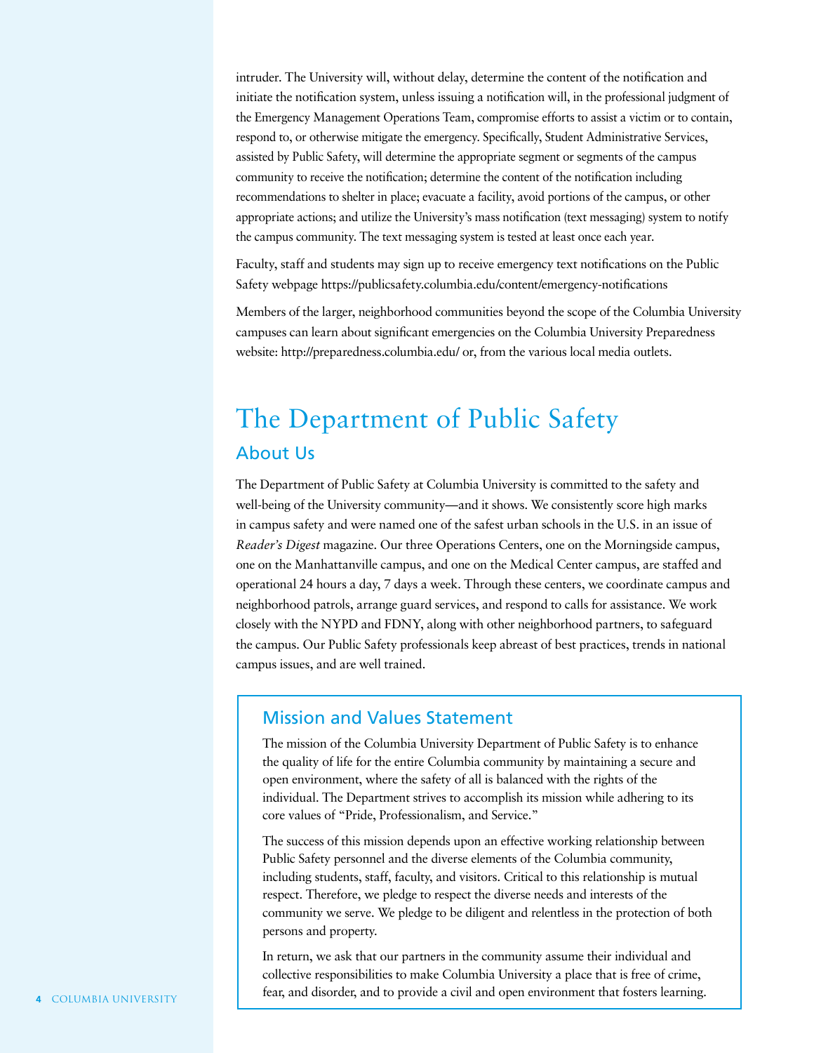intruder. The University will, without delay, determine the content of the notification and initiate the notification system, unless issuing a notification will, in the professional judgment of the Emergency Management Operations Team, compromise efforts to assist a victim or to contain, respond to, or otherwise mitigate the emergency. Specifically, Student Administrative Services, assisted by Public Safety, will determine the appropriate segment or segments of the campus community to receive the notification; determine the content of the notification including recommendations to shelter in place; evacuate a facility, avoid portions of the campus, or other appropriate actions; and utilize the University's mass notification (text messaging) system to notify the campus community. The text messaging system is tested at least once each year.

Faculty, staff and students may sign up to receive emergency text notifications on the Public Safety webpage https://publicsafety.columbia.edu/content/emergency-notifications

Members of the larger, neighborhood communities beyond the scope of the Columbia University campuses can learn about significant emergencies on the Columbia University Preparedness website: http://preparedness.columbia.edu/ or, from the various local media outlets.

# The Department of Public Safety

## About Us

The Department of Public Safety at Columbia University is committed to the safety and well-being of the University community—and it shows. We consistently score high marks in campus safety and were named one of the safest urban schools in the U.S. in an issue of *Reader's Digest* magazine. Our three Operations Centers, one on the Morningside campus, one on the Manhattanville campus, and one on the Medical Center campus, are staffed and operational 24 hours a day, 7 days a week. Through these centers, we coordinate campus and neighborhood patrols, arrange guard services, and respond to calls for assistance. We work closely with the NYPD and FDNY, along with other neighborhood partners, to safeguard the campus. Our Public Safety professionals keep abreast of best practices, trends in national campus issues, and are well trained.

## Mission and Values Statement

The mission of the Columbia University Department of Public Safety is to enhance the quality of life for the entire Columbia community by maintaining a secure and open environment, where the safety of all is balanced with the rights of the individual. The Department strives to accomplish its mission while adhering to its core values of "Pride, Professionalism, and Service."

The success of this mission depends upon an effective working relationship between Public Safety personnel and the diverse elements of the Columbia community, including students, staff, faculty, and visitors. Critical to this relationship is mutual respect. Therefore, we pledge to respect the diverse needs and interests of the community we serve. We pledge to be diligent and relentless in the protection of both persons and property.

In return, we ask that our partners in the community assume their individual and collective responsibilities to make Columbia University a place that is free of crime, fear, and disorder, and to provide a civil and open environment that fosters learning.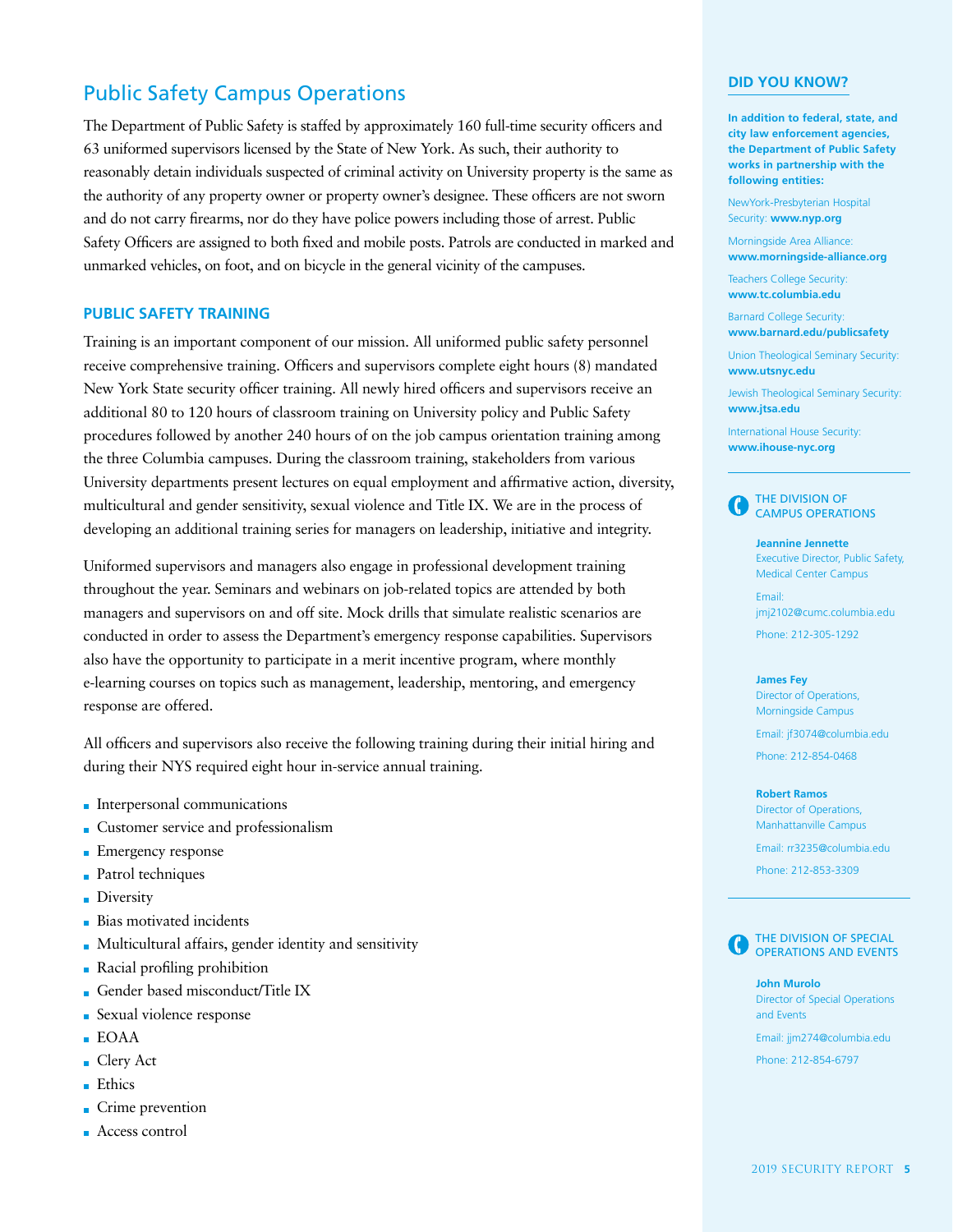## Public Safety Campus Operations

The Department of Public Safety is staffed by approximately 160 full-time security officers and 63 uniformed supervisors licensed by the State of New York. As such, their authority to reasonably detain individuals suspected of criminal activity on University property is the same as the authority of any property owner or property owner's designee. These officers are not sworn and do not carry firearms, nor do they have police powers including those of arrest. Public Safety Officers are assigned to both fixed and mobile posts. Patrols are conducted in marked and unmarked vehicles, on foot, and on bicycle in the general vicinity of the campuses.

### PUBLIC SAFETY TRAINING

Training is an important component of our mission. All uniformed public safety personnel receive comprehensive training. Officers and supervisors complete eight hours (8) mandated New York State security officer training. All newly hired officers and supervisors receive an additional 80 to 120 hours of classroom training on University policy and Public Safety procedures followed by another 240 hours of on the job campus orientation training among the three Columbia campuses. During the classroom training, stakeholders from various University departments present lectures on equal employment and affirmative action, diversity, multicultural and gender sensitivity, sexual violence and Title IX. We are in the process of developing an additional training series for managers on leadership, initiative and integrity.

Uniformed supervisors and managers also engage in professional development training throughout the year. Seminars and webinars on job-related topics are attended by both managers and supervisors on and off site. Mock drills that simulate realistic scenarios are conducted in order to assess the Department's emergency response capabilities. Supervisors also have the opportunity to participate in a merit incentive program, where monthly e-learning courses on topics such as management, leadership, mentoring, and emergency response are offered.

All officers and supervisors also receive the following training during their initial hiring and during their NYS required eight hour in-service annual training.

- Interpersonal communications
- Customer service and professionalism
- Emergency response
- Patrol techniques
- Diversity
- Bias motivated incidents
- Multicultural affairs, gender identity and sensitivity
- Racial profiling prohibition
- Gender based misconduct/Title IX
- Sexual violence response
- EOAA
- Clery Act
- Ethics
- Crime prevention
- Access control

### DID YOU KNOW?

**In addition to federal, state, and city law enforcement agencies, the Department of Public Safety works in partnership with the following entities:**

NewYork-Presbyterian Hospital Security: **www.nyp.org**

Morningside Area Alliance: **www.morningside-alliance.org**

Teachers College Security: **www.tc.columbia.edu**

Barnard College Security: **www.barnard.edu/publicsafety**

Union Theological Seminary Security: **www.utsnyc.edu**

Jewish Theological Seminary Security: **www.jtsa.edu**

International House Security: **www.ihouse-nyc.org**

### THE DIVISION OF CAMPUS OPERATIONS

**Jeannine Jennette**
Executive Director, Public Safety, Medical Center Campus
Email: jmj2102@cumc.columbia.edu
Phone: 212-305-1292

**James Fey**
Director of Operations, Morningside Campus
Email: jf3074@columbia.edu
Phone: 212-854-0468

**Robert Ramos**
Director of Operations, Manhattanville Campus
Email: rr3235@columbia.edu
Phone: 212-853-3309

### THE DIVISION OF SPECIAL OPERATIONS AND EVENTS

**John Murolo**
Director of Special Operations and Events
Email: jjm274@columbia.edu
Phone: 212-854-6797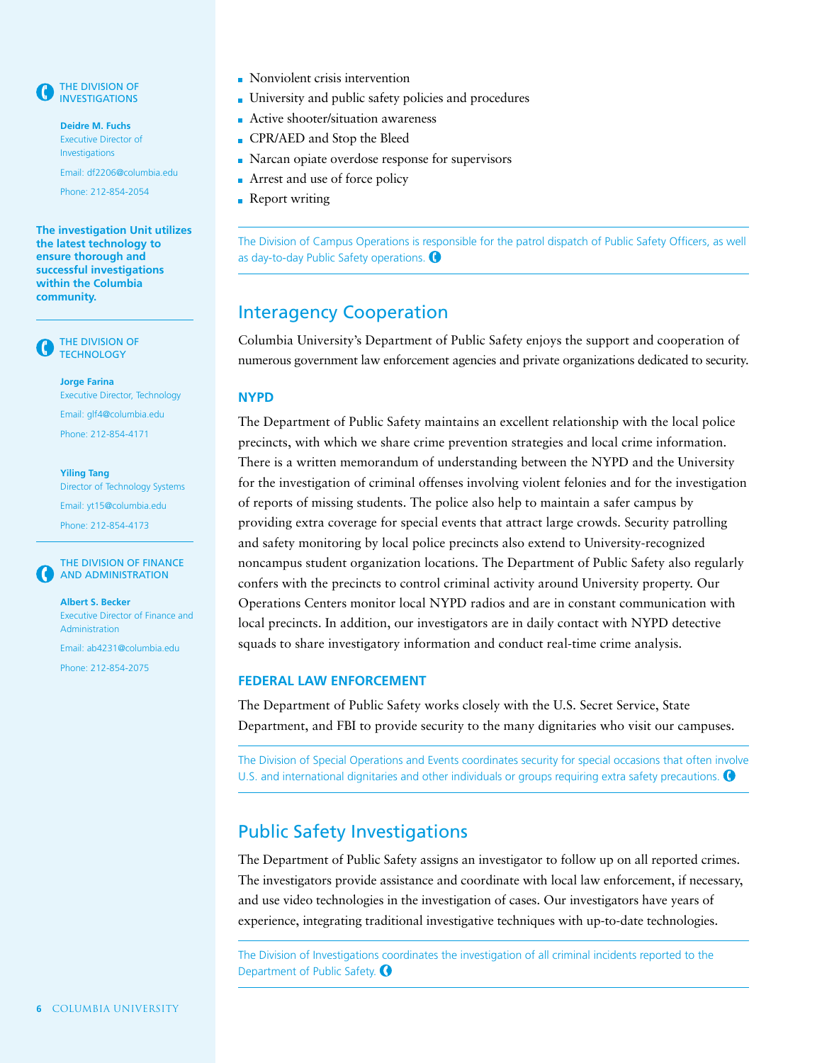- Nonviolent crisis intervention
- University and public safety policies and procedures
- Active shooter/situation awareness
- CPR/AED and Stop the Bleed
- Narcan opiate overdose response for supervisors
- Arrest and use of force policy
- Report writing

The Division of Campus Operations is responsible for the patrol dispatch of Public Safety Officers, as well as day-to-day Public Safety operations.

## Interagency Cooperation

Columbia University's Department of Public Safety enjoys the support and cooperation of numerous government law enforcement agencies and private organizations dedicated to security.

### NYPD

The Department of Public Safety maintains an excellent relationship with the local police precincts, with which we share crime prevention strategies and local crime information. There is a written memorandum of understanding between the NYPD and the University for the investigation of criminal offenses involving violent felonies and for the investigation of reports of missing students. The police also help to maintain a safer campus by providing extra coverage for special events that attract large crowds. Security patrolling and safety monitoring by local police precincts also extend to University-recognized noncampus student organization locations. The Department of Public Safety also regularly confers with the precincts to control criminal activity around University property. Our Operations Centers monitor local NYPD radios and are in constant communication with local precincts. In addition, our investigators are in daily contact with NYPD detective squads to share investigatory information and conduct real-time crime analysis.

### FEDERAL LAW ENFORCEMENT

The Department of Public Safety works closely with the U.S. Secret Service, State Department, and FBI to provide security to the many dignitaries who visit our campuses.

The Division of Special Operations and Events coordinates security for special occasions that often involve U.S. and international dignitaries and other individuals or groups requiring extra safety precautions.

## Public Safety Investigations

The Department of Public Safety assigns an investigator to follow up on all reported crimes. The investigators provide assistance and coordinate with local law enforcement, if necessary, and use video technologies in the investigation of cases. Our investigators have years of experience, integrating traditional investigative techniques with up-to-date technologies.

The Division of Investigations coordinates the investigation of all criminal incidents reported to the Department of Public Safety.

### THE DIVISION OF INVESTIGATIONS

**Deidre M. Fuchs**
Executive Director of Investigations
Email: df2206@columbia.edu
Phone: 212-854-2054

**The investigation Unit utilizes the latest technology to ensure thorough and successful investigations within the Columbia community.**

### THE DIVISION OF TECHNOLOGY

**Jorge Farina**
Executive Director, Technology
Email: glf4@columbia.edu
Phone: 212-854-4171

**Yiling Tang**
Director of Technology Systems
Email: yt15@columbia.edu
Phone: 212-854-4173

### THE DIVISION OF FINANCE AND ADMINISTRATION

**Albert S. Becker**
Executive Director of Finance and Administration
Email: ab4231@columbia.edu
Phone: 212-854-2075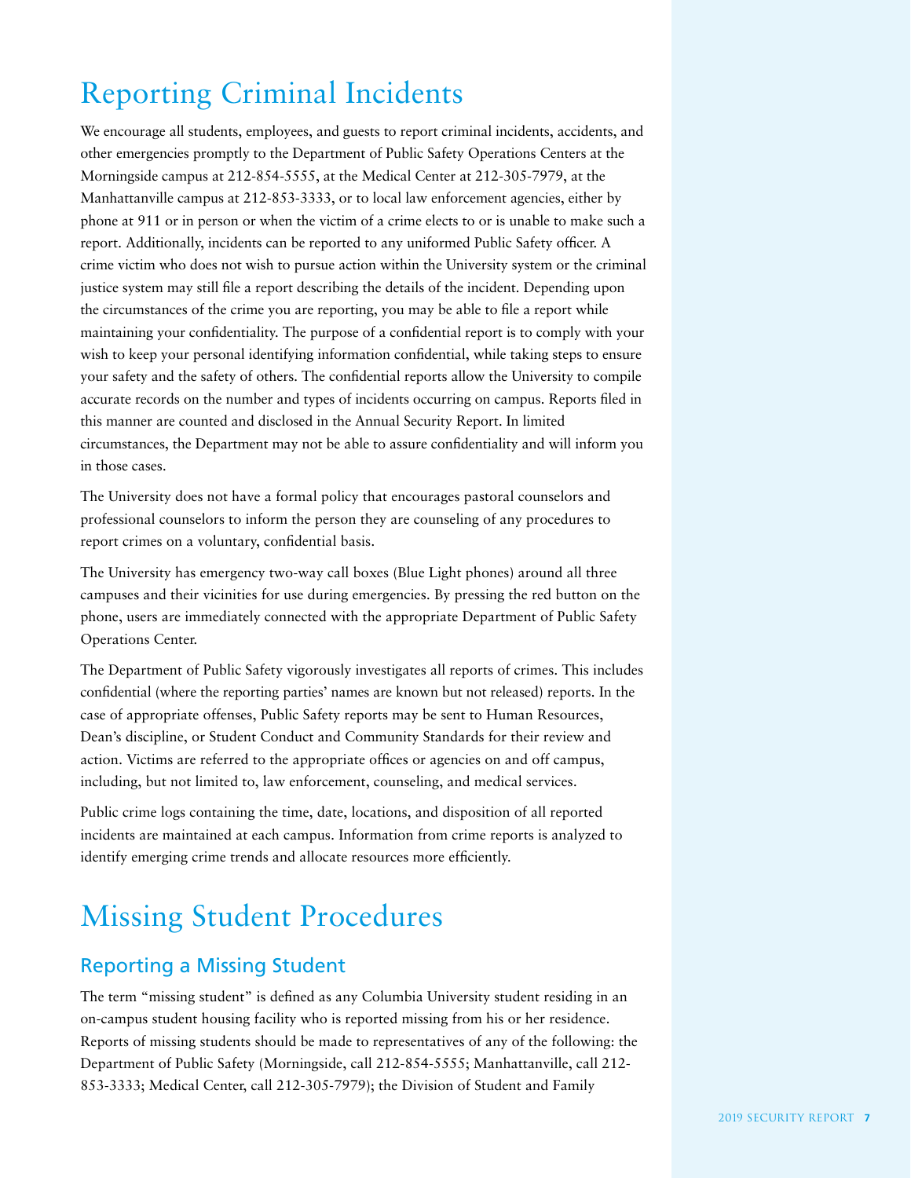# Reporting Criminal Incidents

We encourage all students, employees, and guests to report criminal incidents, accidents, and other emergencies promptly to the Department of Public Safety Operations Centers at the Morningside campus at 212-854-5555, at the Medical Center at 212-305-7979, at the Manhattanville campus at 212-853-3333, or to local law enforcement agencies, either by phone at 911 or in person or when the victim of a crime elects to or is unable to make such a report. Additionally, incidents can be reported to any uniformed Public Safety officer. A crime victim who does not wish to pursue action within the University system or the criminal justice system may still file a report describing the details of the incident. Depending upon the circumstances of the crime you are reporting, you may be able to file a report while maintaining your confidentiality. The purpose of a confidential report is to comply with your wish to keep your personal identifying information confidential, while taking steps to ensure your safety and the safety of others. The confidential reports allow the University to compile accurate records on the number and types of incidents occurring on campus. Reports filed in this manner are counted and disclosed in the Annual Security Report. In limited circumstances, the Department may not be able to assure confidentiality and will inform you in those cases.

The University does not have a formal policy that encourages pastoral counselors and professional counselors to inform the person they are counseling of any procedures to report crimes on a voluntary, confidential basis.

The University has emergency two-way call boxes (Blue Light phones) around all three campuses and their vicinities for use during emergencies. By pressing the red button on the phone, users are immediately connected with the appropriate Department of Public Safety Operations Center.

The Department of Public Safety vigorously investigates all reports of crimes. This includes confidential (where the reporting parties' names are known but not released) reports. In the case of appropriate offenses, Public Safety reports may be sent to Human Resources, Dean's discipline, or Student Conduct and Community Standards for their review and action. Victims are referred to the appropriate offices or agencies on and off campus, including, but not limited to, law enforcement, counseling, and medical services.

Public crime logs containing the time, date, locations, and disposition of all reported incidents are maintained at each campus. Information from crime reports is analyzed to identify emerging crime trends and allocate resources more efficiently.

# Missing Student Procedures

## Reporting a Missing Student

The term "missing student" is defined as any Columbia University student residing in an on-campus student housing facility who is reported missing from his or her residence. Reports of missing students should be made to representatives of any of the following: the Department of Public Safety (Morningside, call 212-854-5555; Manhattanville, call 212-853-3333; Medical Center, call 212-305-7979); the Division of Student and Family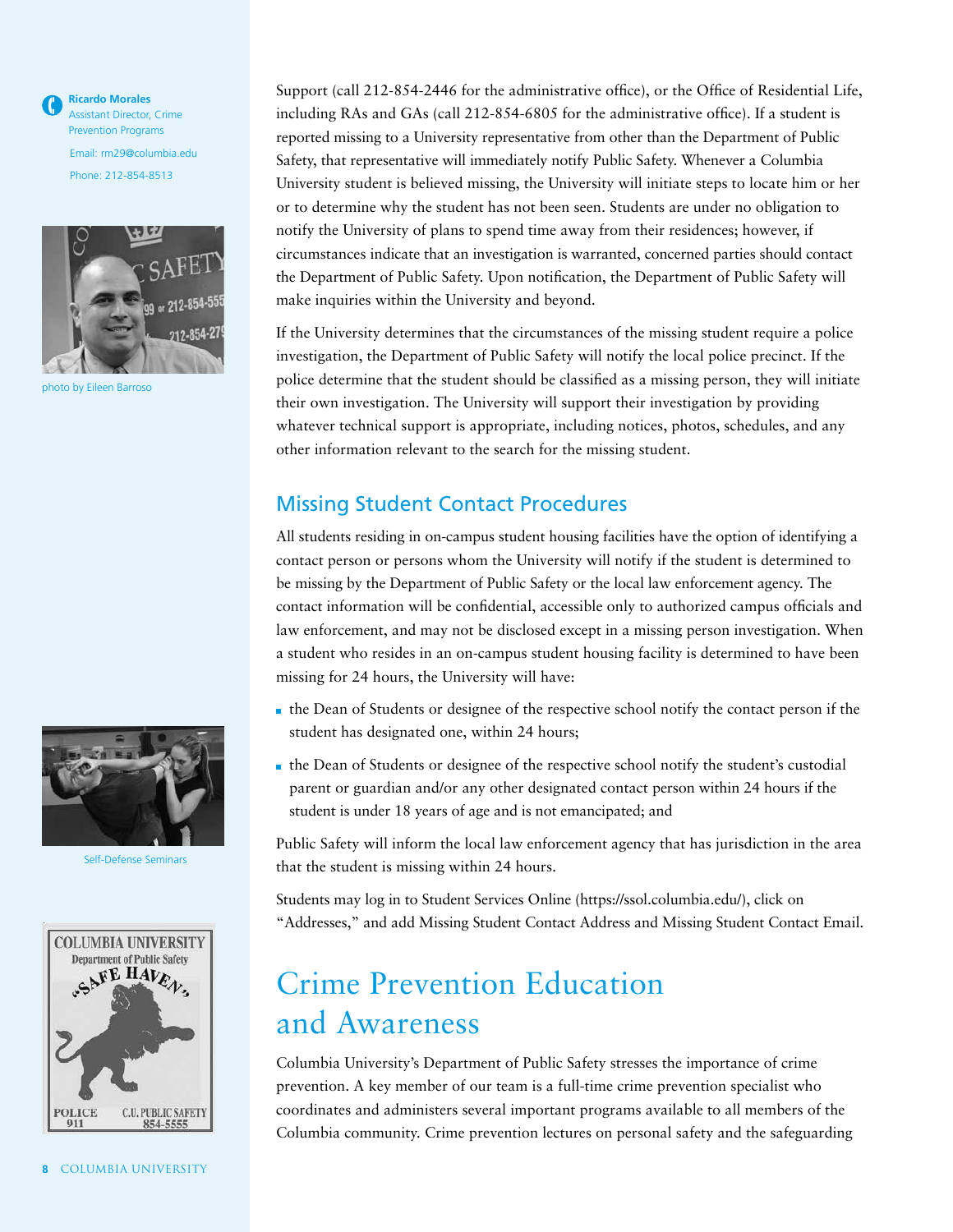**Ricardo Morales**
Assistant Director, Crime Prevention Programs

Email: rm29@columbia.edu

Phone: 212-854-8513

photo by Eileen Barroso

Self-Defense Seminars

Support (call 212-854-2446 for the administrative office), or the Office of Residential Life, including RAs and GAs (call 212-854-6805 for the administrative office). If a student is reported missing to a University representative from other than the Department of Public Safety, that representative will immediately notify Public Safety. Whenever a Columbia University student is believed missing, the University will initiate steps to locate him or her or to determine why the student has not been seen. Students are under no obligation to notify the University of plans to spend time away from their residences; however, if circumstances indicate that an investigation is warranted, concerned parties should contact the Department of Public Safety. Upon notification, the Department of Public Safety will make inquiries within the University and beyond.

If the University determines that the circumstances of the missing student require a police investigation, the Department of Public Safety will notify the local police precinct. If the police determine that the student should be classified as a missing person, they will initiate their own investigation. The University will support their investigation by providing whatever technical support is appropriate, including notices, photos, schedules, and any other information relevant to the search for the missing student.

## Missing Student Contact Procedures

All students residing in on-campus student housing facilities have the option of identifying a contact person or persons whom the University will notify if the student is determined to be missing by the Department of Public Safety or the local law enforcement agency. The contact information will be confidential, accessible only to authorized campus officials and law enforcement, and may not be disclosed except in a missing person investigation. When a student who resides in an on-campus student housing facility is determined to have been missing for 24 hours, the University will have:

- the Dean of Students or designee of the respective school notify the contact person if the student has designated one, within 24 hours;
- the Dean of Students or designee of the respective school notify the student's custodial parent or guardian and/or any other designated contact person within 24 hours if the student is under 18 years of age and is not emancipated; and

Public Safety will inform the local law enforcement agency that has jurisdiction in the area that the student is missing within 24 hours.

Students may log in to Student Services Online (https://ssol.columbia.edu/), click on "Addresses," and add Missing Student Contact Address and Missing Student Contact Email.

# Crime Prevention Education and Awareness

Columbia University's Department of Public Safety stresses the importance of crime prevention. A key member of our team is a full-time crime prevention specialist who coordinates and administers several important programs available to all members of the Columbia community. Crime prevention lectures on personal safety and the safeguarding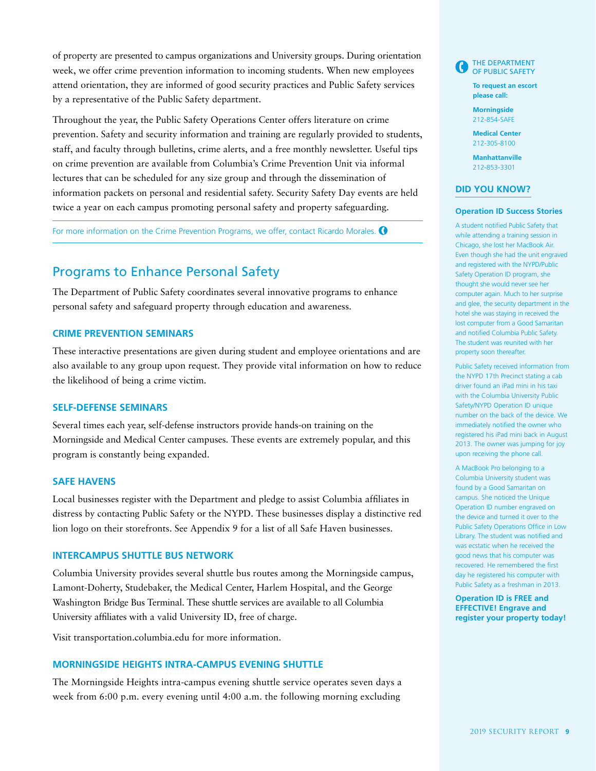of property are presented to campus organizations and University groups. During orientation week, we offer crime prevention information to incoming students. When new employees attend orientation, they are informed of good security practices and Public Safety services by a representative of the Public Safety department.

Throughout the year, the Public Safety Operations Center offers literature on crime prevention. Safety and security information and training are regularly provided to students, staff, and faculty through bulletins, crime alerts, and a free monthly newsletter. Useful tips on crime prevention are available from Columbia's Crime Prevention Unit via informal lectures that can be scheduled for any size group and through the dissemination of information packets on personal and residential safety. Security Safety Day events are held twice a year on each campus promoting personal safety and property safeguarding.

For more information on the Crime Prevention Programs, we offer, contact Ricardo Morales.

## Programs to Enhance Personal Safety

The Department of Public Safety coordinates several innovative programs to enhance personal safety and safeguard property through education and awareness.

### CRIME PREVENTION SEMINARS

These interactive presentations are given during student and employee orientations and are also available to any group upon request. They provide vital information on how to reduce the likelihood of being a crime victim.

### SELF-DEFENSE SEMINARS

Several times each year, self-defense instructors provide hands-on training on the Morningside and Medical Center campuses. These events are extremely popular, and this program is constantly being expanded.

### SAFE HAVENS

Local businesses register with the Department and pledge to assist Columbia affiliates in distress by contacting Public Safety or the NYPD. These businesses display a distinctive red lion logo on their storefronts. See Appendix 9 for a list of all Safe Haven businesses.

### INTERCAMPUS SHUTTLE BUS NETWORK

Columbia University provides several shuttle bus routes among the Morningside campus, Lamont-Doherty, Studebaker, the Medical Center, Harlem Hospital, and the George Washington Bridge Bus Terminal. These shuttle services are available to all Columbia University affiliates with a valid University ID, free of charge.

Visit transportation.columbia.edu for more information.

### MORNINGSIDE HEIGHTS INTRA-CAMPUS EVENING SHUTTLE

The Morningside Heights intra-campus evening shuttle service operates seven days a week from 6:00 p.m. every evening until 4:00 a.m. the following morning excluding

THE DEPARTMENT OF PUBLIC SAFETY

**To request an escort please call:**

**Morningside**
212-854-SAFE

**Medical Center**
212-305-8100

**Manhattanville**
212-853-3301

### DID YOU KNOW?

**Operation ID Success Stories**

A student notified Public Safety that while attending a training session in Chicago, she lost her MacBook Air. Even though she had the unit engraved and registered with the NYPD/Public Safety Operation ID program, she thought she would never see her computer again. Much to her surprise and glee, the security department in the hotel she was staying in received the lost computer from a Good Samaritan and notified Columbia Public Safety. The student was reunited with her property soon thereafter.

Public Safety received information from the NYPD 17th Precinct stating a cab driver found an iPad mini in his taxi with the Columbia University Public Safety/NYPD Operation ID unique number on the back of the device. We immediately notified the owner who registered his iPad mini back in August 2013. The owner was jumping for joy upon receiving the phone call.

A MacBook Pro belonging to a Columbia University student was found by a Good Samaritan on campus. She noticed the Unique Operation ID number engraved on the device and turned it over to the Public Safety Operations Office in Low Library. The student was notified and was ecstatic when he received the good news that his computer was recovered. He remembered the first day he registered his computer with Public Safety as a freshman in 2013.

**Operation ID is FREE and EFFECTIVE! Engrave and register your property today!**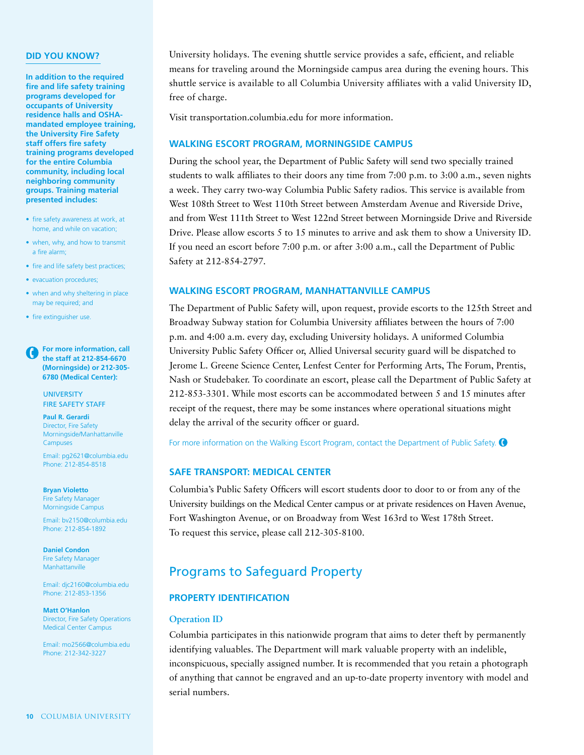University holidays. The evening shuttle service provides a safe, efficient, and reliable means for traveling around the Morningside campus area during the evening hours. This shuttle service is available to all Columbia University affiliates with a valid University ID, free of charge.

Visit transportation.columbia.edu for more information.

### WALKING ESCORT PROGRAM, MORNINGSIDE CAMPUS

During the school year, the Department of Public Safety will send two specially trained students to walk affiliates to their doors any time from 7:00 p.m. to 3:00 a.m., seven nights a week. They carry two-way Columbia Public Safety radios. This service is available from West 108th Street to West 110th Street between Amsterdam Avenue and Riverside Drive, and from West 111th Street to West 122nd Street between Morningside Drive and Riverside Drive. Please allow escorts 5 to 15 minutes to arrive and ask them to show a University ID. If you need an escort before 7:00 p.m. or after 3:00 a.m., call the Department of Public Safety at 212-854-2797.

### WALKING ESCORT PROGRAM, MANHATTANVILLE CAMPUS

The Department of Public Safety will, upon request, provide escorts to the 125th Street and Broadway Subway station for Columbia University affiliates between the hours of 7:00 p.m. and 4:00 a.m. every day, excluding University holidays. A uniformed Columbia University Public Safety Officer or, Allied Universal security guard will be dispatched to Jerome L. Greene Science Center, Lenfest Center for Performing Arts, The Forum, Prentis, Nash or Studebaker. To coordinate an escort, please call the Department of Public Safety at 212-853-3301. While most escorts can be accommodated between 5 and 15 minutes after receipt of the request, there may be some instances where operational situations might delay the arrival of the security officer or guard.

For more information on the Walking Escort Program, contact the Department of Public Safety.

### SAFE TRANSPORT: MEDICAL CENTER

Columbia's Public Safety Officers will escort students door to door to or from any of the University buildings on the Medical Center campus or at private residences on Haven Avenue, Fort Washington Avenue, or on Broadway from West 163rd to West 178th Street. To request this service, please call 212-305-8100.

## Programs to Safeguard Property

### PROPERTY IDENTIFICATION

#### Operation ID

Columbia participates in this nationwide program that aims to deter theft by permanently identifying valuables. The Department will mark valuable property with an indelible, inconspicuous, specially assigned number. It is recommended that you retain a photograph of anything that cannot be engraved and an up-to-date property inventory with model and serial numbers.

---

**DID YOU KNOW?**

**In addition to the required fire and life safety training programs developed for occupants of University residence halls and OSHA-mandated employee training, the University Fire Safety staff offers fire safety training programs developed for the entire Columbia community, including local neighboring community groups. Training material presented includes:**

- fire safety awareness at work, at home, and while on vacation;
- when, why, and how to transmit a fire alarm;
- fire and life safety best practices;
- evacuation procedures;
- when and why sheltering in place may be required; and
- fire extinguisher use.

**For more information, call the staff at 212-854-6670 (Morningside) or 212-305-6780 (Medical Center):**

UNIVERSITY FIRE SAFETY STAFF

**Paul R. Gerardi**
Director, Fire Safety
Morningside/Manhattanville Campuses
Email: pg2621@columbia.edu
Phone: 212-854-8518

**Bryan Violetto**
Fire Safety Manager
Morningside Campus
Email: bv2150@columbia.edu
Phone: 212-854-1892

**Daniel Condon**
Fire Safety Manager
Manhattanville
Email: djc2160@columbia.edu
Phone: 212-853-1356

**Matt O'Hanlon**
Director, Fire Safety Operations
Medical Center Campus
Email: mo2566@columbia.edu
Phone: 212-342-3227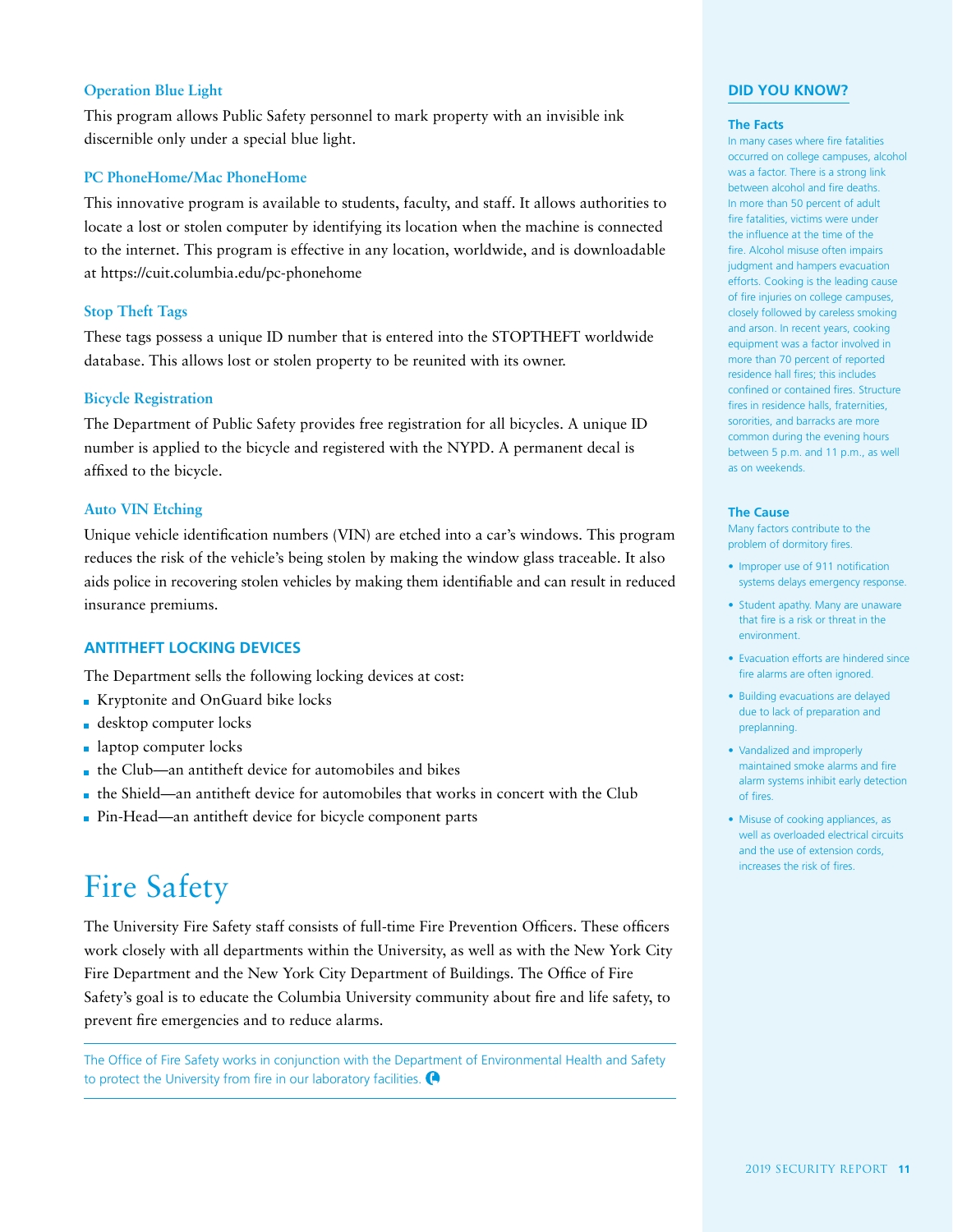### Operation Blue Light

This program allows Public Safety personnel to mark property with an invisible ink discernible only under a special blue light.

### PC PhoneHome/Mac PhoneHome

This innovative program is available to students, faculty, and staff. It allows authorities to locate a lost or stolen computer by identifying its location when the machine is connected to the internet. This program is effective in any location, worldwide, and is downloadable at https://cuit.columbia.edu/pc-phonehome

### Stop Theft Tags

These tags possess a unique ID number that is entered into the STOPTHEFT worldwide database. This allows lost or stolen property to be reunited with its owner.

### Bicycle Registration

The Department of Public Safety provides free registration for all bicycles. A unique ID number is applied to the bicycle and registered with the NYPD. A permanent decal is affixed to the bicycle.

### Auto VIN Etching

Unique vehicle identification numbers (VIN) are etched into a car's windows. This program reduces the risk of the vehicle's being stolen by making the window glass traceable. It also aids police in recovering stolen vehicles by making them identifiable and can result in reduced insurance premiums.

## ANTITHEFT LOCKING DEVICES

The Department sells the following locking devices at cost:

- Kryptonite and OnGuard bike locks
- desktop computer locks
- laptop computer locks
- the Club—an antitheft device for automobiles and bikes
- the Shield—an antitheft device for automobiles that works in concert with the Club
- Pin-Head—an antitheft device for bicycle component parts

# Fire Safety

The University Fire Safety staff consists of full-time Fire Prevention Officers. These officers work closely with all departments within the University, as well as with the New York City Fire Department and the New York City Department of Buildings. The Office of Fire Safety's goal is to educate the Columbia University community about fire and life safety, to prevent fire emergencies and to reduce alarms.

The Office of Fire Safety works in conjunction with the Department of Environmental Health and Safety to protect the University from fire in our laboratory facilities.

## DID YOU KNOW?

### The Facts

In many cases where fire fatalities occurred on college campuses, alcohol was a factor. There is a strong link between alcohol and fire deaths. In more than 50 percent of adult fire fatalities, victims were under the influence at the time of the fire. Alcohol misuse often impairs judgment and hampers evacuation efforts. Cooking is the leading cause of fire injuries on college campuses, closely followed by careless smoking and arson. In recent years, cooking equipment was a factor involved in more than 70 percent of reported residence hall fires; this includes confined or contained fires. Structure fires in residence halls, fraternities, sororities, and barracks are more common during the evening hours between 5 p.m. and 11 p.m., as well as on weekends.

### The Cause

Many factors contribute to the problem of dormitory fires.

- Improper use of 911 notification systems delays emergency response.
- Student apathy. Many are unaware that fire is a risk or threat in the environment.
- Evacuation efforts are hindered since fire alarms are often ignored.
- Building evacuations are delayed due to lack of preparation and preplanning.
- Vandalized and improperly maintained smoke alarms and fire alarm systems inhibit early detection of fires.
- Misuse of cooking appliances, as well as overloaded electrical circuits and the use of extension cords, increases the risk of fires.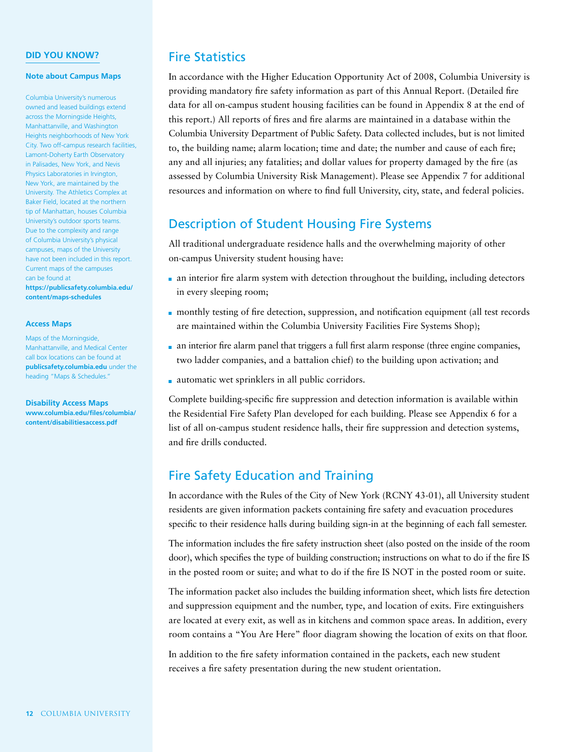## Fire Statistics

In accordance with the Higher Education Opportunity Act of 2008, Columbia University is providing mandatory fire safety information as part of this Annual Report. (Detailed fire data for all on-campus student housing facilities can be found in Appendix 8 at the end of this report.) All reports of fires and fire alarms are maintained in a database within the Columbia University Department of Public Safety. Data collected includes, but is not limited to, the building name; alarm location; time and date; the number and cause of each fire; any and all injuries; any fatalities; and dollar values for property damaged by the fire (as assessed by Columbia University Risk Management). Please see Appendix 7 for additional resources and information on where to find full University, city, state, and federal policies.

## Description of Student Housing Fire Systems

All traditional undergraduate residence halls and the overwhelming majority of other on-campus University student housing have:

- an interior fire alarm system with detection throughout the building, including detectors in every sleeping room;
- monthly testing of fire detection, suppression, and notification equipment (all test records are maintained within the Columbia University Facilities Fire Systems Shop);
- an interior fire alarm panel that triggers a full first alarm response (three engine companies, two ladder companies, and a battalion chief) to the building upon activation; and
- automatic wet sprinklers in all public corridors.

Complete building-specific fire suppression and detection information is available within the Residential Fire Safety Plan developed for each building. Please see Appendix 6 for a list of all on-campus student residence halls, their fire suppression and detection systems, and fire drills conducted.

## Fire Safety Education and Training

In accordance with the Rules of the City of New York (RCNY 43-01), all University student residents are given information packets containing fire safety and evacuation procedures specific to their residence halls during building sign-in at the beginning of each fall semester.

The information includes the fire safety instruction sheet (also posted on the inside of the room door), which specifies the type of building construction; instructions on what to do if the fire IS in the posted room or suite; and what to do if the fire IS NOT in the posted room or suite.

The information packet also includes the building information sheet, which lists fire detection and suppression equipment and the number, type, and location of exits. Fire extinguishers are located at every exit, as well as in kitchens and common space areas. In addition, every room contains a "You Are Here" floor diagram showing the location of exits on that floor.

In addition to the fire safety information contained in the packets, each new student receives a fire safety presentation during the new student orientation.

---

**DID YOU KNOW?**

**Note about Campus Maps**

Columbia University's numerous owned and leased buildings extend across the Morningside Heights, Manhattanville, and Washington Heights neighborhoods of New York City. Two off-campus research facilities, Lamont-Doherty Earth Observatory in Palisades, New York, and Nevis Physics Laboratories in Irvington, New York, are maintained by the University. The Athletics Complex at Baker Field, located at the northern tip of Manhattan, houses Columbia University's outdoor sports teams. Due to the complexity and range of Columbia University's physical campuses, maps of the University have not been included in this report. Current maps of the campuses can be found at **https://publicsafety.columbia.edu/content/maps-schedules**

**Access Maps**

Maps of the Morningside, Manhattanville, and Medical Center call box locations can be found at **publicsafety.columbia.edu** under the heading "Maps & Schedules."

**Disability Access Maps**

**www.columbia.edu/files/columbia/content/disabilitiesaccess.pdf**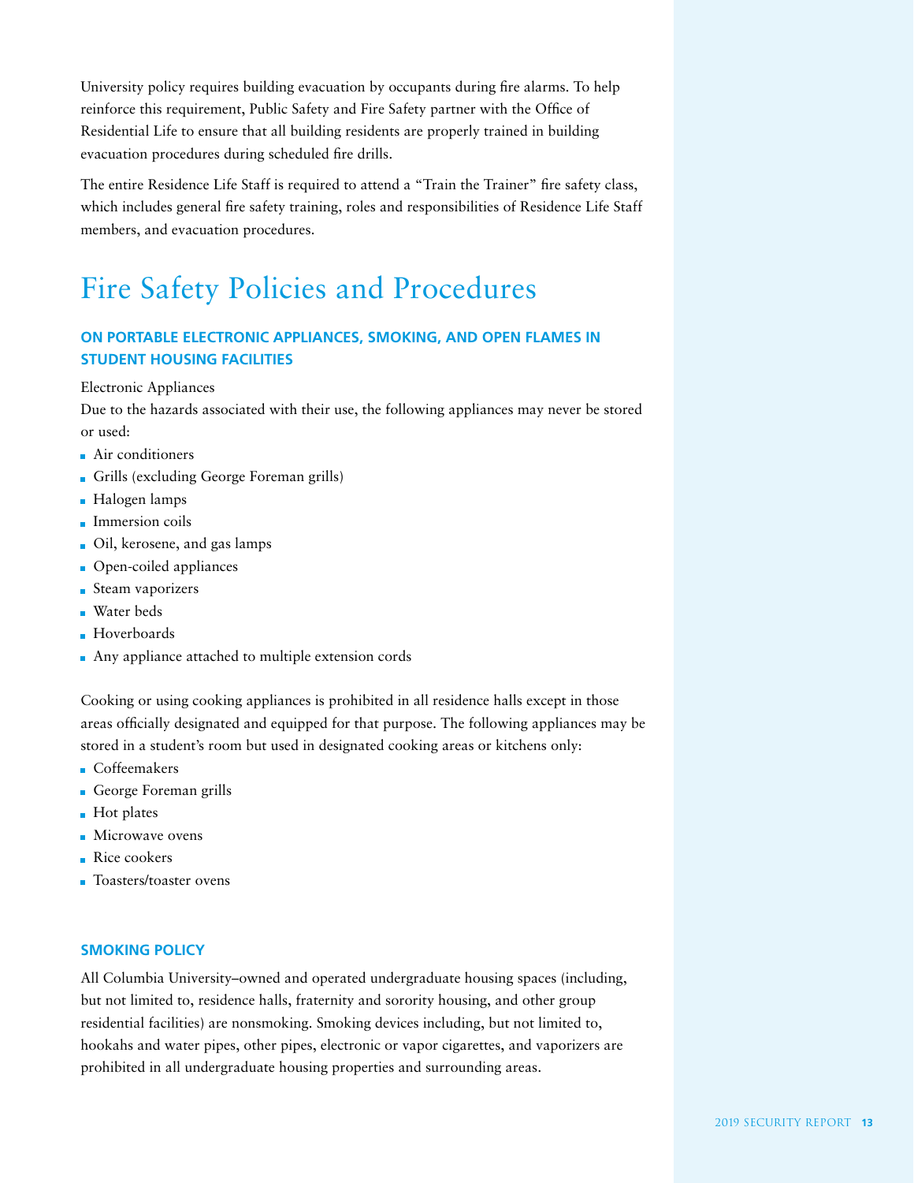University policy requires building evacuation by occupants during fire alarms. To help reinforce this requirement, Public Safety and Fire Safety partner with the Office of Residential Life to ensure that all building residents are properly trained in building evacuation procedures during scheduled fire drills.

The entire Residence Life Staff is required to attend a "Train the Trainer" fire safety class, which includes general fire safety training, roles and responsibilities of Residence Life Staff members, and evacuation procedures.

# Fire Safety Policies and Procedures

### ON PORTABLE ELECTRONIC APPLIANCES, SMOKING, AND OPEN FLAMES IN STUDENT HOUSING FACILITIES

Electronic Appliances

Due to the hazards associated with their use, the following appliances may never be stored or used:

- Air conditioners
- Grills (excluding George Foreman grills)
- Halogen lamps
- Immersion coils
- Oil, kerosene, and gas lamps
- Open-coiled appliances
- Steam vaporizers
- Water beds
- Hoverboards
- Any appliance attached to multiple extension cords

Cooking or using cooking appliances is prohibited in all residence halls except in those areas officially designated and equipped for that purpose. The following appliances may be stored in a student's room but used in designated cooking areas or kitchens only:

- Coffeemakers
- George Foreman grills
- Hot plates
- Microwave ovens
- Rice cookers
- Toasters/toaster ovens

### SMOKING POLICY

All Columbia University–owned and operated undergraduate housing spaces (including, but not limited to, residence halls, fraternity and sorority housing, and other group residential facilities) are nonsmoking. Smoking devices including, but not limited to, hookahs and water pipes, other pipes, electronic or vapor cigarettes, and vaporizers are prohibited in all undergraduate housing properties and surrounding areas.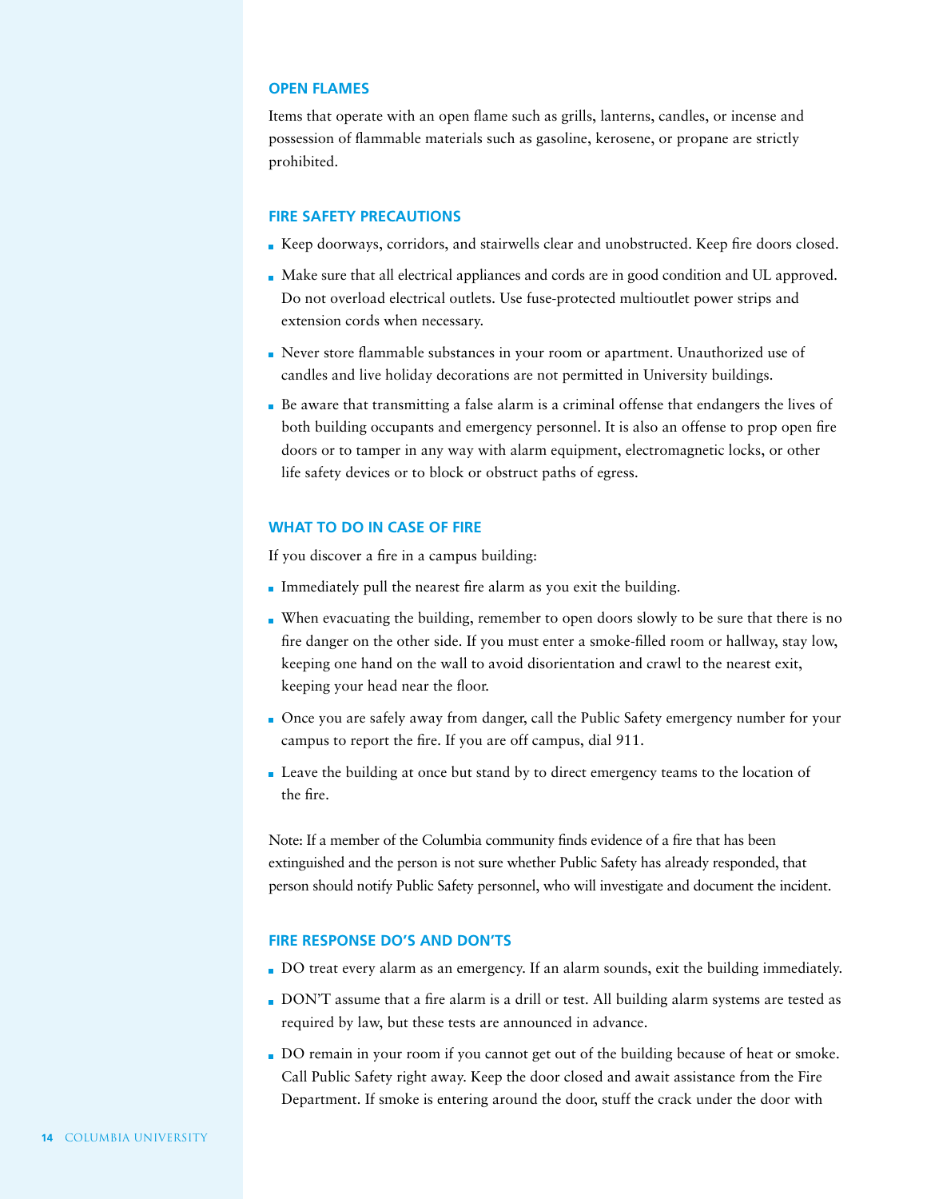### OPEN FLAMES

Items that operate with an open flame such as grills, lanterns, candles, or incense and possession of flammable materials such as gasoline, kerosene, or propane are strictly prohibited.

### FIRE SAFETY PRECAUTIONS

- Keep doorways, corridors, and stairwells clear and unobstructed. Keep fire doors closed.
- Make sure that all electrical appliances and cords are in good condition and UL approved. Do not overload electrical outlets. Use fuse-protected multioutlet power strips and extension cords when necessary.
- Never store flammable substances in your room or apartment. Unauthorized use of candles and live holiday decorations are not permitted in University buildings.
- Be aware that transmitting a false alarm is a criminal offense that endangers the lives of both building occupants and emergency personnel. It is also an offense to prop open fire doors or to tamper in any way with alarm equipment, electromagnetic locks, or other life safety devices or to block or obstruct paths of egress.

### WHAT TO DO IN CASE OF FIRE

If you discover a fire in a campus building:

- Immediately pull the nearest fire alarm as you exit the building.
- When evacuating the building, remember to open doors slowly to be sure that there is no fire danger on the other side. If you must enter a smoke-filled room or hallway, stay low, keeping one hand on the wall to avoid disorientation and crawl to the nearest exit, keeping your head near the floor.
- Once you are safely away from danger, call the Public Safety emergency number for your campus to report the fire. If you are off campus, dial 911.
- Leave the building at once but stand by to direct emergency teams to the location of the fire.

Note: If a member of the Columbia community finds evidence of a fire that has been extinguished and the person is not sure whether Public Safety has already responded, that person should notify Public Safety personnel, who will investigate and document the incident.

### FIRE RESPONSE DO'S AND DON'TS

- DO treat every alarm as an emergency. If an alarm sounds, exit the building immediately.
- DON'T assume that a fire alarm is a drill or test. All building alarm systems are tested as required by law, but these tests are announced in advance.
- DO remain in your room if you cannot get out of the building because of heat or smoke. Call Public Safety right away. Keep the door closed and await assistance from the Fire Department. If smoke is entering around the door, stuff the crack under the door with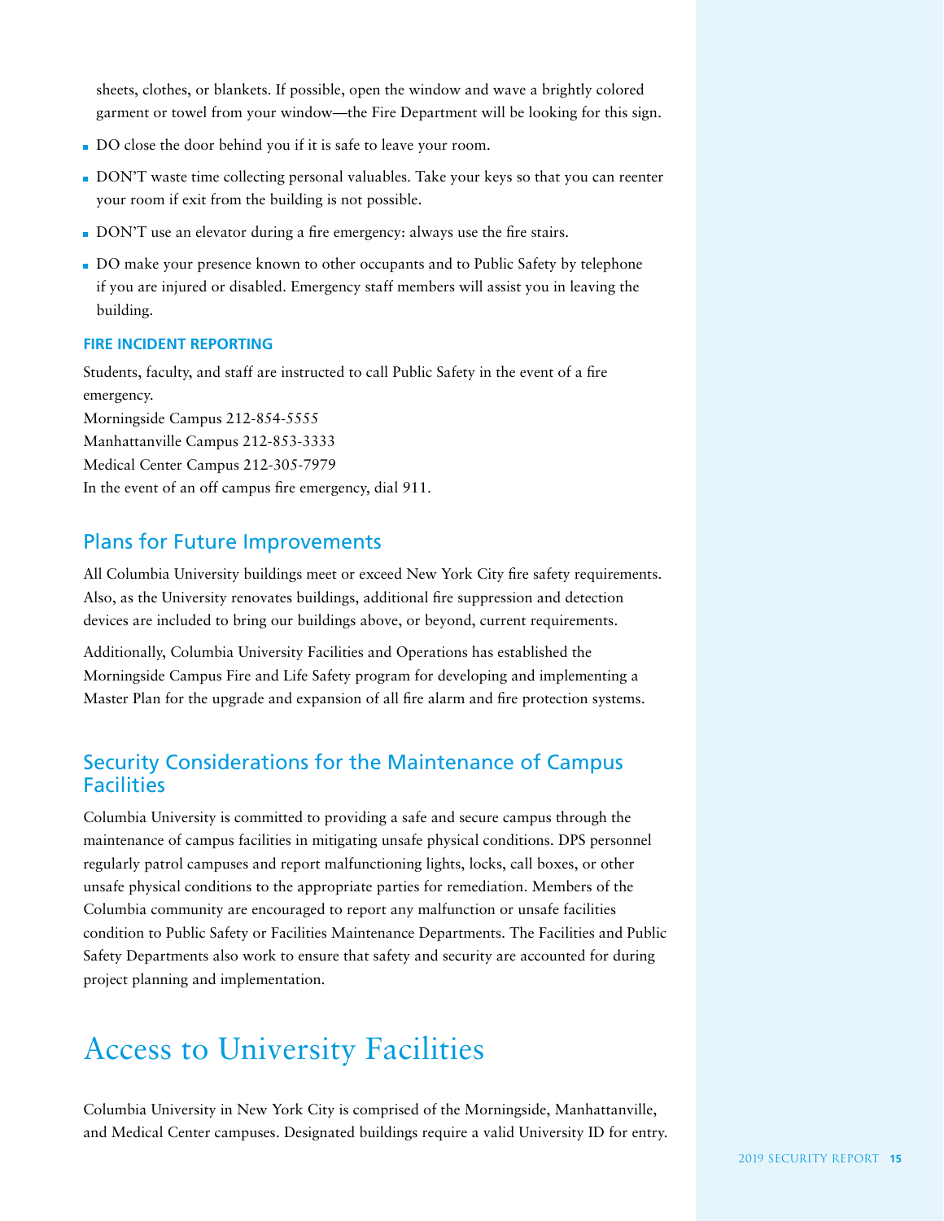sheets, clothes, or blankets. If possible, open the window and wave a brightly colored garment or towel from your window—the Fire Department will be looking for this sign.

- DO close the door behind you if it is safe to leave your room.
- DON'T waste time collecting personal valuables. Take your keys so that you can reenter your room if exit from the building is not possible.
- DON'T use an elevator during a fire emergency: always use the fire stairs.
- DO make your presence known to other occupants and to Public Safety by telephone if you are injured or disabled. Emergency staff members will assist you in leaving the building.

#### FIRE INCIDENT REPORTING

Students, faculty, and staff are instructed to call Public Safety in the event of a fire emergency.
Morningside Campus 212-854-5555
Manhattanville Campus 212-853-3333
Medical Center Campus 212-305-7979
In the event of an off campus fire emergency, dial 911.

### Plans for Future Improvements

All Columbia University buildings meet or exceed New York City fire safety requirements. Also, as the University renovates buildings, additional fire suppression and detection devices are included to bring our buildings above, or beyond, current requirements.

Additionally, Columbia University Facilities and Operations has established the Morningside Campus Fire and Life Safety program for developing and implementing a Master Plan for the upgrade and expansion of all fire alarm and fire protection systems.

### Security Considerations for the Maintenance of Campus Facilities

Columbia University is committed to providing a safe and secure campus through the maintenance of campus facilities in mitigating unsafe physical conditions. DPS personnel regularly patrol campuses and report malfunctioning lights, locks, call boxes, or other unsafe physical conditions to the appropriate parties for remediation. Members of the Columbia community are encouraged to report any malfunction or unsafe facilities condition to Public Safety or Facilities Maintenance Departments. The Facilities and Public Safety Departments also work to ensure that safety and security are accounted for during project planning and implementation.

## Access to University Facilities

Columbia University in New York City is comprised of the Morningside, Manhattanville, and Medical Center campuses. Designated buildings require a valid University ID for entry.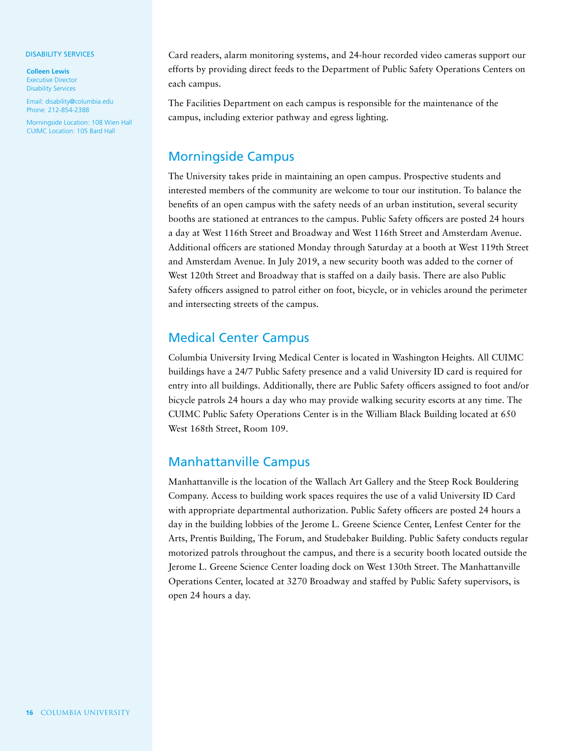DISABILITY SERVICES

**Colleen Lewis**
Executive Director
Disability Services

Email: disability@columbia.edu
Phone: 212-854-2388

Morningside Location: 108 Wien Hall
CUIMC Location: 105 Bard Hall

Card readers, alarm monitoring systems, and 24-hour recorded video cameras support our efforts by providing direct feeds to the Department of Public Safety Operations Centers on each campus.

The Facilities Department on each campus is responsible for the maintenance of the campus, including exterior pathway and egress lighting.

## Morningside Campus

The University takes pride in maintaining an open campus. Prospective students and interested members of the community are welcome to tour our institution. To balance the benefits of an open campus with the safety needs of an urban institution, several security booths are stationed at entrances to the campus. Public Safety officers are posted 24 hours a day at West 116th Street and Broadway and West 116th Street and Amsterdam Avenue. Additional officers are stationed Monday through Saturday at a booth at West 119th Street and Amsterdam Avenue. In July 2019, a new security booth was added to the corner of West 120th Street and Broadway that is staffed on a daily basis. There are also Public Safety officers assigned to patrol either on foot, bicycle, or in vehicles around the perimeter and intersecting streets of the campus.

## Medical Center Campus

Columbia University Irving Medical Center is located in Washington Heights. All CUIMC buildings have a 24/7 Public Safety presence and a valid University ID card is required for entry into all buildings. Additionally, there are Public Safety officers assigned to foot and/or bicycle patrols 24 hours a day who may provide walking security escorts at any time. The CUIMC Public Safety Operations Center is in the William Black Building located at 650 West 168th Street, Room 109.

## Manhattanville Campus

Manhattanville is the location of the Wallach Art Gallery and the Steep Rock Bouldering Company. Access to building work spaces requires the use of a valid University ID Card with appropriate departmental authorization. Public Safety officers are posted 24 hours a day in the building lobbies of the Jerome L. Greene Science Center, Lenfest Center for the Arts, Prentis Building, The Forum, and Studebaker Building. Public Safety conducts regular motorized patrols throughout the campus, and there is a security booth located outside the Jerome L. Greene Science Center loading dock on West 130th Street. The Manhattanville Operations Center, located at 3270 Broadway and staffed by Public Safety supervisors, is open 24 hours a day.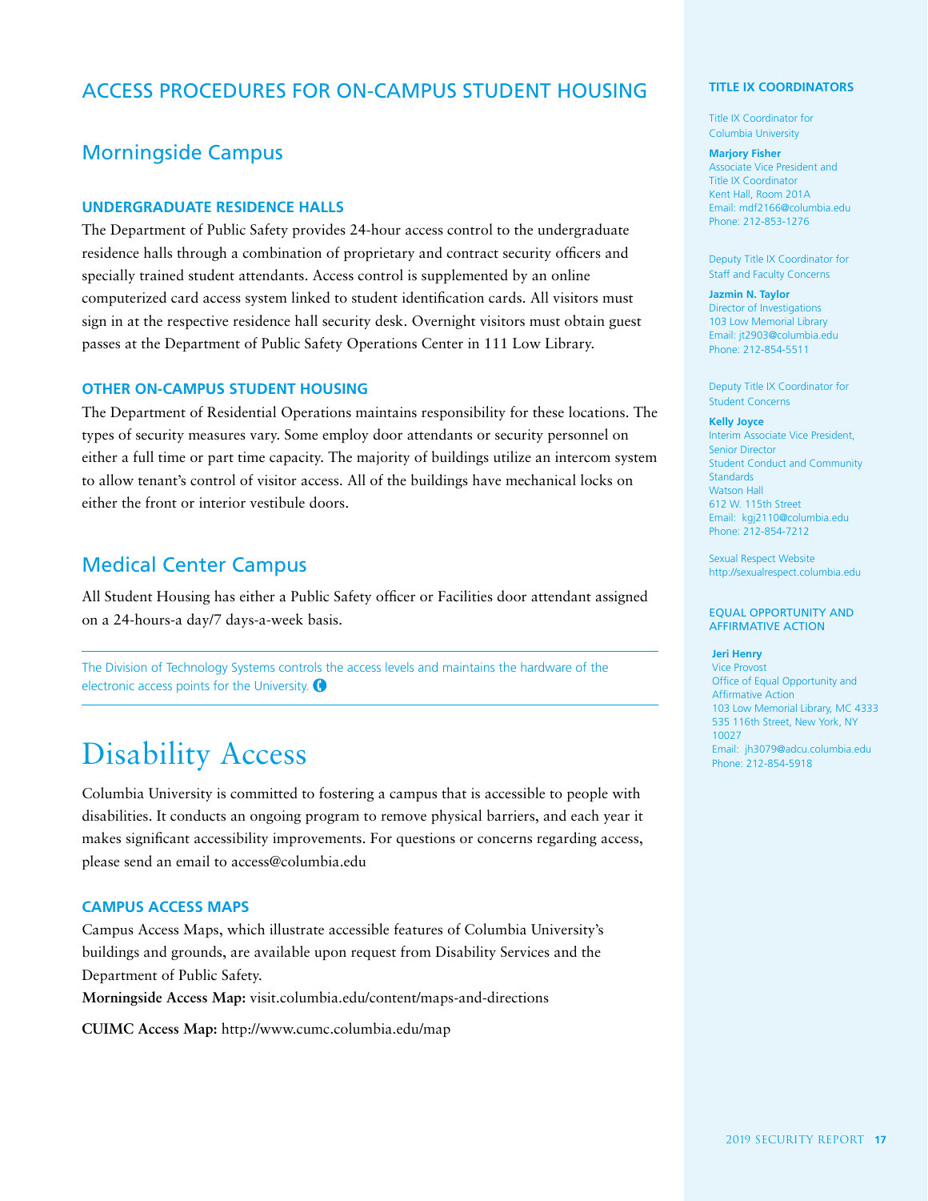## ACCESS PROCEDURES FOR ON-CAMPUS STUDENT HOUSING

### Morningside Campus

#### UNDERGRADUATE RESIDENCE HALLS

The Department of Public Safety provides 24-hour access control to the undergraduate residence halls through a combination of proprietary and contract security officers and specially trained student attendants. Access control is supplemented by an online computerized card access system linked to student identification cards. All visitors must sign in at the respective residence hall security desk. Overnight visitors must obtain guest passes at the Department of Public Safety Operations Center in 111 Low Library.

#### OTHER ON-CAMPUS STUDENT HOUSING

The Department of Residential Operations maintains responsibility for these locations. The types of security measures vary. Some employ door attendants or security personnel on either a full time or part time capacity. The majority of buildings utilize an intercom system to allow tenant's control of visitor access. All of the buildings have mechanical locks on either the front or interior vestibule doors.

### Medical Center Campus

All Student Housing has either a Public Safety officer or Facilities door attendant assigned on a 24-hours-a day/7 days-a-week basis.

---

The Division of Technology Systems controls the access levels and maintains the hardware of the electronic access points for the University.

---

# Disability Access

Columbia University is committed to fostering a campus that is accessible to people with disabilities. It conducts an ongoing program to remove physical barriers, and each year it makes significant accessibility improvements. For questions or concerns regarding access, please send an email to access@columbia.edu

#### CAMPUS ACCESS MAPS

Campus Access Maps, which illustrate accessible features of Columbia University's buildings and grounds, are available upon request from Disability Services and the Department of Public Safety.

**Morningside Access Map:** visit.columbia.edu/content/maps-and-directions

**CUIMC Access Map:** http://www.cumc.columbia.edu/map

#### TITLE IX COORDINATORS

Title IX Coordinator for Columbia University

**Marjory Fisher**
Associate Vice President and Title IX Coordinator
Kent Hall, Room 201A
Email: mdf2166@columbia.edu
Phone: 212-853-1276

Deputy Title IX Coordinator for Staff and Faculty Concerns

**Jazmin N. Taylor**
Director of Investigations
103 Low Memorial Library
Email: jt2903@columbia.edu
Phone: 212-854-5511

Deputy Title IX Coordinator for Student Concerns

**Kelly Joyce**
Interim Associate Vice President, Senior Director
Student Conduct and Community Standards
Watson Hall
612 W. 115th Street
Email: kgj2110@columbia.edu
Phone: 212-854-7212

Sexual Respect Website
http://sexualrespect.columbia.edu

#### EQUAL OPPORTUNITY AND AFFIRMATIVE ACTION

**Jeri Henry**
Vice Provost
Office of Equal Opportunity and Affirmative Action
103 Low Memorial Library, MC 4333
535 116th Street, New York, NY 10027
Email: jh3079@adcu.columbia.edu
Phone: 212-854-5918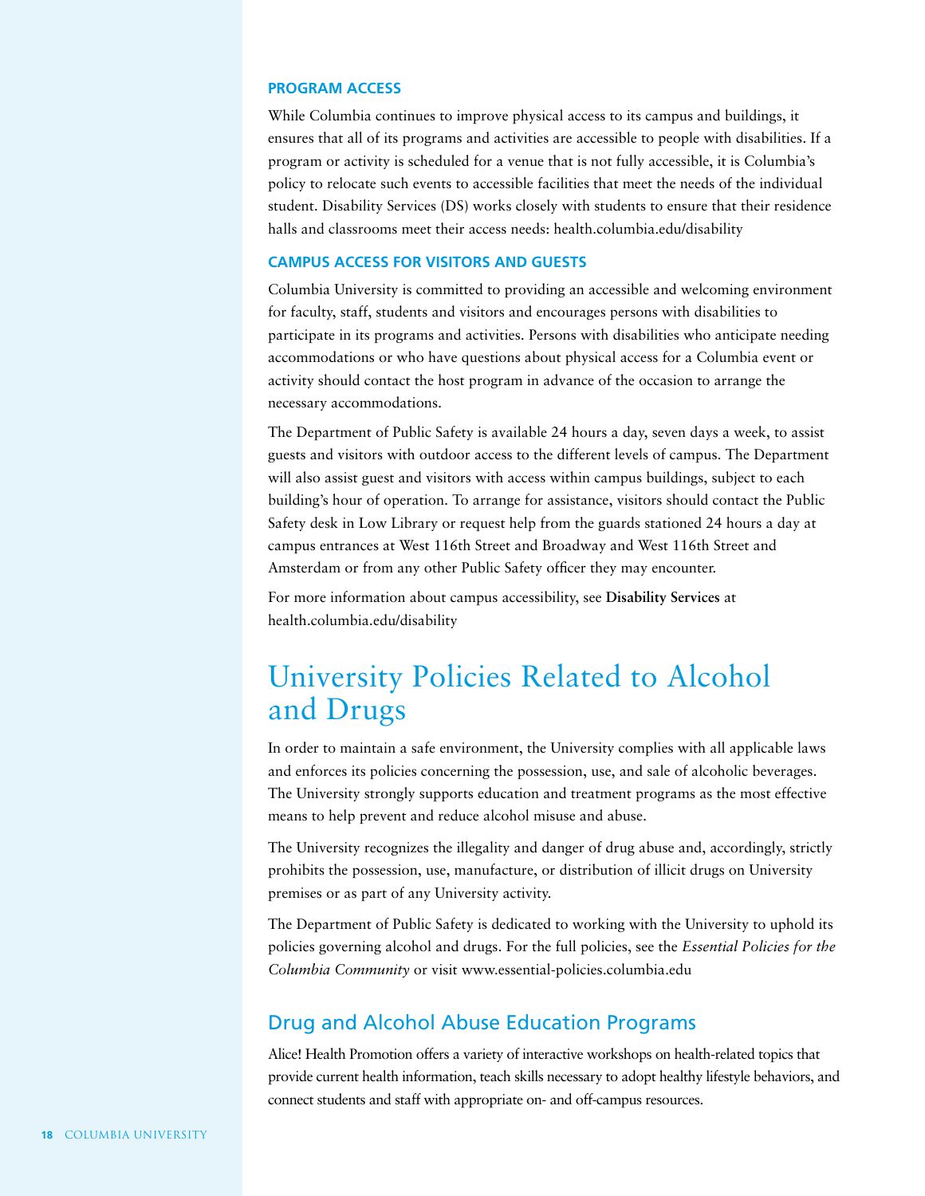### PROGRAM ACCESS

While Columbia continues to improve physical access to its campus and buildings, it ensures that all of its programs and activities are accessible to people with disabilities. If a program or activity is scheduled for a venue that is not fully accessible, it is Columbia's policy to relocate such events to accessible facilities that meet the needs of the individual student. Disability Services (DS) works closely with students to ensure that their residence halls and classrooms meet their access needs: health.columbia.edu/disability

### CAMPUS ACCESS FOR VISITORS AND GUESTS

Columbia University is committed to providing an accessible and welcoming environment for faculty, staff, students and visitors and encourages persons with disabilities to participate in its programs and activities. Persons with disabilities who anticipate needing accommodations or who have questions about physical access for a Columbia event or activity should contact the host program in advance of the occasion to arrange the necessary accommodations.

The Department of Public Safety is available 24 hours a day, seven days a week, to assist guests and visitors with outdoor access to the different levels of campus. The Department will also assist guest and visitors with access within campus buildings, subject to each building's hour of operation. To arrange for assistance, visitors should contact the Public Safety desk in Low Library or request help from the guards stationed 24 hours a day at campus entrances at West 116th Street and Broadway and West 116th Street and Amsterdam or from any other Public Safety officer they may encounter.

For more information about campus accessibility, see **Disability Services** at health.columbia.edu/disability

# University Policies Related to Alcohol and Drugs

In order to maintain a safe environment, the University complies with all applicable laws and enforces its policies concerning the possession, use, and sale of alcoholic beverages. The University strongly supports education and treatment programs as the most effective means to help prevent and reduce alcohol misuse and abuse.

The University recognizes the illegality and danger of drug abuse and, accordingly, strictly prohibits the possession, use, manufacture, or distribution of illicit drugs on University premises or as part of any University activity.

The Department of Public Safety is dedicated to working with the University to uphold its policies governing alcohol and drugs. For the full policies, see the *Essential Policies for the Columbia Community* or visit www.essential-policies.columbia.edu

## Drug and Alcohol Abuse Education Programs

Alice! Health Promotion offers a variety of interactive workshops on health-related topics that provide current health information, teach skills necessary to adopt healthy lifestyle behaviors, and connect students and staff with appropriate on- and off-campus resources.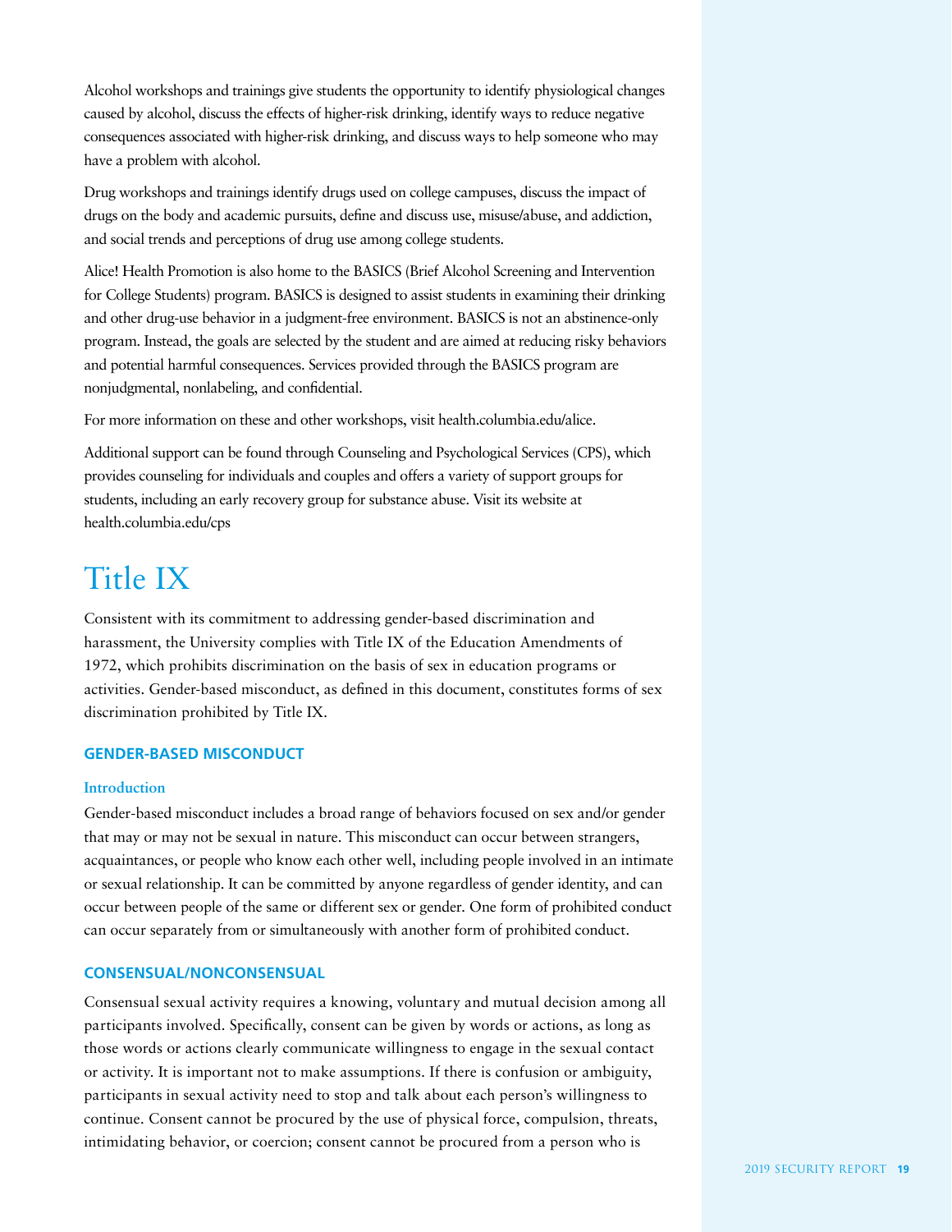Alcohol workshops and trainings give students the opportunity to identify physiological changes caused by alcohol, discuss the effects of higher-risk drinking, identify ways to reduce negative consequences associated with higher-risk drinking, and discuss ways to help someone who may have a problem with alcohol.

Drug workshops and trainings identify drugs used on college campuses, discuss the impact of drugs on the body and academic pursuits, define and discuss use, misuse/abuse, and addiction, and social trends and perceptions of drug use among college students.

Alice! Health Promotion is also home to the BASICS (Brief Alcohol Screening and Intervention for College Students) program. BASICS is designed to assist students in examining their drinking and other drug-use behavior in a judgment-free environment. BASICS is not an abstinence-only program. Instead, the goals are selected by the student and are aimed at reducing risky behaviors and potential harmful consequences. Services provided through the BASICS program are nonjudgmental, nonlabeling, and confidential.

For more information on these and other workshops, visit health.columbia.edu/alice.

Additional support can be found through Counseling and Psychological Services (CPS), which provides counseling for individuals and couples and offers a variety of support groups for students, including an early recovery group for substance abuse. Visit its website at health.columbia.edu/cps

# Title IX

Consistent with its commitment to addressing gender-based discrimination and harassment, the University complies with Title IX of the Education Amendments of 1972, which prohibits discrimination on the basis of sex in education programs or activities. Gender-based misconduct, as defined in this document, constitutes forms of sex discrimination prohibited by Title IX.

## GENDER-BASED MISCONDUCT

### Introduction

Gender-based misconduct includes a broad range of behaviors focused on sex and/or gender that may or may not be sexual in nature. This misconduct can occur between strangers, acquaintances, or people who know each other well, including people involved in an intimate or sexual relationship. It can be committed by anyone regardless of gender identity, and can occur between people of the same or different sex or gender. One form of prohibited conduct can occur separately from or simultaneously with another form of prohibited conduct.

## CONSENSUAL/NONCONSENSUAL

Consensual sexual activity requires a knowing, voluntary and mutual decision among all participants involved. Specifically, consent can be given by words or actions, as long as those words or actions clearly communicate willingness to engage in the sexual contact or activity. It is important not to make assumptions. If there is confusion or ambiguity, participants in sexual activity need to stop and talk about each person's willingness to continue. Consent cannot be procured by the use of physical force, compulsion, threats, intimidating behavior, or coercion; consent cannot be procured from a person who is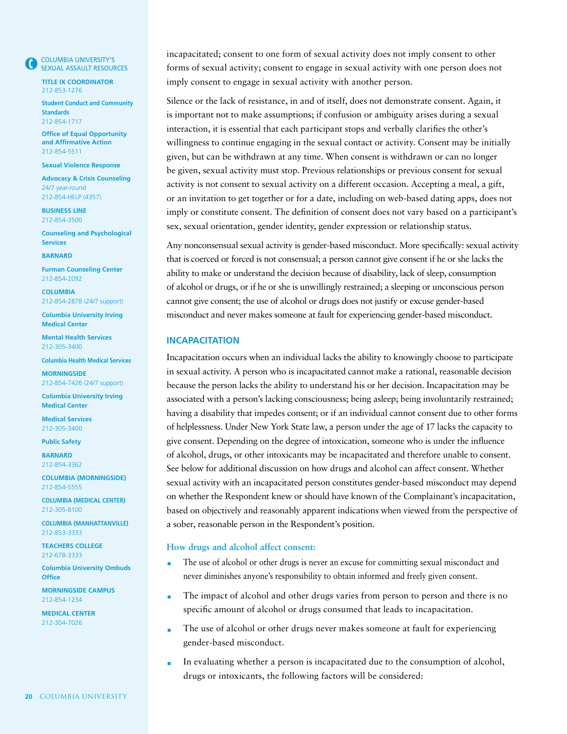COLUMBIA UNIVERSITY'S SEXUAL ASSAULT RESOURCES

**TITLE IX COORDINATOR**
212-853-1276

**Student Conduct and Community Standards**
212-854-1717

**Office of Equal Opportunity and Affirmative Action**
212-854-5511

**Sexual Violence Response**

**Advocacy & Crisis Counseling**
24/7 year-round
212-854-HELP (4357)

**BUSINESS LINE**
212-854-3500

**Counseling and Psychological Services**

**BARNARD**

**Furman Counseling Center**
212-854-2092

**COLUMBIA**
212-854-2878 (24/7 support)

**Columbia University Irving Medical Center**

**Mental Health Services**
212-305-3400

**Columbia Health Medical Services**

**MORNINGSIDE**
212-854-7426 (24/7 support)

**Columbia University Irving Medical Center**

**Medical Services**
212-305-3400

**Public Safety**

**BARNARD**
212-854-3362

**COLUMBIA (MORNINGSIDE)**
212-854-5555

**COLUMBIA (MEDICAL CENTER)**
212-305-8100

**COLUMBIA (MANHATTANVILLE)**
212-853-3333

**TEACHERS COLLEGE**
212-678-3333

**Columbia University Ombuds Office**

**MORNINGSIDE CAMPUS**
212-854-1234

**MEDICAL CENTER**
212-304-7026

incapacitated; consent to one form of sexual activity does not imply consent to other forms of sexual activity; consent to engage in sexual activity with one person does not imply consent to engage in sexual activity with another person.

Silence or the lack of resistance, in and of itself, does not demonstrate consent. Again, it is important not to make assumptions; if confusion or ambiguity arises during a sexual interaction, it is essential that each participant stops and verbally clarifies the other's willingness to continue engaging in the sexual contact or activity. Consent may be initially given, but can be withdrawn at any time. When consent is withdrawn or can no longer be given, sexual activity must stop. Previous relationships or previous consent for sexual activity is not consent to sexual activity on a different occasion. Accepting a meal, a gift, or an invitation to get together or for a date, including on web-based dating apps, does not imply or constitute consent. The definition of consent does not vary based on a participant's sex, sexual orientation, gender identity, gender expression or relationship status.

Any nonconsensual sexual activity is gender-based misconduct. More specifically: sexual activity that is coerced or forced is not consensual; a person cannot give consent if he or she lacks the ability to make or understand the decision because of disability, lack of sleep, consumption of alcohol or drugs, or if he or she is unwillingly restrained; a sleeping or unconscious person cannot give consent; the use of alcohol or drugs does not justify or excuse gender-based misconduct and never makes someone at fault for experiencing gender-based misconduct.

## INCAPACITATION

Incapacitation occurs when an individual lacks the ability to knowingly choose to participate in sexual activity. A person who is incapacitated cannot make a rational, reasonable decision because the person lacks the ability to understand his or her decision. Incapacitation may be associated with a person's lacking consciousness; being asleep; being involuntarily restrained; having a disability that impedes consent; or if an individual cannot consent due to other forms of helplessness. Under New York State law, a person under the age of 17 lacks the capacity to give consent. Depending on the degree of intoxication, someone who is under the influence of alcohol, drugs, or other intoxicants may be incapacitated and therefore unable to consent. See below for additional discussion on how drugs and alcohol can affect consent. Whether sexual activity with an incapacitated person constitutes gender-based misconduct may depend on whether the Respondent knew or should have known of the Complainant's incapacitation, based on objectively and reasonably apparent indications when viewed from the perspective of a sober, reasonable person in the Respondent's position.

### How drugs and alcohol affect consent:

- The use of alcohol or other drugs is never an excuse for committing sexual misconduct and never diminishes anyone's responsibility to obtain informed and freely given consent.
- The impact of alcohol and other drugs varies from person to person and there is no specific amount of alcohol or drugs consumed that leads to incapacitation.
- The use of alcohol or other drugs never makes someone at fault for experiencing gender-based misconduct.
- In evaluating whether a person is incapacitated due to the consumption of alcohol, drugs or intoxicants, the following factors will be considered: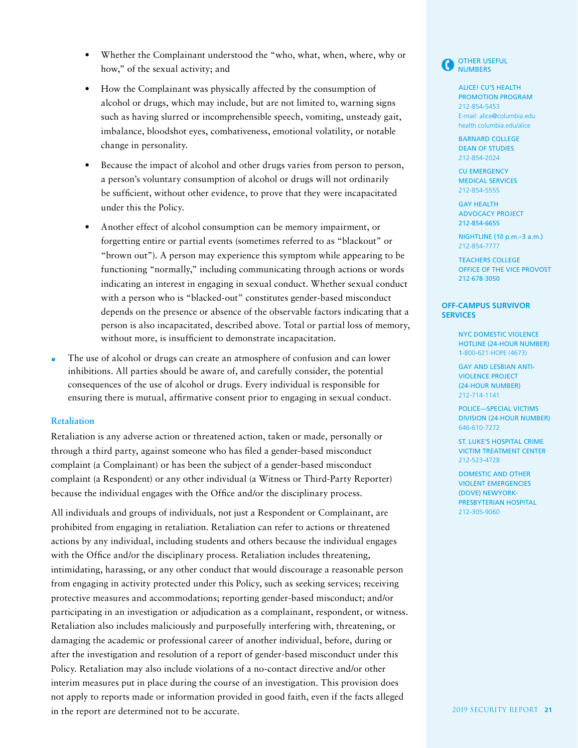- Whether the Complainant understood the “who, what, when, where, why or how,” of the sexual activity; and
- How the Complainant was physically affected by the consumption of alcohol or drugs, which may include, but are not limited to, warning signs such as having slurred or incomprehensible speech, vomiting, unsteady gait, imbalance, bloodshot eyes, combativeness, emotional volatility, or notable change in personality.
- Because the impact of alcohol and other drugs varies from person to person, a person’s voluntary consumption of alcohol or drugs will not ordinarily be sufficient, without other evidence, to prove that they were incapacitated under this the Policy.
- Another effect of alcohol consumption can be memory impairment, or forgetting entire or partial events (sometimes referred to as “blackout” or “brown out”). A person may experience this symptom while appearing to be functioning “normally,” including communicating through actions or words indicating an interest in engaging in sexual conduct. Whether sexual conduct with a person who is “blacked-out” constitutes gender-based misconduct depends on the presence or absence of the observable factors indicating that a person is also incapacitated, described above. Total or partial loss of memory, without more, is insufficient to demonstrate incapacitation.

- The use of alcohol or drugs can create an atmosphere of confusion and can lower inhibitions. All parties should be aware of, and carefully consider, the potential consequences of the use of alcohol or drugs. Every individual is responsible for ensuring there is mutual, affirmative consent prior to engaging in sexual conduct.

### Retaliation

Retaliation is any adverse action or threatened action, taken or made, personally or through a third party, against someone who has filed a gender-based misconduct complaint (a Complainant) or has been the subject of a gender-based misconduct complaint (a Respondent) or any other individual (a Witness or Third-Party Reporter) because the individual engages with the Office and/or the disciplinary process.

All individuals and groups of individuals, not just a Respondent or Complainant, are prohibited from engaging in retaliation. Retaliation can refer to actions or threatened actions by any individual, including students and others because the individual engages with the Office and/or the disciplinary process. Retaliation includes threatening, intimidating, harassing, or any other conduct that would discourage a reasonable person from engaging in activity protected under this Policy, such as seeking services; receiving protective measures and accommodations; reporting gender-based misconduct; and/or participating in an investigation or adjudication as a complainant, respondent, or witness. Retaliation also includes maliciously and purposefully interfering with, threatening, or damaging the academic or professional career of another individual, before, during or after the investigation and resolution of a report of gender-based misconduct under this Policy. Retaliation may also include violations of a no-contact directive and/or other interim measures put in place during the course of an investigation. This provision does not apply to reports made or information provided in good faith, even if the facts alleged in the report are determined not to be accurate.

### OTHER USEFUL NUMBERS

**ALICE! CU’S HEALTH PROMOTION PROGRAM**
212-854-5453
E-mail: alice@columbia.edu
health.columbia.edu/alice

**BARNARD COLLEGE DEAN OF STUDIES**
212-854-2024

**CU EMERGENCY MEDICAL SERVICES**
212-854-5555

**GAY HEALTH ADVOCACY PROJECT**
212-854-6655

**NIGHTLINE (10 p.m.–3 a.m.)**
212-854-7777

**TEACHERS COLLEGE OFFICE OF THE VICE PROVOST**
212-678-3050

### OFF-CAMPUS SURVIVOR SERVICES

**NYC DOMESTIC VIOLENCE HOTLINE (24-HOUR NUMBER)**
1-800-621-HOPE (4673)

**GAY AND LESBIAN ANTI-VIOLENCE PROJECT (24-HOUR NUMBER)**
212-714-1141

**POLICE—SPECIAL VICTIMS DIVISION (24-HOUR NUMBER)**
646-610-7272

**ST. LUKE’S HOSPITAL CRIME VICTIM TREATMENT CENTER**
212-523-4728

**DOMESTIC AND OTHER VIOLENT EMERGENCIES (DOVE) NEWYORK-PRESBYTERIAN HOSPITAL**
212-305-9060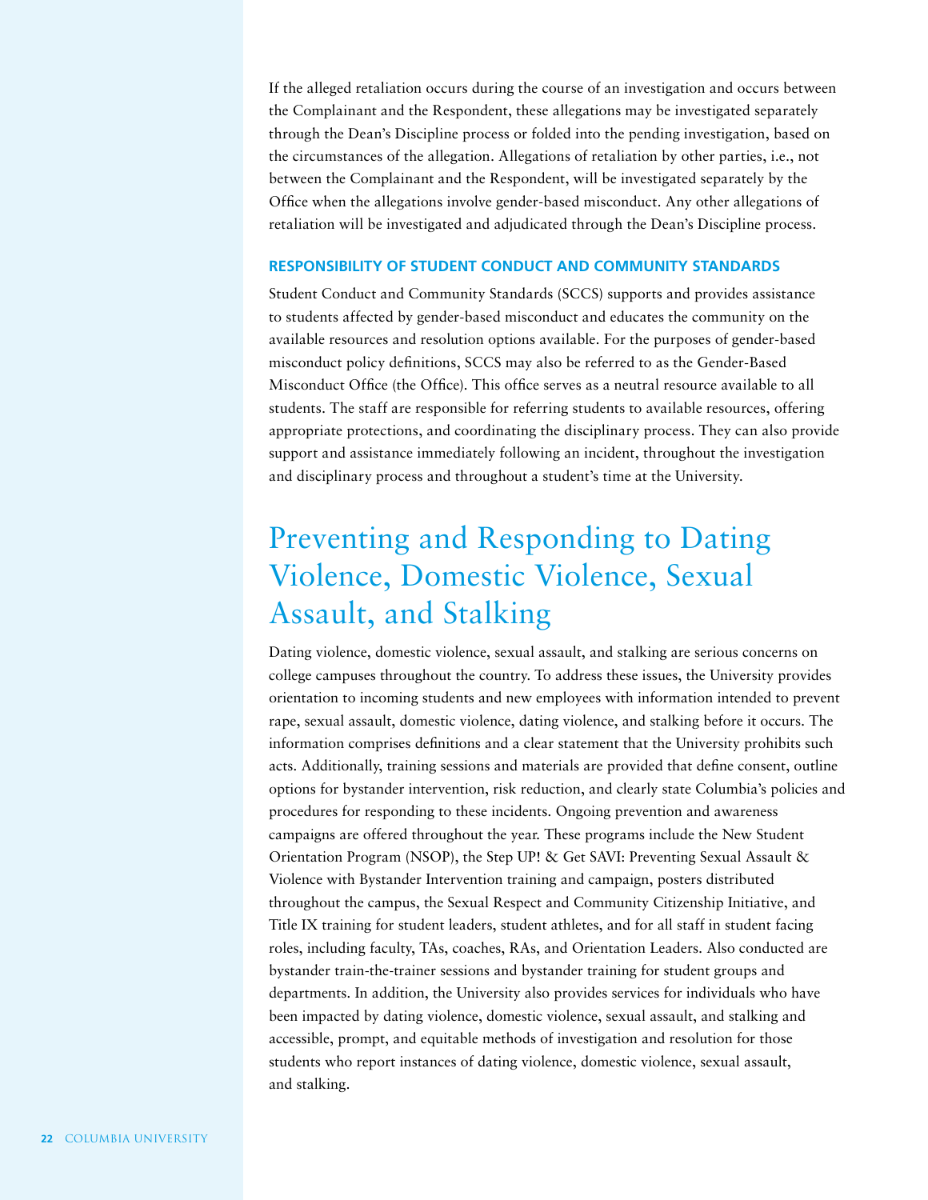If the alleged retaliation occurs during the course of an investigation and occurs between the Complainant and the Respondent, these allegations may be investigated separately through the Dean's Discipline process or folded into the pending investigation, based on the circumstances of the allegation. Allegations of retaliation by other parties, i.e., not between the Complainant and the Respondent, will be investigated separately by the Office when the allegations involve gender-based misconduct. Any other allegations of retaliation will be investigated and adjudicated through the Dean's Discipline process.

### RESPONSIBILITY OF STUDENT CONDUCT AND COMMUNITY STANDARDS

Student Conduct and Community Standards (SCCS) supports and provides assistance to students affected by gender-based misconduct and educates the community on the available resources and resolution options available. For the purposes of gender-based misconduct policy definitions, SCCS may also be referred to as the Gender-Based Misconduct Office (the Office). This office serves as a neutral resource available to all students. The staff are responsible for referring students to available resources, offering appropriate protections, and coordinating the disciplinary process. They can also provide support and assistance immediately following an incident, throughout the investigation and disciplinary process and throughout a student's time at the University.

## Preventing and Responding to Dating Violence, Domestic Violence, Sexual Assault, and Stalking

Dating violence, domestic violence, sexual assault, and stalking are serious concerns on college campuses throughout the country. To address these issues, the University provides orientation to incoming students and new employees with information intended to prevent rape, sexual assault, domestic violence, dating violence, and stalking before it occurs. The information comprises definitions and a clear statement that the University prohibits such acts. Additionally, training sessions and materials are provided that define consent, outline options for bystander intervention, risk reduction, and clearly state Columbia's policies and procedures for responding to these incidents. Ongoing prevention and awareness campaigns are offered throughout the year. These programs include the New Student Orientation Program (NSOP), the Step UP! & Get SAVI: Preventing Sexual Assault & Violence with Bystander Intervention training and campaign, posters distributed throughout the campus, the Sexual Respect and Community Citizenship Initiative, and Title IX training for student leaders, student athletes, and for all staff in student facing roles, including faculty, TAs, coaches, RAs, and Orientation Leaders. Also conducted are bystander train-the-trainer sessions and bystander training for student groups and departments. In addition, the University also provides services for individuals who have been impacted by dating violence, domestic violence, sexual assault, and stalking and accessible, prompt, and equitable methods of investigation and resolution for those students who report instances of dating violence, domestic violence, sexual assault, and stalking.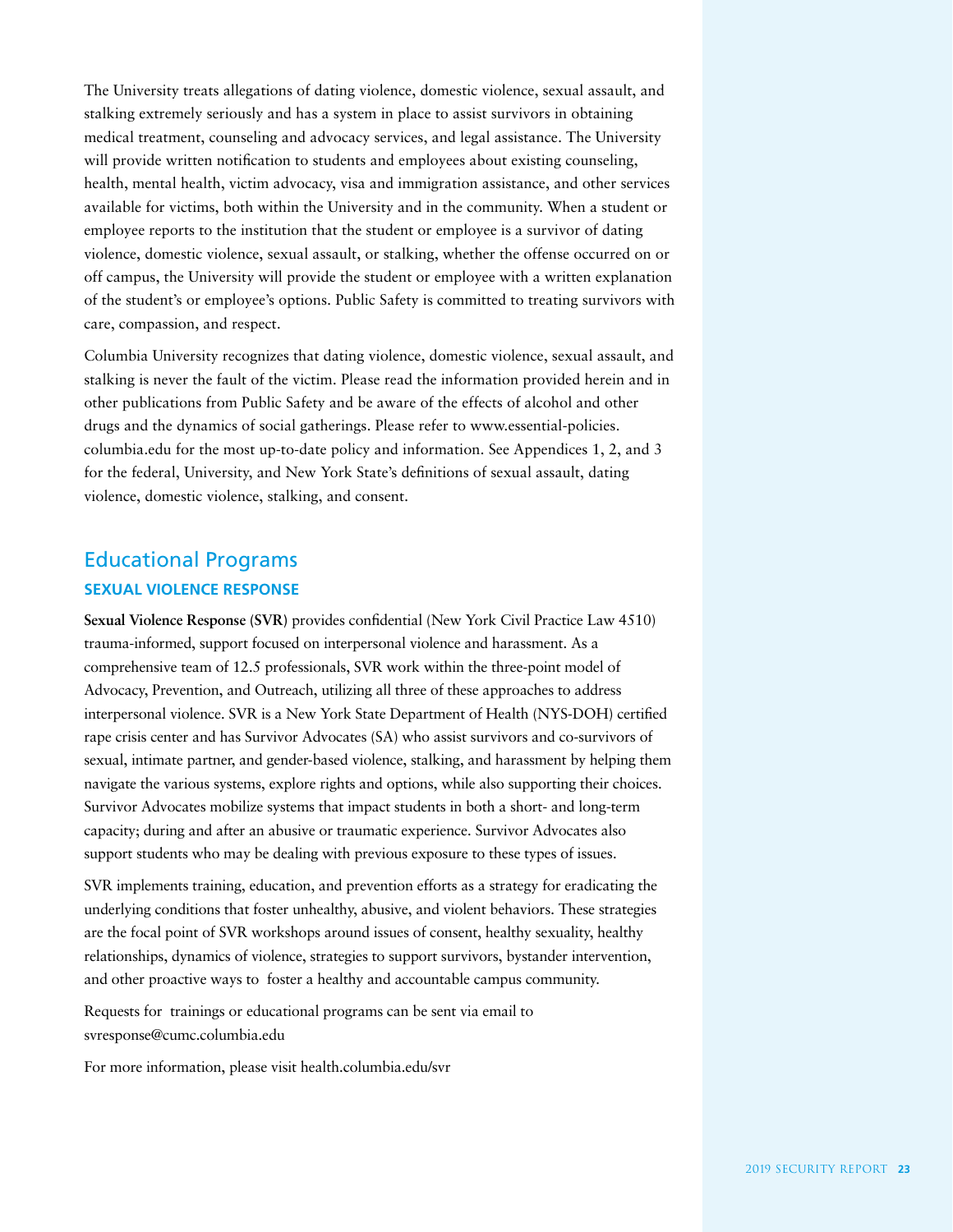The University treats allegations of dating violence, domestic violence, sexual assault, and stalking extremely seriously and has a system in place to assist survivors in obtaining medical treatment, counseling and advocacy services, and legal assistance. The University will provide written notification to students and employees about existing counseling, health, mental health, victim advocacy, visa and immigration assistance, and other services available for victims, both within the University and in the community. When a student or employee reports to the institution that the student or employee is a survivor of dating violence, domestic violence, sexual assault, or stalking, whether the offense occurred on or off campus, the University will provide the student or employee with a written explanation of the student's or employee's options. Public Safety is committed to treating survivors with care, compassion, and respect.

Columbia University recognizes that dating violence, domestic violence, sexual assault, and stalking is never the fault of the victim. Please read the information provided herein and in other publications from Public Safety and be aware of the effects of alcohol and other drugs and the dynamics of social gatherings. Please refer to www.essential-policies.columbia.edu for the most up-to-date policy and information. See Appendices 1, 2, and 3 for the federal, University, and New York State's definitions of sexual assault, dating violence, domestic violence, stalking, and consent.

## Educational Programs

### SEXUAL VIOLENCE RESPONSE

**Sexual Violence Response (SVR)** provides confidential (New York Civil Practice Law 4510) trauma-informed, support focused on interpersonal violence and harassment. As a comprehensive team of 12.5 professionals, SVR work within the three-point model of Advocacy, Prevention, and Outreach, utilizing all three of these approaches to address interpersonal violence. SVR is a New York State Department of Health (NYS-DOH) certified rape crisis center and has Survivor Advocates (SA) who assist survivors and co-survivors of sexual, intimate partner, and gender-based violence, stalking, and harassment by helping them navigate the various systems, explore rights and options, while also supporting their choices. Survivor Advocates mobilize systems that impact students in both a short- and long-term capacity; during and after an abusive or traumatic experience. Survivor Advocates also support students who may be dealing with previous exposure to these types of issues.

SVR implements training, education, and prevention efforts as a strategy for eradicating the underlying conditions that foster unhealthy, abusive, and violent behaviors. These strategies are the focal point of SVR workshops around issues of consent, healthy sexuality, healthy relationships, dynamics of violence, strategies to support survivors, bystander intervention, and other proactive ways to foster a healthy and accountable campus community.

Requests for trainings or educational programs can be sent via email to svresponse@cumc.columbia.edu

For more information, please visit health.columbia.edu/svr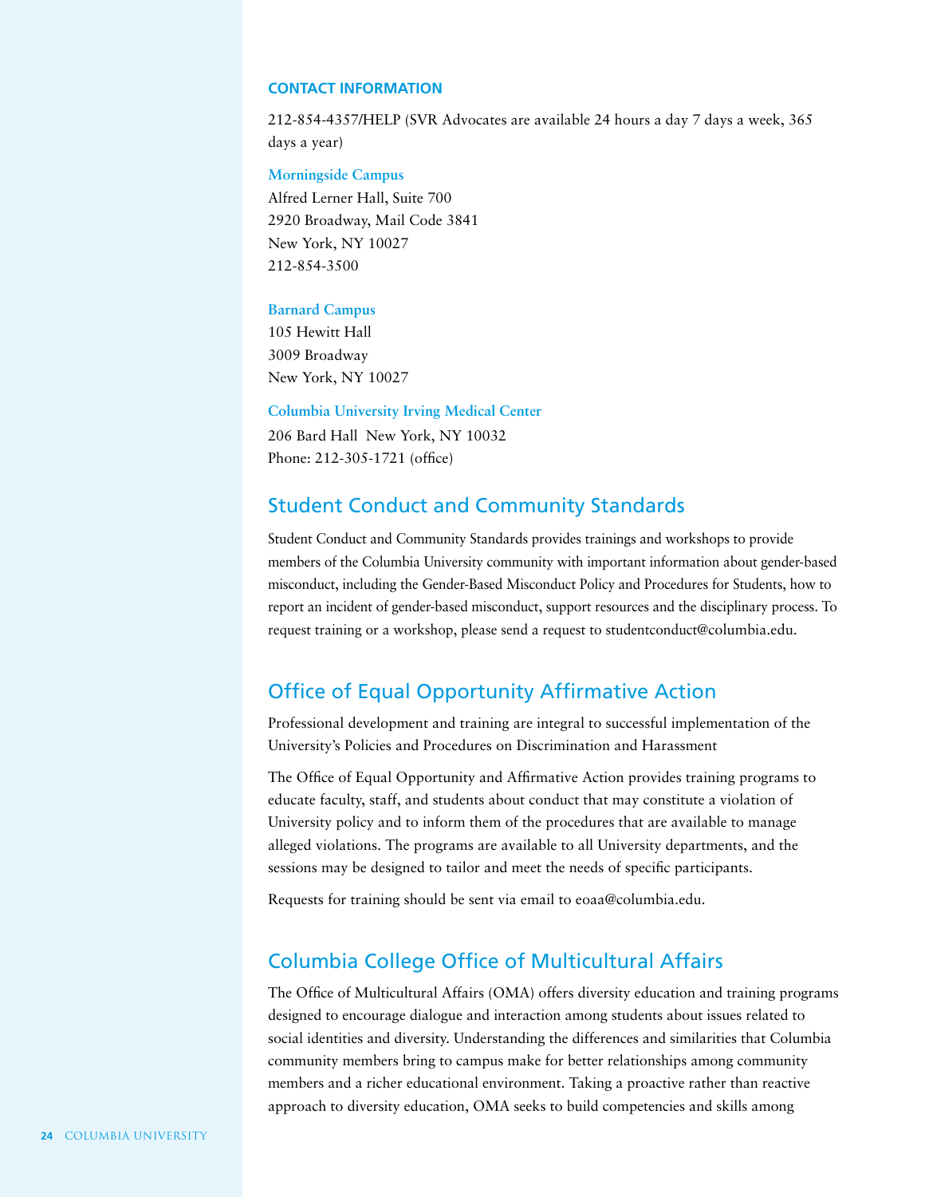**CONTACT INFORMATION**

212-854-4357/HELP (SVR Advocates are available 24 hours a day 7 days a week, 365 days a year)

**Morningside Campus**
Alfred Lerner Hall, Suite 700
2920 Broadway, Mail Code 3841
New York, NY 10027
212-854-3500

**Barnard Campus**
105 Hewitt Hall
3009 Broadway
New York, NY 10027

**Columbia University Irving Medical Center**
206 Bard Hall New York, NY 10032
Phone: 212-305-1721 (office)

## Student Conduct and Community Standards

Student Conduct and Community Standards provides trainings and workshops to provide members of the Columbia University community with important information about gender-based misconduct, including the Gender-Based Misconduct Policy and Procedures for Students, how to report an incident of gender-based misconduct, support resources and the disciplinary process. To request training or a workshop, please send a request to studentconduct@columbia.edu.

## Office of Equal Opportunity Affirmative Action

Professional development and training are integral to successful implementation of the University's Policies and Procedures on Discrimination and Harassment

The Office of Equal Opportunity and Affirmative Action provides training programs to educate faculty, staff, and students about conduct that may constitute a violation of University policy and to inform them of the procedures that are available to manage alleged violations. The programs are available to all University departments, and the sessions may be designed to tailor and meet the needs of specific participants.

Requests for training should be sent via email to eoaa@columbia.edu.

## Columbia College Office of Multicultural Affairs

The Office of Multicultural Affairs (OMA) offers diversity education and training programs designed to encourage dialogue and interaction among students about issues related to social identities and diversity. Understanding the differences and similarities that Columbia community members bring to campus make for better relationships among community members and a richer educational environment. Taking a proactive rather than reactive approach to diversity education, OMA seeks to build competencies and skills among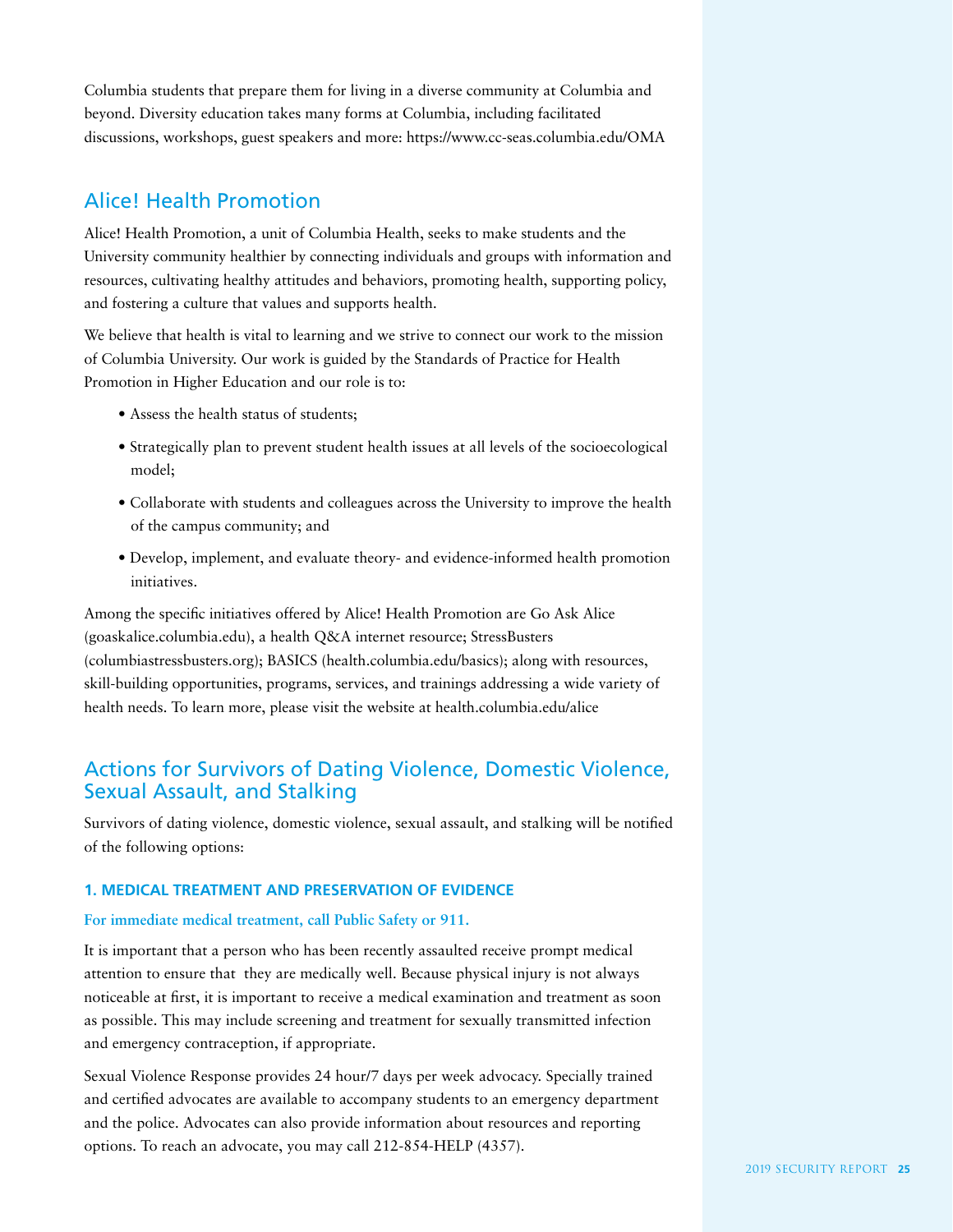Columbia students that prepare them for living in a diverse community at Columbia and beyond. Diversity education takes many forms at Columbia, including facilitated discussions, workshops, guest speakers and more: https://www.cc-seas.columbia.edu/OMA

## Alice! Health Promotion

Alice! Health Promotion, a unit of Columbia Health, seeks to make students and the University community healthier by connecting individuals and groups with information and resources, cultivating healthy attitudes and behaviors, promoting health, supporting policy, and fostering a culture that values and supports health.

We believe that health is vital to learning and we strive to connect our work to the mission of Columbia University. Our work is guided by the Standards of Practice for Health Promotion in Higher Education and our role is to:

- Assess the health status of students;
- Strategically plan to prevent student health issues at all levels of the socioecological model;
- Collaborate with students and colleagues across the University to improve the health of the campus community; and
- Develop, implement, and evaluate theory- and evidence-informed health promotion initiatives.

Among the specific initiatives offered by Alice! Health Promotion are Go Ask Alice (goaskalice.columbia.edu), a health Q&A internet resource; StressBusters (columbiastressbusters.org); BASICS (health.columbia.edu/basics); along with resources, skill-building opportunities, programs, services, and trainings addressing a wide variety of health needs. To learn more, please visit the website at health.columbia.edu/alice

## Actions for Survivors of Dating Violence, Domestic Violence, Sexual Assault, and Stalking

Survivors of dating violence, domestic violence, sexual assault, and stalking will be notified of the following options:

### 1. MEDICAL TREATMENT AND PRESERVATION OF EVIDENCE

**For immediate medical treatment, call Public Safety or 911.**

It is important that a person who has been recently assaulted receive prompt medical attention to ensure that they are medically well. Because physical injury is not always noticeable at first, it is important to receive a medical examination and treatment as soon as possible. This may include screening and treatment for sexually transmitted infection and emergency contraception, if appropriate.

Sexual Violence Response provides 24 hour/7 days per week advocacy. Specially trained and certified advocates are available to accompany students to an emergency department and the police. Advocates can also provide information about resources and reporting options. To reach an advocate, you may call 212-854-HELP (4357).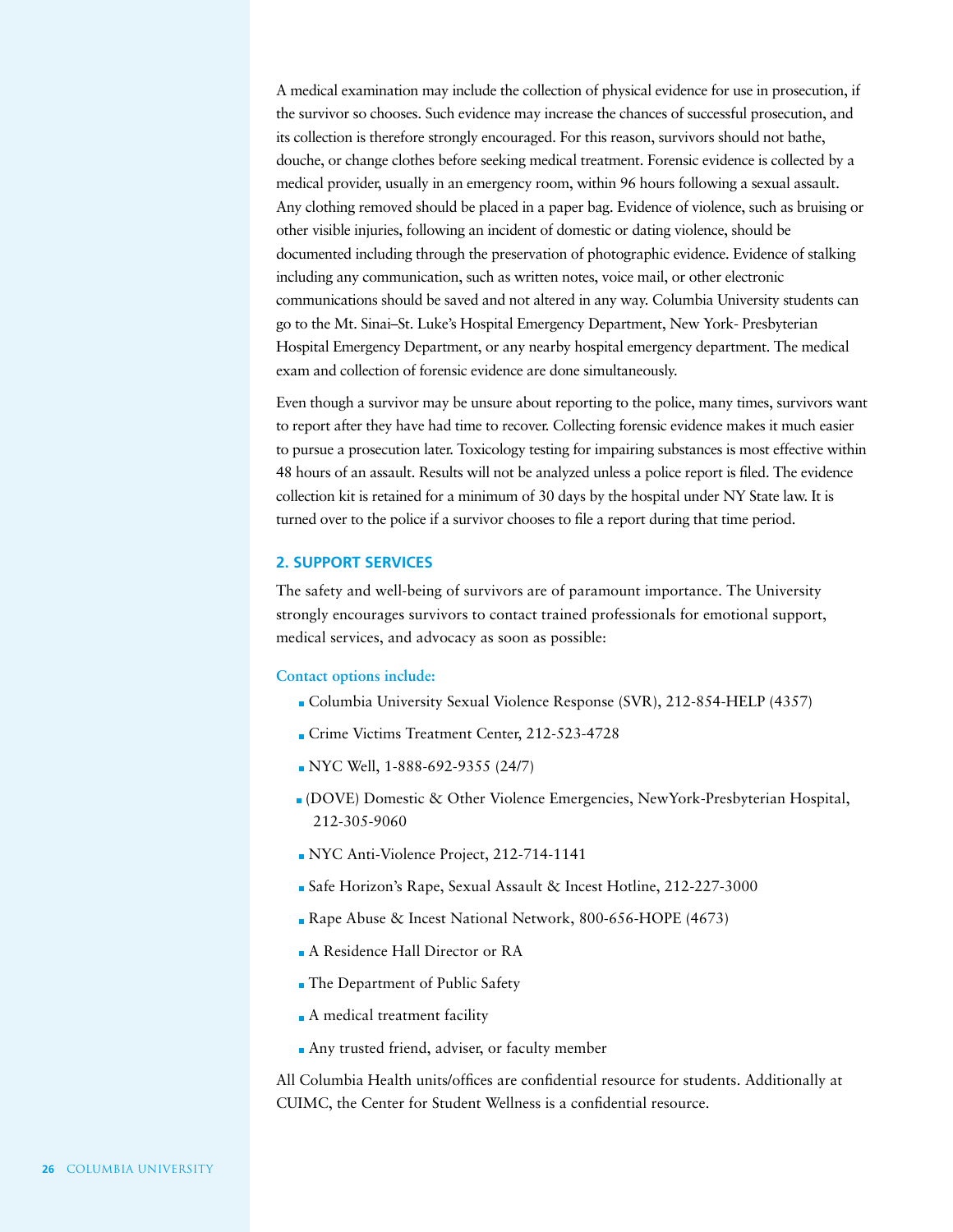A medical examination may include the collection of physical evidence for use in prosecution, if the survivor so chooses. Such evidence may increase the chances of successful prosecution, and its collection is therefore strongly encouraged. For this reason, survivors should not bathe, douche, or change clothes before seeking medical treatment. Forensic evidence is collected by a medical provider, usually in an emergency room, within 96 hours following a sexual assault. Any clothing removed should be placed in a paper bag. Evidence of violence, such as bruising or other visible injuries, following an incident of domestic or dating violence, should be documented including through the preservation of photographic evidence. Evidence of stalking including any communication, such as written notes, voice mail, or other electronic communications should be saved and not altered in any way. Columbia University students can go to the Mt. Sinai–St. Luke's Hospital Emergency Department, New York- Presbyterian Hospital Emergency Department, or any nearby hospital emergency department. The medical exam and collection of forensic evidence are done simultaneously.

Even though a survivor may be unsure about reporting to the police, many times, survivors want to report after they have had time to recover. Collecting forensic evidence makes it much easier to pursue a prosecution later. Toxicology testing for impairing substances is most effective within 48 hours of an assault. Results will not be analyzed unless a police report is filed. The evidence collection kit is retained for a minimum of 30 days by the hospital under NY State law. It is turned over to the police if a survivor chooses to file a report during that time period.

## 2. SUPPORT SERVICES

The safety and well-being of survivors are of paramount importance. The University strongly encourages survivors to contact trained professionals for emotional support, medical services, and advocacy as soon as possible:

**Contact options include:**

- Columbia University Sexual Violence Response (SVR), 212-854-HELP (4357)
- Crime Victims Treatment Center, 212-523-4728
- NYC Well, 1-888-692-9355 (24/7)
- (DOVE) Domestic & Other Violence Emergencies, NewYork-Presbyterian Hospital, 212-305-9060
- NYC Anti-Violence Project, 212-714-1141
- Safe Horizon's Rape, Sexual Assault & Incest Hotline, 212-227-3000
- Rape Abuse & Incest National Network, 800-656-HOPE (4673)
- A Residence Hall Director or RA
- The Department of Public Safety
- A medical treatment facility
- Any trusted friend, adviser, or faculty member

All Columbia Health units/offices are confidential resource for students. Additionally at CUIMC, the Center for Student Wellness is a confidential resource.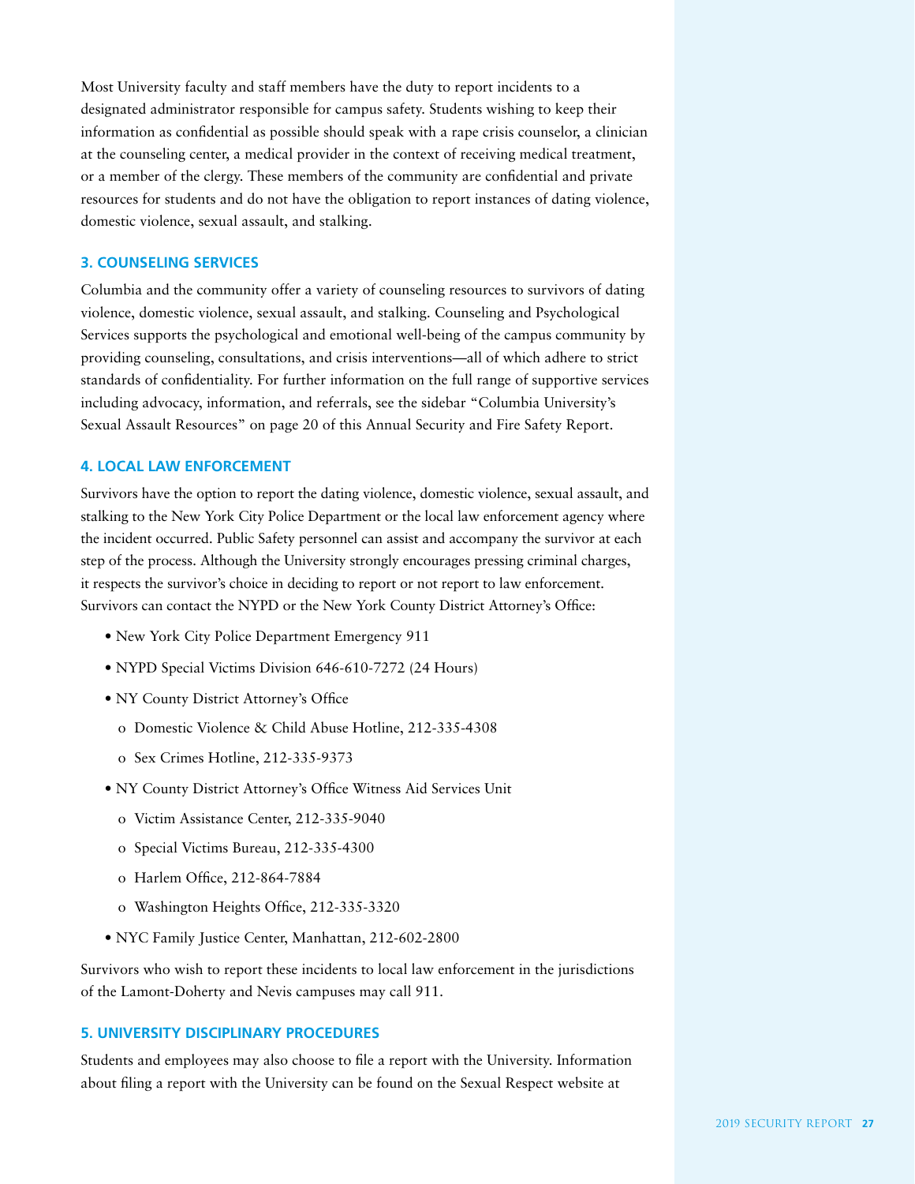Most University faculty and staff members have the duty to report incidents to a designated administrator responsible for campus safety. Students wishing to keep their information as confidential as possible should speak with a rape crisis counselor, a clinician at the counseling center, a medical provider in the context of receiving medical treatment, or a member of the clergy. These members of the community are confidential and private resources for students and do not have the obligation to report instances of dating violence, domestic violence, sexual assault, and stalking.

### 3. COUNSELING SERVICES

Columbia and the community offer a variety of counseling resources to survivors of dating violence, domestic violence, sexual assault, and stalking. Counseling and Psychological Services supports the psychological and emotional well-being of the campus community by providing counseling, consultations, and crisis interventions—all of which adhere to strict standards of confidentiality. For further information on the full range of supportive services including advocacy, information, and referrals, see the sidebar "Columbia University's Sexual Assault Resources" on page 20 of this Annual Security and Fire Safety Report.

### 4. LOCAL LAW ENFORCEMENT

Survivors have the option to report the dating violence, domestic violence, sexual assault, and stalking to the New York City Police Department or the local law enforcement agency where the incident occurred. Public Safety personnel can assist and accompany the survivor at each step of the process. Although the University strongly encourages pressing criminal charges, it respects the survivor's choice in deciding to report or not report to law enforcement. Survivors can contact the NYPD or the New York County District Attorney's Office:

- New York City Police Department Emergency 911
- NYPD Special Victims Division 646-610-7272 (24 Hours)
- NY County District Attorney's Office
  - Domestic Violence & Child Abuse Hotline, 212-335-4308
  - Sex Crimes Hotline, 212-335-9373
- NY County District Attorney's Office Witness Aid Services Unit
  - Victim Assistance Center, 212-335-9040
  - Special Victims Bureau, 212-335-4300
  - Harlem Office, 212-864-7884
  - Washington Heights Office, 212-335-3320
- NYC Family Justice Center, Manhattan, 212-602-2800

Survivors who wish to report these incidents to local law enforcement in the jurisdictions of the Lamont-Doherty and Nevis campuses may call 911.

### 5. UNIVERSITY DISCIPLINARY PROCEDURES

Students and employees may also choose to file a report with the University. Information about filing a report with the University can be found on the Sexual Respect website at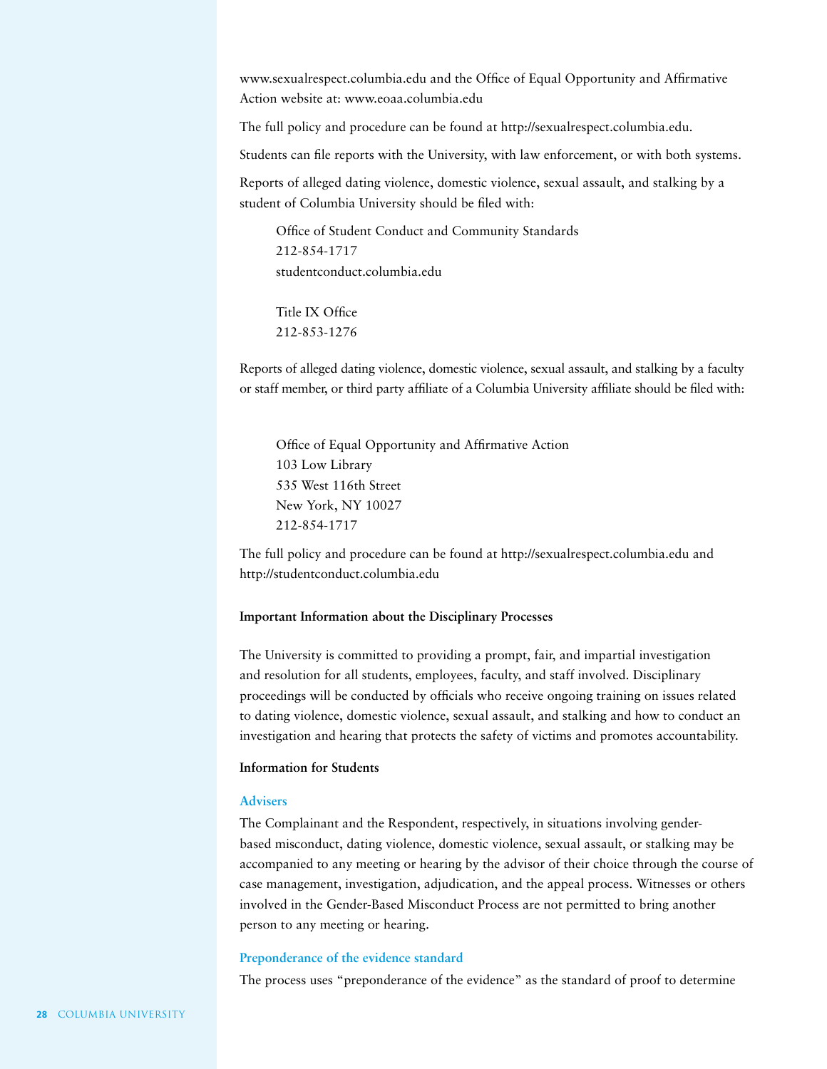www.sexualrespect.columbia.edu and the Office of Equal Opportunity and Affirmative Action website at: www.eoaa.columbia.edu

The full policy and procedure can be found at http://sexualrespect.columbia.edu.

Students can file reports with the University, with law enforcement, or with both systems.

Reports of alleged dating violence, domestic violence, sexual assault, and stalking by a student of Columbia University should be filed with:

> Office of Student Conduct and Community Standards
> 212-854-1717
> studentconduct.columbia.edu
>
> Title IX Office
> 212-853-1276

Reports of alleged dating violence, domestic violence, sexual assault, and stalking by a faculty or staff member, or third party affiliate of a Columbia University affiliate should be filed with:

> Office of Equal Opportunity and Affirmative Action
> 103 Low Library
> 535 West 116th Street
> New York, NY 10027
> 212-854-1717

The full policy and procedure can be found at http://sexualrespect.columbia.edu and http://studentconduct.columbia.edu

**Important Information about the Disciplinary Processes**

The University is committed to providing a prompt, fair, and impartial investigation and resolution for all students, employees, faculty, and staff involved. Disciplinary proceedings will be conducted by officials who receive ongoing training on issues related to dating violence, domestic violence, sexual assault, and stalking and how to conduct an investigation and hearing that protects the safety of victims and promotes accountability.

**Information for Students**

### Advisers

The Complainant and the Respondent, respectively, in situations involving gender-based misconduct, dating violence, domestic violence, sexual assault, or stalking may be accompanied to any meeting or hearing by the advisor of their choice through the course of case management, investigation, adjudication, and the appeal process. Witnesses or others involved in the Gender-Based Misconduct Process are not permitted to bring another person to any meeting or hearing.

### Preponderance of the evidence standard

The process uses "preponderance of the evidence" as the standard of proof to determine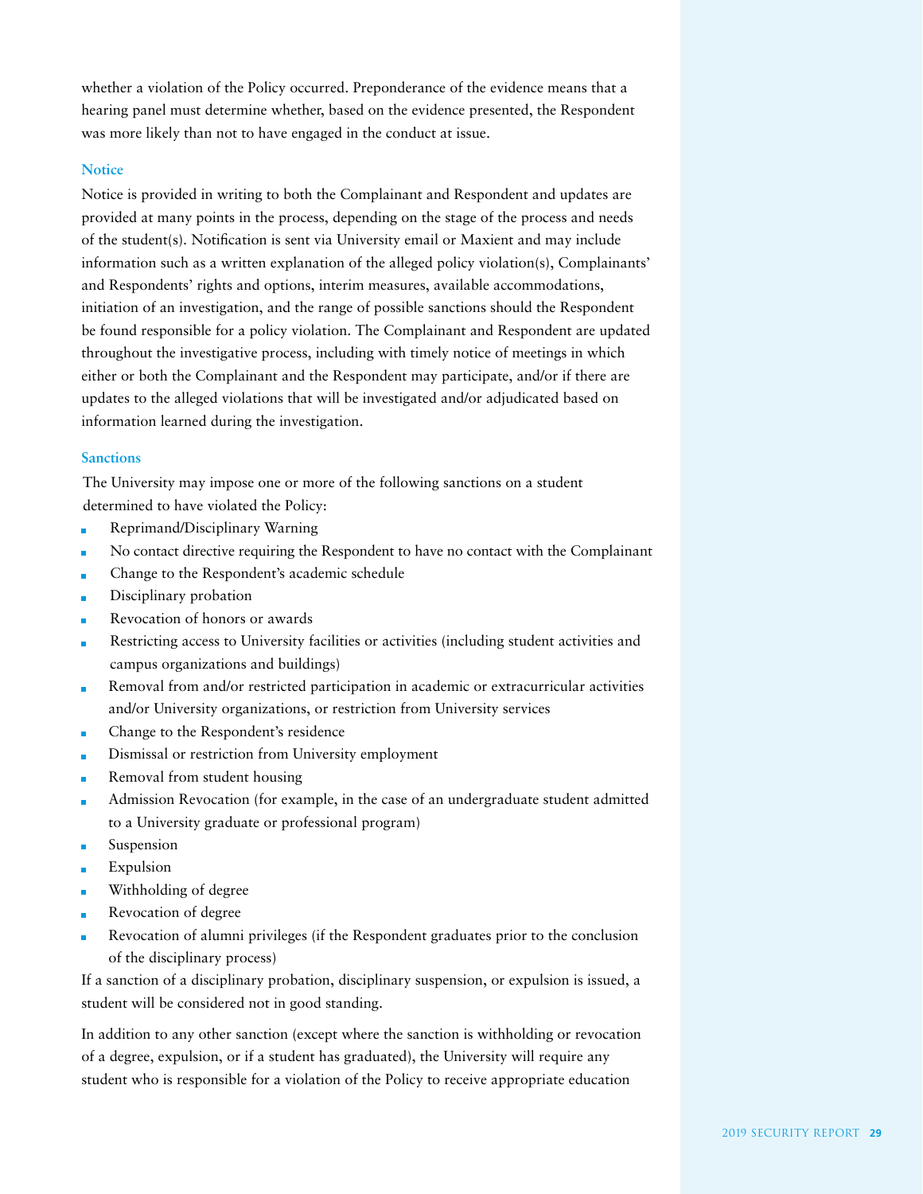whether a violation of the Policy occurred. Preponderance of the evidence means that a hearing panel must determine whether, based on the evidence presented, the Respondent was more likely than not to have engaged in the conduct at issue.

### Notice

Notice is provided in writing to both the Complainant and Respondent and updates are provided at many points in the process, depending on the stage of the process and needs of the student(s). Notification is sent via University email or Maxient and may include information such as a written explanation of the alleged policy violation(s), Complainants' and Respondents' rights and options, interim measures, available accommodations, initiation of an investigation, and the range of possible sanctions should the Respondent be found responsible for a policy violation. The Complainant and Respondent are updated throughout the investigative process, including with timely notice of meetings in which either or both the Complainant and the Respondent may participate, and/or if there are updates to the alleged violations that will be investigated and/or adjudicated based on information learned during the investigation.

### Sanctions

The University may impose one or more of the following sanctions on a student determined to have violated the Policy:

- Reprimand/Disciplinary Warning
- No contact directive requiring the Respondent to have no contact with the Complainant
- Change to the Respondent's academic schedule
- Disciplinary probation
- Revocation of honors or awards
- Restricting access to University facilities or activities (including student activities and campus organizations and buildings)
- Removal from and/or restricted participation in academic or extracurricular activities and/or University organizations, or restriction from University services
- Change to the Respondent's residence
- Dismissal or restriction from University employment
- Removal from student housing
- Admission Revocation (for example, in the case of an undergraduate student admitted to a University graduate or professional program)
- Suspension
- Expulsion
- Withholding of degree
- Revocation of degree
- Revocation of alumni privileges (if the Respondent graduates prior to the conclusion of the disciplinary process)

If a sanction of a disciplinary probation, disciplinary suspension, or expulsion is issued, a student will be considered not in good standing.

In addition to any other sanction (except where the sanction is withholding or revocation of a degree, expulsion, or if a student has graduated), the University will require any student who is responsible for a violation of the Policy to receive appropriate education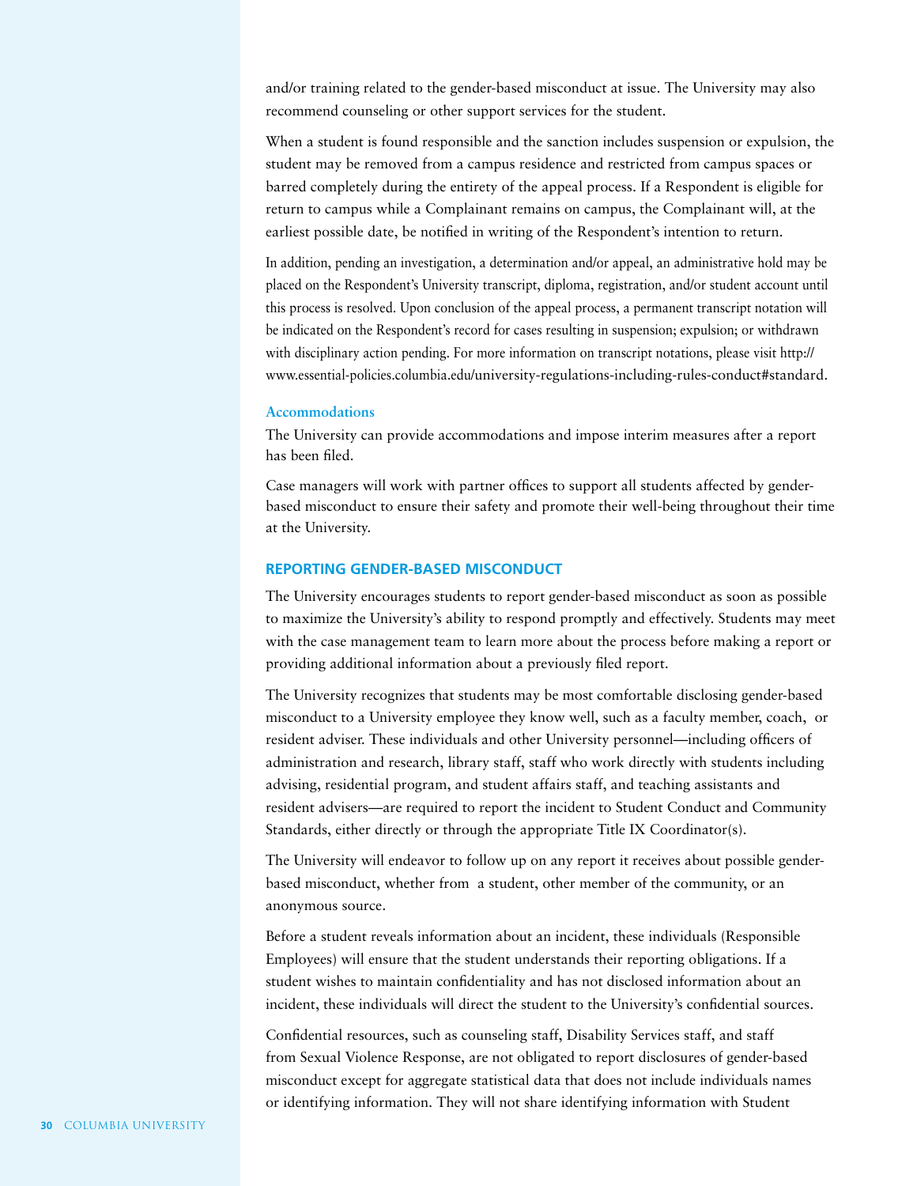and/or training related to the gender-based misconduct at issue. The University may also recommend counseling or other support services for the student.

When a student is found responsible and the sanction includes suspension or expulsion, the student may be removed from a campus residence and restricted from campus spaces or barred completely during the entirety of the appeal process. If a Respondent is eligible for return to campus while a Complainant remains on campus, the Complainant will, at the earliest possible date, be notified in writing of the Respondent's intention to return.

In addition, pending an investigation, a determination and/or appeal, an administrative hold may be placed on the Respondent's University transcript, diploma, registration, and/or student account until this process is resolved. Upon conclusion of the appeal process, a permanent transcript notation will be indicated on the Respondent's record for cases resulting in suspension; expulsion; or withdrawn with disciplinary action pending. For more information on transcript notations, please visit http://www.essential-policies.columbia.edu/university-regulations-including-rules-conduct#standard.

### Accommodations

The University can provide accommodations and impose interim measures after a report has been filed.

Case managers will work with partner offices to support all students affected by gender-based misconduct to ensure their safety and promote their well-being throughout their time at the University.

## REPORTING GENDER-BASED MISCONDUCT

The University encourages students to report gender-based misconduct as soon as possible to maximize the University's ability to respond promptly and effectively. Students may meet with the case management team to learn more about the process before making a report or providing additional information about a previously filed report.

The University recognizes that students may be most comfortable disclosing gender-based misconduct to a University employee they know well, such as a faculty member, coach, or resident adviser. These individuals and other University personnel—including officers of administration and research, library staff, staff who work directly with students including advising, residential program, and student affairs staff, and teaching assistants and resident advisers—are required to report the incident to Student Conduct and Community Standards, either directly or through the appropriate Title IX Coordinator(s).

The University will endeavor to follow up on any report it receives about possible gender-based misconduct, whether from a student, other member of the community, or an anonymous source.

Before a student reveals information about an incident, these individuals (Responsible Employees) will ensure that the student understands their reporting obligations. If a student wishes to maintain confidentiality and has not disclosed information about an incident, these individuals will direct the student to the University's confidential sources.

Confidential resources, such as counseling staff, Disability Services staff, and staff from Sexual Violence Response, are not obligated to report disclosures of gender-based misconduct except for aggregate statistical data that does not include individuals names or identifying information. They will not share identifying information with Student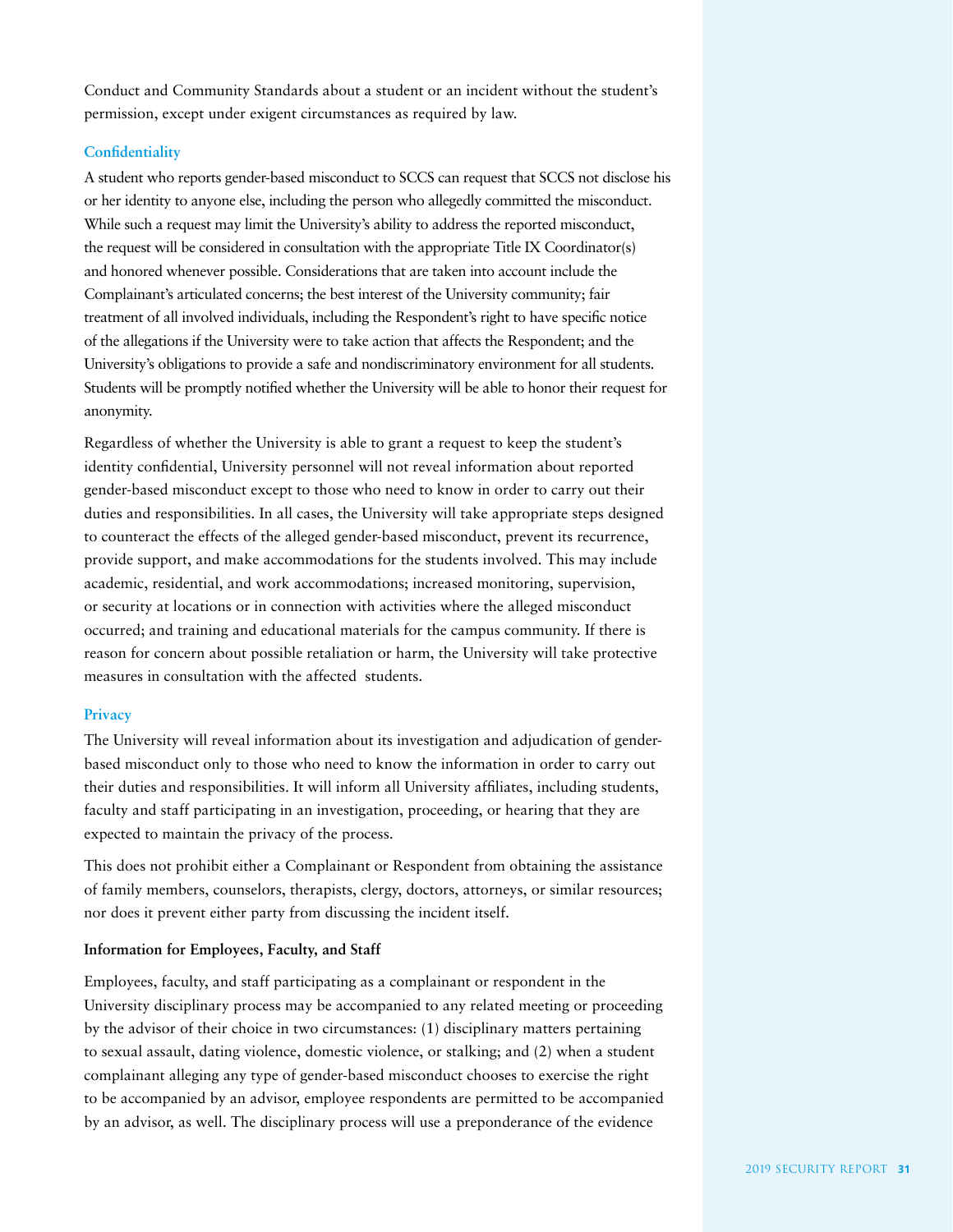Conduct and Community Standards about a student or an incident without the student's permission, except under exigent circumstances as required by law.

### Confidentiality

A student who reports gender-based misconduct to SCCS can request that SCCS not disclose his or her identity to anyone else, including the person who allegedly committed the misconduct. While such a request may limit the University's ability to address the reported misconduct, the request will be considered in consultation with the appropriate Title IX Coordinator(s) and honored whenever possible. Considerations that are taken into account include the Complainant's articulated concerns; the best interest of the University community; fair treatment of all involved individuals, including the Respondent's right to have specific notice of the allegations if the University were to take action that affects the Respondent; and the University's obligations to provide a safe and nondiscriminatory environment for all students. Students will be promptly notified whether the University will be able to honor their request for anonymity.

Regardless of whether the University is able to grant a request to keep the student's identity confidential, University personnel will not reveal information about reported gender-based misconduct except to those who need to know in order to carry out their duties and responsibilities. In all cases, the University will take appropriate steps designed to counteract the effects of the alleged gender-based misconduct, prevent its recurrence, provide support, and make accommodations for the students involved. This may include academic, residential, and work accommodations; increased monitoring, supervision, or security at locations or in connection with activities where the alleged misconduct occurred; and training and educational materials for the campus community. If there is reason for concern about possible retaliation or harm, the University will take protective measures in consultation with the affected students.

### Privacy

The University will reveal information about its investigation and adjudication of gender-based misconduct only to those who need to know the information in order to carry out their duties and responsibilities. It will inform all University affiliates, including students, faculty and staff participating in an investigation, proceeding, or hearing that they are expected to maintain the privacy of the process.

This does not prohibit either a Complainant or Respondent from obtaining the assistance of family members, counselors, therapists, clergy, doctors, attorneys, or similar resources; nor does it prevent either party from discussing the incident itself.

**Information for Employees, Faculty, and Staff**

Employees, faculty, and staff participating as a complainant or respondent in the University disciplinary process may be accompanied to any related meeting or proceeding by the advisor of their choice in two circumstances: (1) disciplinary matters pertaining to sexual assault, dating violence, domestic violence, or stalking; and (2) when a student complainant alleging any type of gender-based misconduct chooses to exercise the right to be accompanied by an advisor, employee respondents are permitted to be accompanied by an advisor, as well. The disciplinary process will use a preponderance of the evidence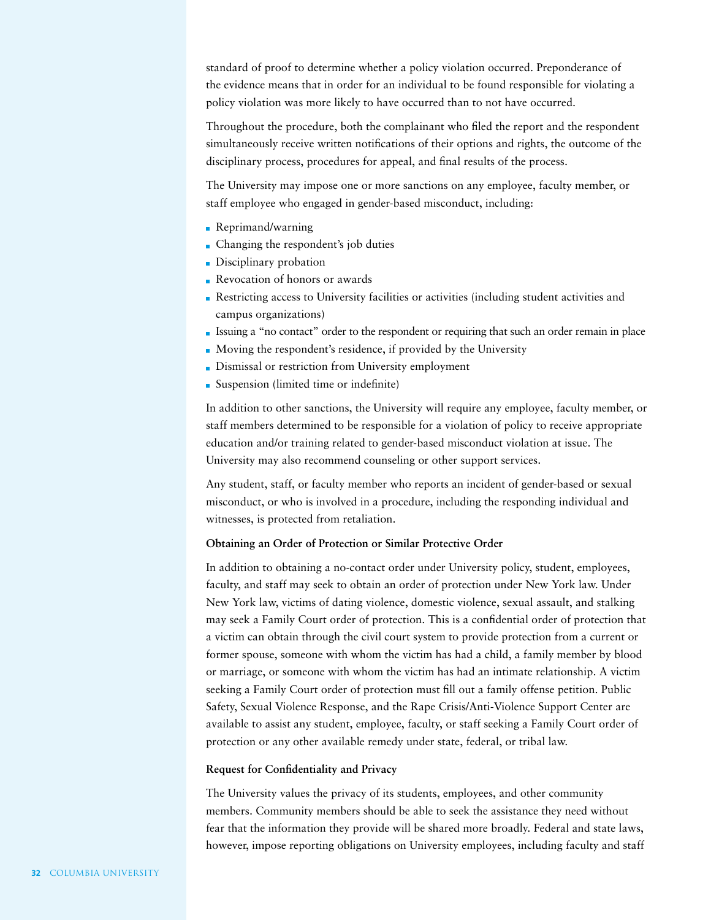standard of proof to determine whether a policy violation occurred. Preponderance of the evidence means that in order for an individual to be found responsible for violating a policy violation was more likely to have occurred than to not have occurred.

Throughout the procedure, both the complainant who filed the report and the respondent simultaneously receive written notifications of their options and rights, the outcome of the disciplinary process, procedures for appeal, and final results of the process.

The University may impose one or more sanctions on any employee, faculty member, or staff employee who engaged in gender-based misconduct, including:

- Reprimand/warning
- Changing the respondent's job duties
- Disciplinary probation
- Revocation of honors or awards
- Restricting access to University facilities or activities (including student activities and campus organizations)
- Issuing a "no contact" order to the respondent or requiring that such an order remain in place
- Moving the respondent's residence, if provided by the University
- Dismissal or restriction from University employment
- Suspension (limited time or indefinite)

In addition to other sanctions, the University will require any employee, faculty member, or staff members determined to be responsible for a violation of policy to receive appropriate education and/or training related to gender-based misconduct violation at issue. The University may also recommend counseling or other support services.

Any student, staff, or faculty member who reports an incident of gender-based or sexual misconduct, or who is involved in a procedure, including the responding individual and witnesses, is protected from retaliation.

**Obtaining an Order of Protection or Similar Protective Order**

In addition to obtaining a no-contact order under University policy, student, employees, faculty, and staff may seek to obtain an order of protection under New York law. Under New York law, victims of dating violence, domestic violence, sexual assault, and stalking may seek a Family Court order of protection. This is a confidential order of protection that a victim can obtain through the civil court system to provide protection from a current or former spouse, someone with whom the victim has had a child, a family member by blood or marriage, or someone with whom the victim has had an intimate relationship. A victim seeking a Family Court order of protection must fill out a family offense petition. Public Safety, Sexual Violence Response, and the Rape Crisis/Anti-Violence Support Center are available to assist any student, employee, faculty, or staff seeking a Family Court order of protection or any other available remedy under state, federal, or tribal law.

**Request for Confidentiality and Privacy**

The University values the privacy of its students, employees, and other community members. Community members should be able to seek the assistance they need without fear that the information they provide will be shared more broadly. Federal and state laws, however, impose reporting obligations on University employees, including faculty and staff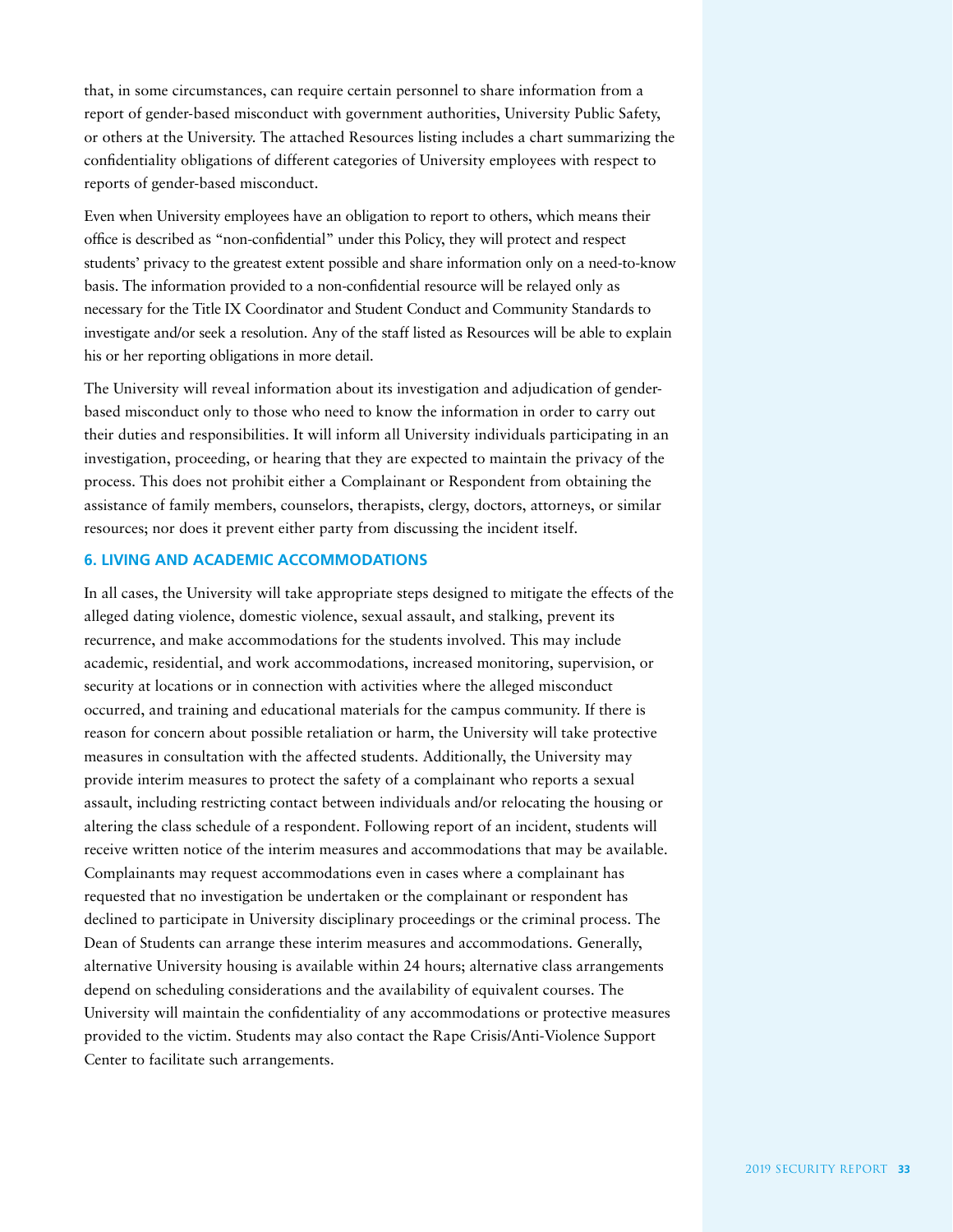that, in some circumstances, can require certain personnel to share information from a report of gender-based misconduct with government authorities, University Public Safety, or others at the University. The attached Resources listing includes a chart summarizing the confidentiality obligations of different categories of University employees with respect to reports of gender-based misconduct.

Even when University employees have an obligation to report to others, which means their office is described as "non-confidential" under this Policy, they will protect and respect students' privacy to the greatest extent possible and share information only on a need-to-know basis. The information provided to a non-confidential resource will be relayed only as necessary for the Title IX Coordinator and Student Conduct and Community Standards to investigate and/or seek a resolution. Any of the staff listed as Resources will be able to explain his or her reporting obligations in more detail.

The University will reveal information about its investigation and adjudication of gender-based misconduct only to those who need to know the information in order to carry out their duties and responsibilities. It will inform all University individuals participating in an investigation, proceeding, or hearing that they are expected to maintain the privacy of the process. This does not prohibit either a Complainant or Respondent from obtaining the assistance of family members, counselors, therapists, clergy, doctors, attorneys, or similar resources; nor does it prevent either party from discussing the incident itself.

### 6. LIVING AND ACADEMIC ACCOMMODATIONS

In all cases, the University will take appropriate steps designed to mitigate the effects of the alleged dating violence, domestic violence, sexual assault, and stalking, prevent its recurrence, and make accommodations for the students involved. This may include academic, residential, and work accommodations, increased monitoring, supervision, or security at locations or in connection with activities where the alleged misconduct occurred, and training and educational materials for the campus community. If there is reason for concern about possible retaliation or harm, the University will take protective measures in consultation with the affected students. Additionally, the University may provide interim measures to protect the safety of a complainant who reports a sexual assault, including restricting contact between individuals and/or relocating the housing or altering the class schedule of a respondent. Following report of an incident, students will receive written notice of the interim measures and accommodations that may be available. Complainants may request accommodations even in cases where a complainant has requested that no investigation be undertaken or the complainant or respondent has declined to participate in University disciplinary proceedings or the criminal process. The Dean of Students can arrange these interim measures and accommodations. Generally, alternative University housing is available within 24 hours; alternative class arrangements depend on scheduling considerations and the availability of equivalent courses. The University will maintain the confidentiality of any accommodations or protective measures provided to the victim. Students may also contact the Rape Crisis/Anti-Violence Support Center to facilitate such arrangements.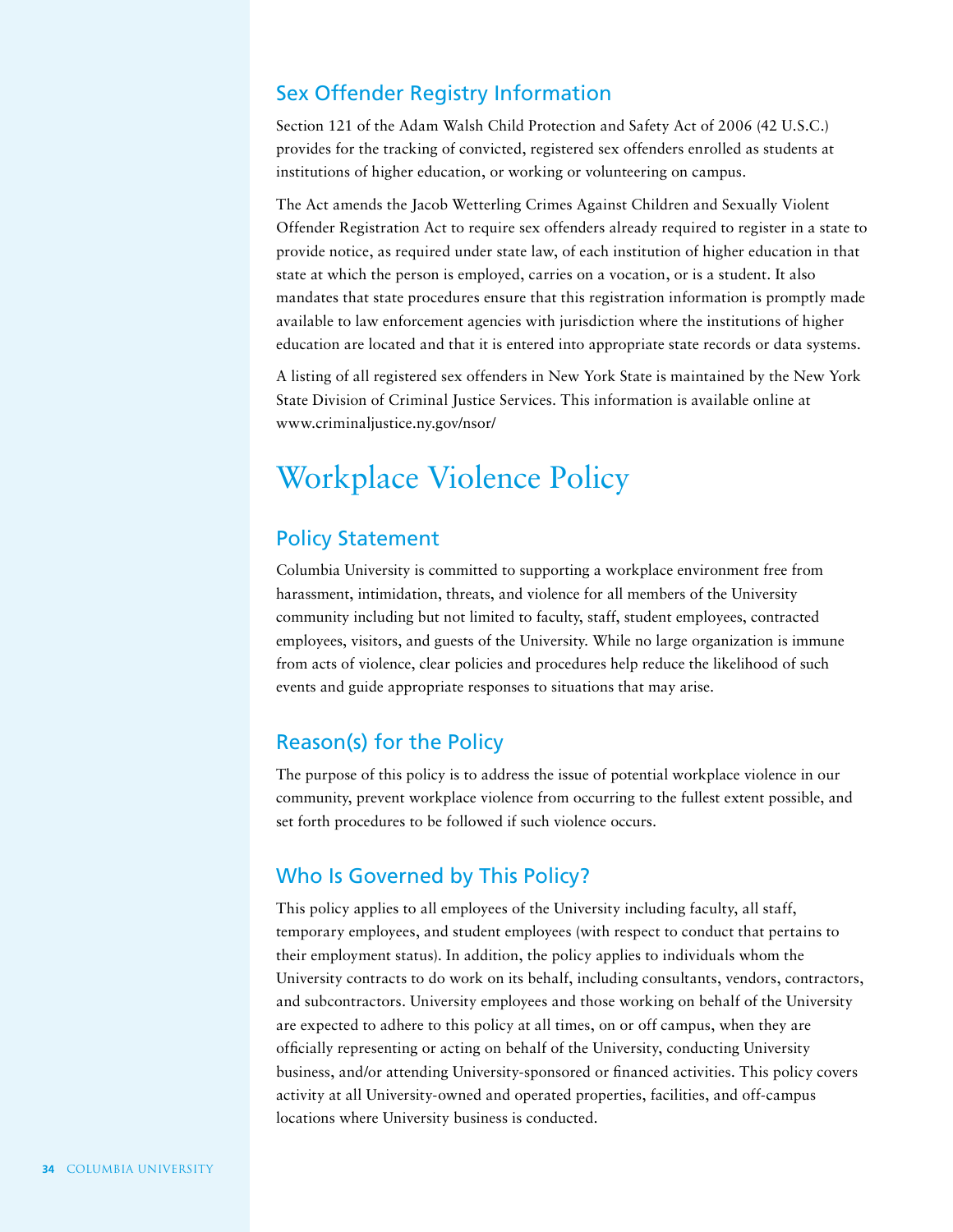### Sex Offender Registry Information

Section 121 of the Adam Walsh Child Protection and Safety Act of 2006 (42 U.S.C.) provides for the tracking of convicted, registered sex offenders enrolled as students at institutions of higher education, or working or volunteering on campus.

The Act amends the Jacob Wetterling Crimes Against Children and Sexually Violent Offender Registration Act to require sex offenders already required to register in a state to provide notice, as required under state law, of each institution of higher education in that state at which the person is employed, carries on a vocation, or is a student. It also mandates that state procedures ensure that this registration information is promptly made available to law enforcement agencies with jurisdiction where the institutions of higher education are located and that it is entered into appropriate state records or data systems.

A listing of all registered sex offenders in New York State is maintained by the New York State Division of Criminal Justice Services. This information is available online at www.criminaljustice.ny.gov/nsor/

## Workplace Violence Policy

### Policy Statement

Columbia University is committed to supporting a workplace environment free from harassment, intimidation, threats, and violence for all members of the University community including but not limited to faculty, staff, student employees, contracted employees, visitors, and guests of the University. While no large organization is immune from acts of violence, clear policies and procedures help reduce the likelihood of such events and guide appropriate responses to situations that may arise.

### Reason(s) for the Policy

The purpose of this policy is to address the issue of potential workplace violence in our community, prevent workplace violence from occurring to the fullest extent possible, and set forth procedures to be followed if such violence occurs.

### Who Is Governed by This Policy?

This policy applies to all employees of the University including faculty, all staff, temporary employees, and student employees (with respect to conduct that pertains to their employment status). In addition, the policy applies to individuals whom the University contracts to do work on its behalf, including consultants, vendors, contractors, and subcontractors. University employees and those working on behalf of the University are expected to adhere to this policy at all times, on or off campus, when they are officially representing or acting on behalf of the University, conducting University business, and/or attending University-sponsored or financed activities. This policy covers activity at all University-owned and operated properties, facilities, and off-campus locations where University business is conducted.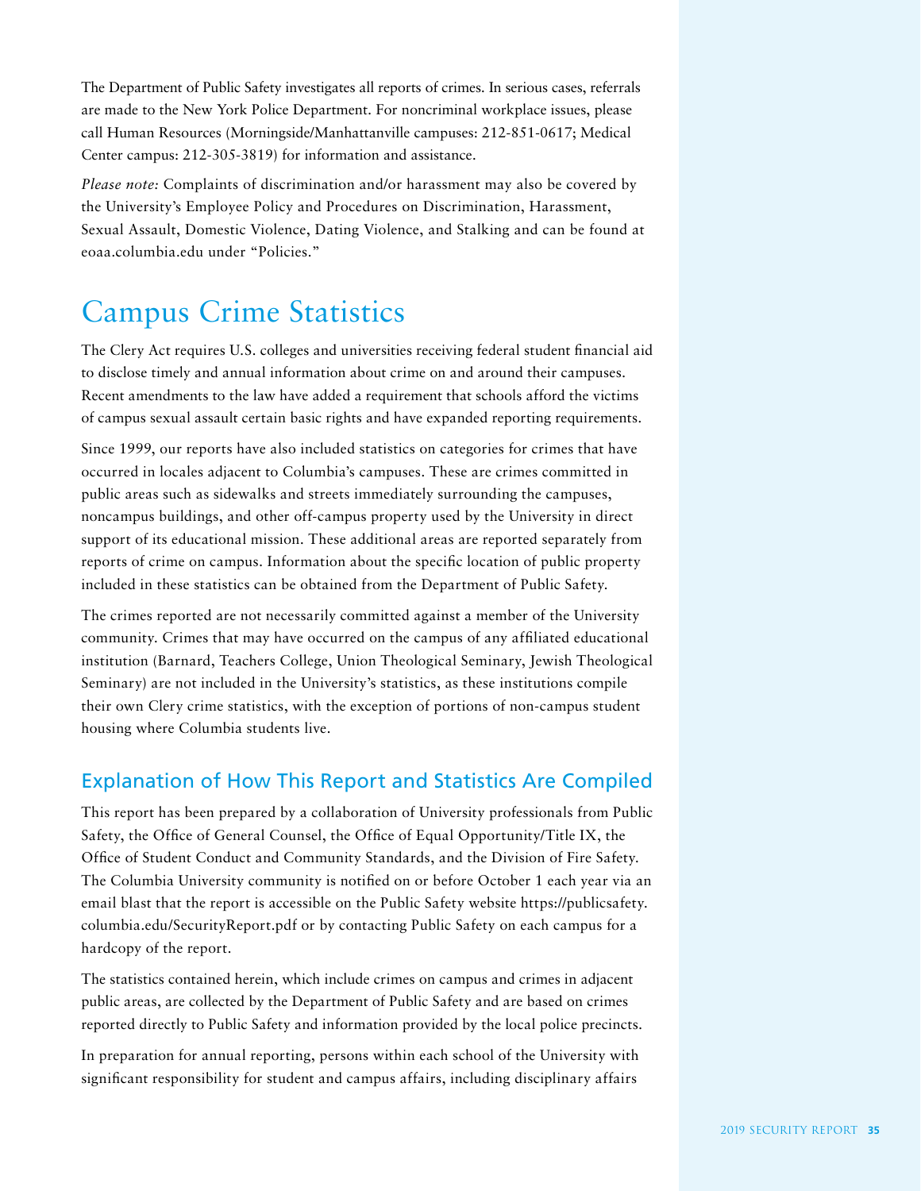The Department of Public Safety investigates all reports of crimes. In serious cases, referrals are made to the New York Police Department. For noncriminal workplace issues, please call Human Resources (Morningside/Manhattanville campuses: 212-851-0617; Medical Center campus: 212-305-3819) for information and assistance.

*Please note:* Complaints of discrimination and/or harassment may also be covered by the University's Employee Policy and Procedures on Discrimination, Harassment, Sexual Assault, Domestic Violence, Dating Violence, and Stalking and can be found at eoaa.columbia.edu under "Policies."

# Campus Crime Statistics

The Clery Act requires U.S. colleges and universities receiving federal student financial aid to disclose timely and annual information about crime on and around their campuses. Recent amendments to the law have added a requirement that schools afford the victims of campus sexual assault certain basic rights and have expanded reporting requirements.

Since 1999, our reports have also included statistics on categories for crimes that have occurred in locales adjacent to Columbia's campuses. These are crimes committed in public areas such as sidewalks and streets immediately surrounding the campuses, noncampus buildings, and other off-campus property used by the University in direct support of its educational mission. These additional areas are reported separately from reports of crime on campus. Information about the specific location of public property included in these statistics can be obtained from the Department of Public Safety.

The crimes reported are not necessarily committed against a member of the University community. Crimes that may have occurred on the campus of any affiliated educational institution (Barnard, Teachers College, Union Theological Seminary, Jewish Theological Seminary) are not included in the University's statistics, as these institutions compile their own Clery crime statistics, with the exception of portions of non-campus student housing where Columbia students live.

## Explanation of How This Report and Statistics Are Compiled

This report has been prepared by a collaboration of University professionals from Public Safety, the Office of General Counsel, the Office of Equal Opportunity/Title IX, the Office of Student Conduct and Community Standards, and the Division of Fire Safety. The Columbia University community is notified on or before October 1 each year via an email blast that the report is accessible on the Public Safety website https://publicsafety.columbia.edu/SecurityReport.pdf or by contacting Public Safety on each campus for a hardcopy of the report.

The statistics contained herein, which include crimes on campus and crimes in adjacent public areas, are collected by the Department of Public Safety and are based on crimes reported directly to Public Safety and information provided by the local police precincts.

In preparation for annual reporting, persons within each school of the University with significant responsibility for student and campus affairs, including disciplinary affairs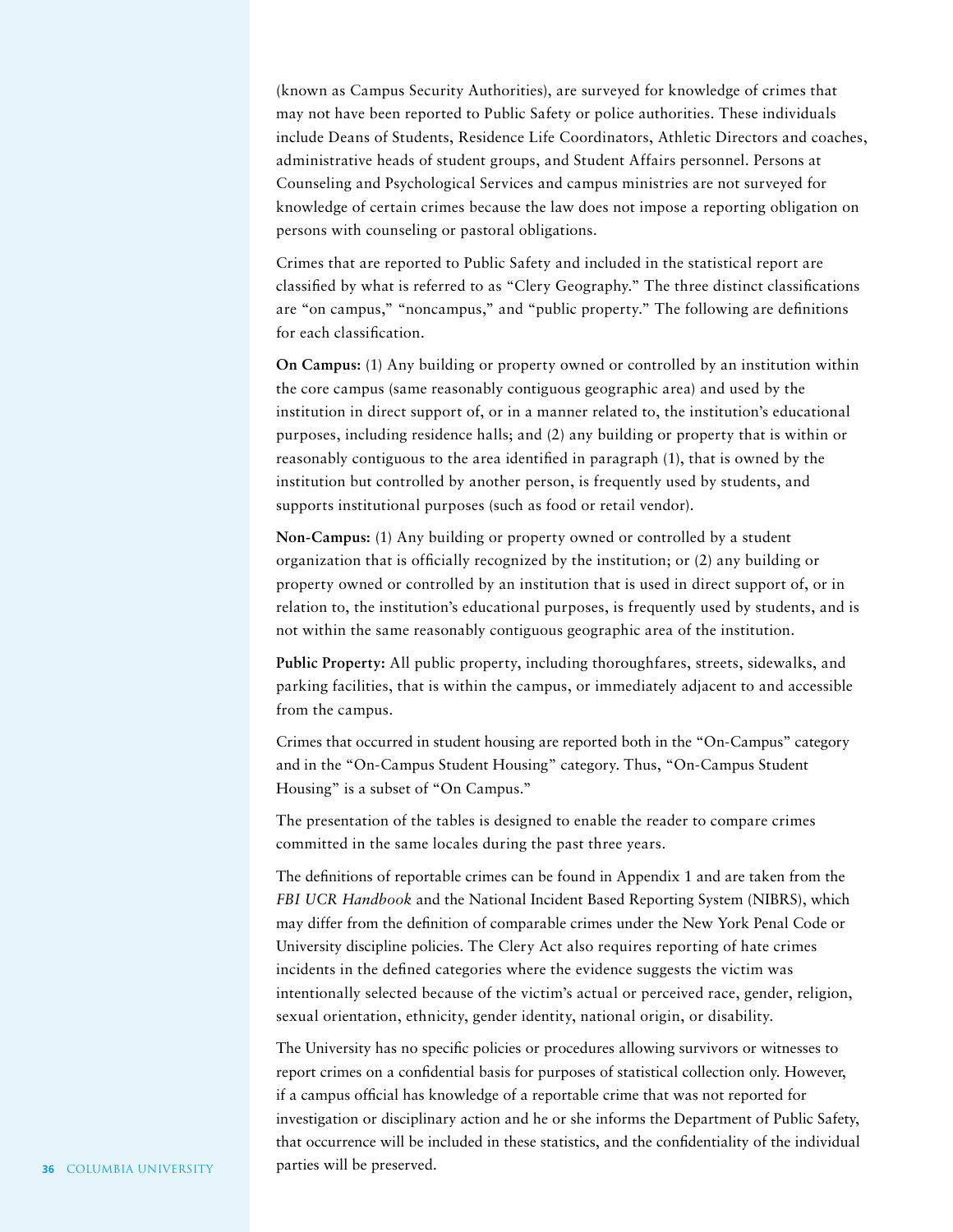(known as Campus Security Authorities), are surveyed for knowledge of crimes that may not have been reported to Public Safety or police authorities. These individuals include Deans of Students, Residence Life Coordinators, Athletic Directors and coaches, administrative heads of student groups, and Student Affairs personnel. Persons at Counseling and Psychological Services and campus ministries are not surveyed for knowledge of certain crimes because the law does not impose a reporting obligation on persons with counseling or pastoral obligations.

Crimes that are reported to Public Safety and included in the statistical report are classified by what is referred to as "Clery Geography." The three distinct classifications are "on campus," "noncampus," and "public property." The following are definitions for each classification.

**On Campus:** (1) Any building or property owned or controlled by an institution within the core campus (same reasonably contiguous geographic area) and used by the institution in direct support of, or in a manner related to, the institution's educational purposes, including residence halls; and (2) any building or property that is within or reasonably contiguous to the area identified in paragraph (1), that is owned by the institution but controlled by another person, is frequently used by students, and supports institutional purposes (such as food or retail vendor).

**Non-Campus:** (1) Any building or property owned or controlled by a student organization that is officially recognized by the institution; or (2) any building or property owned or controlled by an institution that is used in direct support of, or in relation to, the institution's educational purposes, is frequently used by students, and is not within the same reasonably contiguous geographic area of the institution.

**Public Property:** All public property, including thoroughfares, streets, sidewalks, and parking facilities, that is within the campus, or immediately adjacent to and accessible from the campus.

Crimes that occurred in student housing are reported both in the "On-Campus" category and in the "On-Campus Student Housing" category. Thus, "On-Campus Student Housing" is a subset of "On Campus."

The presentation of the tables is designed to enable the reader to compare crimes committed in the same locales during the past three years.

The definitions of reportable crimes can be found in Appendix 1 and are taken from the *FBI UCR Handbook* and the National Incident Based Reporting System (NIBRS), which may differ from the definition of comparable crimes under the New York Penal Code or University discipline policies. The Clery Act also requires reporting of hate crimes incidents in the defined categories where the evidence suggests the victim was intentionally selected because of the victim's actual or perceived race, gender, religion, sexual orientation, ethnicity, gender identity, national origin, or disability.

The University has no specific policies or procedures allowing survivors or witnesses to report crimes on a confidential basis for purposes of statistical collection only. However, if a campus official has knowledge of a reportable crime that was not reported for investigation or disciplinary action and he or she informs the Department of Public Safety, that occurrence will be included in these statistics, and the confidentiality of the individual parties will be preserved.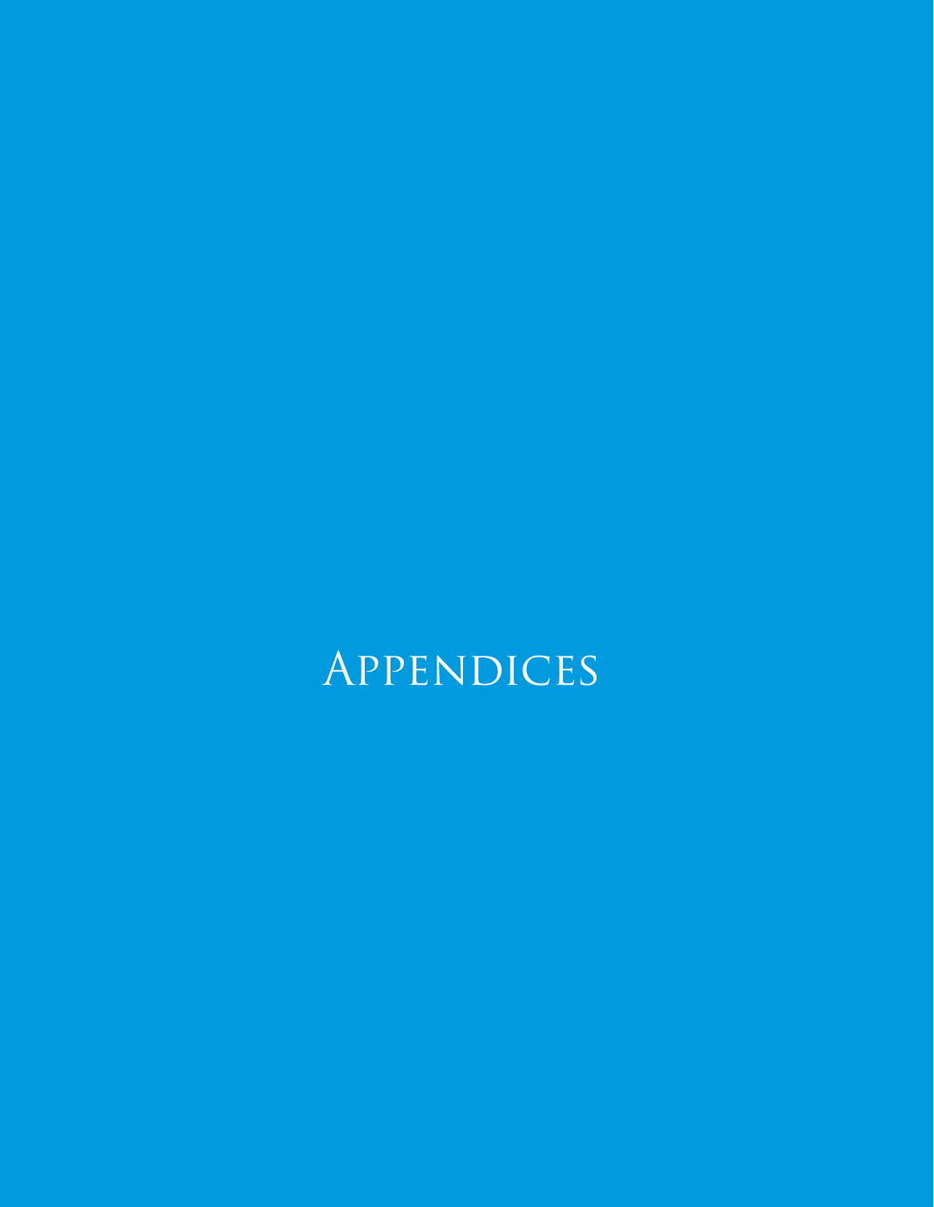# Appendices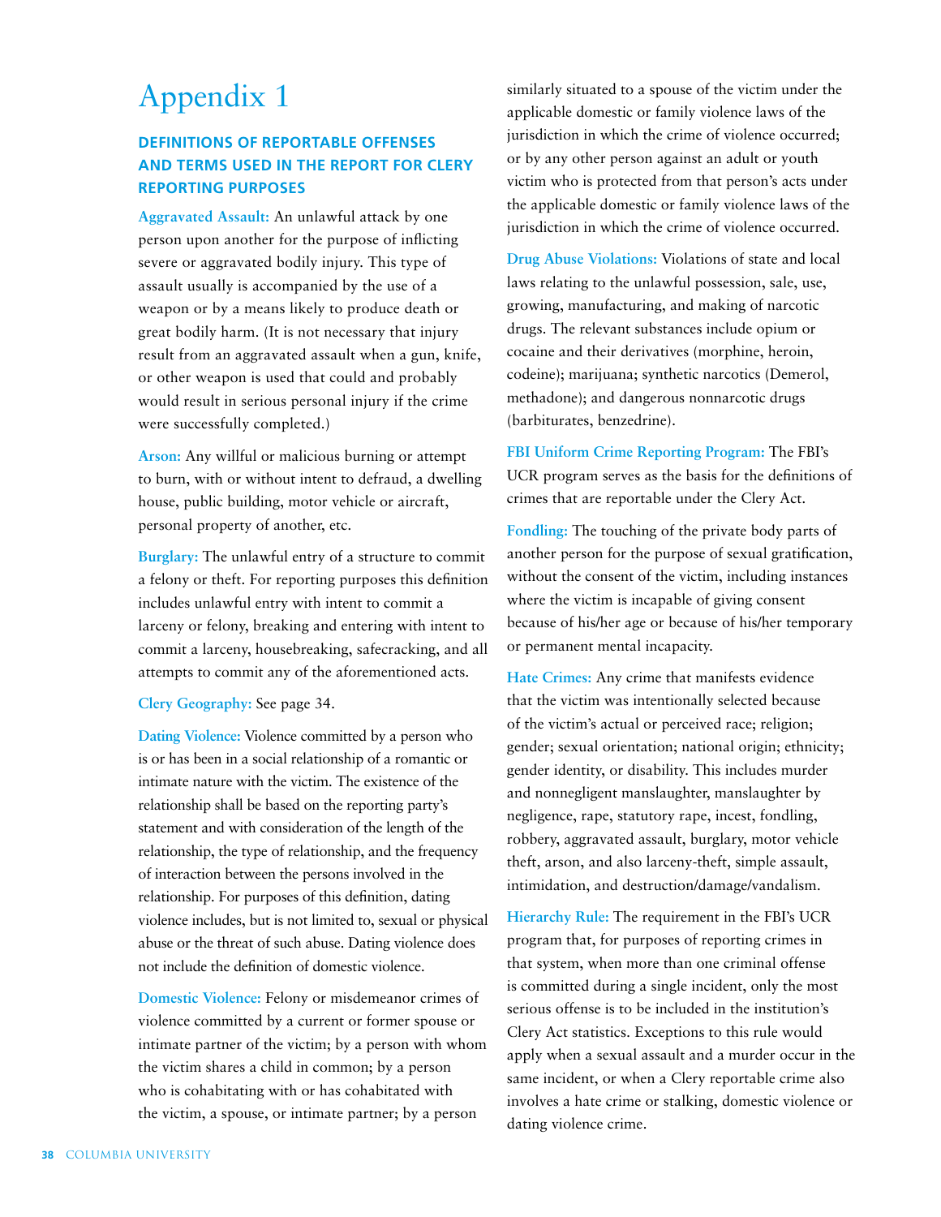# Appendix 1

### DEFINITIONS OF REPORTABLE OFFENSES AND TERMS USED IN THE REPORT FOR CLERY REPORTING PURPOSES

**Aggravated Assault:** An unlawful attack by one person upon another for the purpose of inflicting severe or aggravated bodily injury. This type of assault usually is accompanied by the use of a weapon or by a means likely to produce death or great bodily harm. (It is not necessary that injury result from an aggravated assault when a gun, knife, or other weapon is used that could and probably would result in serious personal injury if the crime were successfully completed.)

**Arson:** Any willful or malicious burning or attempt to burn, with or without intent to defraud, a dwelling house, public building, motor vehicle or aircraft, personal property of another, etc.

**Burglary:** The unlawful entry of a structure to commit a felony or theft. For reporting purposes this definition includes unlawful entry with intent to commit a larceny or felony, breaking and entering with intent to commit a larceny, housebreaking, safecracking, and all attempts to commit any of the aforementioned acts.

**Clery Geography:** See page 34.

**Dating Violence:** Violence committed by a person who is or has been in a social relationship of a romantic or intimate nature with the victim. The existence of the relationship shall be based on the reporting party's statement and with consideration of the length of the relationship, the type of relationship, and the frequency of interaction between the persons involved in the relationship. For purposes of this definition, dating violence includes, but is not limited to, sexual or physical abuse or the threat of such abuse. Dating violence does not include the definition of domestic violence.

**Domestic Violence:** Felony or misdemeanor crimes of violence committed by a current or former spouse or intimate partner of the victim; by a person with whom the victim shares a child in common; by a person who is cohabitating with or has cohabitated with the victim, a spouse, or intimate partner; by a person similarly situated to a spouse of the victim under the applicable domestic or family violence laws of the jurisdiction in which the crime of violence occurred; or by any other person against an adult or youth victim who is protected from that person's acts under the applicable domestic or family violence laws of the jurisdiction in which the crime of violence occurred.

**Drug Abuse Violations:** Violations of state and local laws relating to the unlawful possession, sale, use, growing, manufacturing, and making of narcotic drugs. The relevant substances include opium or cocaine and their derivatives (morphine, heroin, codeine); marijuana; synthetic narcotics (Demerol, methadone); and dangerous nonnarcotic drugs (barbiturates, benzedrine).

**FBI Uniform Crime Reporting Program:** The FBI's UCR program serves as the basis for the definitions of crimes that are reportable under the Clery Act.

**Fondling:** The touching of the private body parts of another person for the purpose of sexual gratification, without the consent of the victim, including instances where the victim is incapable of giving consent because of his/her age or because of his/her temporary or permanent mental incapacity.

**Hate Crimes:** Any crime that manifests evidence that the victim was intentionally selected because of the victim's actual or perceived race; religion; gender; sexual orientation; national origin; ethnicity; gender identity, or disability. This includes murder and nonnegligent manslaughter, manslaughter by negligence, rape, statutory rape, incest, fondling, robbery, aggravated assault, burglary, motor vehicle theft, arson, and also larceny-theft, simple assault, intimidation, and destruction/damage/vandalism.

**Hierarchy Rule:** The requirement in the FBI's UCR program that, for purposes of reporting crimes in that system, when more than one criminal offense is committed during a single incident, only the most serious offense is to be included in the institution's Clery Act statistics. Exceptions to this rule would apply when a sexual assault and a murder occur in the same incident, or when a Clery reportable crime also involves a hate crime or stalking, domestic violence or dating violence crime.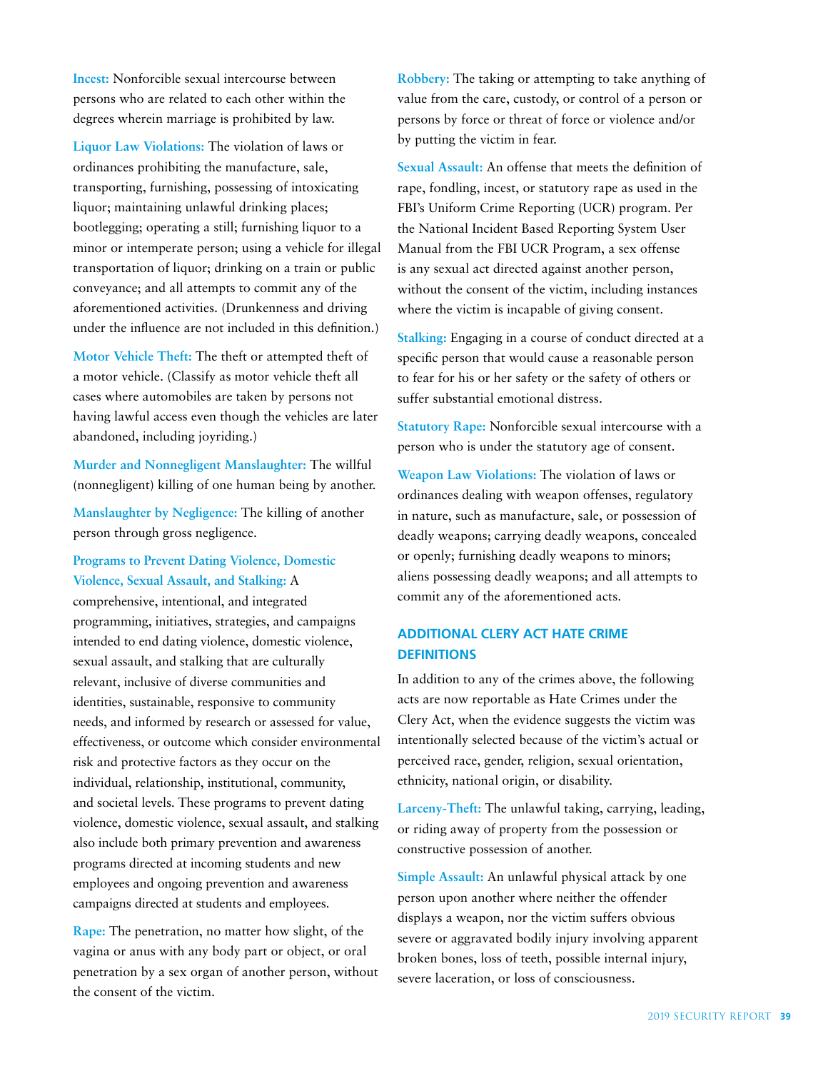**Incest:** Nonforcible sexual intercourse between persons who are related to each other within the degrees wherein marriage is prohibited by law.

**Liquor Law Violations:** The violation of laws or ordinances prohibiting the manufacture, sale, transporting, furnishing, possessing of intoxicating liquor; maintaining unlawful drinking places; bootlegging; operating a still; furnishing liquor to a minor or intemperate person; using a vehicle for illegal transportation of liquor; drinking on a train or public conveyance; and all attempts to commit any of the aforementioned activities. (Drunkenness and driving under the influence are not included in this definition.)

**Motor Vehicle Theft:** The theft or attempted theft of a motor vehicle. (Classify as motor vehicle theft all cases where automobiles are taken by persons not having lawful access even though the vehicles are later abandoned, including joyriding.)

**Murder and Nonnegligent Manslaughter:** The willful (nonnegligent) killing of one human being by another.

**Manslaughter by Negligence:** The killing of another person through gross negligence.

**Programs to Prevent Dating Violence, Domestic Violence, Sexual Assault, and Stalking:** A comprehensive, intentional, and integrated programming, initiatives, strategies, and campaigns intended to end dating violence, domestic violence, sexual assault, and stalking that are culturally relevant, inclusive of diverse communities and identities, sustainable, responsive to community needs, and informed by research or assessed for value, effectiveness, or outcome which consider environmental risk and protective factors as they occur on the individual, relationship, institutional, community, and societal levels. These programs to prevent dating violence, domestic violence, sexual assault, and stalking also include both primary prevention and awareness programs directed at incoming students and new employees and ongoing prevention and awareness campaigns directed at students and employees.

**Rape:** The penetration, no matter how slight, of the vagina or anus with any body part or object, or oral penetration by a sex organ of another person, without the consent of the victim.

**Robbery:** The taking or attempting to take anything of value from the care, custody, or control of a person or persons by force or threat of force or violence and/or by putting the victim in fear.

**Sexual Assault:** An offense that meets the definition of rape, fondling, incest, or statutory rape as used in the FBI's Uniform Crime Reporting (UCR) program. Per the National Incident Based Reporting System User Manual from the FBI UCR Program, a sex offense is any sexual act directed against another person, without the consent of the victim, including instances where the victim is incapable of giving consent.

**Stalking:** Engaging in a course of conduct directed at a specific person that would cause a reasonable person to fear for his or her safety or the safety of others or suffer substantial emotional distress.

**Statutory Rape:** Nonforcible sexual intercourse with a person who is under the statutory age of consent.

**Weapon Law Violations:** The violation of laws or ordinances dealing with weapon offenses, regulatory in nature, such as manufacture, sale, or possession of deadly weapons; carrying deadly weapons, concealed or openly; furnishing deadly weapons to minors; aliens possessing deadly weapons; and all attempts to commit any of the aforementioned acts.

## ADDITIONAL CLERY ACT HATE CRIME DEFINITIONS

In addition to any of the crimes above, the following acts are now reportable as Hate Crimes under the Clery Act, when the evidence suggests the victim was intentionally selected because of the victim's actual or perceived race, gender, religion, sexual orientation, ethnicity, national origin, or disability.

**Larceny-Theft:** The unlawful taking, carrying, leading, or riding away of property from the possession or constructive possession of another.

**Simple Assault:** An unlawful physical attack by one person upon another where neither the offender displays a weapon, nor the victim suffers obvious severe or aggravated bodily injury involving apparent broken bones, loss of teeth, possible internal injury, severe laceration, or loss of consciousness.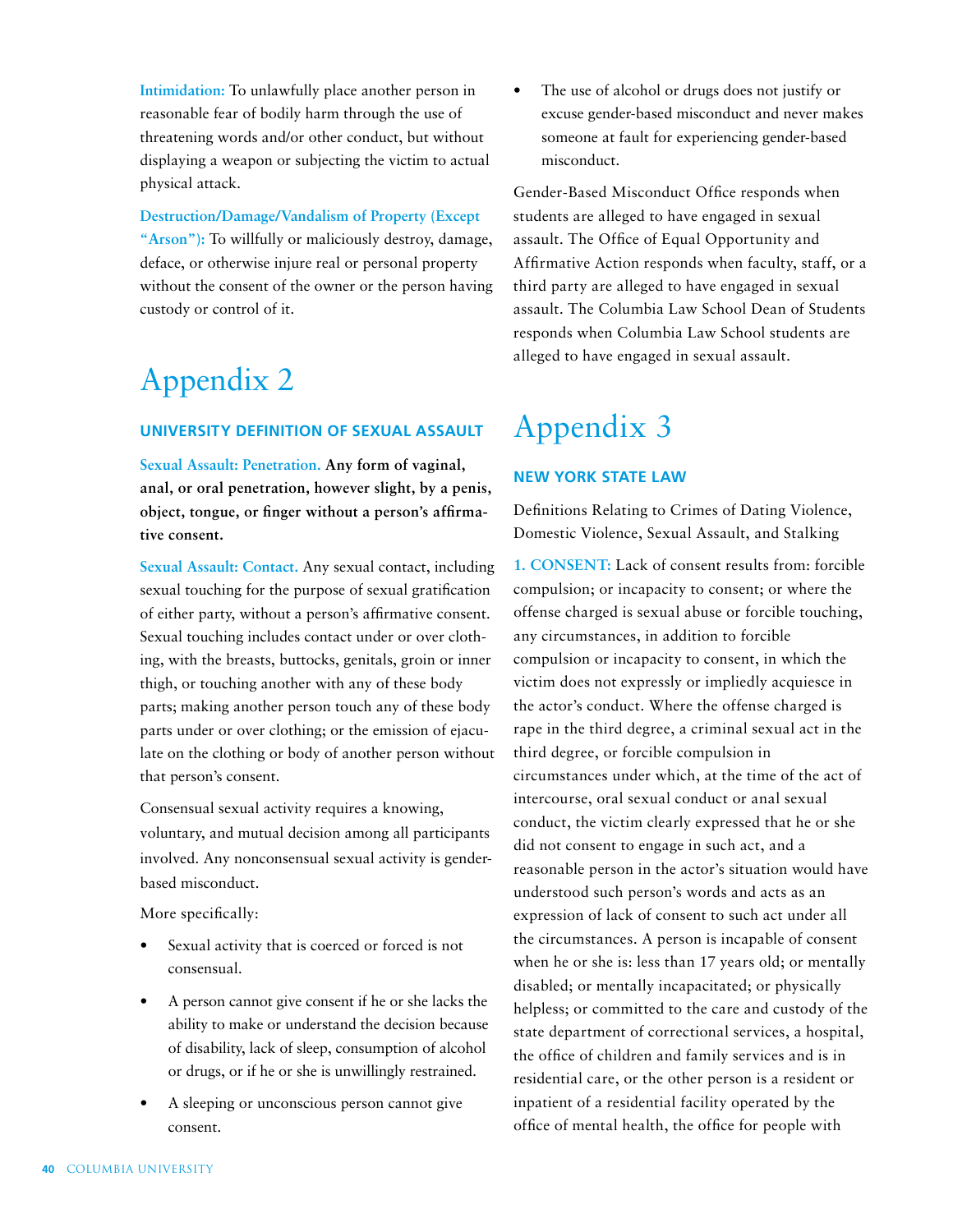**Intimidation:** To unlawfully place another person in reasonable fear of bodily harm through the use of threatening words and/or other conduct, but without displaying a weapon or subjecting the victim to actual physical attack.

**Destruction/Damage/Vandalism of Property (Except "Arson"):** To willfully or maliciously destroy, damage, deface, or otherwise injure real or personal property without the consent of the owner or the person having custody or control of it.

# Appendix 2

## UNIVERSITY DEFINITION OF SEXUAL ASSAULT

**Sexual Assault: Penetration. Any form of vaginal, anal, or oral penetration, however slight, by a penis, object, tongue, or finger without a person's affirmative consent.**

**Sexual Assault: Contact.** Any sexual contact, including sexual touching for the purpose of sexual gratification of either party, without a person's affirmative consent. Sexual touching includes contact under or over clothing, with the breasts, buttocks, genitals, groin or inner thigh, or touching another with any of these body parts; making another person touch any of these body parts under or over clothing; or the emission of ejaculate on the clothing or body of another person without that person's consent.

Consensual sexual activity requires a knowing, voluntary, and mutual decision among all participants involved. Any nonconsensual sexual activity is gender-based misconduct.

More specifically:

- Sexual activity that is coerced or forced is not consensual.
- A person cannot give consent if he or she lacks the ability to make or understand the decision because of disability, lack of sleep, consumption of alcohol or drugs, or if he or she is unwillingly restrained.
- A sleeping or unconscious person cannot give consent.
- The use of alcohol or drugs does not justify or excuse gender-based misconduct and never makes someone at fault for experiencing gender-based misconduct.

Gender-Based Misconduct Office responds when students are alleged to have engaged in sexual assault. The Office of Equal Opportunity and Affirmative Action responds when faculty, staff, or a third party are alleged to have engaged in sexual assault. The Columbia Law School Dean of Students responds when Columbia Law School students are alleged to have engaged in sexual assault.

# Appendix 3

## NEW YORK STATE LAW

Definitions Relating to Crimes of Dating Violence, Domestic Violence, Sexual Assault, and Stalking

**1. CONSENT:** Lack of consent results from: forcible compulsion; or incapacity to consent; or where the offense charged is sexual abuse or forcible touching, any circumstances, in addition to forcible compulsion or incapacity to consent, in which the victim does not expressly or impliedly acquiesce in the actor's conduct. Where the offense charged is rape in the third degree, a criminal sexual act in the third degree, or forcible compulsion in circumstances under which, at the time of the act of intercourse, oral sexual conduct or anal sexual conduct, the victim clearly expressed that he or she did not consent to engage in such act, and a reasonable person in the actor's situation would have understood such person's words and acts as an expression of lack of consent to such act under all the circumstances. A person is incapable of consent when he or she is: less than 17 years old; or mentally disabled; or mentally incapacitated; or physically helpless; or committed to the care and custody of the state department of correctional services, a hospital, the office of children and family services and is in residential care, or the other person is a resident or inpatient of a residential facility operated by the office of mental health, the office for people with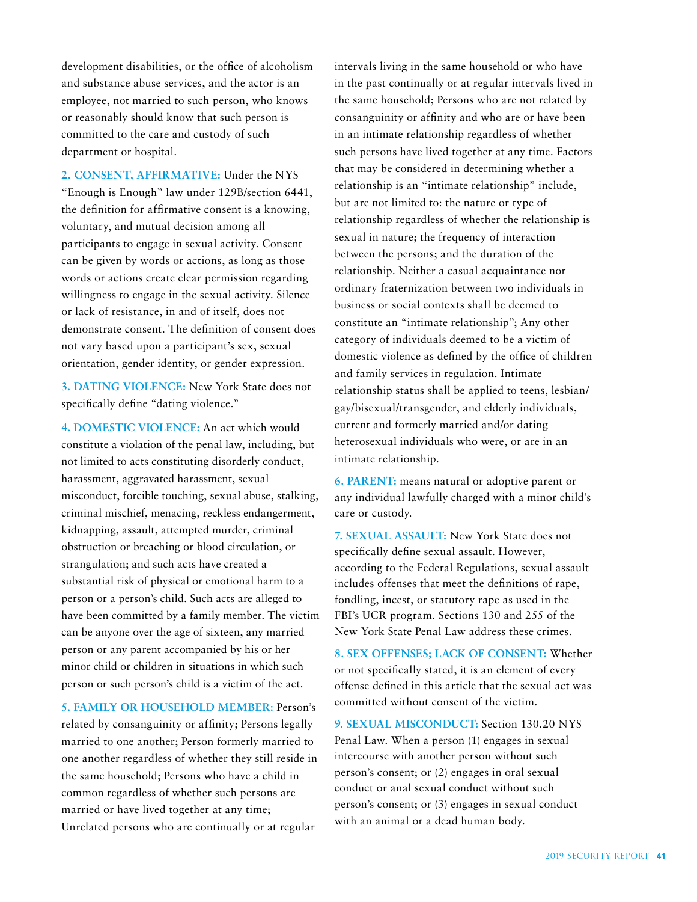development disabilities, or the office of alcoholism and substance abuse services, and the actor is an employee, not married to such person, who knows or reasonably should know that such person is committed to the care and custody of such department or hospital.

**2. CONSENT, AFFIRMATIVE:** Under the NYS "Enough is Enough" law under 129B/section 6441, the definition for affirmative consent is a knowing, voluntary, and mutual decision among all participants to engage in sexual activity. Consent can be given by words or actions, as long as those words or actions create clear permission regarding willingness to engage in the sexual activity. Silence or lack of resistance, in and of itself, does not demonstrate consent. The definition of consent does not vary based upon a participant's sex, sexual orientation, gender identity, or gender expression.

**3. DATING VIOLENCE:** New York State does not specifically define "dating violence."

**4. DOMESTIC VIOLENCE:** An act which would constitute a violation of the penal law, including, but not limited to acts constituting disorderly conduct, harassment, aggravated harassment, sexual misconduct, forcible touching, sexual abuse, stalking, criminal mischief, menacing, reckless endangerment, kidnapping, assault, attempted murder, criminal obstruction or breaching or blood circulation, or strangulation; and such acts have created a substantial risk of physical or emotional harm to a person or a person's child. Such acts are alleged to have been committed by a family member. The victim can be anyone over the age of sixteen, any married person or any parent accompanied by his or her minor child or children in situations in which such person or such person's child is a victim of the act.

**5. FAMILY OR HOUSEHOLD MEMBER:** Person's related by consanguinity or affinity; Persons legally married to one another; Person formerly married to one another regardless of whether they still reside in the same household; Persons who have a child in common regardless of whether such persons are married or have lived together at any time; Unrelated persons who are continually or at regular intervals living in the same household or who have in the past continually or at regular intervals lived in the same household; Persons who are not related by consanguinity or affinity and who are or have been in an intimate relationship regardless of whether such persons have lived together at any time. Factors that may be considered in determining whether a relationship is an "intimate relationship" include, but are not limited to: the nature or type of relationship regardless of whether the relationship is sexual in nature; the frequency of interaction between the persons; and the duration of the relationship. Neither a casual acquaintance nor ordinary fraternization between two individuals in business or social contexts shall be deemed to constitute an "intimate relationship"; Any other category of individuals deemed to be a victim of domestic violence as defined by the office of children and family services in regulation. Intimate relationship status shall be applied to teens, lesbian/gay/bisexual/transgender, and elderly individuals, current and formerly married and/or dating heterosexual individuals who were, or are in an intimate relationship.

**6. PARENT:** means natural or adoptive parent or any individual lawfully charged with a minor child's care or custody.

**7. SEXUAL ASSAULT:** New York State does not specifically define sexual assault. However, according to the Federal Regulations, sexual assault includes offenses that meet the definitions of rape, fondling, incest, or statutory rape as used in the FBI's UCR program. Sections 130 and 255 of the New York State Penal Law address these crimes.

**8. SEX OFFENSES; LACK OF CONSENT:** Whether or not specifically stated, it is an element of every offense defined in this article that the sexual act was committed without consent of the victim.

**9. SEXUAL MISCONDUCT:** Section 130.20 NYS Penal Law. When a person (1) engages in sexual intercourse with another person without such person's consent; or (2) engages in oral sexual conduct or anal sexual conduct without such person's consent; or (3) engages in sexual conduct with an animal or a dead human body.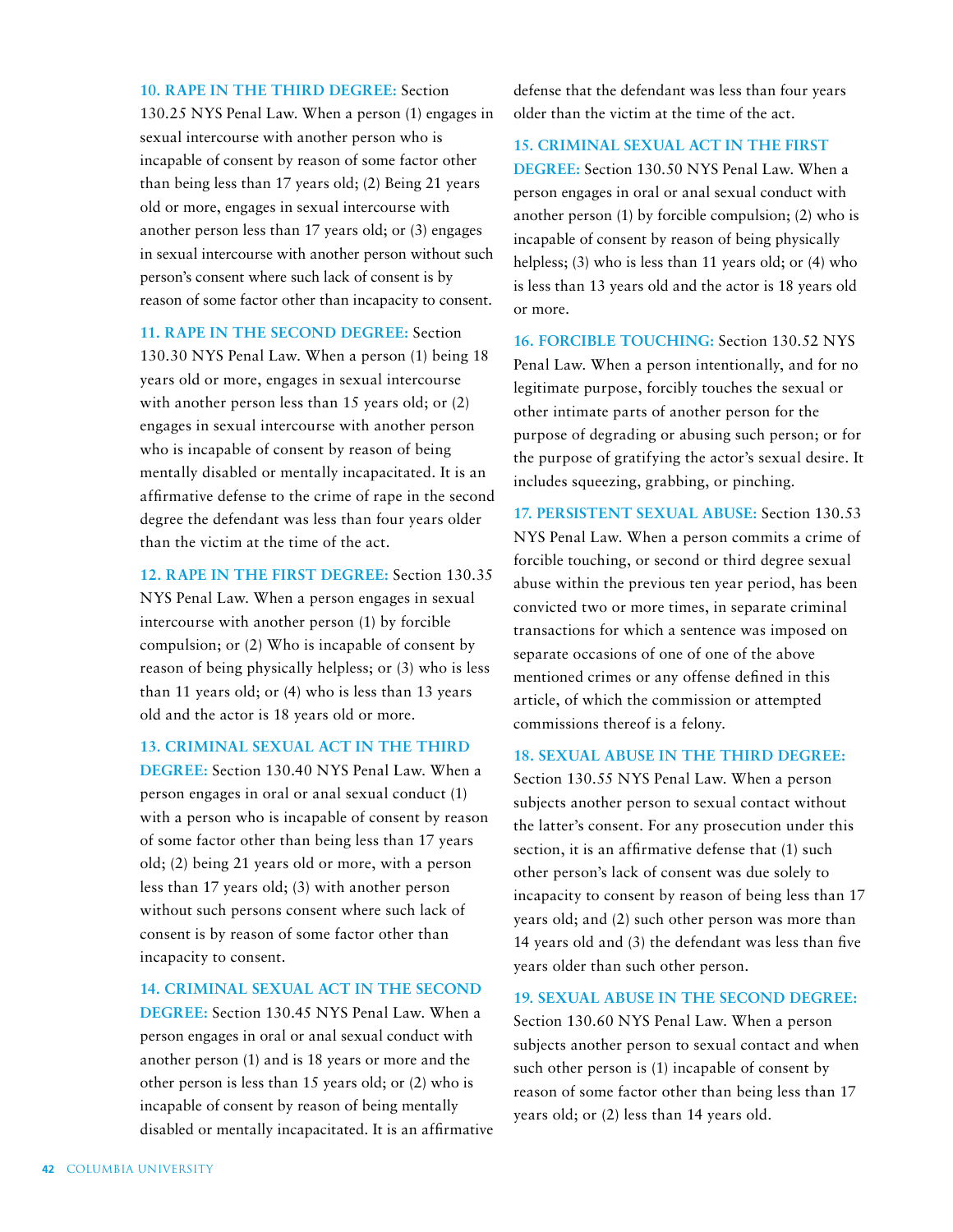**10. RAPE IN THE THIRD DEGREE:** Section 130.25 NYS Penal Law. When a person (1) engages in sexual intercourse with another person who is incapable of consent by reason of some factor other than being less than 17 years old; (2) Being 21 years old or more, engages in sexual intercourse with another person less than 17 years old; or (3) engages in sexual intercourse with another person without such person's consent where such lack of consent is by reason of some factor other than incapacity to consent.

**11. RAPE IN THE SECOND DEGREE:** Section 130.30 NYS Penal Law. When a person (1) being 18 years old or more, engages in sexual intercourse with another person less than 15 years old; or (2) engages in sexual intercourse with another person who is incapable of consent by reason of being mentally disabled or mentally incapacitated. It is an affirmative defense to the crime of rape in the second degree the defendant was less than four years older than the victim at the time of the act.

**12. RAPE IN THE FIRST DEGREE:** Section 130.35 NYS Penal Law. When a person engages in sexual intercourse with another person (1) by forcible compulsion; or (2) Who is incapable of consent by reason of being physically helpless; or (3) who is less than 11 years old; or (4) who is less than 13 years old and the actor is 18 years old or more.

**13. CRIMINAL SEXUAL ACT IN THE THIRD DEGREE:** Section 130.40 NYS Penal Law. When a person engages in oral or anal sexual conduct (1) with a person who is incapable of consent by reason of some factor other than being less than 17 years old; (2) being 21 years old or more, with a person less than 17 years old; (3) with another person without such persons consent where such lack of consent is by reason of some factor other than incapacity to consent.

**14. CRIMINAL SEXUAL ACT IN THE SECOND DEGREE:** Section 130.45 NYS Penal Law. When a person engages in oral or anal sexual conduct with another person (1) and is 18 years or more and the other person is less than 15 years old; or (2) who is incapable of consent by reason of being mentally disabled or mentally incapacitated. It is an affirmative defense that the defendant was less than four years older than the victim at the time of the act.

**15. CRIMINAL SEXUAL ACT IN THE FIRST DEGREE:** Section 130.50 NYS Penal Law. When a person engages in oral or anal sexual conduct with another person (1) by forcible compulsion; (2) who is incapable of consent by reason of being physically helpless; (3) who is less than 11 years old; or (4) who is less than 13 years old and the actor is 18 years old or more.

**16. FORCIBLE TOUCHING:** Section 130.52 NYS Penal Law. When a person intentionally, and for no legitimate purpose, forcibly touches the sexual or other intimate parts of another person for the purpose of degrading or abusing such person; or for the purpose of gratifying the actor's sexual desire. It includes squeezing, grabbing, or pinching.

**17. PERSISTENT SEXUAL ABUSE:** Section 130.53 NYS Penal Law. When a person commits a crime of forcible touching, or second or third degree sexual abuse within the previous ten year period, has been convicted two or more times, in separate criminal transactions for which a sentence was imposed on separate occasions of one of one of the above mentioned crimes or any offense defined in this article, of which the commission or attempted commissions thereof is a felony.

**18. SEXUAL ABUSE IN THE THIRD DEGREE:** Section 130.55 NYS Penal Law. When a person subjects another person to sexual contact without the latter's consent. For any prosecution under this section, it is an affirmative defense that (1) such other person's lack of consent was due solely to incapacity to consent by reason of being less than 17 years old; and (2) such other person was more than 14 years old and (3) the defendant was less than five years older than such other person.

**19. SEXUAL ABUSE IN THE SECOND DEGREE:** Section 130.60 NYS Penal Law. When a person subjects another person to sexual contact and when such other person is (1) incapable of consent by reason of some factor other than being less than 17 years old; or (2) less than 14 years old.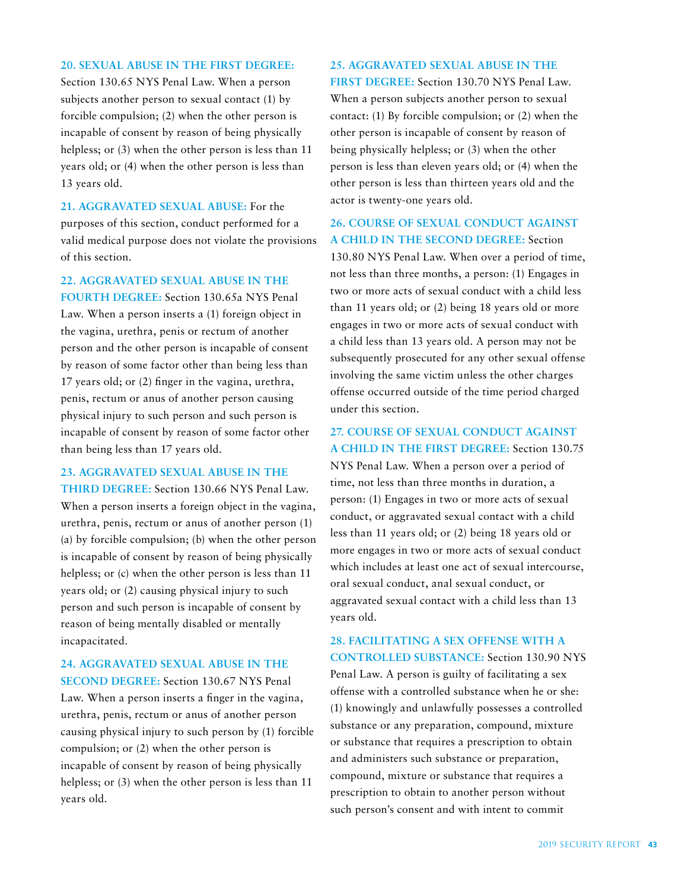**20. SEXUAL ABUSE IN THE FIRST DEGREE:** Section 130.65 NYS Penal Law. When a person subjects another person to sexual contact (1) by forcible compulsion; (2) when the other person is incapable of consent by reason of being physically helpless; or (3) when the other person is less than 11 years old; or (4) when the other person is less than 13 years old.

**21. AGGRAVATED SEXUAL ABUSE:** For the purposes of this section, conduct performed for a valid medical purpose does not violate the provisions of this section.

**22. AGGRAVATED SEXUAL ABUSE IN THE FOURTH DEGREE:** Section 130.65a NYS Penal Law. When a person inserts a (1) foreign object in the vagina, urethra, penis or rectum of another person and the other person is incapable of consent by reason of some factor other than being less than 17 years old; or (2) finger in the vagina, urethra, penis, rectum or anus of another person causing physical injury to such person and such person is incapable of consent by reason of some factor other than being less than 17 years old.

**23. AGGRAVATED SEXUAL ABUSE IN THE THIRD DEGREE:** Section 130.66 NYS Penal Law. When a person inserts a foreign object in the vagina, urethra, penis, rectum or anus of another person (1) (a) by forcible compulsion; (b) when the other person is incapable of consent by reason of being physically helpless; or (c) when the other person is less than 11 years old; or (2) causing physical injury to such person and such person is incapable of consent by reason of being mentally disabled or mentally incapacitated.

**24. AGGRAVATED SEXUAL ABUSE IN THE SECOND DEGREE:** Section 130.67 NYS Penal Law. When a person inserts a finger in the vagina, urethra, penis, rectum or anus of another person causing physical injury to such person by (1) forcible compulsion; or (2) when the other person is incapable of consent by reason of being physically helpless; or (3) when the other person is less than 11 years old.

**25. AGGRAVATED SEXUAL ABUSE IN THE FIRST DEGREE:** Section 130.70 NYS Penal Law. When a person subjects another person to sexual contact: (1) By forcible compulsion; or (2) when the other person is incapable of consent by reason of being physically helpless; or (3) when the other person is less than eleven years old; or (4) when the other person is less than thirteen years old and the actor is twenty-one years old.

**26. COURSE OF SEXUAL CONDUCT AGAINST A CHILD IN THE SECOND DEGREE:** Section 130.80 NYS Penal Law. When over a period of time, not less than three months, a person: (1) Engages in two or more acts of sexual conduct with a child less than 11 years old; or (2) being 18 years old or more engages in two or more acts of sexual conduct with a child less than 13 years old. A person may not be subsequently prosecuted for any other sexual offense involving the same victim unless the other charges offense occurred outside of the time period charged under this section.

**27. COURSE OF SEXUAL CONDUCT AGAINST A CHILD IN THE FIRST DEGREE:** Section 130.75 NYS Penal Law. When a person over a period of time, not less than three months in duration, a person: (1) Engages in two or more acts of sexual conduct, or aggravated sexual contact with a child less than 11 years old; or (2) being 18 years old or more engages in two or more acts of sexual conduct which includes at least one act of sexual intercourse, oral sexual conduct, anal sexual conduct, or aggravated sexual contact with a child less than 13 years old.

**28. FACILITATING A SEX OFFENSE WITH A CONTROLLED SUBSTANCE:** Section 130.90 NYS Penal Law. A person is guilty of facilitating a sex offense with a controlled substance when he or she: (1) knowingly and unlawfully possesses a controlled substance or any preparation, compound, mixture or substance that requires a prescription to obtain and administers such substance or preparation, compound, mixture or substance that requires a prescription to obtain to another person without such person's consent and with intent to commit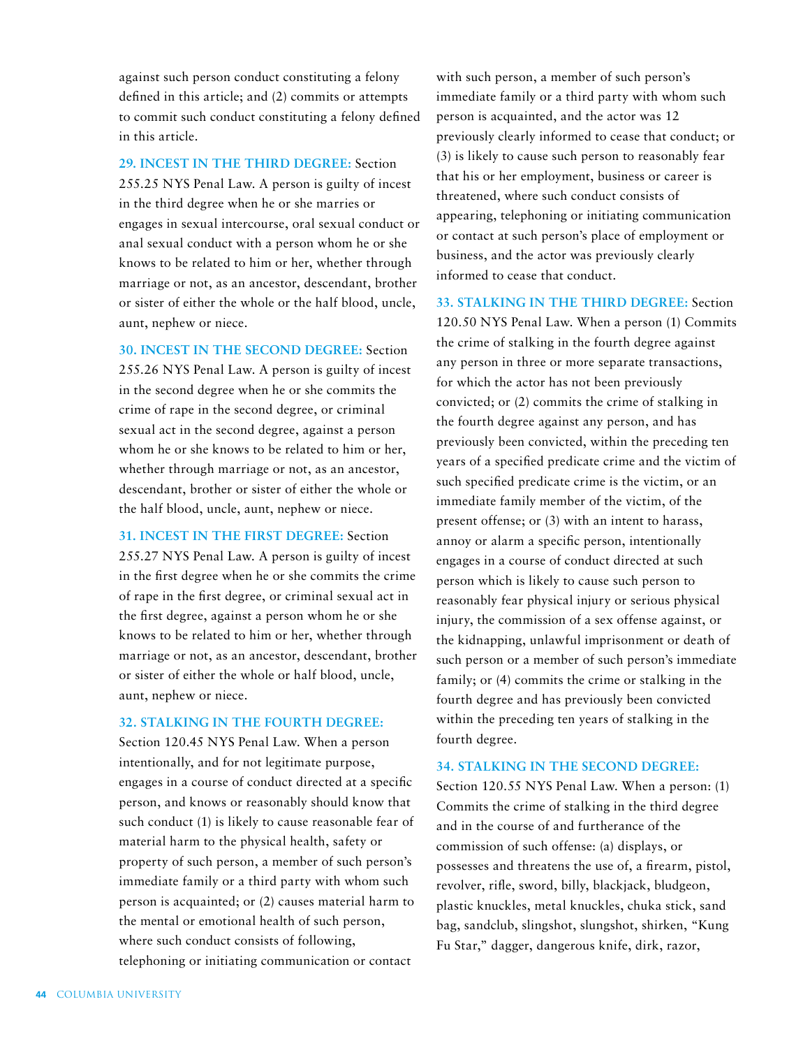against such person conduct constituting a felony defined in this article; and (2) commits or attempts to commit such conduct constituting a felony defined in this article.

**29. INCEST IN THE THIRD DEGREE:** Section 255.25 NYS Penal Law. A person is guilty of incest in the third degree when he or she marries or engages in sexual intercourse, oral sexual conduct or anal sexual conduct with a person whom he or she knows to be related to him or her, whether through marriage or not, as an ancestor, descendant, brother or sister of either the whole or the half blood, uncle, aunt, nephew or niece.

**30. INCEST IN THE SECOND DEGREE:** Section 255.26 NYS Penal Law. A person is guilty of incest in the second degree when he or she commits the crime of rape in the second degree, or criminal sexual act in the second degree, against a person whom he or she knows to be related to him or her, whether through marriage or not, as an ancestor, descendant, brother or sister of either the whole or the half blood, uncle, aunt, nephew or niece.

**31. INCEST IN THE FIRST DEGREE:** Section 255.27 NYS Penal Law. A person is guilty of incest in the first degree when he or she commits the crime of rape in the first degree, or criminal sexual act in the first degree, against a person whom he or she knows to be related to him or her, whether through marriage or not, as an ancestor, descendant, brother or sister of either the whole or half blood, uncle, aunt, nephew or niece.

**32. STALKING IN THE FOURTH DEGREE:** Section 120.45 NYS Penal Law. When a person intentionally, and for not legitimate purpose, engages in a course of conduct directed at a specific person, and knows or reasonably should know that such conduct (1) is likely to cause reasonable fear of material harm to the physical health, safety or property of such person, a member of such person's immediate family or a third party with whom such person is acquainted; or (2) causes material harm to the mental or emotional health of such person, where such conduct consists of following, telephoning or initiating communication or contact with such person, a member of such person's immediate family or a third party with whom such person is acquainted, and the actor was 12 previously clearly informed to cease that conduct; or (3) is likely to cause such person to reasonably fear that his or her employment, business or career is threatened, where such conduct consists of appearing, telephoning or initiating communication or contact at such person's place of employment or business, and the actor was previously clearly informed to cease that conduct.

**33. STALKING IN THE THIRD DEGREE:** Section 120.50 NYS Penal Law. When a person (1) Commits the crime of stalking in the fourth degree against any person in three or more separate transactions, for which the actor has not been previously convicted; or (2) commits the crime of stalking in the fourth degree against any person, and has previously been convicted, within the preceding ten years of a specified predicate crime and the victim of such specified predicate crime is the victim, or an immediate family member of the victim, of the present offense; or (3) with an intent to harass, annoy or alarm a specific person, intentionally engages in a course of conduct directed at such person which is likely to cause such person to reasonably fear physical injury or serious physical injury, the commission of a sex offense against, or the kidnapping, unlawful imprisonment or death of such person or a member of such person's immediate family; or (4) commits the crime or stalking in the fourth degree and has previously been convicted within the preceding ten years of stalking in the fourth degree.

**34. STALKING IN THE SECOND DEGREE:** Section 120.55 NYS Penal Law. When a person: (1) Commits the crime of stalking in the third degree and in the course of and furtherance of the commission of such offense: (a) displays, or possesses and threatens the use of, a firearm, pistol, revolver, rifle, sword, billy, blackjack, bludgeon, plastic knuckles, metal knuckles, chuka stick, sand bag, sandclub, slingshot, slungshot, shirken, "Kung Fu Star," dagger, dangerous knife, dirk, razor,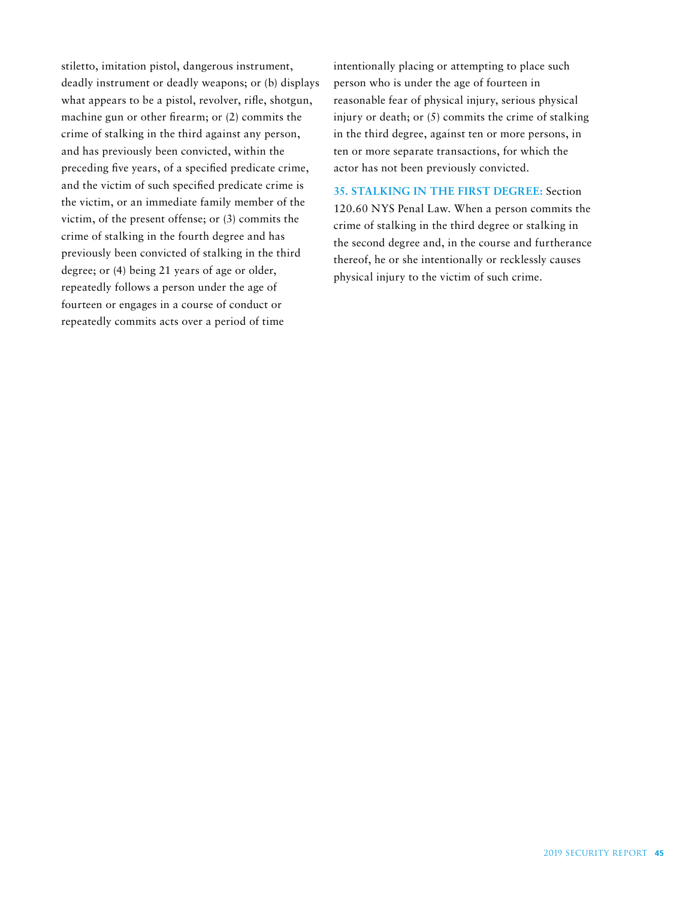stiletto, imitation pistol, dangerous instrument, deadly instrument or deadly weapons; or (b) displays what appears to be a pistol, revolver, rifle, shotgun, machine gun or other firearm; or (2) commits the crime of stalking in the third against any person, and has previously been convicted, within the preceding five years, of a specified predicate crime, and the victim of such specified predicate crime is the victim, or an immediate family member of the victim, of the present offense; or (3) commits the crime of stalking in the fourth degree and has previously been convicted of stalking in the third degree; or (4) being 21 years of age or older, repeatedly follows a person under the age of fourteen or engages in a course of conduct or repeatedly commits acts over a period of time intentionally placing or attempting to place such person who is under the age of fourteen in reasonable fear of physical injury, serious physical injury or death; or (5) commits the crime of stalking in the third degree, against ten or more persons, in ten or more separate transactions, for which the actor has not been previously convicted.

**35. STALKING IN THE FIRST DEGREE:** Section 120.60 NYS Penal Law. When a person commits the crime of stalking in the third degree or stalking in the second degree and, in the course and furtherance thereof, he or she intentionally or recklessly causes physical injury to the victim of such crime.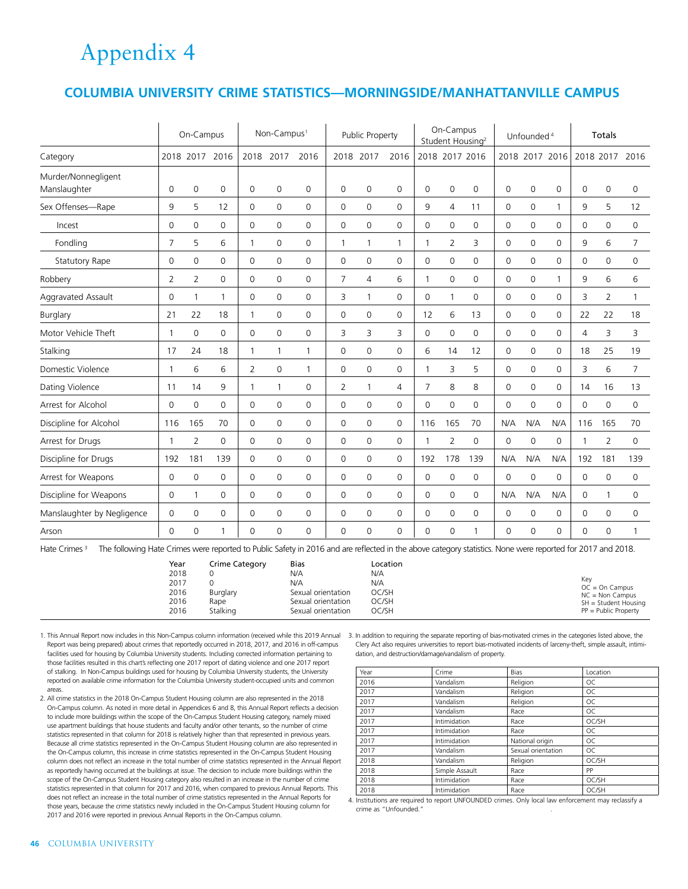# Appendix 4

## COLUMBIA UNIVERSITY CRIME STATISTICS—MORNINGSIDE/MANHATTANVILLE CAMPUS

| | On-Campus | | | Non-Campus[1] | | | Public Property | | | On-Campus Student Housing[2] | | | Unfounded[4] | | | Totals | | |
|---|---|---|---|---|---|---|---|---|---|---|---|---|---|---|---|---|---|---|
| Category | 2018 | 2017 | 2016 | 2018 | 2017 | 2016 | 2018 | 2017 | 2016 | 2018 | 2017 | 2016 | 2018 | 2017 | 2016 | 2018 | 2017 | 2016 |
| Murder/Nonnegligent Manslaughter | 0 | 0 | 0 | 0 | 0 | 0 | 0 | 0 | 0 | 0 | 0 | 0 | 0 | 0 | 0 | 0 | 0 | 0 |
| Sex Offenses—Rape | 9 | 5 | 12 | 0 | 0 | 0 | 0 | 0 | 0 | 9 | 4 | 11 | 0 | 0 | 1 | 9 | 5 | 12 |
| Incest | 0 | 0 | 0 | 0 | 0 | 0 | 0 | 0 | 0 | 0 | 0 | 0 | 0 | 0 | 0 | 0 | 0 | 0 |
| Fondling | 7 | 5 | 6 | 1 | 0 | 0 | 1 | 1 | 1 | 1 | 2 | 3 | 0 | 0 | 0 | 9 | 6 | 7 |
| Statutory Rape | 0 | 0 | 0 | 0 | 0 | 0 | 0 | 0 | 0 | 0 | 0 | 0 | 0 | 0 | 0 | 0 | 0 | 0 |
| Robbery | 2 | 2 | 0 | 0 | 0 | 0 | 7 | 4 | 6 | 1 | 0 | 0 | 0 | 0 | 1 | 9 | 6 | 6 |
| Aggravated Assault | 0 | 1 | 1 | 0 | 0 | 0 | 3 | 1 | 0 | 0 | 1 | 0 | 0 | 0 | 0 | 3 | 2 | 1 |
| Burglary | 21 | 22 | 18 | 1 | 0 | 0 | 0 | 0 | 0 | 12 | 6 | 13 | 0 | 0 | 0 | 22 | 22 | 18 |
| Motor Vehicle Theft | 1 | 0 | 0 | 0 | 0 | 0 | 3 | 3 | 3 | 0 | 0 | 0 | 0 | 0 | 0 | 4 | 3 | 3 |
| Stalking | 17 | 24 | 18 | 1 | 1 | 1 | 0 | 0 | 0 | 6 | 14 | 12 | 0 | 0 | 0 | 18 | 25 | 19 |
| Domestic Violence | 1 | 6 | 6 | 2 | 0 | 1 | 0 | 0 | 0 | 1 | 3 | 5 | 0 | 0 | 0 | 3 | 6 | 7 |
| Dating Violence | 11 | 14 | 9 | 1 | 1 | 0 | 2 | 1 | 4 | 7 | 8 | 8 | 0 | 0 | 0 | 14 | 16 | 13 |
| Arrest for Alcohol | 0 | 0 | 0 | 0 | 0 | 0 | 0 | 0 | 0 | 0 | 0 | 0 | 0 | 0 | 0 | 0 | 0 | 0 |
| Discipline for Alcohol | 116 | 165 | 70 | 0 | 0 | 0 | 0 | 0 | 0 | 116 | 165 | 70 | N/A | N/A | N/A | 116 | 165 | 70 |
| Arrest for Drugs | 1 | 2 | 0 | 0 | 0 | 0 | 0 | 0 | 0 | 1 | 2 | 0 | 0 | 0 | 0 | 1 | 2 | 0 |
| Discipline for Drugs | 192 | 181 | 139 | 0 | 0 | 0 | 0 | 0 | 0 | 192 | 178 | 139 | N/A | N/A | N/A | 192 | 181 | 139 |
| Arrest for Weapons | 0 | 0 | 0 | 0 | 0 | 0 | 0 | 0 | 0 | 0 | 0 | 0 | 0 | 0 | 0 | 0 | 0 | 0 |
| Discipline for Weapons | 0 | 1 | 0 | 0 | 0 | 0 | 0 | 0 | 0 | 0 | 0 | 0 | N/A | N/A | N/A | 0 | 1 | 0 |
| Manslaughter by Negligence | 0 | 0 | 0 | 0 | 0 | 0 | 0 | 0 | 0 | 0 | 0 | 0 | 0 | 0 | 0 | 0 | 0 | 0 |
| Arson | 0 | 0 | 1 | 0 | 0 | 0 | 0 | 0 | 0 | 0 | 0 | 1 | 0 | 0 | 0 | 0 | 0 | 1 |

Hate Crimes[3] The following Hate Crimes were reported to Public Safety in 2016 and are reflected in the above category statistics. None were reported for 2017 and 2018.

| Year | Crime Category | Bias | Location |
|---|---|---|---|
| 2018 | 0 | N/A | N/A |
| 2017 | 0 | N/A | N/A |
| 2016 | Burglary | Sexual orientation | OC/SH |
| 2016 | Rape | Sexual orientation | OC/SH |
| 2016 | Stalking | Sexual orientation | OC/SH |

Key
OC = On Campus
NC = Non Campus
SH = Student Housing
PP = Public Property

1. This Annual Report now includes in this Non-Campus column information (received while this 2019 Annual Report was being prepared) about crimes that reportedly occurred in 2018, 2017, and 2016 in off-campus facilities used for housing by Columbia University students. Including corrected information pertaining to those facilities resulted in this chart's reflecting one 2017 report of dating violence and one 2017 report of stalking. In Non-Campus buildings used for housing by Columbia University students, the University reported on available crime information for the Columbia University student-occupied units and common areas.

2. All crime statistics in the 2018 On-Campus Student Housing column are also represented in the 2018 On-Campus column. As noted in more detail in Appendices 6 and 8, this Annual Report reflects a decision to include more buildings within the scope of the On-Campus Student Housing category, namely mixed use apartment buildings that house students and faculty and/or other tenants, so the number of crime statistics represented in that column for 2018 is relatively higher than that represented in previous years. Because all crime statistics represented in the On-Campus Student Housing column are also represented in the On-Campus column, this increase in crime statistics represented in the On-Campus Student Housing column does not reflect an increase in the total number of crime statistics represented in the Annual Report as reportedly having occurred at the buildings at issue. The decision to include more buildings within the scope of the On-Campus Student Housing category also resulted in an increase in the number of crime statistics represented in that column for 2017 and 2016, when compared to previous Annual Reports. This does not reflect an increase in the total number of crime statistics represented in the Annual Reports for those years, because the crime statistics newly included in the On-Campus Student Housing column for 2017 and 2016 were reported in previous Annual Reports in the On-Campus column.

3. In addition to requiring the separate reporting of bias-motivated crimes in the categories listed above, the Clery Act also requires universities to report bias-motivated incidents of larceny-theft, simple assault, intimidation, and destruction/damage/vandalism of property.

| Year | Crime | Bias | Location |
|---|---|---|---|
| 2016 | Vandalism | Religion | OC |
| 2017 | Vandalism | Religion | OC |
| 2017 | Vandalism | Religion | OC |
| 2017 | Vandalism | Race | OC |
| 2017 | Intimidation | Race | OC/SH |
| 2017 | Intimidation | Race | OC |
| 2017 | Intimidation | National origin | OC |
| 2017 | Vandalism | Sexual orientation | OC |
| 2018 | Vandalism | Religion | OC/SH |
| 2018 | Simple Assault | Race | PP |
| 2018 | Intimidation | Race | OC/SH |
| 2018 | Intimidation | Race | OC/SH |

4. Institutions are required to report UNFOUNDED crimes. Only local law enforcement may reclassify a crime as "Unfounded."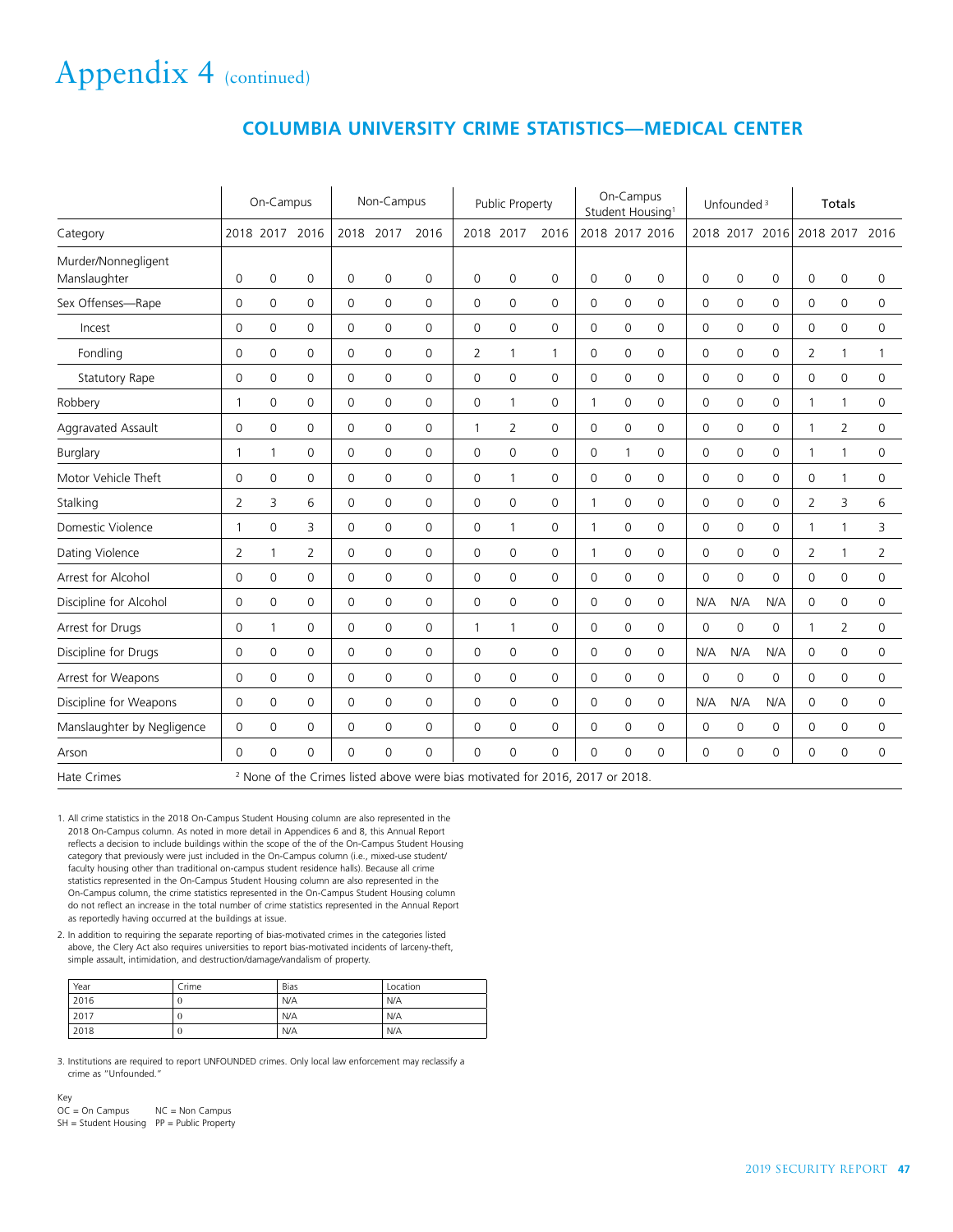# Appendix 4 (continued)

## COLUMBIA UNIVERSITY CRIME STATISTICS—MEDICAL CENTER

| | On-Campus | | | Non-Campus | | | Public Property | | | On-Campus Student Housing[1] | | | Unfounded[3] | | | Totals | | |
|---|---|---|---|---|---|---|---|---|---|---|---|---|---|---|---|---|---|---|
| Category | 2018 | 2017 | 2016 | 2018 | 2017 | 2016 | 2018 | 2017 | 2016 | 2018 | 2017 | 2016 | 2018 | 2017 | 2016 | 2018 | 2017 | 2016 |
| Murder/Nonnegligent Manslaughter | 0 | 0 | 0 | 0 | 0 | 0 | 0 | 0 | 0 | 0 | 0 | 0 | 0 | 0 | 0 | 0 | 0 | 0 |
| Sex Offenses—Rape | 0 | 0 | 0 | 0 | 0 | 0 | 0 | 0 | 0 | 0 | 0 | 0 | 0 | 0 | 0 | 0 | 0 | 0 |
| Incest | 0 | 0 | 0 | 0 | 0 | 0 | 0 | 0 | 0 | 0 | 0 | 0 | 0 | 0 | 0 | 0 | 0 | 0 |
| Fondling | 0 | 0 | 0 | 0 | 0 | 0 | 2 | 1 | 1 | 0 | 0 | 0 | 0 | 0 | 0 | 2 | 1 | 1 |
| Statutory Rape | 0 | 0 | 0 | 0 | 0 | 0 | 0 | 0 | 0 | 0 | 0 | 0 | 0 | 0 | 0 | 0 | 0 | 0 |
| Robbery | 1 | 0 | 0 | 0 | 0 | 0 | 0 | 1 | 0 | 1 | 0 | 0 | 0 | 0 | 0 | 1 | 1 | 0 |
| Aggravated Assault | 0 | 0 | 0 | 0 | 0 | 0 | 1 | 2 | 0 | 0 | 0 | 0 | 0 | 0 | 0 | 1 | 2 | 0 |
| Burglary | 1 | 1 | 0 | 0 | 0 | 0 | 0 | 0 | 0 | 0 | 1 | 0 | 0 | 0 | 0 | 1 | 1 | 0 |
| Motor Vehicle Theft | 0 | 0 | 0 | 0 | 0 | 0 | 0 | 1 | 0 | 0 | 0 | 0 | 0 | 0 | 0 | 0 | 1 | 0 |
| Stalking | 2 | 3 | 6 | 0 | 0 | 0 | 0 | 0 | 0 | 1 | 0 | 0 | 0 | 0 | 0 | 2 | 3 | 6 |
| Domestic Violence | 1 | 0 | 3 | 0 | 0 | 0 | 0 | 1 | 0 | 1 | 0 | 0 | 0 | 0 | 0 | 1 | 1 | 3 |
| Dating Violence | 2 | 1 | 2 | 0 | 0 | 0 | 0 | 0 | 0 | 1 | 0 | 0 | 0 | 0 | 0 | 2 | 1 | 2 |
| Arrest for Alcohol | 0 | 0 | 0 | 0 | 0 | 0 | 0 | 0 | 0 | 0 | 0 | 0 | 0 | 0 | 0 | 0 | 0 | 0 |
| Discipline for Alcohol | 0 | 0 | 0 | 0 | 0 | 0 | 0 | 0 | 0 | 0 | 0 | 0 | N/A | N/A | N/A | 0 | 0 | 0 |
| Arrest for Drugs | 0 | 1 | 0 | 0 | 0 | 0 | 1 | 1 | 0 | 0 | 0 | 0 | 0 | 0 | 0 | 1 | 2 | 0 |
| Discipline for Drugs | 0 | 0 | 0 | 0 | 0 | 0 | 0 | 0 | 0 | 0 | 0 | 0 | N/A | N/A | N/A | 0 | 0 | 0 |
| Arrest for Weapons | 0 | 0 | 0 | 0 | 0 | 0 | 0 | 0 | 0 | 0 | 0 | 0 | 0 | 0 | 0 | 0 | 0 | 0 |
| Discipline for Weapons | 0 | 0 | 0 | 0 | 0 | 0 | 0 | 0 | 0 | 0 | 0 | 0 | N/A | N/A | N/A | 0 | 0 | 0 |
| Manslaughter by Negligence | 0 | 0 | 0 | 0 | 0 | 0 | 0 | 0 | 0 | 0 | 0 | 0 | 0 | 0 | 0 | 0 | 0 | 0 |
| Arson | 0 | 0 | 0 | 0 | 0 | 0 | 0 | 0 | 0 | 0 | 0 | 0 | 0 | 0 | 0 | 0 | 0 | 0 |
| Hate Crimes | [2] None of the Crimes listed above were bias motivated for 2016, 2017 or 2018. | | | | | | | | | | | | | | | | | |

1. All crime statistics in the 2018 On-Campus Student Housing column are also represented in the 2018 On-Campus column. As noted in more detail in Appendices 6 and 8, this Annual Report reflects a decision to include buildings within the scope of the of the On-Campus Student Housing category that previously were just included in the On-Campus column (i.e., mixed-use student/faculty housing other than traditional on-campus student residence halls). Because all crime statistics represented in the On-Campus Student Housing column are also represented in the On-Campus column, the crime statistics represented in the On-Campus Student Housing column do not reflect an increase in the total number of crime statistics represented in the Annual Report as reportedly having occurred at the buildings at issue.

2. In addition to requiring the separate reporting of bias-motivated crimes in the categories listed above, the Clery Act also requires universities to report bias-motivated incidents of larceny-theft, simple assault, intimidation, and destruction/damage/vandalism of property.

| Year | Crime | Bias | Location |
|---|---|---|---|
| 2016 | 0 | N/A | N/A |
| 2017 | 0 | N/A | N/A |
| 2018 | 0 | N/A | N/A |

3. Institutions are required to report UNFOUNDED crimes. Only local law enforcement may reclassify a crime as "Unfounded."

Key
OC = On Campus NC = Non Campus
SH = Student Housing PP = Public Property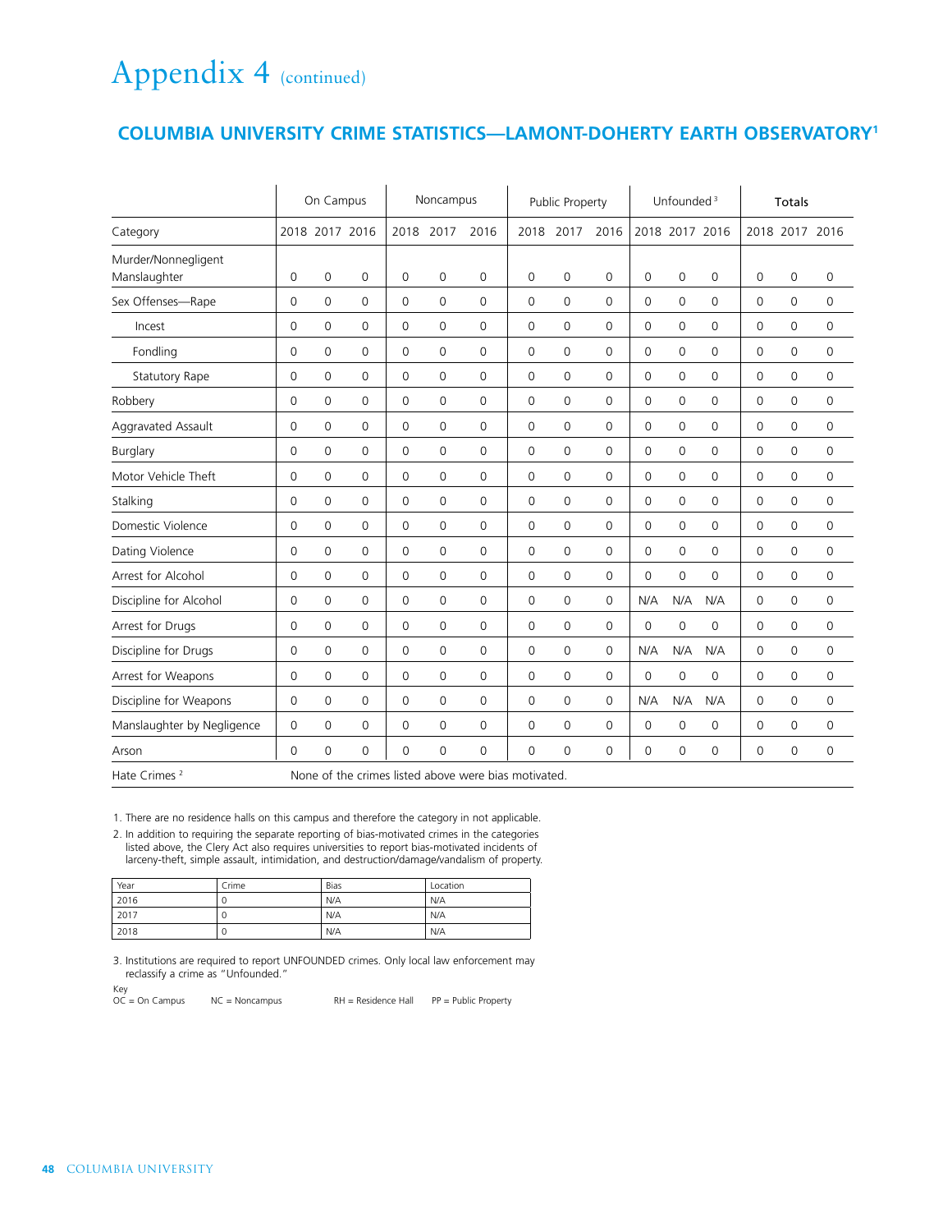# Appendix 4 (continued)

## COLUMBIA UNIVERSITY CRIME STATISTICS—LAMONT-DOHERTY EARTH OBSERVATORY[1]

| | On Campus | | | Noncampus | | | Public Property | | | Unfounded [3] | | | **Totals** | | |
|---|---|---|---|---|---|---|---|---|---|---|---|---|---|---|---|
| Category | 2018 | 2017 | 2016 | 2018 | 2017 | 2016 | 2018 | 2017 | 2016 | 2018 | 2017 | 2016 | 2018 | 2017 | 2016 |
| Murder/Nonnegligent Manslaughter | 0 | 0 | 0 | 0 | 0 | 0 | 0 | 0 | 0 | 0 | 0 | 0 | 0 | 0 | 0 |
| Sex Offenses—Rape | 0 | 0 | 0 | 0 | 0 | 0 | 0 | 0 | 0 | 0 | 0 | 0 | 0 | 0 | 0 |
| Incest | 0 | 0 | 0 | 0 | 0 | 0 | 0 | 0 | 0 | 0 | 0 | 0 | 0 | 0 | 0 |
| Fondling | 0 | 0 | 0 | 0 | 0 | 0 | 0 | 0 | 0 | 0 | 0 | 0 | 0 | 0 | 0 |
| Statutory Rape | 0 | 0 | 0 | 0 | 0 | 0 | 0 | 0 | 0 | 0 | 0 | 0 | 0 | 0 | 0 |
| Robbery | 0 | 0 | 0 | 0 | 0 | 0 | 0 | 0 | 0 | 0 | 0 | 0 | 0 | 0 | 0 |
| Aggravated Assault | 0 | 0 | 0 | 0 | 0 | 0 | 0 | 0 | 0 | 0 | 0 | 0 | 0 | 0 | 0 |
| Burglary | 0 | 0 | 0 | 0 | 0 | 0 | 0 | 0 | 0 | 0 | 0 | 0 | 0 | 0 | 0 |
| Motor Vehicle Theft | 0 | 0 | 0 | 0 | 0 | 0 | 0 | 0 | 0 | 0 | 0 | 0 | 0 | 0 | 0 |
| Stalking | 0 | 0 | 0 | 0 | 0 | 0 | 0 | 0 | 0 | 0 | 0 | 0 | 0 | 0 | 0 |
| Domestic Violence | 0 | 0 | 0 | 0 | 0 | 0 | 0 | 0 | 0 | 0 | 0 | 0 | 0 | 0 | 0 |
| Dating Violence | 0 | 0 | 0 | 0 | 0 | 0 | 0 | 0 | 0 | 0 | 0 | 0 | 0 | 0 | 0 |
| Arrest for Alcohol | 0 | 0 | 0 | 0 | 0 | 0 | 0 | 0 | 0 | 0 | 0 | 0 | 0 | 0 | 0 |
| Discipline for Alcohol | 0 | 0 | 0 | 0 | 0 | 0 | 0 | 0 | 0 | N/A | N/A | N/A | 0 | 0 | 0 |
| Arrest for Drugs | 0 | 0 | 0 | 0 | 0 | 0 | 0 | 0 | 0 | 0 | 0 | 0 | 0 | 0 | 0 |
| Discipline for Drugs | 0 | 0 | 0 | 0 | 0 | 0 | 0 | 0 | 0 | N/A | N/A | N/A | 0 | 0 | 0 |
| Arrest for Weapons | 0 | 0 | 0 | 0 | 0 | 0 | 0 | 0 | 0 | 0 | 0 | 0 | 0 | 0 | 0 |
| Discipline for Weapons | 0 | 0 | 0 | 0 | 0 | 0 | 0 | 0 | 0 | N/A | N/A | N/A | 0 | 0 | 0 |
| Manslaughter by Negligence | 0 | 0 | 0 | 0 | 0 | 0 | 0 | 0 | 0 | 0 | 0 | 0 | 0 | 0 | 0 |
| Arson | 0 | 0 | 0 | 0 | 0 | 0 | 0 | 0 | 0 | 0 | 0 | 0 | 0 | 0 | 0 |
| Hate Crimes [2] | None of the crimes listed above were bias motivated. | | | | | | | | | | | | | | |

1. There are no residence halls on this campus and therefore the category in not applicable.
2. In addition to requiring the separate reporting of bias-motivated crimes in the categories listed above, the Clery Act also requires universities to report bias-motivated incidents of larceny-theft, simple assault, intimidation, and destruction/damage/vandalism of property.

| Year | Crime | Bias | Location |
|---|---|---|---|
| 2016 | 0 | N/A | N/A |
| 2017 | 0 | N/A | N/A |
| 2018 | 0 | N/A | N/A |

3. Institutions are required to report UNFOUNDED crimes. Only local law enforcement may reclassify a crime as "Unfounded."

Key
OC = On Campus NC = Noncampus RH = Residence Hall PP = Public Property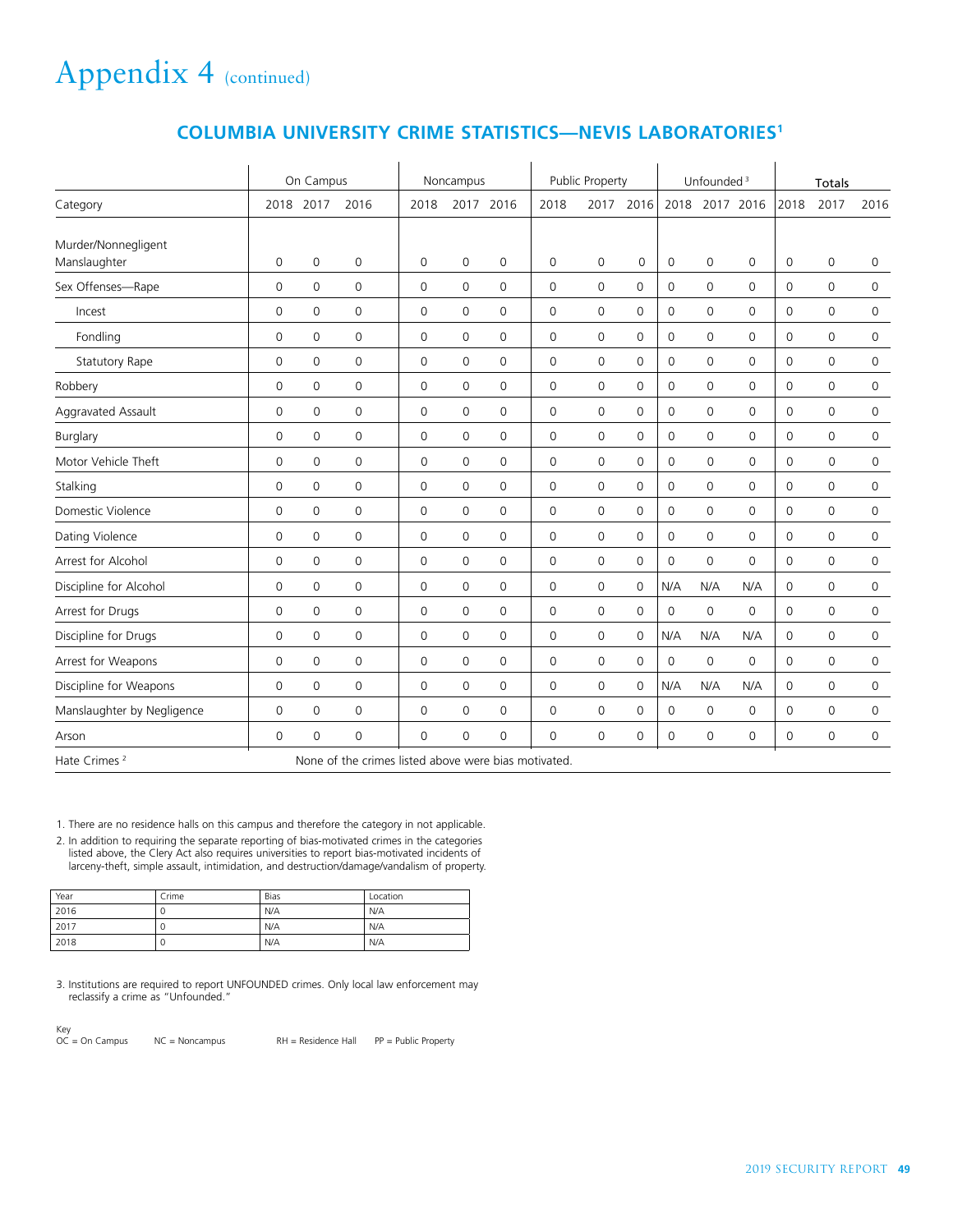# Appendix 4 (continued)

## COLUMBIA UNIVERSITY CRIME STATISTICS—NEVIS LABORATORIES[1]

| | On Campus | | | Noncampus | | | Public Property | | | Unfounded [3] | | | Totals | | |
|---|---|---|---|---|---|---|---|---|---|---|---|---|---|---|---|
| Category | 2018 | 2017 | 2016 | 2018 | 2017 | 2016 | 2018 | 2017 | 2016 | 2018 | 2017 | 2016 | 2018 | 2017 | 2016 |
| Murder/Nonnegligent Manslaughter | 0 | 0 | 0 | 0 | 0 | 0 | 0 | 0 | 0 | 0 | 0 | 0 | 0 | 0 | 0 |
| Sex Offenses—Rape | 0 | 0 | 0 | 0 | 0 | 0 | 0 | 0 | 0 | 0 | 0 | 0 | 0 | 0 | 0 |
| Incest | 0 | 0 | 0 | 0 | 0 | 0 | 0 | 0 | 0 | 0 | 0 | 0 | 0 | 0 | 0 |
| Fondling | 0 | 0 | 0 | 0 | 0 | 0 | 0 | 0 | 0 | 0 | 0 | 0 | 0 | 0 | 0 |
| Statutory Rape | 0 | 0 | 0 | 0 | 0 | 0 | 0 | 0 | 0 | 0 | 0 | 0 | 0 | 0 | 0 |
| Robbery | 0 | 0 | 0 | 0 | 0 | 0 | 0 | 0 | 0 | 0 | 0 | 0 | 0 | 0 | 0 |
| Aggravated Assault | 0 | 0 | 0 | 0 | 0 | 0 | 0 | 0 | 0 | 0 | 0 | 0 | 0 | 0 | 0 |
| Burglary | 0 | 0 | 0 | 0 | 0 | 0 | 0 | 0 | 0 | 0 | 0 | 0 | 0 | 0 | 0 |
| Motor Vehicle Theft | 0 | 0 | 0 | 0 | 0 | 0 | 0 | 0 | 0 | 0 | 0 | 0 | 0 | 0 | 0 |
| Stalking | 0 | 0 | 0 | 0 | 0 | 0 | 0 | 0 | 0 | 0 | 0 | 0 | 0 | 0 | 0 |
| Domestic Violence | 0 | 0 | 0 | 0 | 0 | 0 | 0 | 0 | 0 | 0 | 0 | 0 | 0 | 0 | 0 |
| Dating Violence | 0 | 0 | 0 | 0 | 0 | 0 | 0 | 0 | 0 | 0 | 0 | 0 | 0 | 0 | 0 |
| Arrest for Alcohol | 0 | 0 | 0 | 0 | 0 | 0 | 0 | 0 | 0 | 0 | 0 | 0 | 0 | 0 | 0 |
| Discipline for Alcohol | 0 | 0 | 0 | 0 | 0 | 0 | 0 | 0 | 0 | N/A | N/A | N/A | 0 | 0 | 0 |
| Arrest for Drugs | 0 | 0 | 0 | 0 | 0 | 0 | 0 | 0 | 0 | 0 | 0 | 0 | 0 | 0 | 0 |
| Discipline for Drugs | 0 | 0 | 0 | 0 | 0 | 0 | 0 | 0 | 0 | N/A | N/A | N/A | 0 | 0 | 0 |
| Arrest for Weapons | 0 | 0 | 0 | 0 | 0 | 0 | 0 | 0 | 0 | 0 | 0 | 0 | 0 | 0 | 0 |
| Discipline for Weapons | 0 | 0 | 0 | 0 | 0 | 0 | 0 | 0 | 0 | N/A | N/A | N/A | 0 | 0 | 0 |
| Manslaughter by Negligence | 0 | 0 | 0 | 0 | 0 | 0 | 0 | 0 | 0 | 0 | 0 | 0 | 0 | 0 | 0 |
| Arson | 0 | 0 | 0 | 0 | 0 | 0 | 0 | 0 | 0 | 0 | 0 | 0 | 0 | 0 | 0 |
| Hate Crimes [2] | None of the crimes listed above were bias motivated. | | | | | | | | | | | | | | |

1. There are no residence halls on this campus and therefore the category in not applicable.
2. In addition to requiring the separate reporting of bias-motivated crimes in the categories listed above, the Clery Act also requires universities to report bias-motivated incidents of larceny-theft, simple assault, intimidation, and destruction/damage/vandalism of property.

| Year | Crime | Bias | Location |
|---|---|---|---|
| 2016 | 0 | N/A | N/A |
| 2017 | 0 | N/A | N/A |
| 2018 | 0 | N/A | N/A |

3. Institutions are required to report UNFOUNDED crimes. Only local law enforcement may reclassify a crime as "Unfounded."

Key
OC = On Campus NC = Noncampus RH = Residence Hall PP = Public Property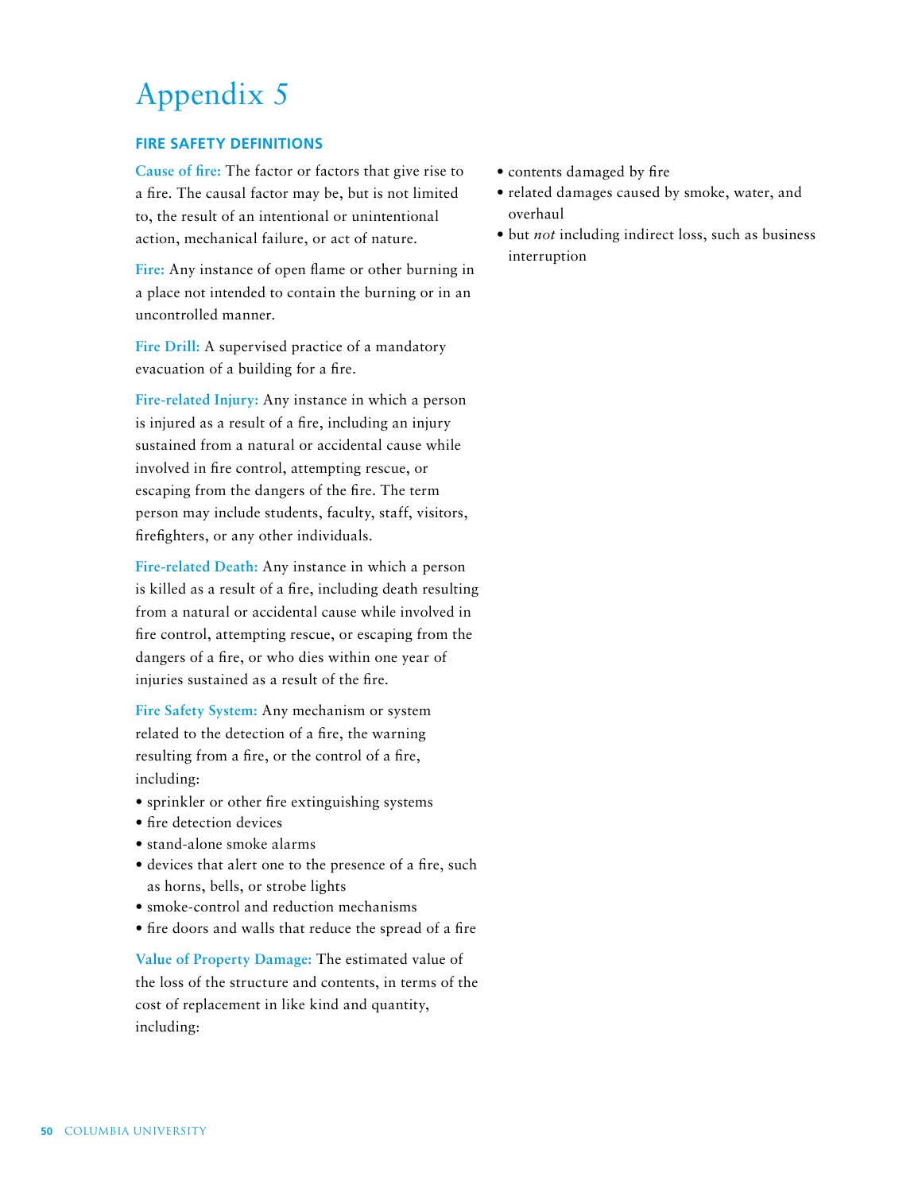# Appendix 5

## FIRE SAFETY DEFINITIONS

**Cause of fire:** The factor or factors that give rise to a fire. The causal factor may be, but is not limited to, the result of an intentional or unintentional action, mechanical failure, or act of nature.

**Fire:** Any instance of open flame or other burning in a place not intended to contain the burning or in an uncontrolled manner.

**Fire Drill:** A supervised practice of a mandatory evacuation of a building for a fire.

**Fire-related Injury:** Any instance in which a person is injured as a result of a fire, including an injury sustained from a natural or accidental cause while involved in fire control, attempting rescue, or escaping from the dangers of the fire. The term person may include students, faculty, staff, visitors, firefighters, or any other individuals.

**Fire-related Death:** Any instance in which a person is killed as a result of a fire, including death resulting from a natural or accidental cause while involved in fire control, attempting rescue, or escaping from the dangers of a fire, or who dies within one year of injuries sustained as a result of the fire.

**Fire Safety System:** Any mechanism or system related to the detection of a fire, the warning resulting from a fire, or the control of a fire, including:

- sprinkler or other fire extinguishing systems
- fire detection devices
- stand-alone smoke alarms
- devices that alert one to the presence of a fire, such as horns, bells, or strobe lights
- smoke-control and reduction mechanisms
- fire doors and walls that reduce the spread of a fire

**Value of Property Damage:** The estimated value of the loss of the structure and contents, in terms of the cost of replacement in like kind and quantity, including:

- contents damaged by fire
- related damages caused by smoke, water, and overhaul
- but *not* including indirect loss, such as business interruption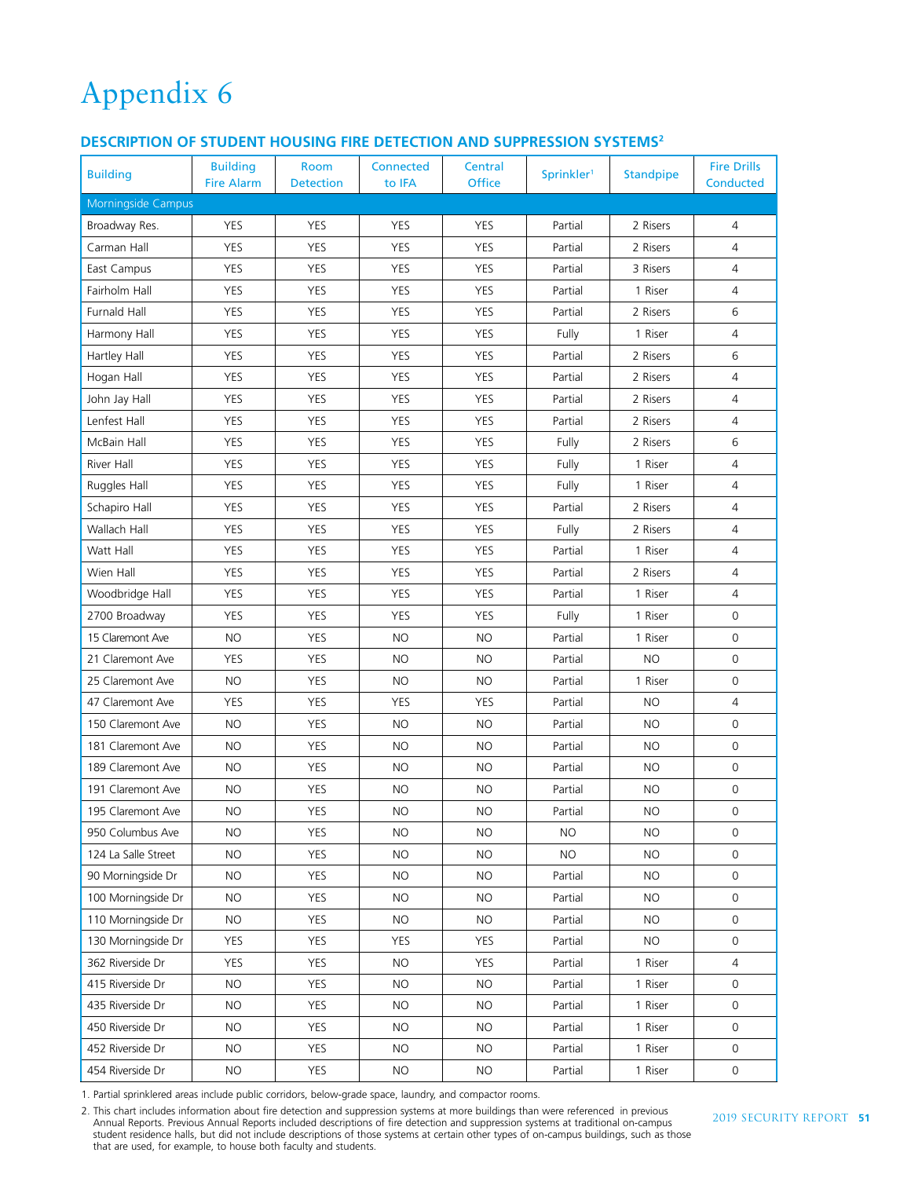# Appendix 6

## DESCRIPTION OF STUDENT HOUSING FIRE DETECTION AND SUPPRESSION SYSTEMS[2]

| Building | Building Fire Alarm | Room Detection | Connected to IFA | Central Office | Sprinkler[1] | Standpipe | Fire Drills Conducted |
|---|---|---|---|---|---|---|---|
| Morningside Campus | | | | | | | |
| Broadway Res. | YES | YES | YES | YES | Partial | 2 Risers | 4 |
| Carman Hall | YES | YES | YES | YES | Partial | 2 Risers | 4 |
| East Campus | YES | YES | YES | YES | Partial | 3 Risers | 4 |
| Fairholm Hall | YES | YES | YES | YES | Partial | 1 Riser | 4 |
| Furnald Hall | YES | YES | YES | YES | Partial | 2 Risers | 6 |
| Harmony Hall | YES | YES | YES | YES | Fully | 1 Riser | 4 |
| Hartley Hall | YES | YES | YES | YES | Partial | 2 Risers | 6 |
| Hogan Hall | YES | YES | YES | YES | Partial | 2 Risers | 4 |
| John Jay Hall | YES | YES | YES | YES | Partial | 2 Risers | 4 |
| Lenfest Hall | YES | YES | YES | YES | Partial | 2 Risers | 4 |
| McBain Hall | YES | YES | YES | YES | Fully | 2 Risers | 6 |
| River Hall | YES | YES | YES | YES | Fully | 1 Riser | 4 |
| Ruggles Hall | YES | YES | YES | YES | Fully | 1 Riser | 4 |
| Schapiro Hall | YES | YES | YES | YES | Partial | 2 Risers | 4 |
| Wallach Hall | YES | YES | YES | YES | Fully | 2 Risers | 4 |
| Watt Hall | YES | YES | YES | YES | Partial | 1 Riser | 4 |
| Wien Hall | YES | YES | YES | YES | Partial | 2 Risers | 4 |
| Woodbridge Hall | YES | YES | YES | YES | Partial | 1 Riser | 4 |
| 2700 Broadway | YES | YES | YES | YES | Fully | 1 Riser | 0 |
| 15 Claremont Ave | NO | YES | NO | NO | Partial | 1 Riser | 0 |
| 21 Claremont Ave | YES | YES | NO | NO | Partial | NO | 0 |
| 25 Claremont Ave | NO | YES | NO | NO | Partial | 1 Riser | 0 |
| 47 Claremont Ave | YES | YES | YES | YES | Partial | NO | 4 |
| 150 Claremont Ave | NO | YES | NO | NO | Partial | NO | 0 |
| 181 Claremont Ave | NO | YES | NO | NO | Partial | NO | 0 |
| 189 Claremont Ave | NO | YES | NO | NO | Partial | NO | 0 |
| 191 Claremont Ave | NO | YES | NO | NO | Partial | NO | 0 |
| 195 Claremont Ave | NO | YES | NO | NO | Partial | NO | 0 |
| 950 Columbus Ave | NO | YES | NO | NO | NO | NO | 0 |
| 124 La Salle Street | NO | YES | NO | NO | NO | NO | 0 |
| 90 Morningside Dr | NO | YES | NO | NO | Partial | NO | 0 |
| 100 Morningside Dr | NO | YES | NO | NO | Partial | NO | 0 |
| 110 Morningside Dr | NO | YES | NO | NO | Partial | NO | 0 |
| 130 Morningside Dr | YES | YES | YES | YES | Partial | NO | 0 |
| 362 Riverside Dr | YES | YES | NO | YES | Partial | 1 Riser | 4 |
| 415 Riverside Dr | NO | YES | NO | NO | Partial | 1 Riser | 0 |
| 435 Riverside Dr | NO | YES | NO | NO | Partial | 1 Riser | 0 |
| 450 Riverside Dr | NO | YES | NO | NO | Partial | 1 Riser | 0 |
| 452 Riverside Dr | NO | YES | NO | NO | Partial | 1 Riser | 0 |
| 454 Riverside Dr | NO | YES | NO | NO | Partial | 1 Riser | 0 |

1. Partial sprinklered areas include public corridors, below-grade space, laundry, and compactor rooms.

2. This chart includes information about fire detection and suppression systems at more buildings than were referenced in previous Annual Reports. Previous Annual Reports included descriptions of fire detection and suppression systems at traditional on-campus student residence halls, but did not include descriptions of those systems at certain other types of on-campus buildings, such as those that are used, for example, to house both faculty and students.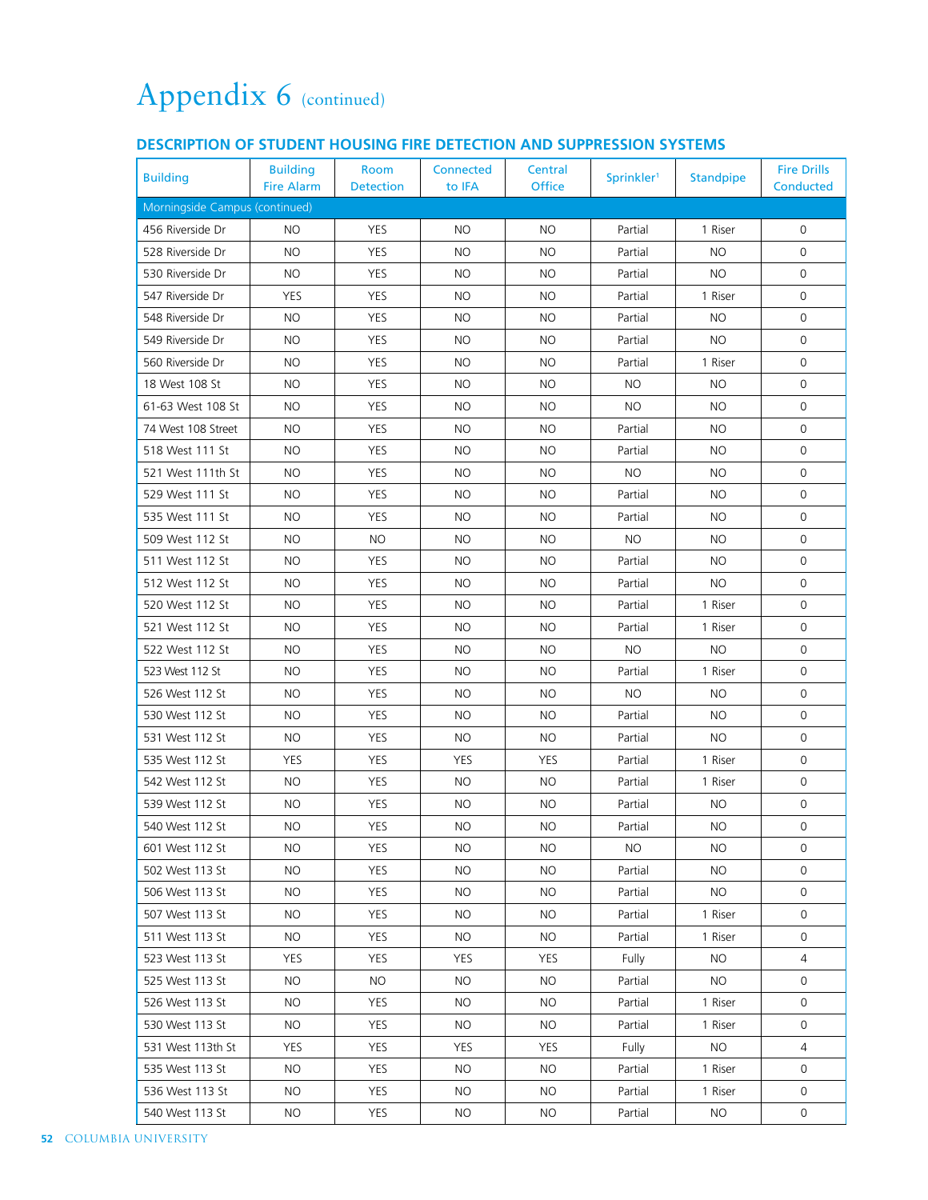# Appendix 6 (continued)

## DESCRIPTION OF STUDENT HOUSING FIRE DETECTION AND SUPPRESSION SYSTEMS

| Building | Building Fire Alarm | Room Detection | Connected to IFA | Central Office | Sprinkler[1] | Standpipe | Fire Drills Conducted |
|---|---|---|---|---|---|---|---|
| Morningside Campus (continued) | | | | | | | |
| 456 Riverside Dr | NO | YES | NO | NO | Partial | 1 Riser | 0 |
| 528 Riverside Dr | NO | YES | NO | NO | Partial | NO | 0 |
| 530 Riverside Dr | NO | YES | NO | NO | Partial | NO | 0 |
| 547 Riverside Dr | YES | YES | NO | NO | Partial | 1 Riser | 0 |
| 548 Riverside Dr | NO | YES | NO | NO | Partial | NO | 0 |
| 549 Riverside Dr | NO | YES | NO | NO | Partial | NO | 0 |
| 560 Riverside Dr | NO | YES | NO | NO | Partial | 1 Riser | 0 |
| 18 West 108 St | NO | YES | NO | NO | NO | NO | 0 |
| 61-63 West 108 St | NO | YES | NO | NO | NO | NO | 0 |
| 74 West 108 Street | NO | YES | NO | NO | Partial | NO | 0 |
| 518 West 111 St | NO | YES | NO | NO | Partial | NO | 0 |
| 521 West 111th St | NO | YES | NO | NO | NO | NO | 0 |
| 529 West 111 St | NO | YES | NO | NO | Partial | NO | 0 |
| 535 West 111 St | NO | YES | NO | NO | Partial | NO | 0 |
| 509 West 112 St | NO | NO | NO | NO | NO | NO | 0 |
| 511 West 112 St | NO | YES | NO | NO | Partial | NO | 0 |
| 512 West 112 St | NO | YES | NO | NO | Partial | NO | 0 |
| 520 West 112 St | NO | YES | NO | NO | Partial | 1 Riser | 0 |
| 521 West 112 St | NO | YES | NO | NO | Partial | 1 Riser | 0 |
| 522 West 112 St | NO | YES | NO | NO | NO | NO | 0 |
| 523 West 112 St | NO | YES | NO | NO | Partial | 1 Riser | 0 |
| 526 West 112 St | NO | YES | NO | NO | NO | NO | 0 |
| 530 West 112 St | NO | YES | NO | NO | Partial | NO | 0 |
| 531 West 112 St | NO | YES | NO | NO | Partial | NO | 0 |
| 535 West 112 St | YES | YES | YES | YES | Partial | 1 Riser | 0 |
| 542 West 112 St | NO | YES | NO | NO | Partial | 1 Riser | 0 |
| 539 West 112 St | NO | YES | NO | NO | Partial | NO | 0 |
| 540 West 112 St | NO | YES | NO | NO | Partial | NO | 0 |
| 601 West 112 St | NO | YES | NO | NO | NO | NO | 0 |
| 502 West 113 St | NO | YES | NO | NO | Partial | NO | 0 |
| 506 West 113 St | NO | YES | NO | NO | Partial | NO | 0 |
| 507 West 113 St | NO | YES | NO | NO | Partial | 1 Riser | 0 |
| 511 West 113 St | NO | YES | NO | NO | Partial | 1 Riser | 0 |
| 523 West 113 St | YES | YES | YES | YES | Fully | NO | 4 |
| 525 West 113 St | NO | NO | NO | NO | Partial | NO | 0 |
| 526 West 113 St | NO | YES | NO | NO | Partial | 1 Riser | 0 |
| 530 West 113 St | NO | YES | NO | NO | Partial | 1 Riser | 0 |
| 531 West 113th St | YES | YES | YES | YES | Fully | NO | 4 |
| 535 West 113 St | NO | YES | NO | NO | Partial | 1 Riser | 0 |
| 536 West 113 St | NO | YES | NO | NO | Partial | 1 Riser | 0 |
| 540 West 113 St | NO | YES | NO | NO | Partial | NO | 0 |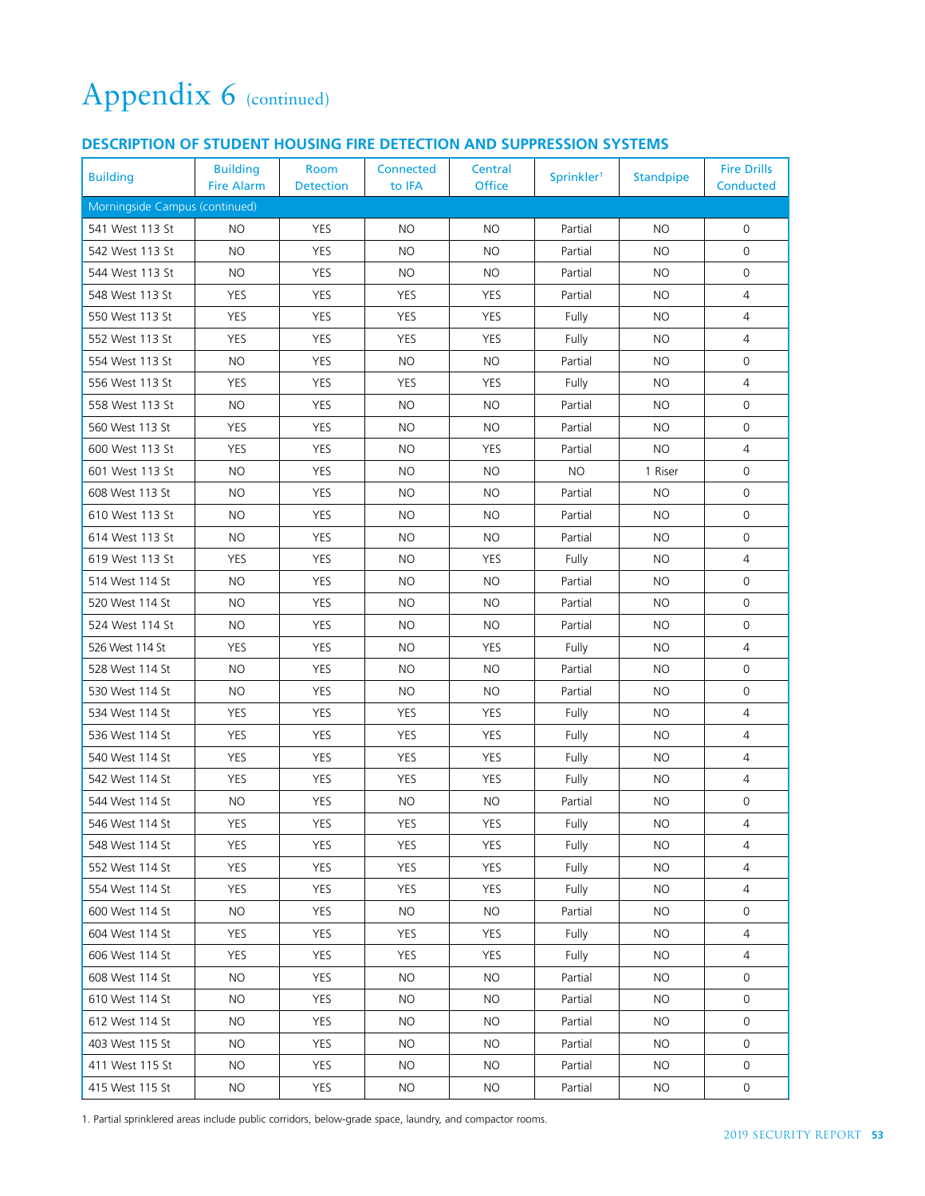# Appendix 6 (continued)

## DESCRIPTION OF STUDENT HOUSING FIRE DETECTION AND SUPPRESSION SYSTEMS

| Building | Building Fire Alarm | Room Detection | Connected to IFA | Central Office | Sprinkler[1] | Standpipe | Fire Drills Conducted |
|---|---|---|---|---|---|---|---|
| Morningside Campus (continued) | | | | | | | |
| 541 West 113 St | NO | YES | NO | NO | Partial | NO | 0 |
| 542 West 113 St | NO | YES | NO | NO | Partial | NO | 0 |
| 544 West 113 St | NO | YES | NO | NO | Partial | NO | 0 |
| 548 West 113 St | YES | YES | YES | YES | Partial | NO | 4 |
| 550 West 113 St | YES | YES | YES | YES | Fully | NO | 4 |
| 552 West 113 St | YES | YES | YES | YES | Fully | NO | 4 |
| 554 West 113 St | NO | YES | NO | NO | Partial | NO | 0 |
| 556 West 113 St | YES | YES | YES | YES | Fully | NO | 4 |
| 558 West 113 St | NO | YES | NO | NO | Partial | NO | 0 |
| 560 West 113 St | YES | YES | NO | NO | Partial | NO | 0 |
| 600 West 113 St | YES | YES | NO | YES | Partial | NO | 4 |
| 601 West 113 St | NO | YES | NO | NO | NO | 1 Riser | 0 |
| 608 West 113 St | NO | YES | NO | NO | Partial | NO | 0 |
| 610 West 113 St | NO | YES | NO | NO | Partial | NO | 0 |
| 614 West 113 St | NO | YES | NO | NO | Partial | NO | 0 |
| 619 West 113 St | YES | YES | NO | YES | Fully | NO | 4 |
| 514 West 114 St | NO | YES | NO | NO | Partial | NO | 0 |
| 520 West 114 St | NO | YES | NO | NO | Partial | NO | 0 |
| 524 West 114 St | NO | YES | NO | NO | Partial | NO | 0 |
| 526 West 114 St | YES | YES | NO | YES | Fully | NO | 4 |
| 528 West 114 St | NO | YES | NO | NO | Partial | NO | 0 |
| 530 West 114 St | NO | YES | NO | NO | Partial | NO | 0 |
| 534 West 114 St | YES | YES | YES | YES | Fully | NO | 4 |
| 536 West 114 St | YES | YES | YES | YES | Fully | NO | 4 |
| 540 West 114 St | YES | YES | YES | YES | Fully | NO | 4 |
| 542 West 114 St | YES | YES | YES | YES | Fully | NO | 4 |
| 544 West 114 St | NO | YES | NO | NO | Partial | NO | 0 |
| 546 West 114 St | YES | YES | YES | YES | Fully | NO | 4 |
| 548 West 114 St | YES | YES | YES | YES | Fully | NO | 4 |
| 552 West 114 St | YES | YES | YES | YES | Fully | NO | 4 |
| 554 West 114 St | YES | YES | YES | YES | Fully | NO | 4 |
| 600 West 114 St | NO | YES | NO | NO | Partial | NO | 0 |
| 604 West 114 St | YES | YES | YES | YES | Fully | NO | 4 |
| 606 West 114 St | YES | YES | YES | YES | Fully | NO | 4 |
| 608 West 114 St | NO | YES | NO | NO | Partial | NO | 0 |
| 610 West 114 St | NO | YES | NO | NO | Partial | NO | 0 |
| 612 West 114 St | NO | YES | NO | NO | Partial | NO | 0 |
| 403 West 115 St | NO | YES | NO | NO | Partial | NO | 0 |
| 411 West 115 St | NO | YES | NO | NO | Partial | NO | 0 |
| 415 West 115 St | NO | YES | NO | NO | Partial | NO | 0 |

1. Partial sprinklered areas include public corridors, below-grade space, laundry, and compactor rooms.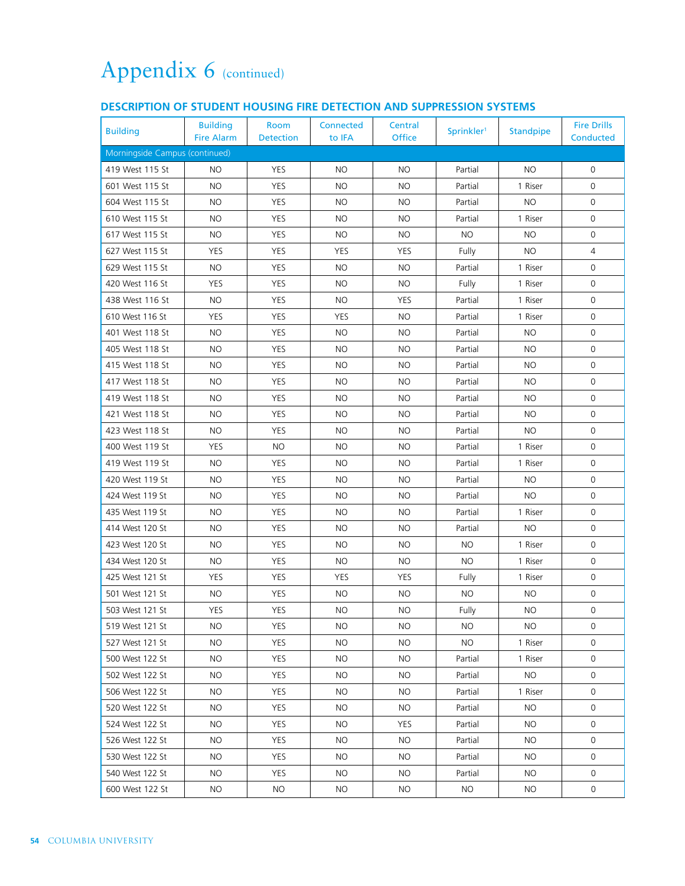# Appendix 6 (continued)

## DESCRIPTION OF STUDENT HOUSING FIRE DETECTION AND SUPPRESSION SYSTEMS

| Building | Building Fire Alarm | Room Detection | Connected to IFA | Central Office | Sprinkler[1] | Standpipe | Fire Drills Conducted |
|---|---|---|---|---|---|---|---|
| Morningside Campus (continued) | | | | | | | |
| 419 West 115 St | NO | YES | NO | NO | Partial | NO | 0 |
| 601 West 115 St | NO | YES | NO | NO | Partial | 1 Riser | 0 |
| 604 West 115 St | NO | YES | NO | NO | Partial | NO | 0 |
| 610 West 115 St | NO | YES | NO | NO | Partial | 1 Riser | 0 |
| 617 West 115 St | NO | YES | NO | NO | NO | NO | 0 |
| 627 West 115 St | YES | YES | YES | YES | Fully | NO | 4 |
| 629 West 115 St | NO | YES | NO | NO | Partial | 1 Riser | 0 |
| 420 West 116 St | YES | YES | NO | NO | Fully | 1 Riser | 0 |
| 438 West 116 St | NO | YES | NO | YES | Partial | 1 Riser | 0 |
| 610 West 116 St | YES | YES | YES | NO | Partial | 1 Riser | 0 |
| 401 West 118 St | NO | YES | NO | NO | Partial | NO | 0 |
| 405 West 118 St | NO | YES | NO | NO | Partial | NO | 0 |
| 415 West 118 St | NO | YES | NO | NO | Partial | NO | 0 |
| 417 West 118 St | NO | YES | NO | NO | Partial | NO | 0 |
| 419 West 118 St | NO | YES | NO | NO | Partial | NO | 0 |
| 421 West 118 St | NO | YES | NO | NO | Partial | NO | 0 |
| 423 West 118 St | NO | YES | NO | NO | Partial | NO | 0 |
| 400 West 119 St | YES | NO | NO | NO | Partial | 1 Riser | 0 |
| 419 West 119 St | NO | YES | NO | NO | Partial | 1 Riser | 0 |
| 420 West 119 St | NO | YES | NO | NO | Partial | NO | 0 |
| 424 West 119 St | NO | YES | NO | NO | Partial | NO | 0 |
| 435 West 119 St | NO | YES | NO | NO | Partial | 1 Riser | 0 |
| 414 West 120 St | NO | YES | NO | NO | Partial | NO | 0 |
| 423 West 120 St | NO | YES | NO | NO | NO | 1 Riser | 0 |
| 434 West 120 St | NO | YES | NO | NO | NO | 1 Riser | 0 |
| 425 West 121 St | YES | YES | YES | YES | Fully | 1 Riser | 0 |
| 501 West 121 St | NO | YES | NO | NO | NO | NO | 0 |
| 503 West 121 St | YES | YES | NO | NO | Fully | NO | 0 |
| 519 West 121 St | NO | YES | NO | NO | NO | NO | 0 |
| 527 West 121 St | NO | YES | NO | NO | NO | 1 Riser | 0 |
| 500 West 122 St | NO | YES | NO | NO | Partial | 1 Riser | 0 |
| 502 West 122 St | NO | YES | NO | NO | Partial | NO | 0 |
| 506 West 122 St | NO | YES | NO | NO | Partial | 1 Riser | 0 |
| 520 West 122 St | NO | YES | NO | NO | Partial | NO | 0 |
| 524 West 122 St | NO | YES | NO | YES | Partial | NO | 0 |
| 526 West 122 St | NO | YES | NO | NO | Partial | NO | 0 |
| 530 West 122 St | NO | YES | NO | NO | Partial | NO | 0 |
| 540 West 122 St | NO | YES | NO | NO | Partial | NO | 0 |
| 600 West 122 St | NO | NO | NO | NO | NO | NO | 0 |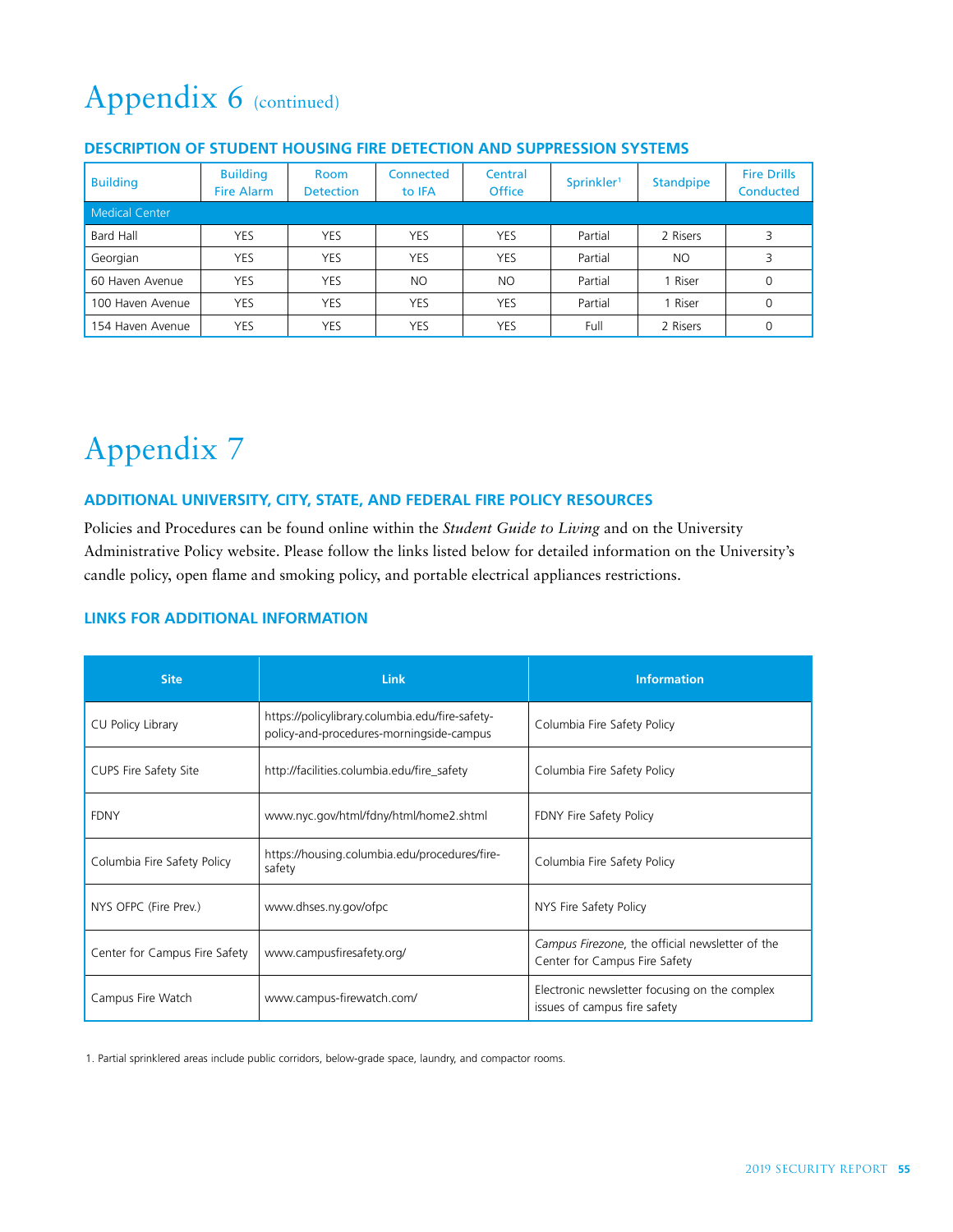# Appendix 6 (continued)

### DESCRIPTION OF STUDENT HOUSING FIRE DETECTION AND SUPPRESSION SYSTEMS

| Building | Building Fire Alarm | Room Detection | Connected to IFA | Central Office | Sprinkler[1] | Standpipe | Fire Drills Conducted |
|---|---|---|---|---|---|---|---|
| Medical Center | | | | | | | |
| Bard Hall | YES | YES | YES | YES | Partial | 2 Risers | 3 |
| Georgian | YES | YES | YES | YES | Partial | NO | 3 |
| 60 Haven Avenue | YES | YES | NO | NO | Partial | 1 Riser | 0 |
| 100 Haven Avenue | YES | YES | YES | YES | Partial | 1 Riser | 0 |
| 154 Haven Avenue | YES | YES | YES | YES | Full | 2 Risers | 0 |

# Appendix 7

### ADDITIONAL UNIVERSITY, CITY, STATE, AND FEDERAL FIRE POLICY RESOURCES

Policies and Procedures can be found online within the *Student Guide to Living* and on the University Administrative Policy website. Please follow the links listed below for detailed information on the University's candle policy, open flame and smoking policy, and portable electrical appliances restrictions.

### LINKS FOR ADDITIONAL INFORMATION

| Site | Link | Information |
|---|---|---|
| CU Policy Library | https://policylibrary.columbia.edu/fire-safety-policy-and-procedures-morningside-campus | Columbia Fire Safety Policy |
| CUPS Fire Safety Site | http://facilities.columbia.edu/fire_safety | Columbia Fire Safety Policy |
| FDNY | www.nyc.gov/html/fdny/html/home2.shtml | FDNY Fire Safety Policy |
| Columbia Fire Safety Policy | https://housing.columbia.edu/procedures/fire-safety | Columbia Fire Safety Policy |
| NYS OFPC (Fire Prev.) | www.dhses.ny.gov/ofpc | NYS Fire Safety Policy |
| Center for Campus Fire Safety | www.campusfiresafety.org/ | *Campus Firezone*, the official newsletter of the Center for Campus Fire Safety |
| Campus Fire Watch | www.campus-firewatch.com/ | Electronic newsletter focusing on the complex issues of campus fire safety |

1. Partial sprinklered areas include public corridors, below-grade space, laundry, and compactor rooms.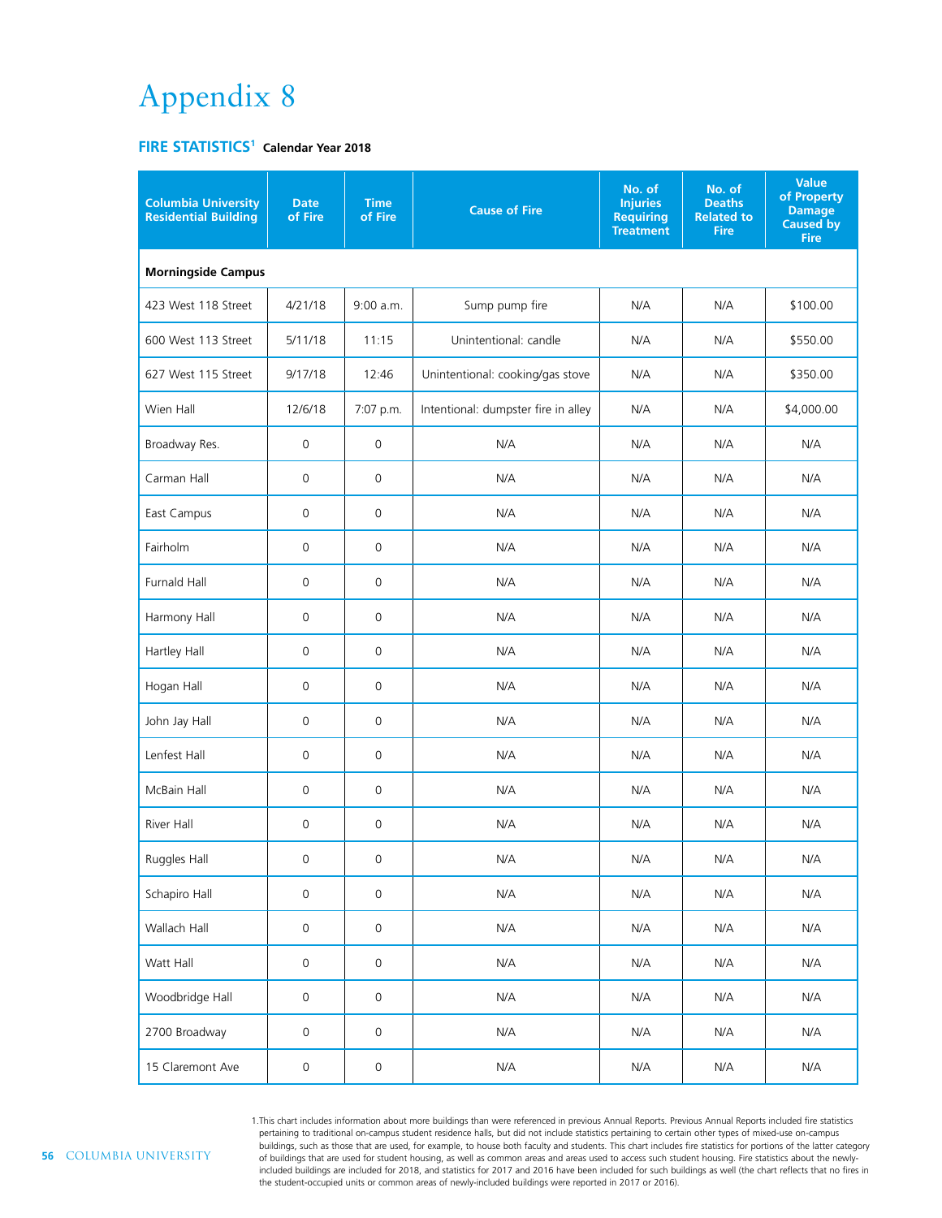# Appendix 8

## FIRE STATISTICS[1] Calendar Year 2018

| Columbia University Residential Building | Date of Fire | Time of Fire | Cause of Fire | No. of Injuries Requiring Treatment | No. of Deaths Related to Fire | Value of Property Damage Caused by Fire |
|---|---|---|---|---|---|---|
| **Morningside Campus** | | | | | | |
| 423 West 118 Street | 4/21/18 | 9:00 a.m. | Sump pump fire | N/A | N/A | $100.00 |
| 600 West 113 Street | 5/11/18 | 11:15 | Unintentional: candle | N/A | N/A | $550.00 |
| 627 West 115 Street | 9/17/18 | 12:46 | Unintentional: cooking/gas stove | N/A | N/A | $350.00 |
| Wien Hall | 12/6/18 | 7:07 p.m. | Intentional: dumpster fire in alley | N/A | N/A | $4,000.00 |
| Broadway Res. | 0 | 0 | N/A | N/A | N/A | N/A |
| Carman Hall | 0 | 0 | N/A | N/A | N/A | N/A |
| East Campus | 0 | 0 | N/A | N/A | N/A | N/A |
| Fairholm | 0 | 0 | N/A | N/A | N/A | N/A |
| Furnald Hall | 0 | 0 | N/A | N/A | N/A | N/A |
| Harmony Hall | 0 | 0 | N/A | N/A | N/A | N/A |
| Hartley Hall | 0 | 0 | N/A | N/A | N/A | N/A |
| Hogan Hall | 0 | 0 | N/A | N/A | N/A | N/A |
| John Jay Hall | 0 | 0 | N/A | N/A | N/A | N/A |
| Lenfest Hall | 0 | 0 | N/A | N/A | N/A | N/A |
| McBain Hall | 0 | 0 | N/A | N/A | N/A | N/A |
| River Hall | 0 | 0 | N/A | N/A | N/A | N/A |
| Ruggles Hall | 0 | 0 | N/A | N/A | N/A | N/A |
| Schapiro Hall | 0 | 0 | N/A | N/A | N/A | N/A |
| Wallach Hall | 0 | 0 | N/A | N/A | N/A | N/A |
| Watt Hall | 0 | 0 | N/A | N/A | N/A | N/A |
| Woodbridge Hall | 0 | 0 | N/A | N/A | N/A | N/A |
| 2700 Broadway | 0 | 0 | N/A | N/A | N/A | N/A |
| 15 Claremont Ave | 0 | 0 | N/A | N/A | N/A | N/A |

1. This chart includes information about more buildings than were referenced in previous Annual Reports. Previous Annual Reports included fire statistics pertaining to traditional on-campus student residence halls, but did not include statistics pertaining to certain other types of mixed-use on-campus buildings, such as those that are used, for example, to house both faculty and students. This chart includes fire statistics for portions of the latter category of buildings that are used for student housing, as well as common areas and areas used to access such student housing. Fire statistics about the newly-included buildings are included for 2018, and statistics for 2017 and 2016 have been included for such buildings as well (the chart reflects that no fires in the student-occupied units or common areas of newly-included buildings were reported in 2017 or 2016).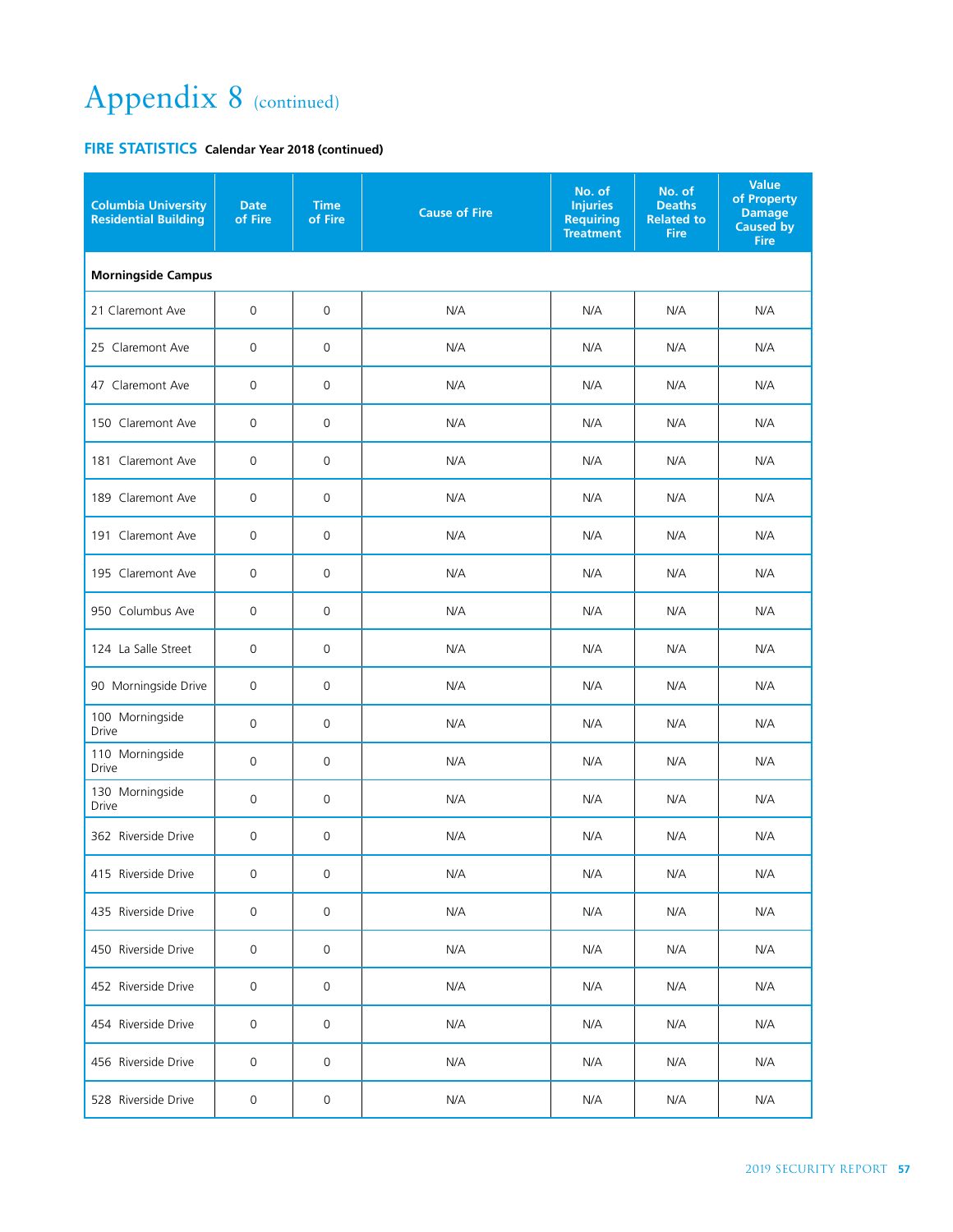# Appendix 8 (continued)

## FIRE STATISTICS Calendar Year 2018 (continued)

| Columbia University Residential Building | Date of Fire | Time of Fire | Cause of Fire | No. of Injuries Requiring Treatment | No. of Deaths Related to Fire | Value of Property Damage Caused by Fire |
|---|---|---|---|---|---|---|
| **Morningside Campus** | | | | | | |
| 21 Claremont Ave | 0 | 0 | N/A | N/A | N/A | N/A |
| 25 Claremont Ave | 0 | 0 | N/A | N/A | N/A | N/A |
| 47 Claremont Ave | 0 | 0 | N/A | N/A | N/A | N/A |
| 150 Claremont Ave | 0 | 0 | N/A | N/A | N/A | N/A |
| 181 Claremont Ave | 0 | 0 | N/A | N/A | N/A | N/A |
| 189 Claremont Ave | 0 | 0 | N/A | N/A | N/A | N/A |
| 191 Claremont Ave | 0 | 0 | N/A | N/A | N/A | N/A |
| 195 Claremont Ave | 0 | 0 | N/A | N/A | N/A | N/A |
| 950 Columbus Ave | 0 | 0 | N/A | N/A | N/A | N/A |
| 124 La Salle Street | 0 | 0 | N/A | N/A | N/A | N/A |
| 90 Morningside Drive | 0 | 0 | N/A | N/A | N/A | N/A |
| 100 Morningside Drive | 0 | 0 | N/A | N/A | N/A | N/A |
| 110 Morningside Drive | 0 | 0 | N/A | N/A | N/A | N/A |
| 130 Morningside Drive | 0 | 0 | N/A | N/A | N/A | N/A |
| 362 Riverside Drive | 0 | 0 | N/A | N/A | N/A | N/A |
| 415 Riverside Drive | 0 | 0 | N/A | N/A | N/A | N/A |
| 435 Riverside Drive | 0 | 0 | N/A | N/A | N/A | N/A |
| 450 Riverside Drive | 0 | 0 | N/A | N/A | N/A | N/A |
| 452 Riverside Drive | 0 | 0 | N/A | N/A | N/A | N/A |
| 454 Riverside Drive | 0 | 0 | N/A | N/A | N/A | N/A |
| 456 Riverside Drive | 0 | 0 | N/A | N/A | N/A | N/A |
| 528 Riverside Drive | 0 | 0 | N/A | N/A | N/A | N/A |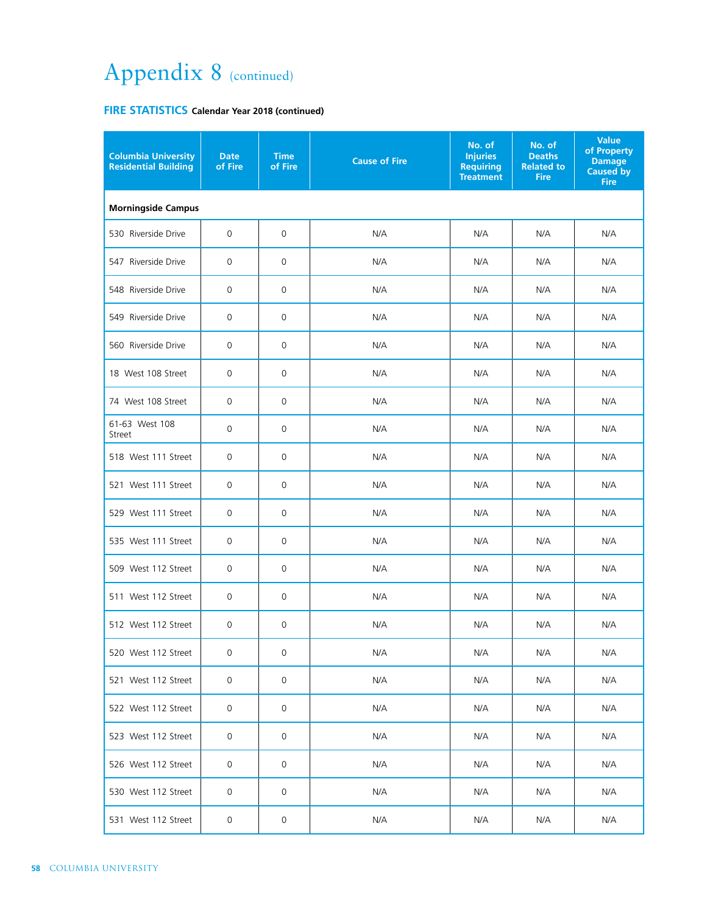# Appendix 8 (continued)

## FIRE STATISTICS Calendar Year 2018 (continued)

| Columbia University Residential Building | Date of Fire | Time of Fire | Cause of Fire | No. of Injuries Requiring Treatment | No. of Deaths Related to Fire | Value of Property Damage Caused by Fire |
|---|---|---|---|---|---|---|
| **Morningside Campus** | | | | | | |
| 530 Riverside Drive | 0 | 0 | N/A | N/A | N/A | N/A |
| 547 Riverside Drive | 0 | 0 | N/A | N/A | N/A | N/A |
| 548 Riverside Drive | 0 | 0 | N/A | N/A | N/A | N/A |
| 549 Riverside Drive | 0 | 0 | N/A | N/A | N/A | N/A |
| 560 Riverside Drive | 0 | 0 | N/A | N/A | N/A | N/A |
| 18 West 108 Street | 0 | 0 | N/A | N/A | N/A | N/A |
| 74 West 108 Street | 0 | 0 | N/A | N/A | N/A | N/A |
| 61-63 West 108 Street | 0 | 0 | N/A | N/A | N/A | N/A |
| 518 West 111 Street | 0 | 0 | N/A | N/A | N/A | N/A |
| 521 West 111 Street | 0 | 0 | N/A | N/A | N/A | N/A |
| 529 West 111 Street | 0 | 0 | N/A | N/A | N/A | N/A |
| 535 West 111 Street | 0 | 0 | N/A | N/A | N/A | N/A |
| 509 West 112 Street | 0 | 0 | N/A | N/A | N/A | N/A |
| 511 West 112 Street | 0 | 0 | N/A | N/A | N/A | N/A |
| 512 West 112 Street | 0 | 0 | N/A | N/A | N/A | N/A |
| 520 West 112 Street | 0 | 0 | N/A | N/A | N/A | N/A |
| 521 West 112 Street | 0 | 0 | N/A | N/A | N/A | N/A |
| 522 West 112 Street | 0 | 0 | N/A | N/A | N/A | N/A |
| 523 West 112 Street | 0 | 0 | N/A | N/A | N/A | N/A |
| 526 West 112 Street | 0 | 0 | N/A | N/A | N/A | N/A |
| 530 West 112 Street | 0 | 0 | N/A | N/A | N/A | N/A |
| 531 West 112 Street | 0 | 0 | N/A | N/A | N/A | N/A |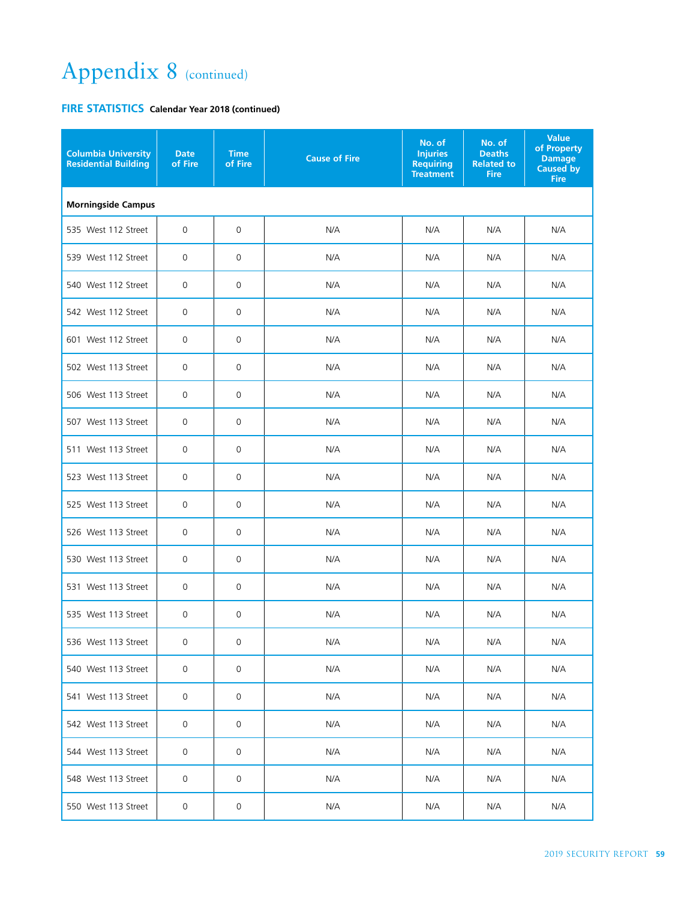# Appendix 8 (continued)

## FIRE STATISTICS Calendar Year 2018 (continued)

| Columbia University Residential Building | Date of Fire | Time of Fire | Cause of Fire | No. of Injuries Requiring Treatment | No. of Deaths Related to Fire | Value of Property Damage Caused by Fire |
|---|---|---|---|---|---|---|
| **Morningside Campus** | | | | | | |
| 535 West 112 Street | 0 | 0 | N/A | N/A | N/A | N/A |
| 539 West 112 Street | 0 | 0 | N/A | N/A | N/A | N/A |
| 540 West 112 Street | 0 | 0 | N/A | N/A | N/A | N/A |
| 542 West 112 Street | 0 | 0 | N/A | N/A | N/A | N/A |
| 601 West 112 Street | 0 | 0 | N/A | N/A | N/A | N/A |
| 502 West 113 Street | 0 | 0 | N/A | N/A | N/A | N/A |
| 506 West 113 Street | 0 | 0 | N/A | N/A | N/A | N/A |
| 507 West 113 Street | 0 | 0 | N/A | N/A | N/A | N/A |
| 511 West 113 Street | 0 | 0 | N/A | N/A | N/A | N/A |
| 523 West 113 Street | 0 | 0 | N/A | N/A | N/A | N/A |
| 525 West 113 Street | 0 | 0 | N/A | N/A | N/A | N/A |
| 526 West 113 Street | 0 | 0 | N/A | N/A | N/A | N/A |
| 530 West 113 Street | 0 | 0 | N/A | N/A | N/A | N/A |
| 531 West 113 Street | 0 | 0 | N/A | N/A | N/A | N/A |
| 535 West 113 Street | 0 | 0 | N/A | N/A | N/A | N/A |
| 536 West 113 Street | 0 | 0 | N/A | N/A | N/A | N/A |
| 540 West 113 Street | 0 | 0 | N/A | N/A | N/A | N/A |
| 541 West 113 Street | 0 | 0 | N/A | N/A | N/A | N/A |
| 542 West 113 Street | 0 | 0 | N/A | N/A | N/A | N/A |
| 544 West 113 Street | 0 | 0 | N/A | N/A | N/A | N/A |
| 548 West 113 Street | 0 | 0 | N/A | N/A | N/A | N/A |
| 550 West 113 Street | 0 | 0 | N/A | N/A | N/A | N/A |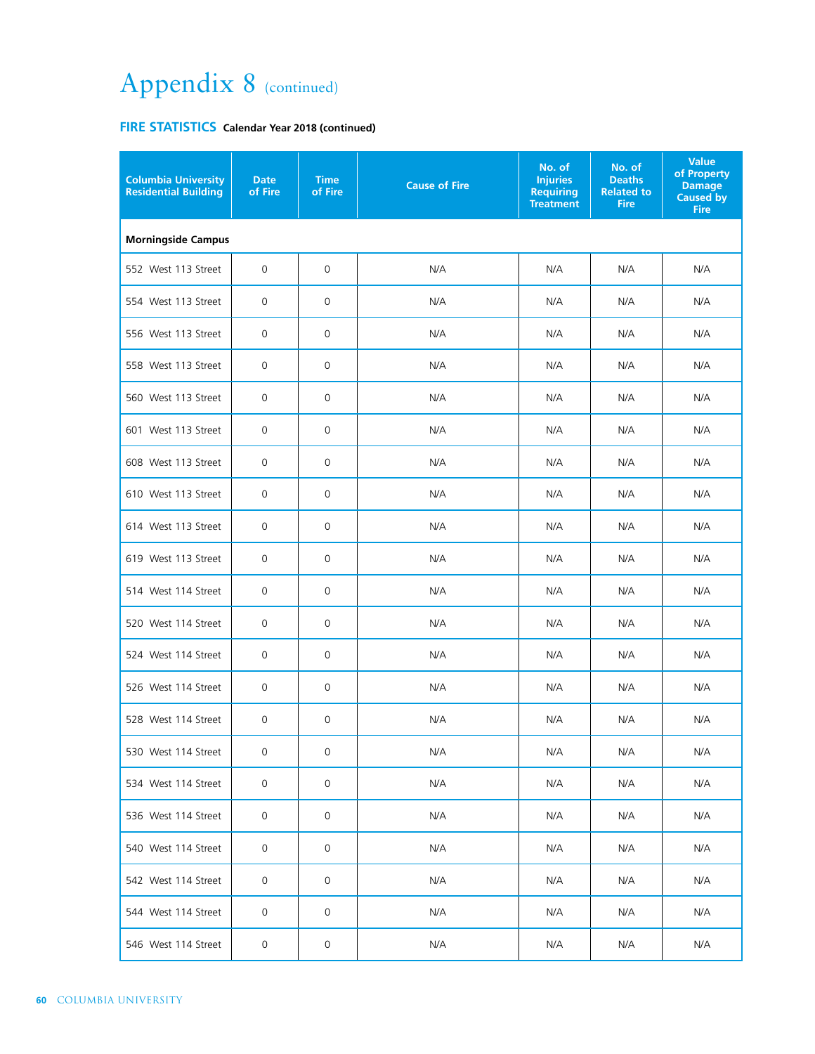# Appendix 8 (continued)

## FIRE STATISTICS Calendar Year 2018 (continued)

| Columbia University Residential Building | Date of Fire | Time of Fire | Cause of Fire | No. of Injuries Requiring Treatment | No. of Deaths Related to Fire | Value of Property Damage Caused by Fire |
|---|---|---|---|---|---|---|
| **Morningside Campus** | | | | | | |
| 552 West 113 Street | 0 | 0 | N/A | N/A | N/A | N/A |
| 554 West 113 Street | 0 | 0 | N/A | N/A | N/A | N/A |
| 556 West 113 Street | 0 | 0 | N/A | N/A | N/A | N/A |
| 558 West 113 Street | 0 | 0 | N/A | N/A | N/A | N/A |
| 560 West 113 Street | 0 | 0 | N/A | N/A | N/A | N/A |
| 601 West 113 Street | 0 | 0 | N/A | N/A | N/A | N/A |
| 608 West 113 Street | 0 | 0 | N/A | N/A | N/A | N/A |
| 610 West 113 Street | 0 | 0 | N/A | N/A | N/A | N/A |
| 614 West 113 Street | 0 | 0 | N/A | N/A | N/A | N/A |
| 619 West 113 Street | 0 | 0 | N/A | N/A | N/A | N/A |
| 514 West 114 Street | 0 | 0 | N/A | N/A | N/A | N/A |
| 520 West 114 Street | 0 | 0 | N/A | N/A | N/A | N/A |
| 524 West 114 Street | 0 | 0 | N/A | N/A | N/A | N/A |
| 526 West 114 Street | 0 | 0 | N/A | N/A | N/A | N/A |
| 528 West 114 Street | 0 | 0 | N/A | N/A | N/A | N/A |
| 530 West 114 Street | 0 | 0 | N/A | N/A | N/A | N/A |
| 534 West 114 Street | 0 | 0 | N/A | N/A | N/A | N/A |
| 536 West 114 Street | 0 | 0 | N/A | N/A | N/A | N/A |
| 540 West 114 Street | 0 | 0 | N/A | N/A | N/A | N/A |
| 542 West 114 Street | 0 | 0 | N/A | N/A | N/A | N/A |
| 544 West 114 Street | 0 | 0 | N/A | N/A | N/A | N/A |
| 546 West 114 Street | 0 | 0 | N/A | N/A | N/A | N/A |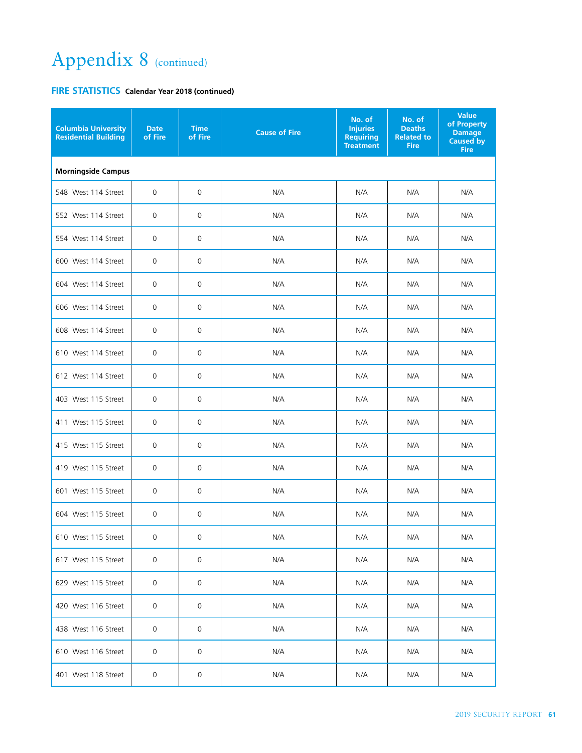# Appendix 8 (continued)

## FIRE STATISTICS **Calendar Year 2018 (continued)**

| Columbia University Residential Building | Date of Fire | Time of Fire | Cause of Fire | No. of Injuries Requiring Treatment | No. of Deaths Related to Fire | Value of Property Damage Caused by Fire |
|---|---|---|---|---|---|---|
| **Morningside Campus** | | | | | | |
| 548 West 114 Street | 0 | 0 | N/A | N/A | N/A | N/A |
| 552 West 114 Street | 0 | 0 | N/A | N/A | N/A | N/A |
| 554 West 114 Street | 0 | 0 | N/A | N/A | N/A | N/A |
| 600 West 114 Street | 0 | 0 | N/A | N/A | N/A | N/A |
| 604 West 114 Street | 0 | 0 | N/A | N/A | N/A | N/A |
| 606 West 114 Street | 0 | 0 | N/A | N/A | N/A | N/A |
| 608 West 114 Street | 0 | 0 | N/A | N/A | N/A | N/A |
| 610 West 114 Street | 0 | 0 | N/A | N/A | N/A | N/A |
| 612 West 114 Street | 0 | 0 | N/A | N/A | N/A | N/A |
| 403 West 115 Street | 0 | 0 | N/A | N/A | N/A | N/A |
| 411 West 115 Street | 0 | 0 | N/A | N/A | N/A | N/A |
| 415 West 115 Street | 0 | 0 | N/A | N/A | N/A | N/A |
| 419 West 115 Street | 0 | 0 | N/A | N/A | N/A | N/A |
| 601 West 115 Street | 0 | 0 | N/A | N/A | N/A | N/A |
| 604 West 115 Street | 0 | 0 | N/A | N/A | N/A | N/A |
| 610 West 115 Street | 0 | 0 | N/A | N/A | N/A | N/A |
| 617 West 115 Street | 0 | 0 | N/A | N/A | N/A | N/A |
| 629 West 115 Street | 0 | 0 | N/A | N/A | N/A | N/A |
| 420 West 116 Street | 0 | 0 | N/A | N/A | N/A | N/A |
| 438 West 116 Street | 0 | 0 | N/A | N/A | N/A | N/A |
| 610 West 116 Street | 0 | 0 | N/A | N/A | N/A | N/A |
| 401 West 118 Street | 0 | 0 | N/A | N/A | N/A | N/A |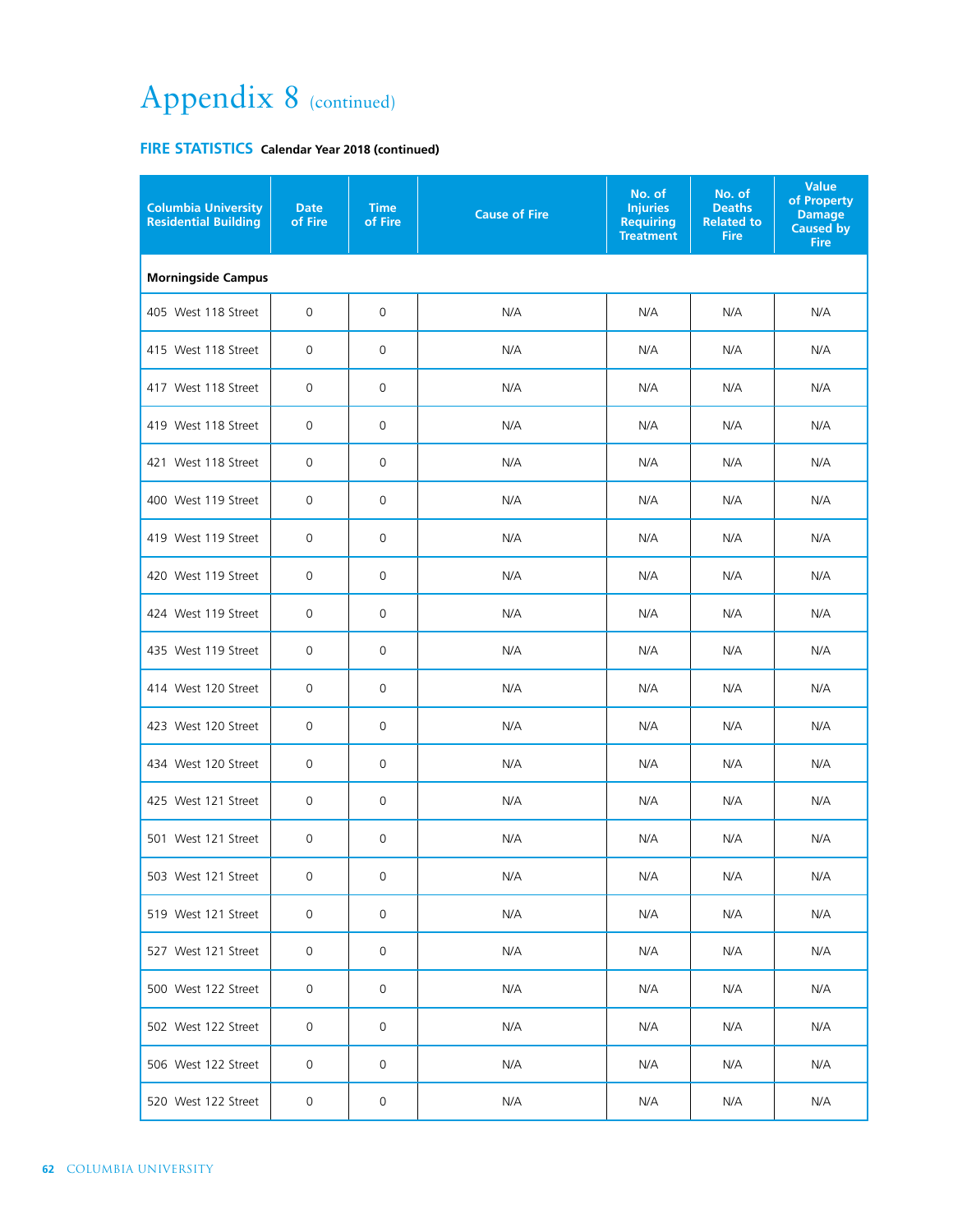# Appendix 8 (continued)

**FIRE STATISTICS** **Calendar Year 2018 (continued)**

| Columbia University Residential Building | Date of Fire | Time of Fire | Cause of Fire | No. of Injuries Requiring Treatment | No. of Deaths Related to Fire | Value of Property Damage Caused by Fire |
|---|---|---|---|---|---|---|
| **Morningside Campus** | | | | | | |
| 405 West 118 Street | 0 | 0 | N/A | N/A | N/A | N/A |
| 415 West 118 Street | 0 | 0 | N/A | N/A | N/A | N/A |
| 417 West 118 Street | 0 | 0 | N/A | N/A | N/A | N/A |
| 419 West 118 Street | 0 | 0 | N/A | N/A | N/A | N/A |
| 421 West 118 Street | 0 | 0 | N/A | N/A | N/A | N/A |
| 400 West 119 Street | 0 | 0 | N/A | N/A | N/A | N/A |
| 419 West 119 Street | 0 | 0 | N/A | N/A | N/A | N/A |
| 420 West 119 Street | 0 | 0 | N/A | N/A | N/A | N/A |
| 424 West 119 Street | 0 | 0 | N/A | N/A | N/A | N/A |
| 435 West 119 Street | 0 | 0 | N/A | N/A | N/A | N/A |
| 414 West 120 Street | 0 | 0 | N/A | N/A | N/A | N/A |
| 423 West 120 Street | 0 | 0 | N/A | N/A | N/A | N/A |
| 434 West 120 Street | 0 | 0 | N/A | N/A | N/A | N/A |
| 425 West 121 Street | 0 | 0 | N/A | N/A | N/A | N/A |
| 501 West 121 Street | 0 | 0 | N/A | N/A | N/A | N/A |
| 503 West 121 Street | 0 | 0 | N/A | N/A | N/A | N/A |
| 519 West 121 Street | 0 | 0 | N/A | N/A | N/A | N/A |
| 527 West 121 Street | 0 | 0 | N/A | N/A | N/A | N/A |
| 500 West 122 Street | 0 | 0 | N/A | N/A | N/A | N/A |
| 502 West 122 Street | 0 | 0 | N/A | N/A | N/A | N/A |
| 506 West 122 Street | 0 | 0 | N/A | N/A | N/A | N/A |
| 520 West 122 Street | 0 | 0 | N/A | N/A | N/A | N/A |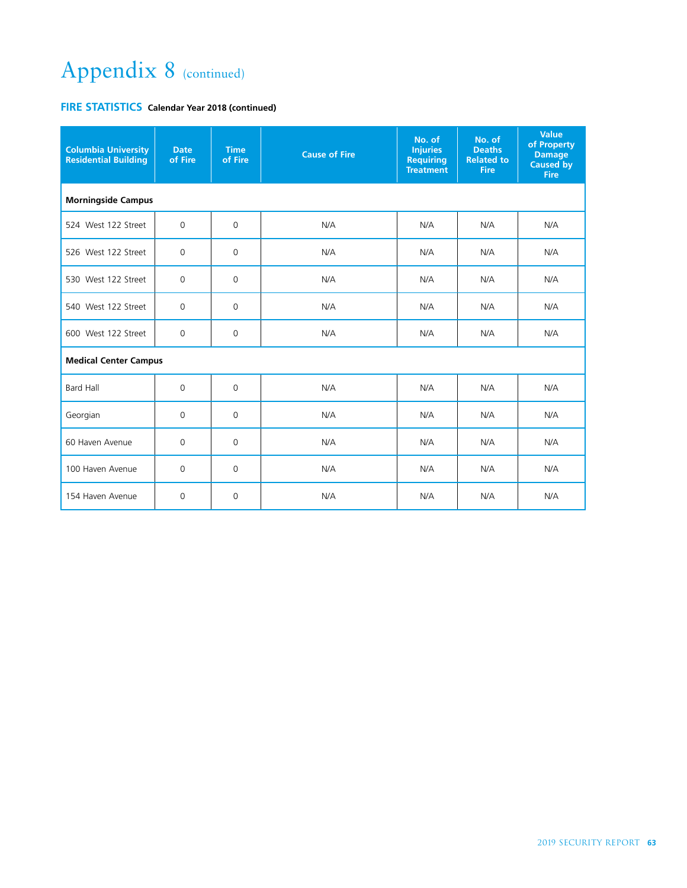# Appendix 8 (continued)

**FIRE STATISTICS** **Calendar Year 2018 (continued)**

| Columbia University Residential Building | Date of Fire | Time of Fire | Cause of Fire | No. of Injuries Requiring Treatment | No. of Deaths Related to Fire | Value of Property Damage Caused by Fire |
|---|---|---|---|---|---|---|
| **Morningside Campus** | | | | | | |
| 524 West 122 Street | 0 | 0 | N/A | N/A | N/A | N/A |
| 526 West 122 Street | 0 | 0 | N/A | N/A | N/A | N/A |
| 530 West 122 Street | 0 | 0 | N/A | N/A | N/A | N/A |
| 540 West 122 Street | 0 | 0 | N/A | N/A | N/A | N/A |
| 600 West 122 Street | 0 | 0 | N/A | N/A | N/A | N/A |
| **Medical Center Campus** | | | | | | |
| Bard Hall | 0 | 0 | N/A | N/A | N/A | N/A |
| Georgian | 0 | 0 | N/A | N/A | N/A | N/A |
| 60 Haven Avenue | 0 | 0 | N/A | N/A | N/A | N/A |
| 100 Haven Avenue | 0 | 0 | N/A | N/A | N/A | N/A |
| 154 Haven Avenue | 0 | 0 | N/A | N/A | N/A | N/A |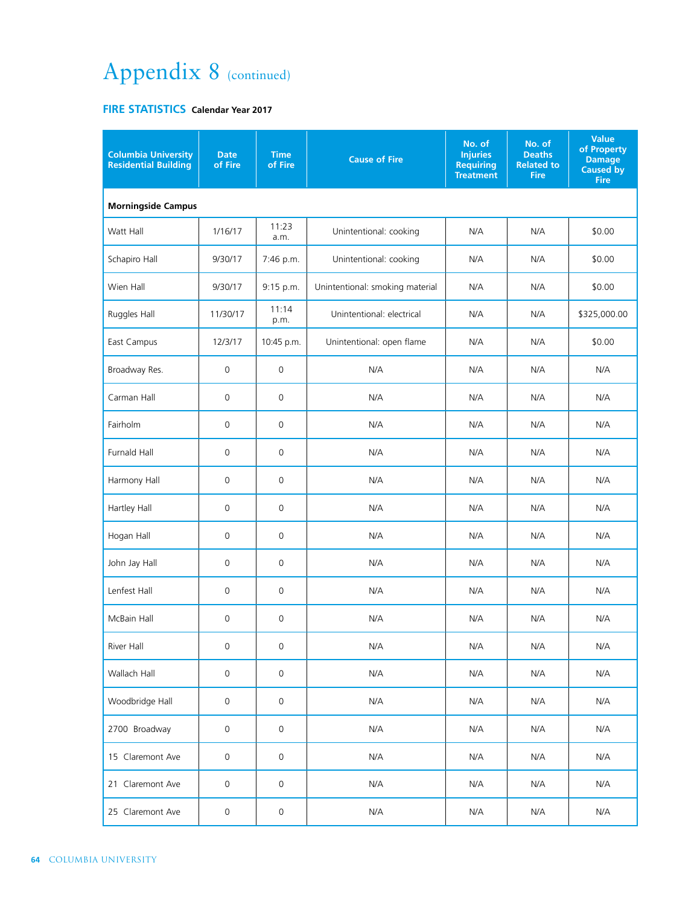# Appendix 8 (continued)

## FIRE STATISTICS Calendar Year 2017

| Columbia University Residential Building | Date of Fire | Time of Fire | Cause of Fire | No. of Injuries Requiring Treatment | No. of Deaths Related to Fire | Value of Property Damage Caused by Fire |
|---|---|---|---|---|---|---|
| **Morningside Campus** | | | | | | |
| Watt Hall | 1/16/17 | 11:23 a.m. | Unintentional: cooking | N/A | N/A | $0.00 |
| Schapiro Hall | 9/30/17 | 7:46 p.m. | Unintentional: cooking | N/A | N/A | $0.00 |
| Wien Hall | 9/30/17 | 9:15 p.m. | Unintentional: smoking material | N/A | N/A | $0.00 |
| Ruggles Hall | 11/30/17 | 11:14 p.m. | Unintentional: electrical | N/A | N/A | $325,000.00 |
| East Campus | 12/3/17 | 10:45 p.m. | Unintentional: open flame | N/A | N/A | $0.00 |
| Broadway Res. | 0 | 0 | N/A | N/A | N/A | N/A |
| Carman Hall | 0 | 0 | N/A | N/A | N/A | N/A |
| Fairholm | 0 | 0 | N/A | N/A | N/A | N/A |
| Furnald Hall | 0 | 0 | N/A | N/A | N/A | N/A |
| Harmony Hall | 0 | 0 | N/A | N/A | N/A | N/A |
| Hartley Hall | 0 | 0 | N/A | N/A | N/A | N/A |
| Hogan Hall | 0 | 0 | N/A | N/A | N/A | N/A |
| John Jay Hall | 0 | 0 | N/A | N/A | N/A | N/A |
| Lenfest Hall | 0 | 0 | N/A | N/A | N/A | N/A |
| McBain Hall | 0 | 0 | N/A | N/A | N/A | N/A |
| River Hall | 0 | 0 | N/A | N/A | N/A | N/A |
| Wallach Hall | 0 | 0 | N/A | N/A | N/A | N/A |
| Woodbridge Hall | 0 | 0 | N/A | N/A | N/A | N/A |
| 2700 Broadway | 0 | 0 | N/A | N/A | N/A | N/A |
| 15 Claremont Ave | 0 | 0 | N/A | N/A | N/A | N/A |
| 21 Claremont Ave | 0 | 0 | N/A | N/A | N/A | N/A |
| 25 Claremont Ave | 0 | 0 | N/A | N/A | N/A | N/A |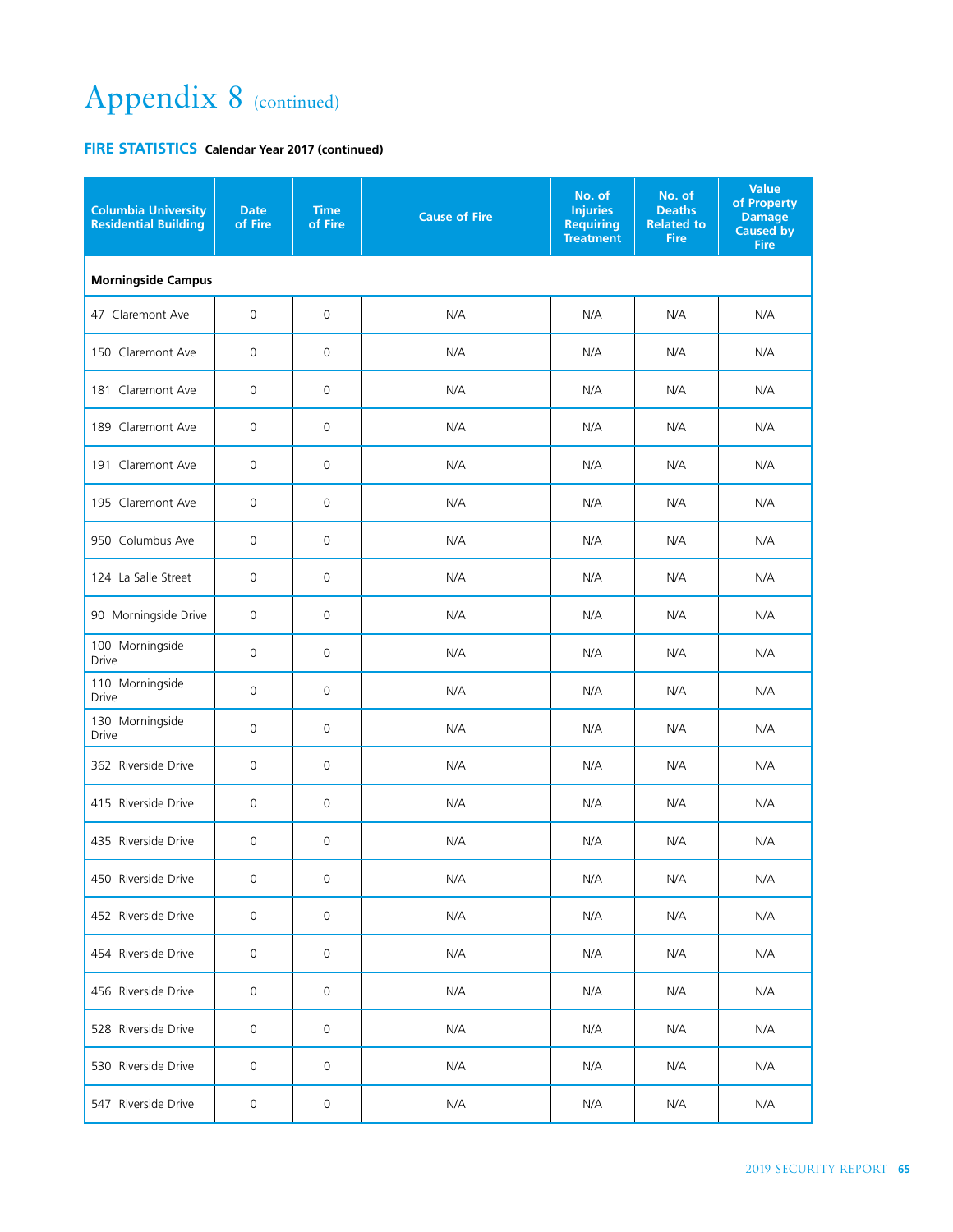# Appendix 8 (continued)

## FIRE STATISTICS Calendar Year 2017 (continued)

| Columbia University Residential Building | Date of Fire | Time of Fire | Cause of Fire | No. of Injuries Requiring Treatment | No. of Deaths Related to Fire | Value of Property Damage Caused by Fire |
|---|---|---|---|---|---|---|
| **Morningside Campus** | | | | | | |
| 47 Claremont Ave | 0 | 0 | N/A | N/A | N/A | N/A |
| 150 Claremont Ave | 0 | 0 | N/A | N/A | N/A | N/A |
| 181 Claremont Ave | 0 | 0 | N/A | N/A | N/A | N/A |
| 189 Claremont Ave | 0 | 0 | N/A | N/A | N/A | N/A |
| 191 Claremont Ave | 0 | 0 | N/A | N/A | N/A | N/A |
| 195 Claremont Ave | 0 | 0 | N/A | N/A | N/A | N/A |
| 950 Columbus Ave | 0 | 0 | N/A | N/A | N/A | N/A |
| 124 La Salle Street | 0 | 0 | N/A | N/A | N/A | N/A |
| 90 Morningside Drive | 0 | 0 | N/A | N/A | N/A | N/A |
| 100 Morningside Drive | 0 | 0 | N/A | N/A | N/A | N/A |
| 110 Morningside Drive | 0 | 0 | N/A | N/A | N/A | N/A |
| 130 Morningside Drive | 0 | 0 | N/A | N/A | N/A | N/A |
| 362 Riverside Drive | 0 | 0 | N/A | N/A | N/A | N/A |
| 415 Riverside Drive | 0 | 0 | N/A | N/A | N/A | N/A |
| 435 Riverside Drive | 0 | 0 | N/A | N/A | N/A | N/A |
| 450 Riverside Drive | 0 | 0 | N/A | N/A | N/A | N/A |
| 452 Riverside Drive | 0 | 0 | N/A | N/A | N/A | N/A |
| 454 Riverside Drive | 0 | 0 | N/A | N/A | N/A | N/A |
| 456 Riverside Drive | 0 | 0 | N/A | N/A | N/A | N/A |
| 528 Riverside Drive | 0 | 0 | N/A | N/A | N/A | N/A |
| 530 Riverside Drive | 0 | 0 | N/A | N/A | N/A | N/A |
| 547 Riverside Drive | 0 | 0 | N/A | N/A | N/A | N/A |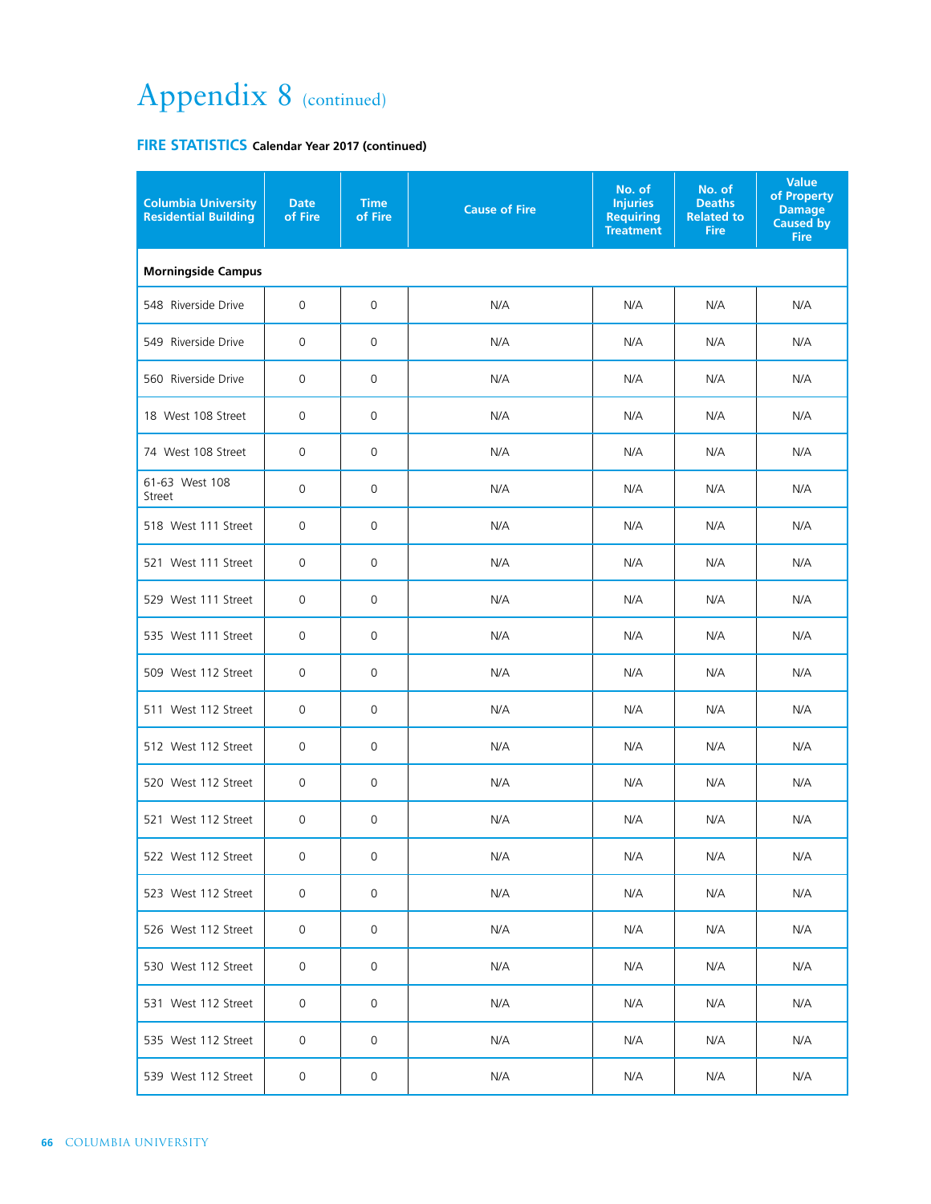# Appendix 8 (continued)

**FIRE STATISTICS** **Calendar Year 2017 (continued)**

| Columbia University Residential Building | Date of Fire | Time of Fire | Cause of Fire | No. of Injuries Requiring Treatment | No. of Deaths Related to Fire | Value of Property Damage Caused by Fire |
|---|---|---|---|---|---|---|
| **Morningside Campus** | | | | | | |
| 548 Riverside Drive | 0 | 0 | N/A | N/A | N/A | N/A |
| 549 Riverside Drive | 0 | 0 | N/A | N/A | N/A | N/A |
| 560 Riverside Drive | 0 | 0 | N/A | N/A | N/A | N/A |
| 18 West 108 Street | 0 | 0 | N/A | N/A | N/A | N/A |
| 74 West 108 Street | 0 | 0 | N/A | N/A | N/A | N/A |
| 61-63 West 108 Street | 0 | 0 | N/A | N/A | N/A | N/A |
| 518 West 111 Street | 0 | 0 | N/A | N/A | N/A | N/A |
| 521 West 111 Street | 0 | 0 | N/A | N/A | N/A | N/A |
| 529 West 111 Street | 0 | 0 | N/A | N/A | N/A | N/A |
| 535 West 111 Street | 0 | 0 | N/A | N/A | N/A | N/A |
| 509 West 112 Street | 0 | 0 | N/A | N/A | N/A | N/A |
| 511 West 112 Street | 0 | 0 | N/A | N/A | N/A | N/A |
| 512 West 112 Street | 0 | 0 | N/A | N/A | N/A | N/A |
| 520 West 112 Street | 0 | 0 | N/A | N/A | N/A | N/A |
| 521 West 112 Street | 0 | 0 | N/A | N/A | N/A | N/A |
| 522 West 112 Street | 0 | 0 | N/A | N/A | N/A | N/A |
| 523 West 112 Street | 0 | 0 | N/A | N/A | N/A | N/A |
| 526 West 112 Street | 0 | 0 | N/A | N/A | N/A | N/A |
| 530 West 112 Street | 0 | 0 | N/A | N/A | N/A | N/A |
| 531 West 112 Street | 0 | 0 | N/A | N/A | N/A | N/A |
| 535 West 112 Street | 0 | 0 | N/A | N/A | N/A | N/A |
| 539 West 112 Street | 0 | 0 | N/A | N/A | N/A | N/A |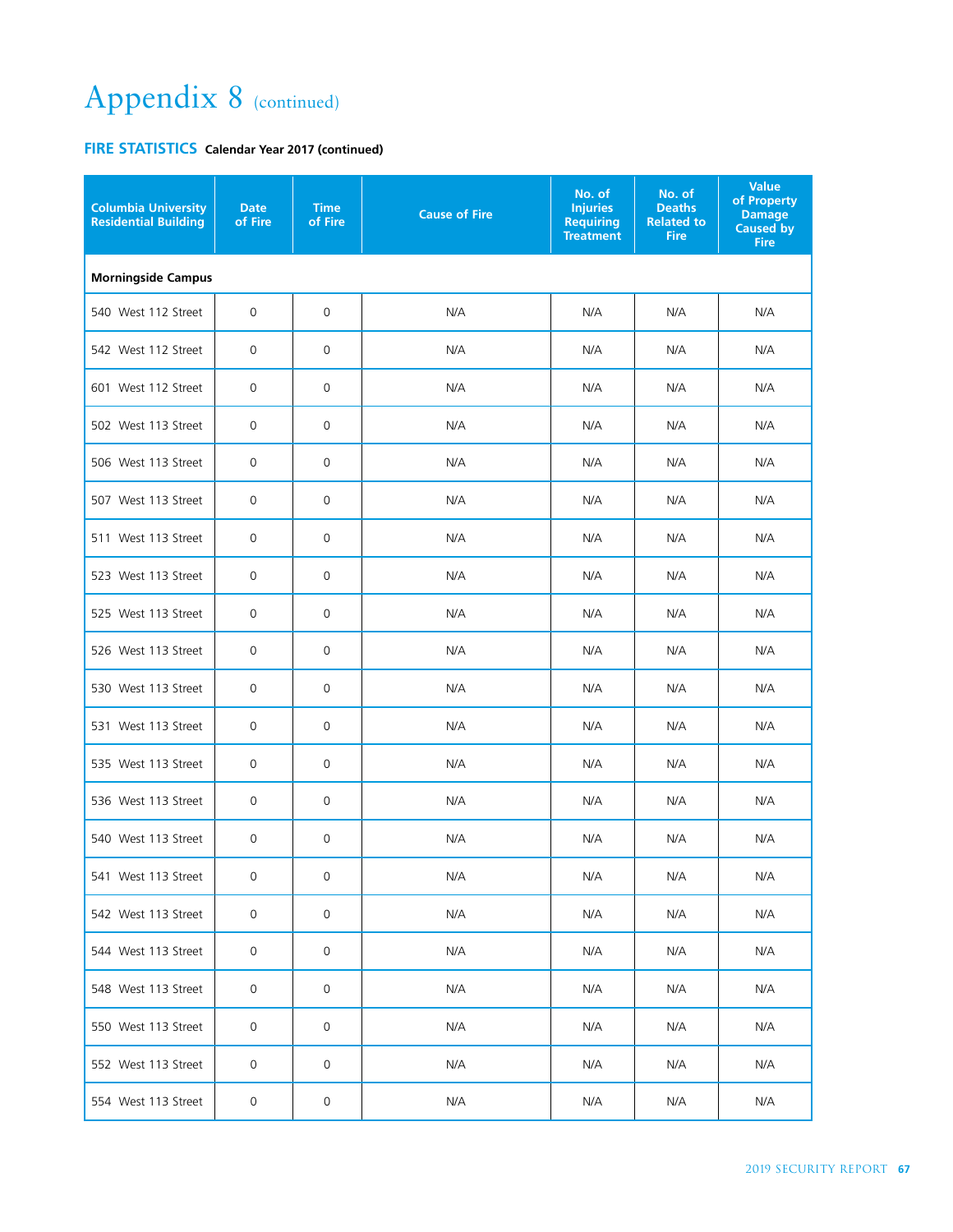# Appendix 8 (continued)

## FIRE STATISTICS Calendar Year 2017 (continued)

| Columbia University Residential Building | Date of Fire | Time of Fire | Cause of Fire | No. of Injuries Requiring Treatment | No. of Deaths Related to Fire | Value of Property Damage Caused by Fire |
|---|---|---|---|---|---|---|
| **Morningside Campus** | | | | | | |
| 540 West 112 Street | 0 | 0 | N/A | N/A | N/A | N/A |
| 542 West 112 Street | 0 | 0 | N/A | N/A | N/A | N/A |
| 601 West 112 Street | 0 | 0 | N/A | N/A | N/A | N/A |
| 502 West 113 Street | 0 | 0 | N/A | N/A | N/A | N/A |
| 506 West 113 Street | 0 | 0 | N/A | N/A | N/A | N/A |
| 507 West 113 Street | 0 | 0 | N/A | N/A | N/A | N/A |
| 511 West 113 Street | 0 | 0 | N/A | N/A | N/A | N/A |
| 523 West 113 Street | 0 | 0 | N/A | N/A | N/A | N/A |
| 525 West 113 Street | 0 | 0 | N/A | N/A | N/A | N/A |
| 526 West 113 Street | 0 | 0 | N/A | N/A | N/A | N/A |
| 530 West 113 Street | 0 | 0 | N/A | N/A | N/A | N/A |
| 531 West 113 Street | 0 | 0 | N/A | N/A | N/A | N/A |
| 535 West 113 Street | 0 | 0 | N/A | N/A | N/A | N/A |
| 536 West 113 Street | 0 | 0 | N/A | N/A | N/A | N/A |
| 540 West 113 Street | 0 | 0 | N/A | N/A | N/A | N/A |
| 541 West 113 Street | 0 | 0 | N/A | N/A | N/A | N/A |
| 542 West 113 Street | 0 | 0 | N/A | N/A | N/A | N/A |
| 544 West 113 Street | 0 | 0 | N/A | N/A | N/A | N/A |
| 548 West 113 Street | 0 | 0 | N/A | N/A | N/A | N/A |
| 550 West 113 Street | 0 | 0 | N/A | N/A | N/A | N/A |
| 552 West 113 Street | 0 | 0 | N/A | N/A | N/A | N/A |
| 554 West 113 Street | 0 | 0 | N/A | N/A | N/A | N/A |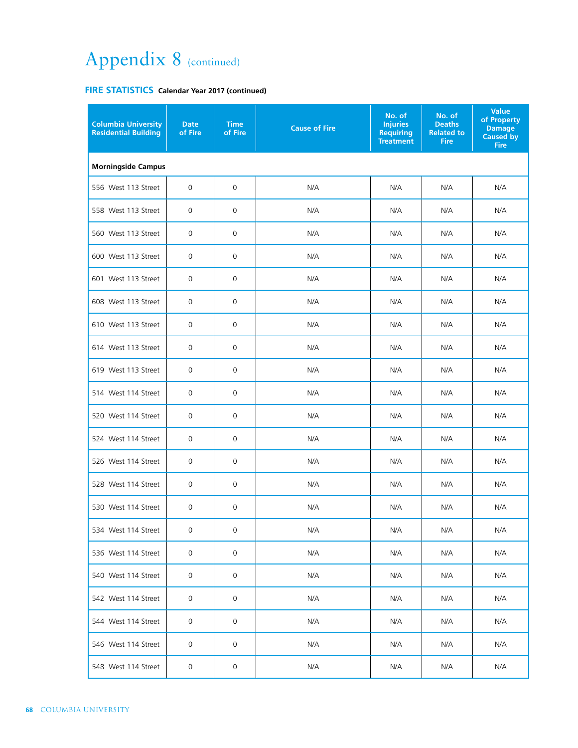# Appendix 8 (continued)

## FIRE STATISTICS Calendar Year 2017 (continued)

| Columbia University Residential Building | Date of Fire | Time of Fire | Cause of Fire | No. of Injuries Requiring Treatment | No. of Deaths Related to Fire | Value of Property Damage Caused by Fire |
|---|---|---|---|---|---|---|
| **Morningside Campus** | | | | | | |
| 556 West 113 Street | 0 | 0 | N/A | N/A | N/A | N/A |
| 558 West 113 Street | 0 | 0 | N/A | N/A | N/A | N/A |
| 560 West 113 Street | 0 | 0 | N/A | N/A | N/A | N/A |
| 600 West 113 Street | 0 | 0 | N/A | N/A | N/A | N/A |
| 601 West 113 Street | 0 | 0 | N/A | N/A | N/A | N/A |
| 608 West 113 Street | 0 | 0 | N/A | N/A | N/A | N/A |
| 610 West 113 Street | 0 | 0 | N/A | N/A | N/A | N/A |
| 614 West 113 Street | 0 | 0 | N/A | N/A | N/A | N/A |
| 619 West 113 Street | 0 | 0 | N/A | N/A | N/A | N/A |
| 514 West 114 Street | 0 | 0 | N/A | N/A | N/A | N/A |
| 520 West 114 Street | 0 | 0 | N/A | N/A | N/A | N/A |
| 524 West 114 Street | 0 | 0 | N/A | N/A | N/A | N/A |
| 526 West 114 Street | 0 | 0 | N/A | N/A | N/A | N/A |
| 528 West 114 Street | 0 | 0 | N/A | N/A | N/A | N/A |
| 530 West 114 Street | 0 | 0 | N/A | N/A | N/A | N/A |
| 534 West 114 Street | 0 | 0 | N/A | N/A | N/A | N/A |
| 536 West 114 Street | 0 | 0 | N/A | N/A | N/A | N/A |
| 540 West 114 Street | 0 | 0 | N/A | N/A | N/A | N/A |
| 542 West 114 Street | 0 | 0 | N/A | N/A | N/A | N/A |
| 544 West 114 Street | 0 | 0 | N/A | N/A | N/A | N/A |
| 546 West 114 Street | 0 | 0 | N/A | N/A | N/A | N/A |
| 548 West 114 Street | 0 | 0 | N/A | N/A | N/A | N/A |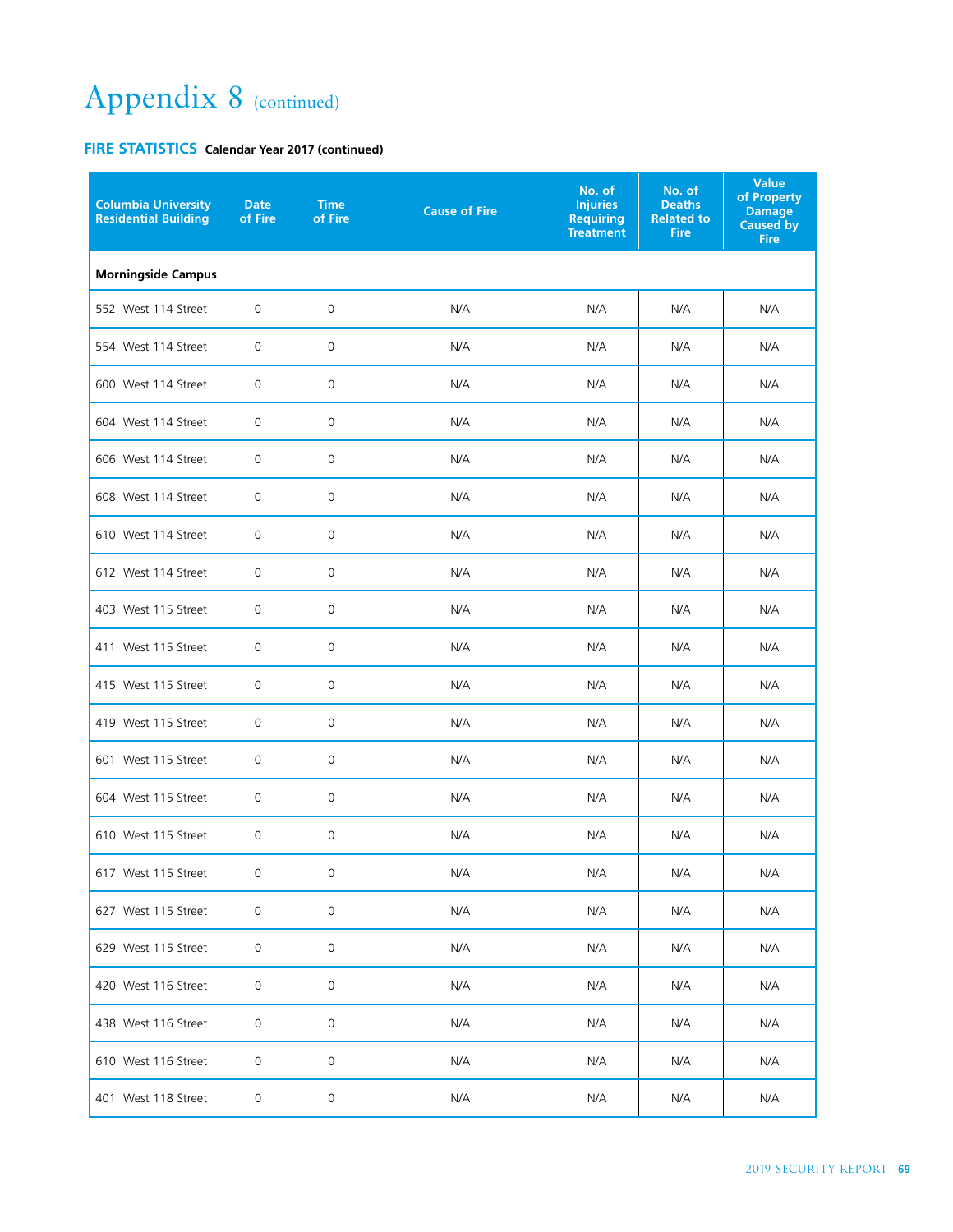# Appendix 8 (continued)

## FIRE STATISTICS Calendar Year 2017 (continued)

| Columbia University Residential Building | Date of Fire | Time of Fire | Cause of Fire | No. of Injuries Requiring Treatment | No. of Deaths Related to Fire | Value of Property Damage Caused by Fire |
|---|---|---|---|---|---|---|
| **Morningside Campus** | | | | | | |
| 552 West 114 Street | 0 | 0 | N/A | N/A | N/A | N/A |
| 554 West 114 Street | 0 | 0 | N/A | N/A | N/A | N/A |
| 600 West 114 Street | 0 | 0 | N/A | N/A | N/A | N/A |
| 604 West 114 Street | 0 | 0 | N/A | N/A | N/A | N/A |
| 606 West 114 Street | 0 | 0 | N/A | N/A | N/A | N/A |
| 608 West 114 Street | 0 | 0 | N/A | N/A | N/A | N/A |
| 610 West 114 Street | 0 | 0 | N/A | N/A | N/A | N/A |
| 612 West 114 Street | 0 | 0 | N/A | N/A | N/A | N/A |
| 403 West 115 Street | 0 | 0 | N/A | N/A | N/A | N/A |
| 411 West 115 Street | 0 | 0 | N/A | N/A | N/A | N/A |
| 415 West 115 Street | 0 | 0 | N/A | N/A | N/A | N/A |
| 419 West 115 Street | 0 | 0 | N/A | N/A | N/A | N/A |
| 601 West 115 Street | 0 | 0 | N/A | N/A | N/A | N/A |
| 604 West 115 Street | 0 | 0 | N/A | N/A | N/A | N/A |
| 610 West 115 Street | 0 | 0 | N/A | N/A | N/A | N/A |
| 617 West 115 Street | 0 | 0 | N/A | N/A | N/A | N/A |
| 627 West 115 Street | 0 | 0 | N/A | N/A | N/A | N/A |
| 629 West 115 Street | 0 | 0 | N/A | N/A | N/A | N/A |
| 420 West 116 Street | 0 | 0 | N/A | N/A | N/A | N/A |
| 438 West 116 Street | 0 | 0 | N/A | N/A | N/A | N/A |
| 610 West 116 Street | 0 | 0 | N/A | N/A | N/A | N/A |
| 401 West 118 Street | 0 | 0 | N/A | N/A | N/A | N/A |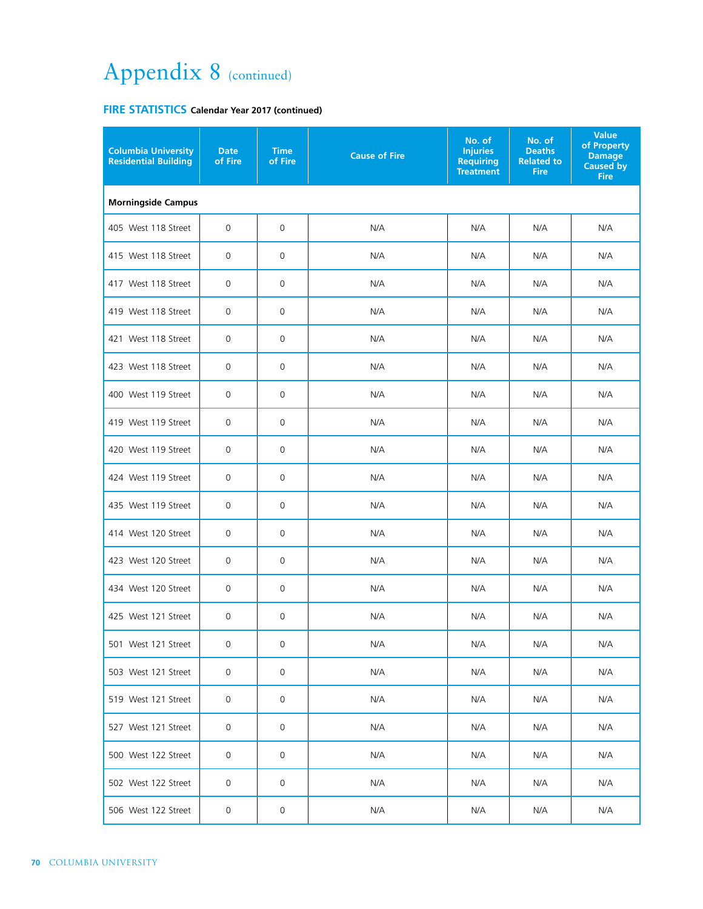# Appendix 8 (continued)

## FIRE STATISTICS Calendar Year 2017 (continued)

| Columbia University Residential Building | Date of Fire | Time of Fire | Cause of Fire | No. of Injuries Requiring Treatment | No. of Deaths Related to Fire | Value of Property Damage Caused by Fire |
|---|---|---|---|---|---|---|
| **Morningside Campus** | | | | | | |
| 405 West 118 Street | 0 | 0 | N/A | N/A | N/A | N/A |
| 415 West 118 Street | 0 | 0 | N/A | N/A | N/A | N/A |
| 417 West 118 Street | 0 | 0 | N/A | N/A | N/A | N/A |
| 419 West 118 Street | 0 | 0 | N/A | N/A | N/A | N/A |
| 421 West 118 Street | 0 | 0 | N/A | N/A | N/A | N/A |
| 423 West 118 Street | 0 | 0 | N/A | N/A | N/A | N/A |
| 400 West 119 Street | 0 | 0 | N/A | N/A | N/A | N/A |
| 419 West 119 Street | 0 | 0 | N/A | N/A | N/A | N/A |
| 420 West 119 Street | 0 | 0 | N/A | N/A | N/A | N/A |
| 424 West 119 Street | 0 | 0 | N/A | N/A | N/A | N/A |
| 435 West 119 Street | 0 | 0 | N/A | N/A | N/A | N/A |
| 414 West 120 Street | 0 | 0 | N/A | N/A | N/A | N/A |
| 423 West 120 Street | 0 | 0 | N/A | N/A | N/A | N/A |
| 434 West 120 Street | 0 | 0 | N/A | N/A | N/A | N/A |
| 425 West 121 Street | 0 | 0 | N/A | N/A | N/A | N/A |
| 501 West 121 Street | 0 | 0 | N/A | N/A | N/A | N/A |
| 503 West 121 Street | 0 | 0 | N/A | N/A | N/A | N/A |
| 519 West 121 Street | 0 | 0 | N/A | N/A | N/A | N/A |
| 527 West 121 Street | 0 | 0 | N/A | N/A | N/A | N/A |
| 500 West 122 Street | 0 | 0 | N/A | N/A | N/A | N/A |
| 502 West 122 Street | 0 | 0 | N/A | N/A | N/A | N/A |
| 506 West 122 Street | 0 | 0 | N/A | N/A | N/A | N/A |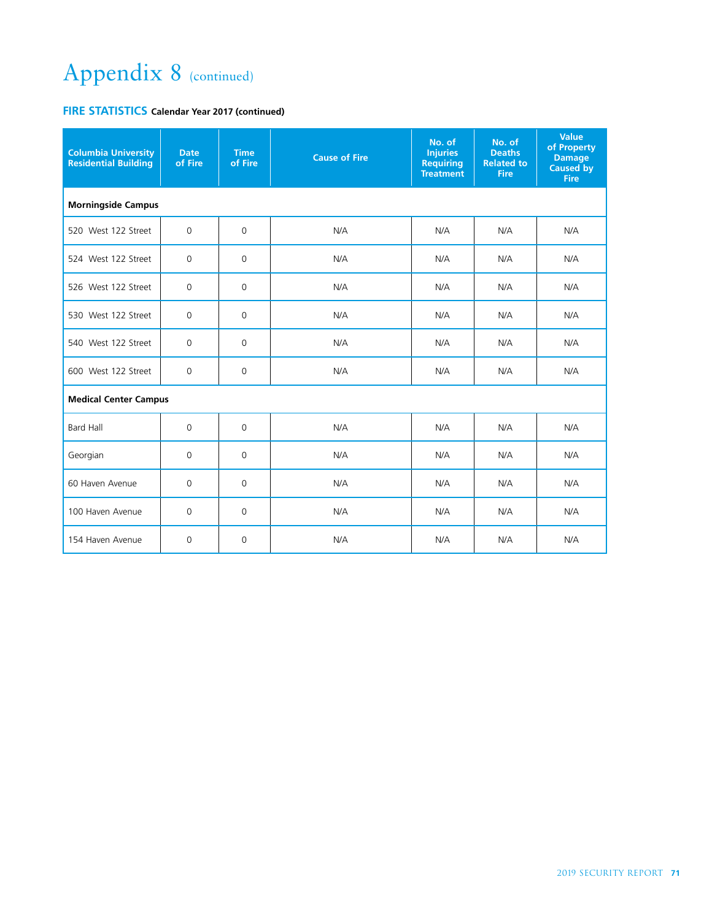# Appendix 8 (continued)

## FIRE STATISTICS Calendar Year 2017 (continued)

| Columbia University Residential Building | Date of Fire | Time of Fire | Cause of Fire | No. of Injuries Requiring Treatment | No. of Deaths Related to Fire | Value of Property Damage Caused by Fire |
|---|---|---|---|---|---|---|
| **Morningside Campus** | | | | | | |
| 520 West 122 Street | 0 | 0 | N/A | N/A | N/A | N/A |
| 524 West 122 Street | 0 | 0 | N/A | N/A | N/A | N/A |
| 526 West 122 Street | 0 | 0 | N/A | N/A | N/A | N/A |
| 530 West 122 Street | 0 | 0 | N/A | N/A | N/A | N/A |
| 540 West 122 Street | 0 | 0 | N/A | N/A | N/A | N/A |
| 600 West 122 Street | 0 | 0 | N/A | N/A | N/A | N/A |
| **Medical Center Campus** | | | | | | |
| Bard Hall | 0 | 0 | N/A | N/A | N/A | N/A |
| Georgian | 0 | 0 | N/A | N/A | N/A | N/A |
| 60 Haven Avenue | 0 | 0 | N/A | N/A | N/A | N/A |
| 100 Haven Avenue | 0 | 0 | N/A | N/A | N/A | N/A |
| 154 Haven Avenue | 0 | 0 | N/A | N/A | N/A | N/A |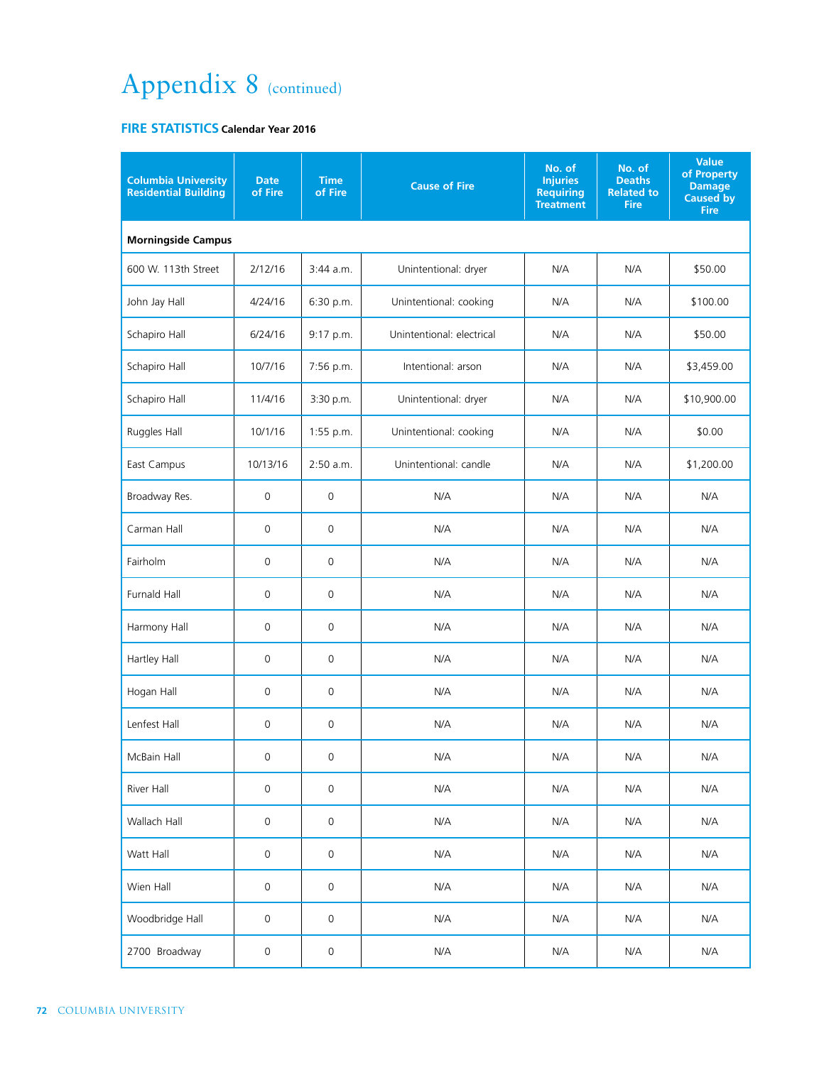# Appendix 8 (continued)

**FIRE STATISTICS Calendar Year 2016**

| Columbia University Residential Building | Date of Fire | Time of Fire | Cause of Fire | No. of Injuries Requiring Treatment | No. of Deaths Related to Fire | Value of Property Damage Caused by Fire |
|---|---|---|---|---|---|---|
| **Morningside Campus** | | | | | | |
| 600 W. 113th Street | 2/12/16 | 3:44 a.m. | Unintentional: dryer | N/A | N/A | $50.00 |
| John Jay Hall | 4/24/16 | 6:30 p.m. | Unintentional: cooking | N/A | N/A | $100.00 |
| Schapiro Hall | 6/24/16 | 9:17 p.m. | Unintentional: electrical | N/A | N/A | $50.00 |
| Schapiro Hall | 10/7/16 | 7:56 p.m. | Intentional: arson | N/A | N/A | $3,459.00 |
| Schapiro Hall | 11/4/16 | 3:30 p.m. | Unintentional: dryer | N/A | N/A | $10,900.00 |
| Ruggles Hall | 10/1/16 | 1:55 p.m. | Unintentional: cooking | N/A | N/A | $0.00 |
| East Campus | 10/13/16 | 2:50 a.m. | Unintentional: candle | N/A | N/A | $1,200.00 |
| Broadway Res. | 0 | 0 | N/A | N/A | N/A | N/A |
| Carman Hall | 0 | 0 | N/A | N/A | N/A | N/A |
| Fairholm | 0 | 0 | N/A | N/A | N/A | N/A |
| Furnald Hall | 0 | 0 | N/A | N/A | N/A | N/A |
| Harmony Hall | 0 | 0 | N/A | N/A | N/A | N/A |
| Hartley Hall | 0 | 0 | N/A | N/A | N/A | N/A |
| Hogan Hall | 0 | 0 | N/A | N/A | N/A | N/A |
| Lenfest Hall | 0 | 0 | N/A | N/A | N/A | N/A |
| McBain Hall | 0 | 0 | N/A | N/A | N/A | N/A |
| River Hall | 0 | 0 | N/A | N/A | N/A | N/A |
| Wallach Hall | 0 | 0 | N/A | N/A | N/A | N/A |
| Watt Hall | 0 | 0 | N/A | N/A | N/A | N/A |
| Wien Hall | 0 | 0 | N/A | N/A | N/A | N/A |
| Woodbridge Hall | 0 | 0 | N/A | N/A | N/A | N/A |
| 2700 Broadway | 0 | 0 | N/A | N/A | N/A | N/A |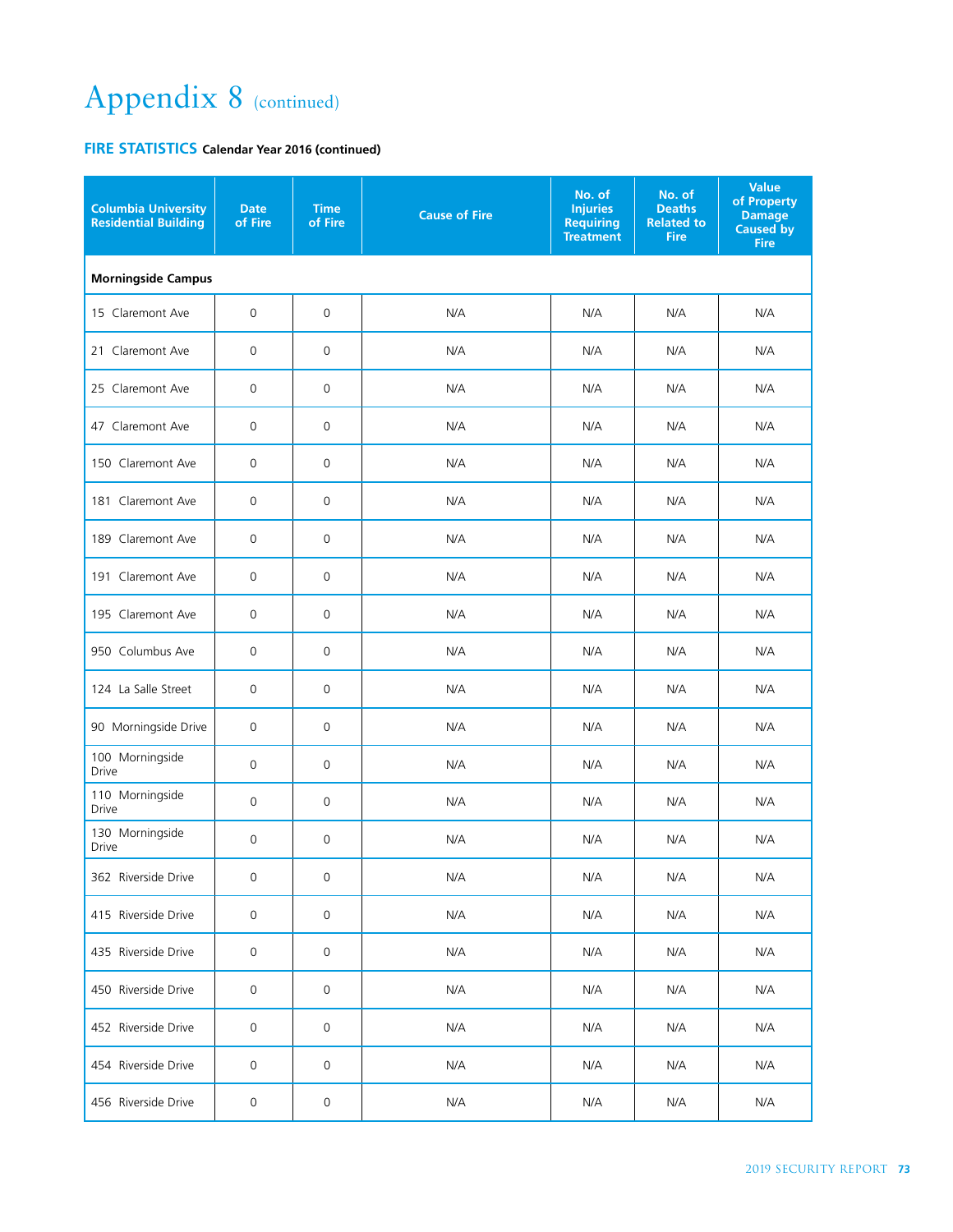# Appendix 8 (continued)

## FIRE STATISTICS Calendar Year 2016 (continued)

| Columbia University Residential Building | Date of Fire | Time of Fire | Cause of Fire | No. of Injuries Requiring Treatment | No. of Deaths Related to Fire | Value of Property Damage Caused by Fire |
|---|---|---|---|---|---|---|
| **Morningside Campus** | | | | | | |
| 15 Claremont Ave | 0 | 0 | N/A | N/A | N/A | N/A |
| 21 Claremont Ave | 0 | 0 | N/A | N/A | N/A | N/A |
| 25 Claremont Ave | 0 | 0 | N/A | N/A | N/A | N/A |
| 47 Claremont Ave | 0 | 0 | N/A | N/A | N/A | N/A |
| 150 Claremont Ave | 0 | 0 | N/A | N/A | N/A | N/A |
| 181 Claremont Ave | 0 | 0 | N/A | N/A | N/A | N/A |
| 189 Claremont Ave | 0 | 0 | N/A | N/A | N/A | N/A |
| 191 Claremont Ave | 0 | 0 | N/A | N/A | N/A | N/A |
| 195 Claremont Ave | 0 | 0 | N/A | N/A | N/A | N/A |
| 950 Columbus Ave | 0 | 0 | N/A | N/A | N/A | N/A |
| 124 La Salle Street | 0 | 0 | N/A | N/A | N/A | N/A |
| 90 Morningside Drive | 0 | 0 | N/A | N/A | N/A | N/A |
| 100 Morningside Drive | 0 | 0 | N/A | N/A | N/A | N/A |
| 110 Morningside Drive | 0 | 0 | N/A | N/A | N/A | N/A |
| 130 Morningside Drive | 0 | 0 | N/A | N/A | N/A | N/A |
| 362 Riverside Drive | 0 | 0 | N/A | N/A | N/A | N/A |
| 415 Riverside Drive | 0 | 0 | N/A | N/A | N/A | N/A |
| 435 Riverside Drive | 0 | 0 | N/A | N/A | N/A | N/A |
| 450 Riverside Drive | 0 | 0 | N/A | N/A | N/A | N/A |
| 452 Riverside Drive | 0 | 0 | N/A | N/A | N/A | N/A |
| 454 Riverside Drive | 0 | 0 | N/A | N/A | N/A | N/A |
| 456 Riverside Drive | 0 | 0 | N/A | N/A | N/A | N/A |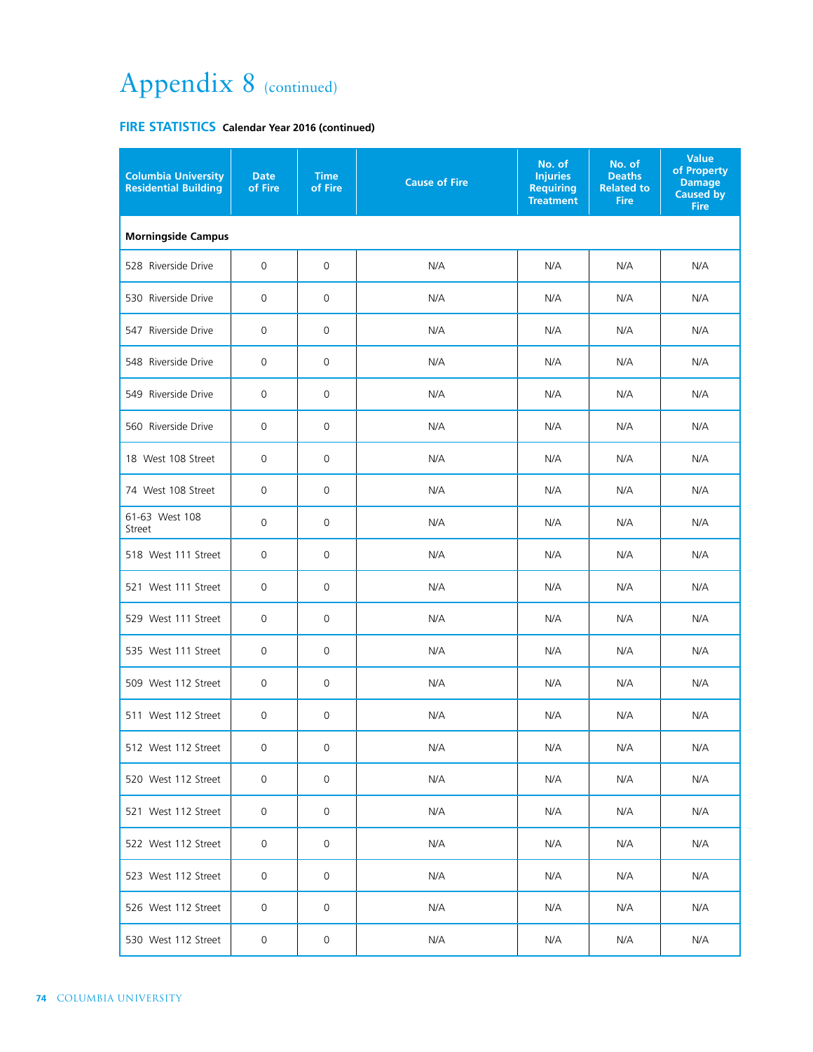# Appendix 8 (continued)

## FIRE STATISTICS Calendar Year 2016 (continued)

| Columbia University Residential Building | Date of Fire | Time of Fire | Cause of Fire | No. of Injuries Requiring Treatment | No. of Deaths Related to Fire | Value of Property Damage Caused by Fire |
|---|---|---|---|---|---|---|
| **Morningside Campus** | | | | | | |
| 528 Riverside Drive | 0 | 0 | N/A | N/A | N/A | N/A |
| 530 Riverside Drive | 0 | 0 | N/A | N/A | N/A | N/A |
| 547 Riverside Drive | 0 | 0 | N/A | N/A | N/A | N/A |
| 548 Riverside Drive | 0 | 0 | N/A | N/A | N/A | N/A |
| 549 Riverside Drive | 0 | 0 | N/A | N/A | N/A | N/A |
| 560 Riverside Drive | 0 | 0 | N/A | N/A | N/A | N/A |
| 18 West 108 Street | 0 | 0 | N/A | N/A | N/A | N/A |
| 74 West 108 Street | 0 | 0 | N/A | N/A | N/A | N/A |
| 61-63 West 108 Street | 0 | 0 | N/A | N/A | N/A | N/A |
| 518 West 111 Street | 0 | 0 | N/A | N/A | N/A | N/A |
| 521 West 111 Street | 0 | 0 | N/A | N/A | N/A | N/A |
| 529 West 111 Street | 0 | 0 | N/A | N/A | N/A | N/A |
| 535 West 111 Street | 0 | 0 | N/A | N/A | N/A | N/A |
| 509 West 112 Street | 0 | 0 | N/A | N/A | N/A | N/A |
| 511 West 112 Street | 0 | 0 | N/A | N/A | N/A | N/A |
| 512 West 112 Street | 0 | 0 | N/A | N/A | N/A | N/A |
| 520 West 112 Street | 0 | 0 | N/A | N/A | N/A | N/A |
| 521 West 112 Street | 0 | 0 | N/A | N/A | N/A | N/A |
| 522 West 112 Street | 0 | 0 | N/A | N/A | N/A | N/A |
| 523 West 112 Street | 0 | 0 | N/A | N/A | N/A | N/A |
| 526 West 112 Street | 0 | 0 | N/A | N/A | N/A | N/A |
| 530 West 112 Street | 0 | 0 | N/A | N/A | N/A | N/A |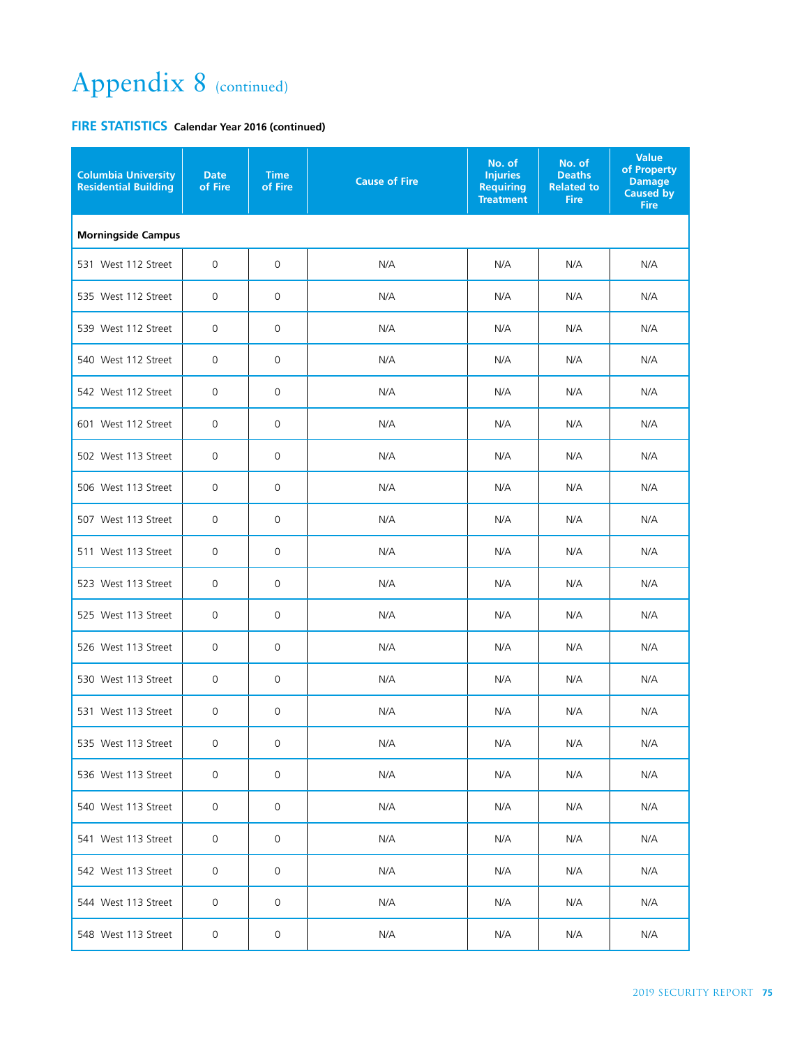# Appendix 8 (continued)

## FIRE STATISTICS Calendar Year 2016 (continued)

| Columbia University Residential Building | Date of Fire | Time of Fire | Cause of Fire | No. of Injuries Requiring Treatment | No. of Deaths Related to Fire | Value of Property Damage Caused by Fire |
|---|---|---|---|---|---|---|
| **Morningside Campus** | | | | | | |
| 531 West 112 Street | 0 | 0 | N/A | N/A | N/A | N/A |
| 535 West 112 Street | 0 | 0 | N/A | N/A | N/A | N/A |
| 539 West 112 Street | 0 | 0 | N/A | N/A | N/A | N/A |
| 540 West 112 Street | 0 | 0 | N/A | N/A | N/A | N/A |
| 542 West 112 Street | 0 | 0 | N/A | N/A | N/A | N/A |
| 601 West 112 Street | 0 | 0 | N/A | N/A | N/A | N/A |
| 502 West 113 Street | 0 | 0 | N/A | N/A | N/A | N/A |
| 506 West 113 Street | 0 | 0 | N/A | N/A | N/A | N/A |
| 507 West 113 Street | 0 | 0 | N/A | N/A | N/A | N/A |
| 511 West 113 Street | 0 | 0 | N/A | N/A | N/A | N/A |
| 523 West 113 Street | 0 | 0 | N/A | N/A | N/A | N/A |
| 525 West 113 Street | 0 | 0 | N/A | N/A | N/A | N/A |
| 526 West 113 Street | 0 | 0 | N/A | N/A | N/A | N/A |
| 530 West 113 Street | 0 | 0 | N/A | N/A | N/A | N/A |
| 531 West 113 Street | 0 | 0 | N/A | N/A | N/A | N/A |
| 535 West 113 Street | 0 | 0 | N/A | N/A | N/A | N/A |
| 536 West 113 Street | 0 | 0 | N/A | N/A | N/A | N/A |
| 540 West 113 Street | 0 | 0 | N/A | N/A | N/A | N/A |
| 541 West 113 Street | 0 | 0 | N/A | N/A | N/A | N/A |
| 542 West 113 Street | 0 | 0 | N/A | N/A | N/A | N/A |
| 544 West 113 Street | 0 | 0 | N/A | N/A | N/A | N/A |
| 548 West 113 Street | 0 | 0 | N/A | N/A | N/A | N/A |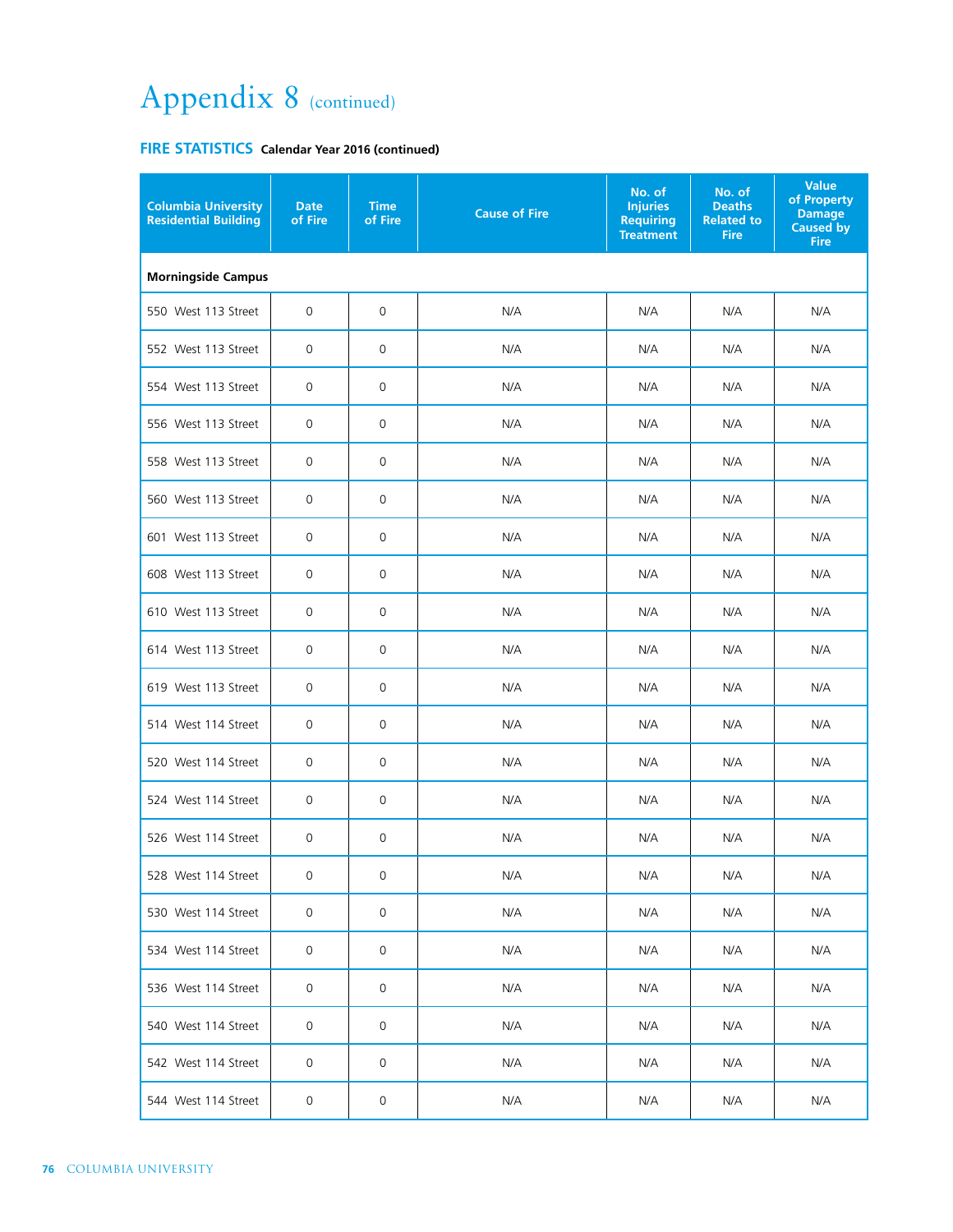# Appendix 8 (continued)

**FIRE STATISTICS** **Calendar Year 2016 (continued)**

| Columbia University Residential Building | Date of Fire | Time of Fire | Cause of Fire | No. of Injuries Requiring Treatment | No. of Deaths Related to Fire | Value of Property Damage Caused by Fire |
|---|---|---|---|---|---|---|
| **Morningside Campus** | | | | | | |
| 550 West 113 Street | 0 | 0 | N/A | N/A | N/A | N/A |
| 552 West 113 Street | 0 | 0 | N/A | N/A | N/A | N/A |
| 554 West 113 Street | 0 | 0 | N/A | N/A | N/A | N/A |
| 556 West 113 Street | 0 | 0 | N/A | N/A | N/A | N/A |
| 558 West 113 Street | 0 | 0 | N/A | N/A | N/A | N/A |
| 560 West 113 Street | 0 | 0 | N/A | N/A | N/A | N/A |
| 601 West 113 Street | 0 | 0 | N/A | N/A | N/A | N/A |
| 608 West 113 Street | 0 | 0 | N/A | N/A | N/A | N/A |
| 610 West 113 Street | 0 | 0 | N/A | N/A | N/A | N/A |
| 614 West 113 Street | 0 | 0 | N/A | N/A | N/A | N/A |
| 619 West 113 Street | 0 | 0 | N/A | N/A | N/A | N/A |
| 514 West 114 Street | 0 | 0 | N/A | N/A | N/A | N/A |
| 520 West 114 Street | 0 | 0 | N/A | N/A | N/A | N/A |
| 524 West 114 Street | 0 | 0 | N/A | N/A | N/A | N/A |
| 526 West 114 Street | 0 | 0 | N/A | N/A | N/A | N/A |
| 528 West 114 Street | 0 | 0 | N/A | N/A | N/A | N/A |
| 530 West 114 Street | 0 | 0 | N/A | N/A | N/A | N/A |
| 534 West 114 Street | 0 | 0 | N/A | N/A | N/A | N/A |
| 536 West 114 Street | 0 | 0 | N/A | N/A | N/A | N/A |
| 540 West 114 Street | 0 | 0 | N/A | N/A | N/A | N/A |
| 542 West 114 Street | 0 | 0 | N/A | N/A | N/A | N/A |
| 544 West 114 Street | 0 | 0 | N/A | N/A | N/A | N/A |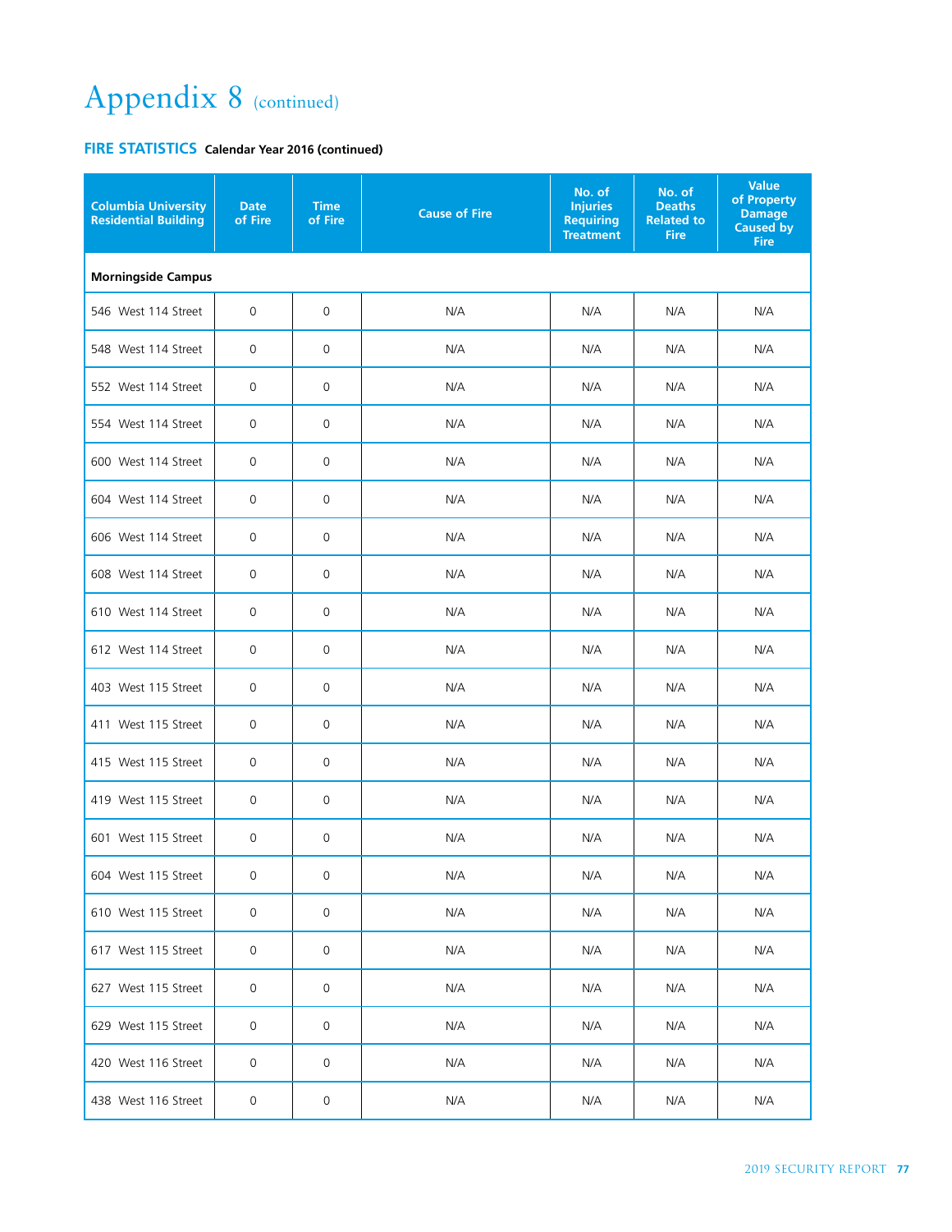# Appendix 8 (continued)

## FIRE STATISTICS **Calendar Year 2016 (continued)**

| Columbia University Residential Building | Date of Fire | Time of Fire | Cause of Fire | No. of Injuries Requiring Treatment | No. of Deaths Related to Fire | Value of Property Damage Caused by Fire |
|---|---|---|---|---|---|---|
| **Morningside Campus** | | | | | | |
| 546 West 114 Street | 0 | 0 | N/A | N/A | N/A | N/A |
| 548 West 114 Street | 0 | 0 | N/A | N/A | N/A | N/A |
| 552 West 114 Street | 0 | 0 | N/A | N/A | N/A | N/A |
| 554 West 114 Street | 0 | 0 | N/A | N/A | N/A | N/A |
| 600 West 114 Street | 0 | 0 | N/A | N/A | N/A | N/A |
| 604 West 114 Street | 0 | 0 | N/A | N/A | N/A | N/A |
| 606 West 114 Street | 0 | 0 | N/A | N/A | N/A | N/A |
| 608 West 114 Street | 0 | 0 | N/A | N/A | N/A | N/A |
| 610 West 114 Street | 0 | 0 | N/A | N/A | N/A | N/A |
| 612 West 114 Street | 0 | 0 | N/A | N/A | N/A | N/A |
| 403 West 115 Street | 0 | 0 | N/A | N/A | N/A | N/A |
| 411 West 115 Street | 0 | 0 | N/A | N/A | N/A | N/A |
| 415 West 115 Street | 0 | 0 | N/A | N/A | N/A | N/A |
| 419 West 115 Street | 0 | 0 | N/A | N/A | N/A | N/A |
| 601 West 115 Street | 0 | 0 | N/A | N/A | N/A | N/A |
| 604 West 115 Street | 0 | 0 | N/A | N/A | N/A | N/A |
| 610 West 115 Street | 0 | 0 | N/A | N/A | N/A | N/A |
| 617 West 115 Street | 0 | 0 | N/A | N/A | N/A | N/A |
| 627 West 115 Street | 0 | 0 | N/A | N/A | N/A | N/A |
| 629 West 115 Street | 0 | 0 | N/A | N/A | N/A | N/A |
| 420 West 116 Street | 0 | 0 | N/A | N/A | N/A | N/A |
| 438 West 116 Street | 0 | 0 | N/A | N/A | N/A | N/A |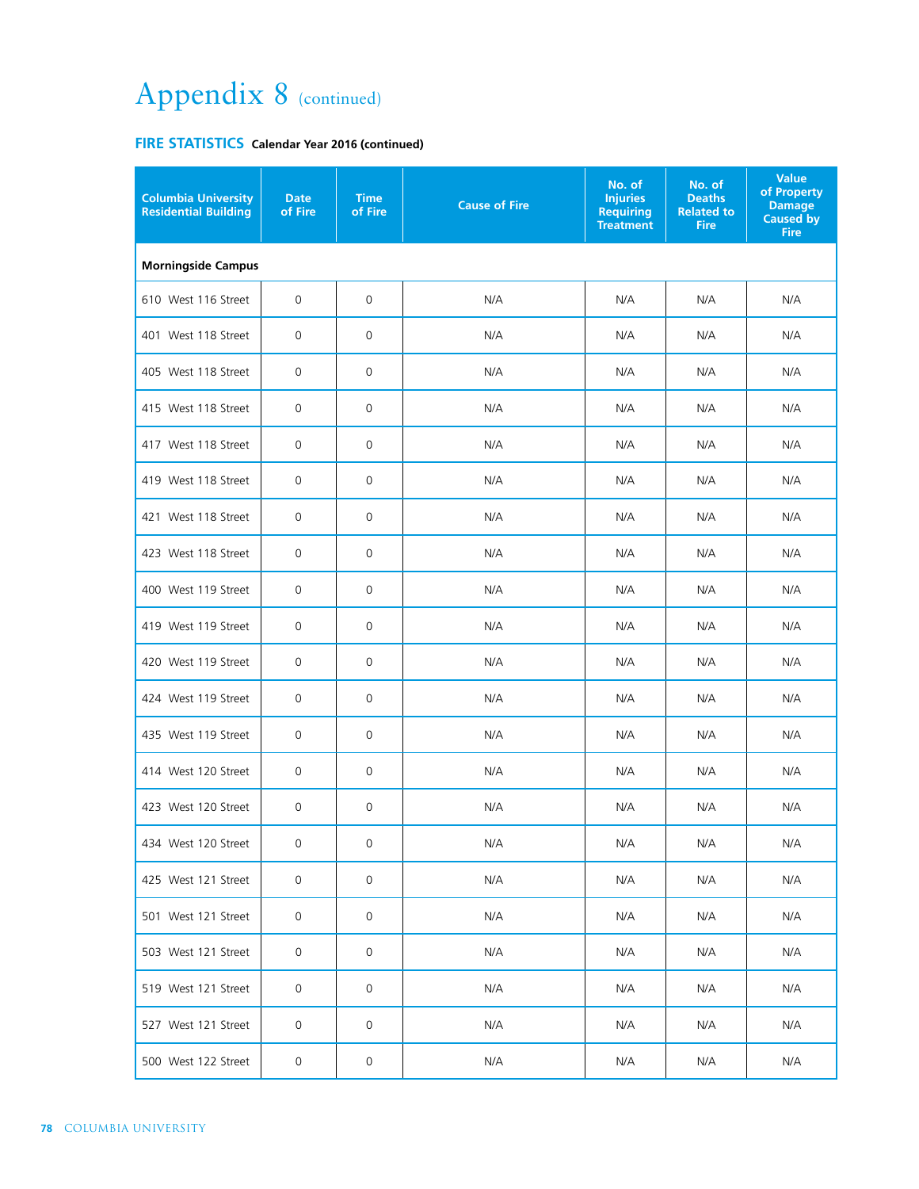# Appendix 8 (continued)

**FIRE STATISTICS** **Calendar Year 2016 (continued)**

| Columbia University Residential Building | Date of Fire | Time of Fire | Cause of Fire | No. of Injuries Requiring Treatment | No. of Deaths Related to Fire | Value of Property Damage Caused by Fire |
|---|---|---|---|---|---|---|
| **Morningside Campus** | | | | | | |
| 610 West 116 Street | 0 | 0 | N/A | N/A | N/A | N/A |
| 401 West 118 Street | 0 | 0 | N/A | N/A | N/A | N/A |
| 405 West 118 Street | 0 | 0 | N/A | N/A | N/A | N/A |
| 415 West 118 Street | 0 | 0 | N/A | N/A | N/A | N/A |
| 417 West 118 Street | 0 | 0 | N/A | N/A | N/A | N/A |
| 419 West 118 Street | 0 | 0 | N/A | N/A | N/A | N/A |
| 421 West 118 Street | 0 | 0 | N/A | N/A | N/A | N/A |
| 423 West 118 Street | 0 | 0 | N/A | N/A | N/A | N/A |
| 400 West 119 Street | 0 | 0 | N/A | N/A | N/A | N/A |
| 419 West 119 Street | 0 | 0 | N/A | N/A | N/A | N/A |
| 420 West 119 Street | 0 | 0 | N/A | N/A | N/A | N/A |
| 424 West 119 Street | 0 | 0 | N/A | N/A | N/A | N/A |
| 435 West 119 Street | 0 | 0 | N/A | N/A | N/A | N/A |
| 414 West 120 Street | 0 | 0 | N/A | N/A | N/A | N/A |
| 423 West 120 Street | 0 | 0 | N/A | N/A | N/A | N/A |
| 434 West 120 Street | 0 | 0 | N/A | N/A | N/A | N/A |
| 425 West 121 Street | 0 | 0 | N/A | N/A | N/A | N/A |
| 501 West 121 Street | 0 | 0 | N/A | N/A | N/A | N/A |
| 503 West 121 Street | 0 | 0 | N/A | N/A | N/A | N/A |
| 519 West 121 Street | 0 | 0 | N/A | N/A | N/A | N/A |
| 527 West 121 Street | 0 | 0 | N/A | N/A | N/A | N/A |
| 500 West 122 Street | 0 | 0 | N/A | N/A | N/A | N/A |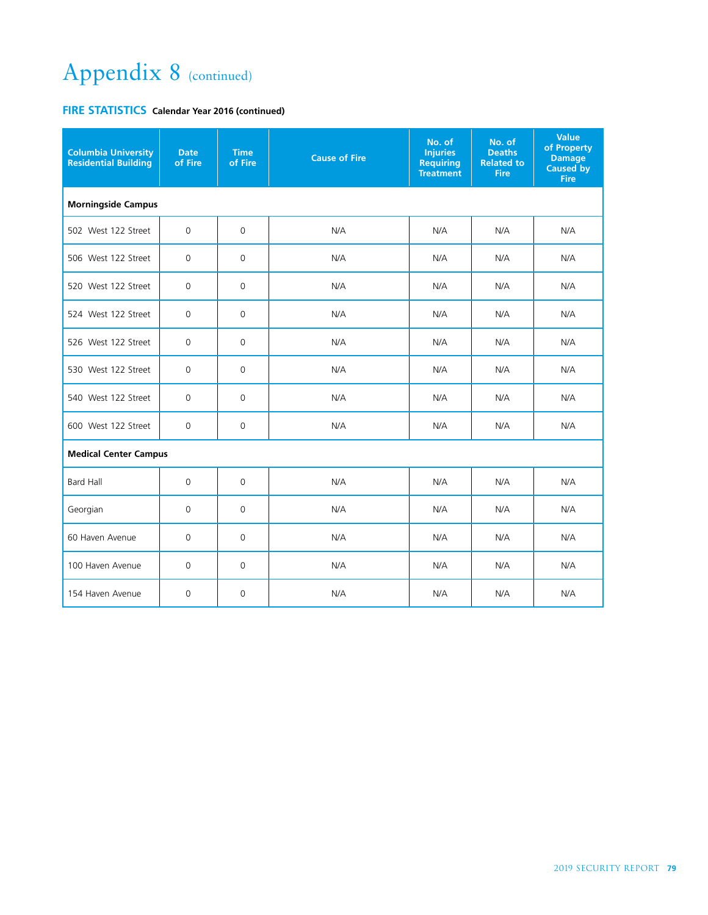# Appendix 8 (continued)

## FIRE STATISTICS Calendar Year 2016 (continued)

| Columbia University Residential Building | Date of Fire | Time of Fire | Cause of Fire | No. of Injuries Requiring Treatment | No. of Deaths Related to Fire | Value of Property Damage Caused by Fire |
|---|---|---|---|---|---|---|
| **Morningside Campus** | | | | | | |
| 502 West 122 Street | 0 | 0 | N/A | N/A | N/A | N/A |
| 506 West 122 Street | 0 | 0 | N/A | N/A | N/A | N/A |
| 520 West 122 Street | 0 | 0 | N/A | N/A | N/A | N/A |
| 524 West 122 Street | 0 | 0 | N/A | N/A | N/A | N/A |
| 526 West 122 Street | 0 | 0 | N/A | N/A | N/A | N/A |
| 530 West 122 Street | 0 | 0 | N/A | N/A | N/A | N/A |
| 540 West 122 Street | 0 | 0 | N/A | N/A | N/A | N/A |
| 600 West 122 Street | 0 | 0 | N/A | N/A | N/A | N/A |
| **Medical Center Campus** | | | | | | |
| Bard Hall | 0 | 0 | N/A | N/A | N/A | N/A |
| Georgian | 0 | 0 | N/A | N/A | N/A | N/A |
| 60 Haven Avenue | 0 | 0 | N/A | N/A | N/A | N/A |
| 100 Haven Avenue | 0 | 0 | N/A | N/A | N/A | N/A |
| 154 Haven Avenue | 0 | 0 | N/A | N/A | N/A | N/A |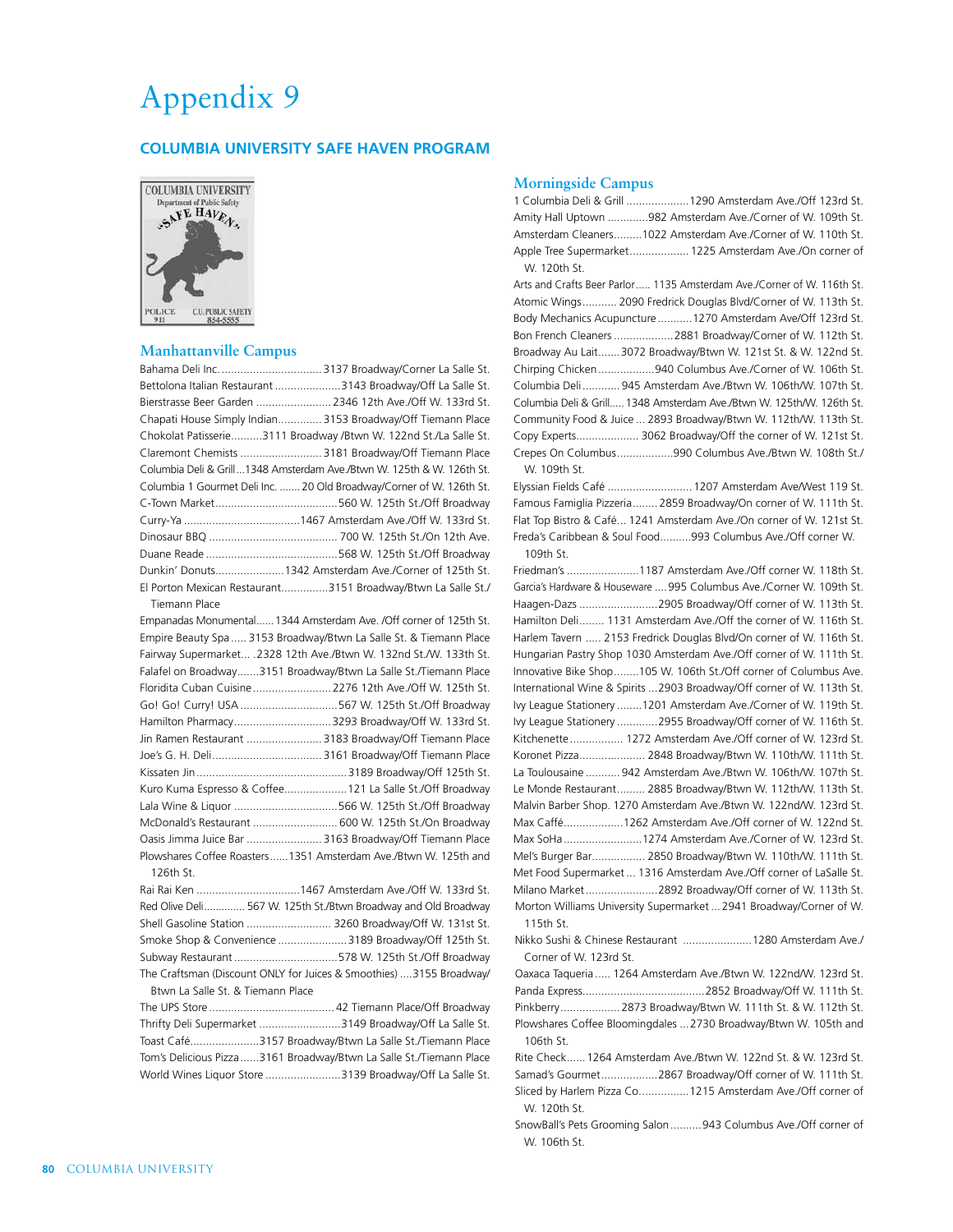# Appendix 9

## COLUMBIA UNIVERSITY SAFE HAVEN PROGRAM

COLUMBIA UNIVERSITY
Department of Public Safety
"SAFE HAVEN"
POLICE 911 C.U. PUBLIC SAFETY 854-5555

### Manhattanville Campus

- Bahama Deli Inc. ................................3137 Broadway/Corner La Salle St.
- Bettolona Italian Restaurant .....................3143 Broadway/Off La Salle St.
- Bierstrasse Beer Garden ........................ 2346 12th Ave./Off W. 133rd St.
- Chapati House Simply Indian..............3153 Broadway/Off Tiemann Place
- Chokolat Patisserie..........3111 Broadway /Btwn W. 122nd St./La Salle St.
- Claremont Chemists ..........................3181 Broadway/Off Tiemann Place
- Columbia Deli & Grill...1348 Amsterdam Ave./Btwn W. 125th & W. 126th St.
- Columbia 1 Gourmet Deli Inc. ....... 20 Old Broadway/Corner of W. 126th St.
- C-Town Market.......................................560 W. 125th St./Off Broadway
- Curry-Ya .....................................1467 Amsterdam Ave./Off W. 133rd St.
- Dinosaur BBQ ......................................... 700 W. 125th St./On 12th Ave.
- Duane Reade ..........................................568 W. 125th St./Off Broadway
- Dunkin' Donuts......................1342 Amsterdam Ave./Corner of 125th St.
- El Porton Mexican Restaurant..............3151 Broadway/Btwn La Salle St./ Tiemann Place
- Empanadas Monumental......1344 Amsterdam Ave. /Off corner of 125th St.
- Empire Beauty Spa ..... 3153 Broadway/Btwn La Salle St. & Tiemann Place
- Fairway Supermarket... .2328 12th Ave./Btwn W. 132nd St./W. 133th St.
- Falafel on Broadway.......3151 Broadway/Btwn La Salle St./Tiemann Place
- Floridita Cuban Cuisine .........................2276 12th Ave./Off W. 125th St.
- Go! Go! Curry! USA ...............................567 W. 125th St./Off Broadway
- Hamilton Pharmacy...............................3293 Broadway/Off W. 133rd St.
- Jin Ramen Restaurant ........................3183 Broadway/Off Tiemann Place
- Joe's G. H. Deli...................................3161 Broadway/Off Tiemann Place
- Kissaten Jin ...............................................3189 Broadway/Off 125th St.
- Kuro Kuma Espresso & Coffee....................121 La Salle St./Off Broadway
- Lala Wine & Liquor .................................566 W. 125th St./Off Broadway
- McDonald's Restaurant ........................... 600 W. 125th St./On Broadway
- Oasis Jimma Juice Bar ........................3163 Broadway/Off Tiemann Place
- Plowshares Coffee Roasters......1351 Amsterdam Ave./Btwn W. 125th and 126th St.
- Rai Rai Ken .................................1467 Amsterdam Ave./Off W. 133rd St.
- Red Olive Deli............. 567 W. 125th St./Btwn Broadway and Old Broadway
- Shell Gasoline Station ........................... 3260 Broadway/Off W. 131st St.
- Smoke Shop & Convenience ......................3189 Broadway/Off 125th St.
- Subway Restaurant ................................578 W. 125th St./Off Broadway
- The Craftsman (Discount ONLY for Juices & Smoothies) ....3155 Broadway/ Btwn La Salle St. & Tiemann Place
- The UPS Store ........................................ 42 Tiemann Place/Off Broadway
- Thrifty Deli Supermarket ..........................3149 Broadway/Off La Salle St.
- Toast Café......................3157 Broadway/Btwn La Salle St./Tiemann Place
- Tom's Delicious Pizza ......3161 Broadway/Btwn La Salle St./Tiemann Place
- World Wines Liquor Store ........................3139 Broadway/Off La Salle St.

### Morningside Campus

- 1 Columbia Deli & Grill ....................1290 Amsterdam Ave./Off 123rd St.
- Amity Hall Uptown ............982 Amsterdam Ave./Corner of W. 109th St.
- Amsterdam Cleaners.........1022 Amsterdam Ave./Corner of W. 110th St.
- Apple Tree Supermarket................... 1225 Amsterdam Ave./On corner of W. 120th St.
- Arts and Crafts Beer Parlor..... 1135 Amsterdam Ave./Corner of W. 116th St.
- Atomic Wings........... 2090 Fredrick Douglas Blvd/Corner of W. 113th St.
- Body Mechanics Acupuncture ...........1270 Amsterdam Ave/Off 123rd St.
- Bon French Cleaners ...................2881 Broadway/Corner of W. 112th St.
- Broadway Au Lait.......3072 Broadway/Btwn W. 121st St. & W. 122nd St.
- Chirping Chicken .................940 Columbus Ave./Corner of W. 106th St.
- Columbia Deli ........... 945 Amsterdam Ave./Btwn W. 106th/W. 107th St.
- Columbia Deli & Grill..... 1348 Amsterdam Ave./Btwn W. 125th/W. 126th St.
- Community Food & Juice ... 2893 Broadway/Btwn W. 112th/W. 113th St.
- Copy Experts.................... 3062 Broadway/Off the corner of W. 121st St.
- Crepes On Columbus..................990 Columbus Ave./Btwn W. 108th St./ W. 109th St.
- Elyssian Fields Café ........................... 1207 Amsterdam Ave/West 119 St.
- Famous Famiglia Pizzeria........ 2859 Broadway/On corner of W. 111th St.
- Flat Top Bistro & Café... 1241 Amsterdam Ave./On corner of W. 121st St.
- Freda's Caribbean & Soul Food.........993 Columbus Ave./Off corner W. 109th St.
- Friedman's .......................1187 Amsterdam Ave./Off corner W. 118th St.
- Garcia's Hardware & Houseware ....995 Columbus Ave./Corner of W. 109th St.
- Haagen-Dazs .........................2905 Broadway/Off corner of W. 113th St.
- Hamilton Deli........ 1131 Amsterdam Ave./Off the corner of W. 116th St.
- Harlem Tavern ..... 2153 Fredrick Douglas Blvd/On corner of W. 116th St.
- Hungarian Pastry Shop 1030 Amsterdam Ave./Off corner of W. 111th St.
- Innovative Bike Shop........105 W. 106th St./Off corner of Columbus Ave.
- International Wine & Spirits ...2903 Broadway/Off corner of W. 113th St.
- Ivy League Stationery ........1201 Amsterdam Ave./Corner of W. 119th St.
- Ivy League Stationery ............2955 Broadway/Off corner of W. 116th St.
- Kitchenette ................ 1272 Amsterdam Ave./Off corner of W. 123rd St.
- Koronet Pizza..................... 2848 Broadway/Btwn W. 110th/W. 111th St.
- La Toulousaine ........... 942 Amsterdam Ave./Btwn W. 106th/W. 107th St.
- Le Monde Restaurant......... 2885 Broadway/Btwn W. 112th/W. 113th St.
- Malvin Barber Shop. 1270 Amsterdam Ave./Btwn W. 122nd/W. 123rd St.
- Max Caffé...................1262 Amsterdam Ave./Off corner of W. 122nd St.
- Max SoHa .........................1274 Amsterdam Ave./Corner of W. 123rd St.
- Mel's Burger Bar................. 2850 Broadway/Btwn W. 110th/W. 111th St.
- Met Food Supermarket ... 1316 Amsterdam Ave./Off corner of LaSalle St.
- Milano Market .......................2892 Broadway/Off corner of W. 113th St.
- Morton Williams University Supermarket ... 2941 Broadway/Corner of W. 115th St.
- Nikko Sushi & Chinese Restaurant ......................1280 Amsterdam Ave./ Corner of W. 123rd St.
- Oaxaca Taqueria ..... 1264 Amsterdam Ave./Btwn W. 122nd/W. 123rd St.
- Panda Express.......................................2852 Broadway/Off W. 111th St.
- Pinkberry.................. 2873 Broadway/Btwn W. 111th St. & W. 112th St.
- Plowshares Coffee Bloomingdales ... 2730 Broadway/Btwn W. 105th and 106th St.
- Rite Check...... 1264 Amsterdam Ave./Btwn W. 122nd St. & W. 123rd St.
- Samad's Gourmet..................2867 Broadway/Off corner of W. 111th St.
- Sliced by Harlem Pizza Co................1215 Amsterdam Ave./Off corner of W. 120th St.
- SnowBall's Pets Grooming Salon ..........943 Columbus Ave./Off corner of W. 106th St.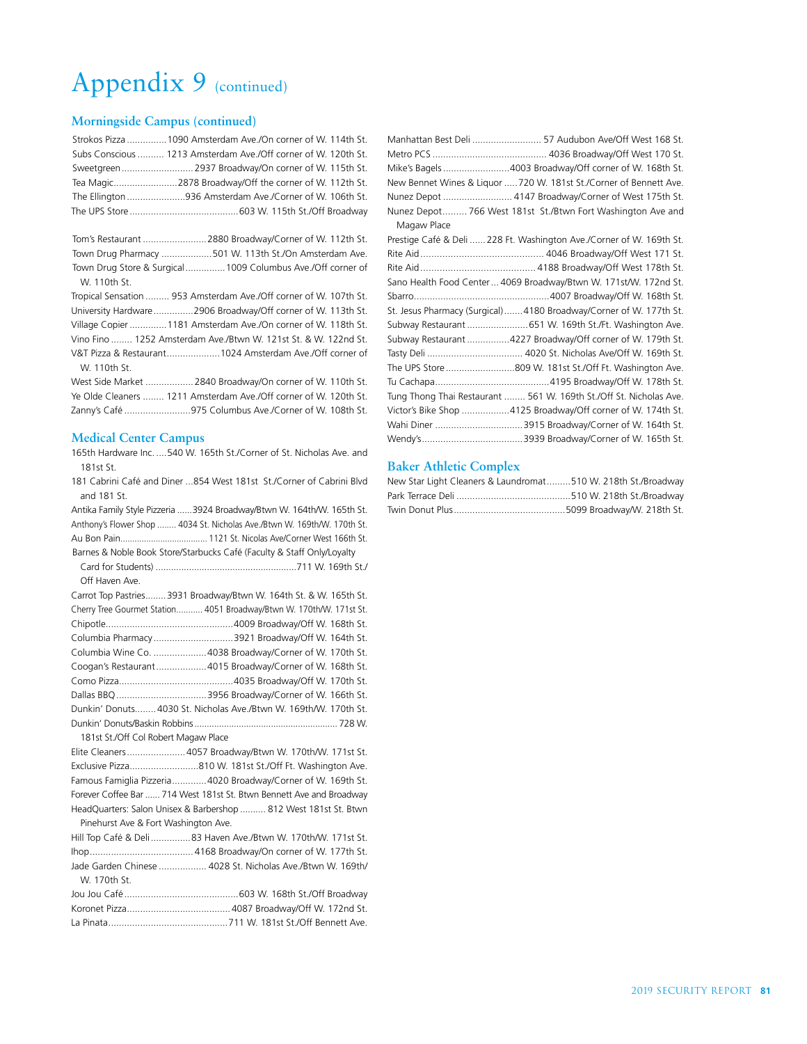# Appendix 9 (continued)

## Morningside Campus (continued)

Strokos Pizza ...............1090 Amsterdam Ave./On corner of W. 114th St.
Subs Conscious .......... 1213 Amsterdam Ave./Off corner of W. 120th St.
Sweetgreen ...........................2937 Broadway/On corner of W. 115th St.
Tea Magic........................2878 Broadway/Off the corner of W. 112th St.
The Ellington ......................936 Amsterdam Ave./Corner of W. 106th St.
The UPS Store .........................................603 W. 115th St./Off Broadway

Tom's Restaurant ........................2880 Broadway/Corner of W. 112th St.
Town Drug Pharmacy ...................501 W. 113th St./On Amsterdam Ave.
Town Drug Store & Surgical...............1009 Columbus Ave./Off corner of W. 110th St.
Tropical Sensation ......... 953 Amsterdam Ave./Off corner of W. 107th St.
University Hardware...............2906 Broadway/Off corner of W. 113th St.
Village Copier ..............1181 Amsterdam Ave./On corner of W. 118th St.
Vino Fino ........ 1252 Amsterdam Ave./Btwn W. 121st St. & W. 122nd St.
V&T Pizza & Restaurant....................1024 Amsterdam Ave./Off corner of W. 110th St.
West Side Market ..................2840 Broadway/On corner of W. 110th St.
Ye Olde Cleaners ........ 1211 Amsterdam Ave./Off corner of W. 120th St.
Zanny's Café .........................975 Columbus Ave./Corner of W. 108th St.

## Medical Center Campus

165th Hardware Inc. ....540 W. 165th St./Corner of St. Nicholas Ave. and 181st St.
181 Cabrini Café and Diner ...854 West 181st St./Corner of Cabrini Blvd and 181 St.
Antika Family Style Pizzeria ......3924 Broadway/Btwn W. 164th/W. 165th St.
Anthony's Flower Shop ........ 4034 St. Nicholas Ave./Btwn W. 169th/W. 170th St.
Au Bon Pain.................................... 1121 St. Nicolas Ave/Corner West 166th St.
Barnes & Noble Book Store/Starbucks Café (Faculty & Staff Only/Loyalty Card for Students) .......................................................711 W. 169th St./ Off Haven Ave.
Carrot Top Pastries........3931 Broadway/Btwn W. 164th St. & W. 165th St.
Cherry Tree Gourmet Station........... 4051 Broadway/Btwn W. 170th/W. 171st St.
Chipotle................................................4009 Broadway/Off W. 168th St.
Columbia Pharmacy ..............................3921 Broadway/Off W. 164th St.
Columbia Wine Co. ....................4038 Broadway/Corner of W. 170th St.
Coogan's Restaurant...................4015 Broadway/Corner of W. 168th St.
Como Pizza...........................................4035 Broadway/Off W. 170th St.
Dallas BBQ ..................................3956 Broadway/Corner of W. 166th St.
Dunkin' Donuts........4030 St. Nicholas Ave./Btwn W. 169th/W. 170th St.
Dunkin' Donuts/Baskin Robbins......................................................... 728 W. 181st St./Off Col Robert Magaw Place
Elite Cleaners......................4057 Broadway/Btwn W. 170th/W. 171st St.
Exclusive Pizza..........................810 W. 181st St./Off Ft. Washington Ave.
Famous Famiglia Pizzeria.............4020 Broadway/Corner of W. 169th St.
Forever Coffee Bar ...... 714 West 181st St. Btwn Bennett Ave and Broadway
HeadQuarters: Salon Unisex & Barbershop .......... 812 West 181st St. Btwn Pinehurst Ave & Fort Washington Ave.
Hill Top Café & Deli ...............83 Haven Ave./Btwn W. 170th/W. 171st St.
Ihop.......................................4168 Broadway/On corner of W. 177th St.
Jade Garden Chinese .................. 4028 St. Nicholas Ave./Btwn W. 169th/ W. 170th St.
Jou Jou Café ...........................................603 W. 168th St./Off Broadway
Koronet Pizza.......................................4087 Broadway/Off W. 172nd St.
La Pinata.............................................711 W. 181st St./Off Bennett Ave.
Manhattan Best Deli .......................... 57 Audubon Ave/Off West 168 St.
Metro PCS ........................................... 4036 Broadway/Off West 170 St.
Mike's Bagels .........................4003 Broadway/Off corner of W. 168th St.
New Bennet Wines & Liquor .....720 W. 181st St./Corner of Bennett Ave.
Nunez Depot .......................... 4147 Broadway/Corner of West 175th St.
Nunez Depot......... 766 West 181st St./Btwn Fort Washington Ave and Magaw Place
Prestige Café & Deli ......228 Ft. Washington Ave./Corner of W. 169th St.
Rite Aid ............................................. 4046 Broadway/Off West 171 St.
Rite Aid ........................................... 4188 Broadway/Off West 178th St.
Sano Health Food Center ... 4069 Broadway/Btwn W. 171st/W. 172nd St.
Sbarro....................................................4007 Broadway/Off W. 168th St.
St. Jesus Pharmacy (Surgical).......4180 Broadway/Corner of W. 177th St.
Subway Restaurant .......................651 W. 169th St./Ft. Washington Ave.
Subway Restaurant ................4227 Broadway/Off corner of W. 179th St.
Tasty Deli .................................... 4020 St. Nicholas Ave/Off W. 169th St.
The UPS Store ..........................809 W. 181st St./Off Ft. Washington Ave.
Tu Cachapa...........................................4195 Broadway/Off W. 178th St.
Tung Thong Thai Restaurant ........ 561 W. 169th St./Off St. Nicholas Ave.
Victor's Bike Shop ..................4125 Broadway/Off corner of W. 174th St.
Wahi Diner .................................3915 Broadway/Corner of W. 164th St.
Wendy's......................................3939 Broadway/Corner of W. 165th St.

## Baker Athletic Complex

New Star Light Cleaners & Laundromat.........510 W. 218th St./Broadway
Park Terrace Deli ...........................................510 W. 218th St./Broadway
Twin Donut Plus..........................................5099 Broadway/W. 218th St.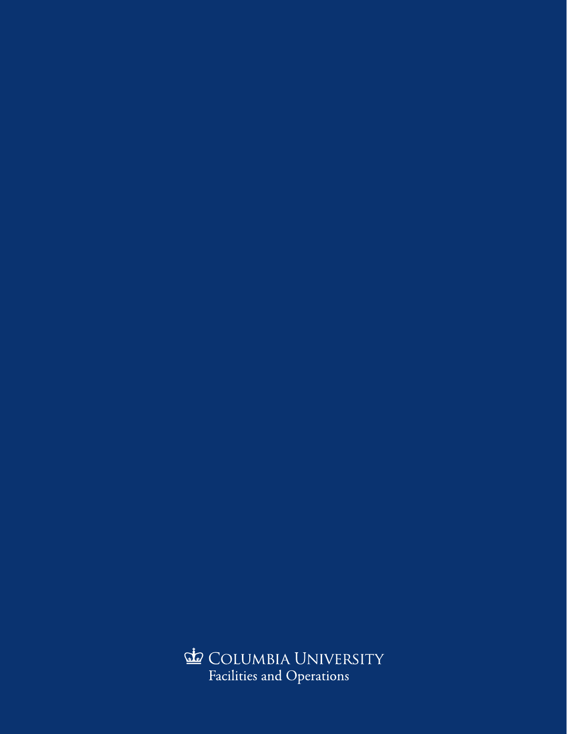COLUMBIA UNIVERSITY
Facilities and Operations